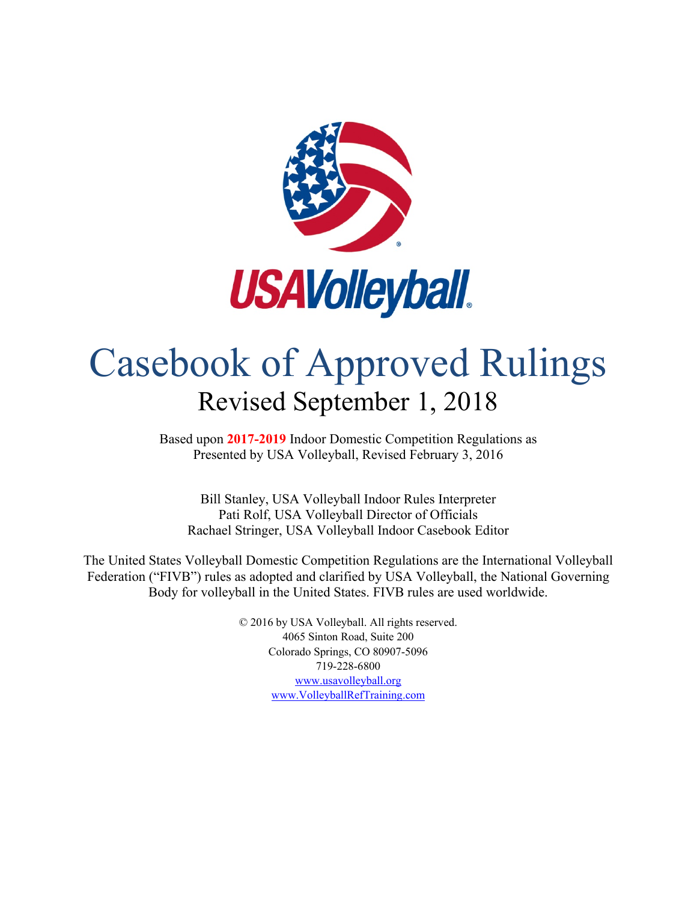USAVolleyball

# Casebook of Approved Rulings

## Revised September 1, 2018

Based upon **2017-2019** Indoor Domestic Competition Regulations as Presented by USA Volleyball, Revised February 3, 2016

Bill Stanley, USA Volleyball Indoor Rules Interpreter
Pati Rolf, USA Volleyball Director of Officials
Rachael Stringer, USA Volleyball Indoor Casebook Editor

The United States Volleyball Domestic Competition Regulations are the International Volleyball Federation ("FIVB") rules as adopted and clarified by USA Volleyball, the National Governing Body for volleyball in the United States. FIVB rules are used worldwide.

© 2016 by USA Volleyball. All rights reserved.
4065 Sinton Road, Suite 200
Colorado Springs, CO 80907-5096
719-228-6800
www.usavolleyball.org
www.VolleyballRefTraining.com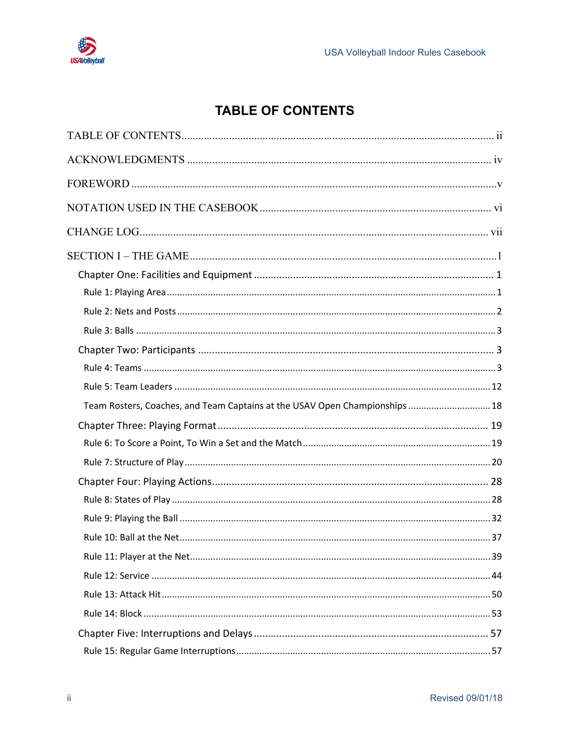# TABLE OF CONTENTS

TABLE OF CONTENTS ............................................................ ii

ACKNOWLEDGMENTS ............................................................ iv

FOREWORD ............................................................ v

NOTATION USED IN THE CASEBOOK ............................................................ vi

CHANGE LOG ............................................................ vii

SECTION I – THE GAME ............................................................ 1

- Chapter One: Facilities and Equipment ............................................................ 1
  - Rule 1: Playing Area ............................................................ 1
  - Rule 2: Nets and Posts ............................................................ 2
  - Rule 3: Balls ............................................................ 3
- Chapter Two: Participants ............................................................ 3
  - Rule 4: Teams ............................................................ 3
  - Rule 5: Team Leaders ............................................................ 12
  - Team Rosters, Coaches, and Team Captains at the USAV Open Championships ............................................................ 18
- Chapter Three: Playing Format ............................................................ 19
  - Rule 6: To Score a Point, To Win a Set and the Match ............................................................ 19
  - Rule 7: Structure of Play ............................................................ 20
- Chapter Four: Playing Actions ............................................................ 28
  - Rule 8: States of Play ............................................................ 28
  - Rule 9: Playing the Ball ............................................................ 32
  - Rule 10: Ball at the Net ............................................................ 37
  - Rule 11: Player at the Net ............................................................ 39
  - Rule 12: Service ............................................................ 44
  - Rule 13: Attack Hit ............................................................ 50
  - Rule 14: Block ............................................................ 53
- Chapter Five: Interruptions and Delays ............................................................ 57
  - Rule 15: Regular Game Interruptions ............................................................ 57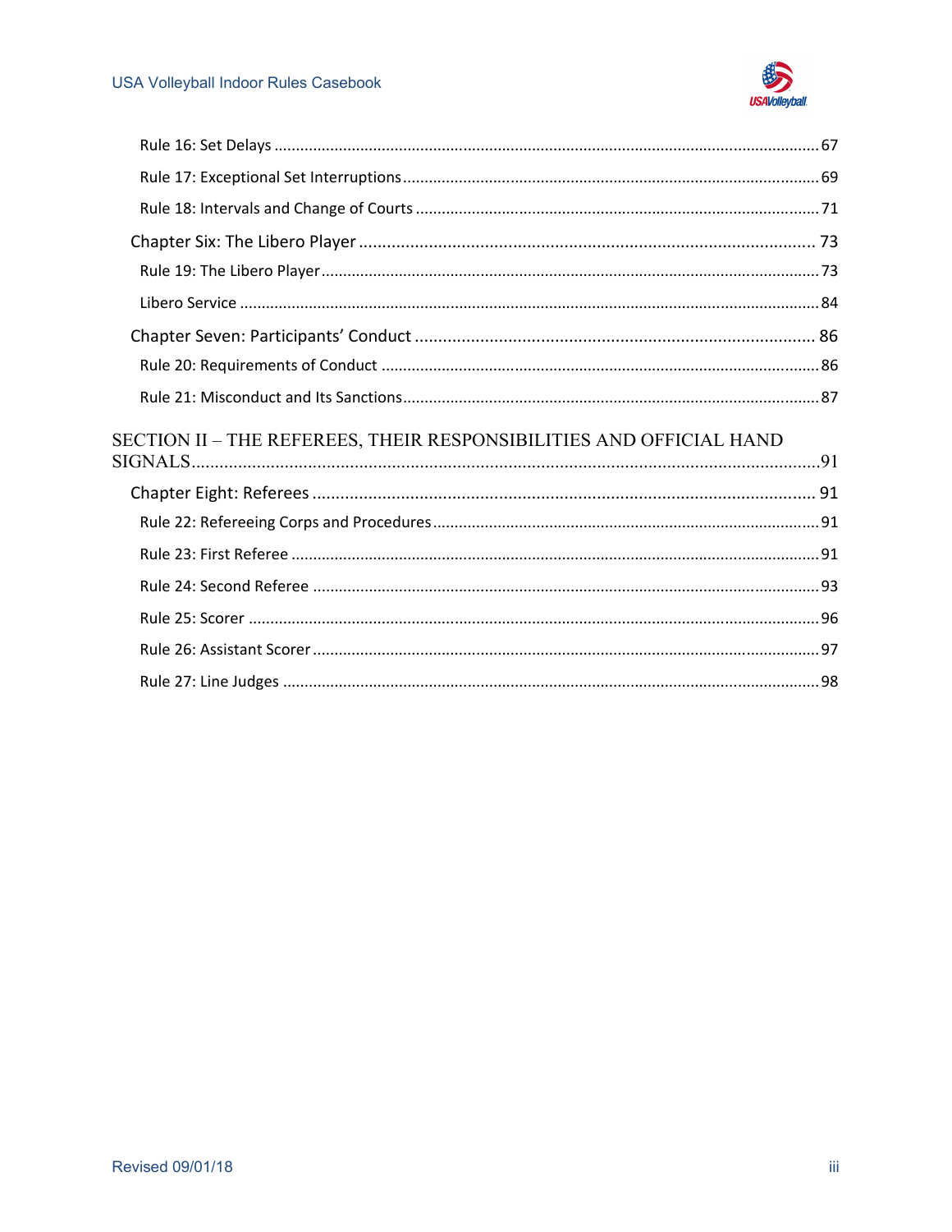Rule 16: Set Delays ........................................................................................................ 67

Rule 17: Exceptional Set Interruptions ................................................................................ 69

Rule 18: Intervals and Change of Courts ............................................................................ 71

Chapter Six: The Libero Player ..................................................................................... 73

Rule 19: The Libero Player .................................................................................................. 73

Libero Service ....................................................................................................................... 84

Chapter Seven: Participants' Conduct ........................................................................... 86

Rule 20: Requirements of Conduct ..................................................................................... 86

Rule 21: Misconduct and Its Sanctions ................................................................................ 87

SECTION II – THE REFEREES, THEIR RESPONSIBILITIES AND OFFICIAL HAND SIGNALS ........................................................................................................................ 91

Chapter Eight: Referees ................................................................................................. 91

Rule 22: Refereeing Corps and Procedures ......................................................................... 91

Rule 23: First Referee ........................................................................................................... 91

Rule 24: Second Referee ...................................................................................................... 93

Rule 25: Scorer ..................................................................................................................... 96

Rule 26: Assistant Scorer ..................................................................................................... 97

Rule 27: Line Judges ............................................................................................................ 98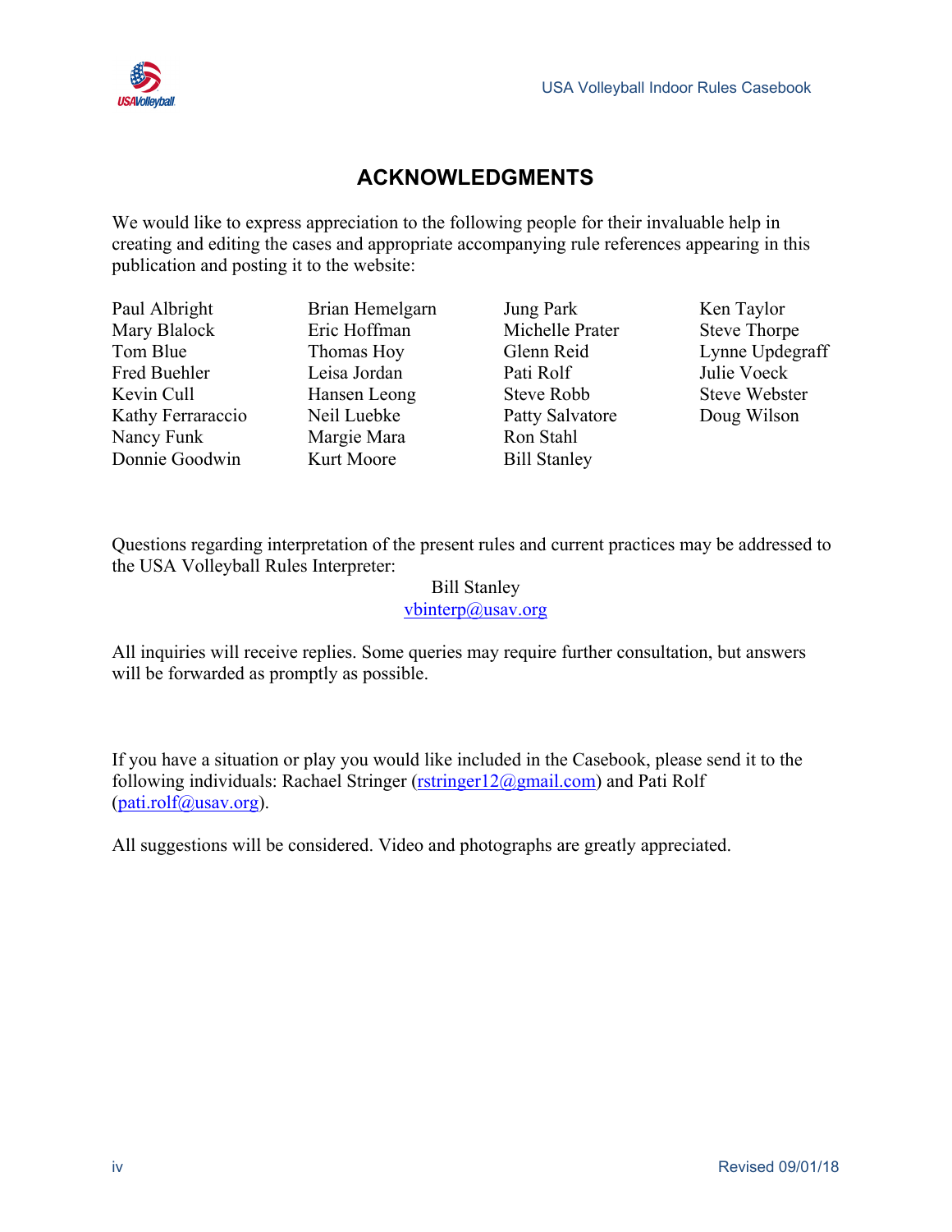# ACKNOWLEDGMENTS

We would like to express appreciation to the following people for their invaluable help in creating and editing the cases and appropriate accompanying rule references appearing in this publication and posting it to the website:

Paul Albright
Mary Blalock
Tom Blue
Fred Buehler
Kevin Cull
Kathy Ferraraccio
Nancy Funk
Donnie Goodwin
Brian Hemelgarn
Eric Hoffman
Thomas Hoy
Leisa Jordan
Hansen Leong
Neil Luebke
Margie Mara
Kurt Moore
Jung Park
Michelle Prater
Glenn Reid
Pati Rolf
Steve Robb
Patty Salvatore
Ron Stahl
Bill Stanley
Ken Taylor
Steve Thorpe
Lynne Updegraff
Julie Voeck
Steve Webster
Doug Wilson

Questions regarding interpretation of the present rules and current practices may be addressed to the USA Volleyball Rules Interpreter:

Bill Stanley
vbinterp@usav.org

All inquiries will receive replies. Some queries may require further consultation, but answers will be forwarded as promptly as possible.

If you have a situation or play you would like included in the Casebook, please send it to the following individuals: Rachael Stringer (rstringer12@gmail.com) and Pati Rolf (pati.rolf@usav.org).

All suggestions will be considered. Video and photographs are greatly appreciated.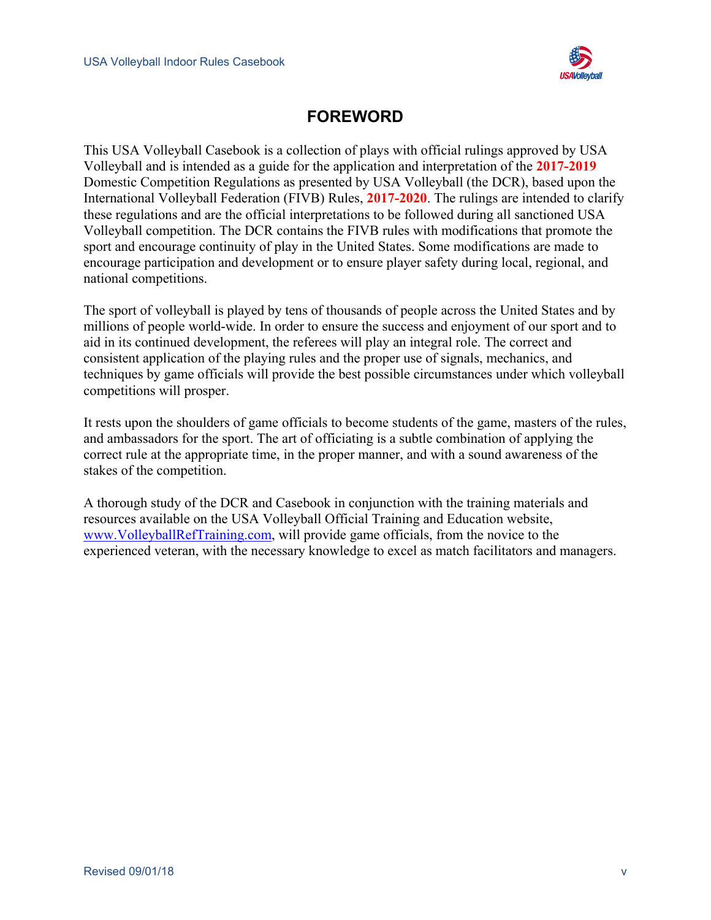# FOREWORD

This USA Volleyball Casebook is a collection of plays with official rulings approved by USA Volleyball and is intended as a guide for the application and interpretation of the **2017-2019** Domestic Competition Regulations as presented by USA Volleyball (the DCR), based upon the International Volleyball Federation (FIVB) Rules, **2017-2020**. The rulings are intended to clarify these regulations and are the official interpretations to be followed during all sanctioned USA Volleyball competition. The DCR contains the FIVB rules with modifications that promote the sport and encourage continuity of play in the United States. Some modifications are made to encourage participation and development or to ensure player safety during local, regional, and national competitions.

The sport of volleyball is played by tens of thousands of people across the United States and by millions of people world-wide. In order to ensure the success and enjoyment of our sport and to aid in its continued development, the referees will play an integral role. The correct and consistent application of the playing rules and the proper use of signals, mechanics, and techniques by game officials will provide the best possible circumstances under which volleyball competitions will prosper.

It rests upon the shoulders of game officials to become students of the game, masters of the rules, and ambassadors for the sport. The art of officiating is a subtle combination of applying the correct rule at the appropriate time, in the proper manner, and with a sound awareness of the stakes of the competition.

A thorough study of the DCR and Casebook in conjunction with the training materials and resources available on the USA Volleyball Official Training and Education website, [www.VolleyballRefTraining.com](http://www.VolleyballRefTraining.com), will provide game officials, from the novice to the experienced veteran, with the necessary knowledge to excel as match facilitators and managers.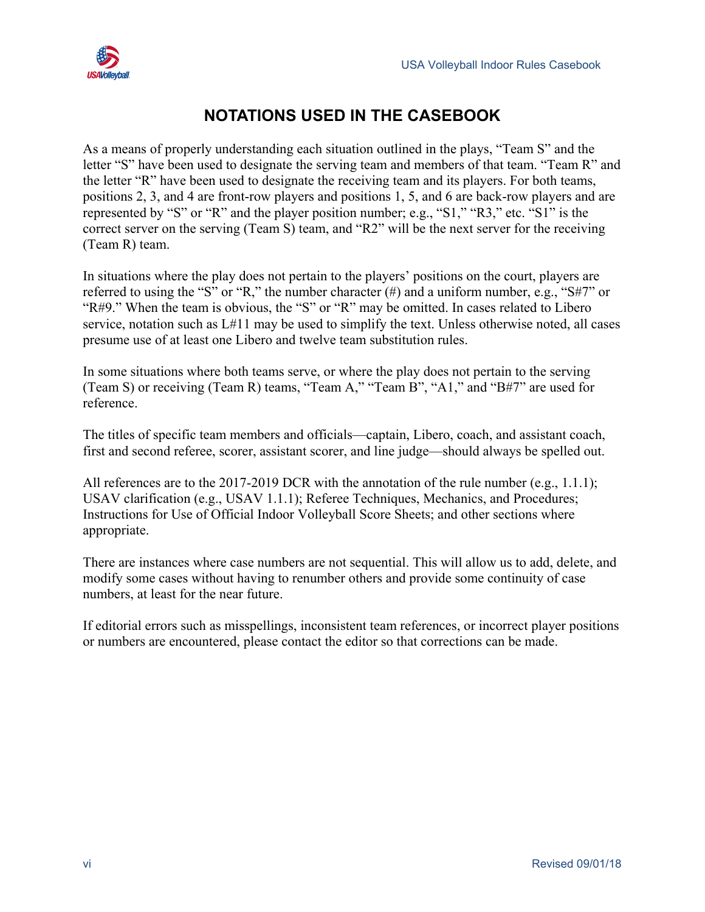# NOTATIONS USED IN THE CASEBOOK

As a means of properly understanding each situation outlined in the plays, "Team S" and the letter "S" have been used to designate the serving team and members of that team. "Team R" and the letter "R" have been used to designate the receiving team and its players. For both teams, positions 2, 3, and 4 are front-row players and positions 1, 5, and 6 are back-row players and are represented by "S" or "R" and the player position number; e.g., "S1," "R3," etc. "S1" is the correct server on the serving (Team S) team, and "R2" will be the next server for the receiving (Team R) team.

In situations where the play does not pertain to the players' positions on the court, players are referred to using the "S" or "R," the number character (#) and a uniform number, e.g., "S#7" or "R#9." When the team is obvious, the "S" or "R" may be omitted. In cases related to Libero service, notation such as L#11 may be used to simplify the text. Unless otherwise noted, all cases presume use of at least one Libero and twelve team substitution rules.

In some situations where both teams serve, or where the play does not pertain to the serving (Team S) or receiving (Team R) teams, "Team A," "Team B", "A1," and "B#7" are used for reference.

The titles of specific team members and officials—captain, Libero, coach, and assistant coach, first and second referee, scorer, assistant scorer, and line judge—should always be spelled out.

All references are to the 2017-2019 DCR with the annotation of the rule number (e.g., 1.1.1); USAV clarification (e.g., USAV 1.1.1); Referee Techniques, Mechanics, and Procedures; Instructions for Use of Official Indoor Volleyball Score Sheets; and other sections where appropriate.

There are instances where case numbers are not sequential. This will allow us to add, delete, and modify some cases without having to renumber others and provide some continuity of case numbers, at least for the near future.

If editorial errors such as misspellings, inconsistent team references, or incorrect player positions or numbers are encountered, please contact the editor so that corrections can be made.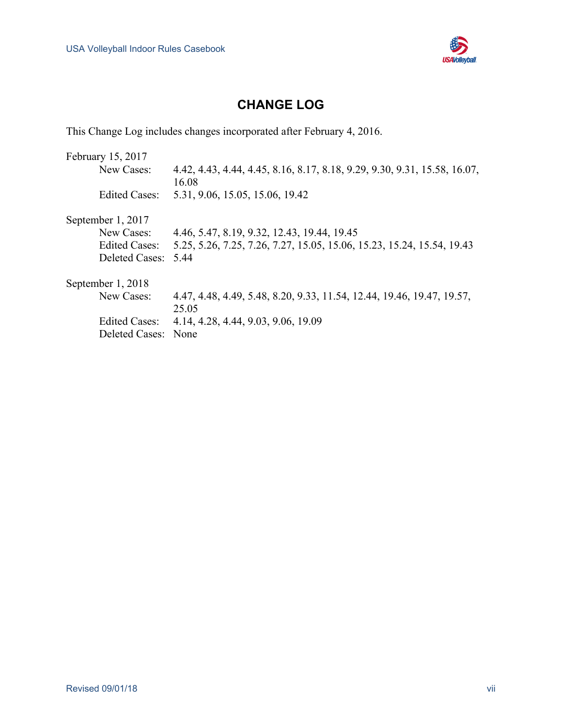## CHANGE LOG

This Change Log includes changes incorporated after February 4, 2016.

February 15, 2017

- New Cases: 4.42, 4.43, 4.44, 4.45, 8.16, 8.17, 8.18, 9.29, 9.30, 9.31, 15.58, 16.07, 16.08
- Edited Cases: 5.31, 9.06, 15.05, 15.06, 19.42

September 1, 2017

- New Cases: 4.46, 5.47, 8.19, 9.32, 12.43, 19.44, 19.45
- Edited Cases: 5.25, 5.26, 7.25, 7.26, 7.27, 15.05, 15.06, 15.23, 15.24, 15.54, 19.43
- Deleted Cases: 5.44

September 1, 2018

- New Cases: 4.47, 4.48, 4.49, 5.48, 8.20, 9.33, 11.54, 12.44, 19.46, 19.47, 19.57, 25.05
- Edited Cases: 4.14, 4.28, 4.44, 9.03, 9.06, 19.09
- Deleted Cases: None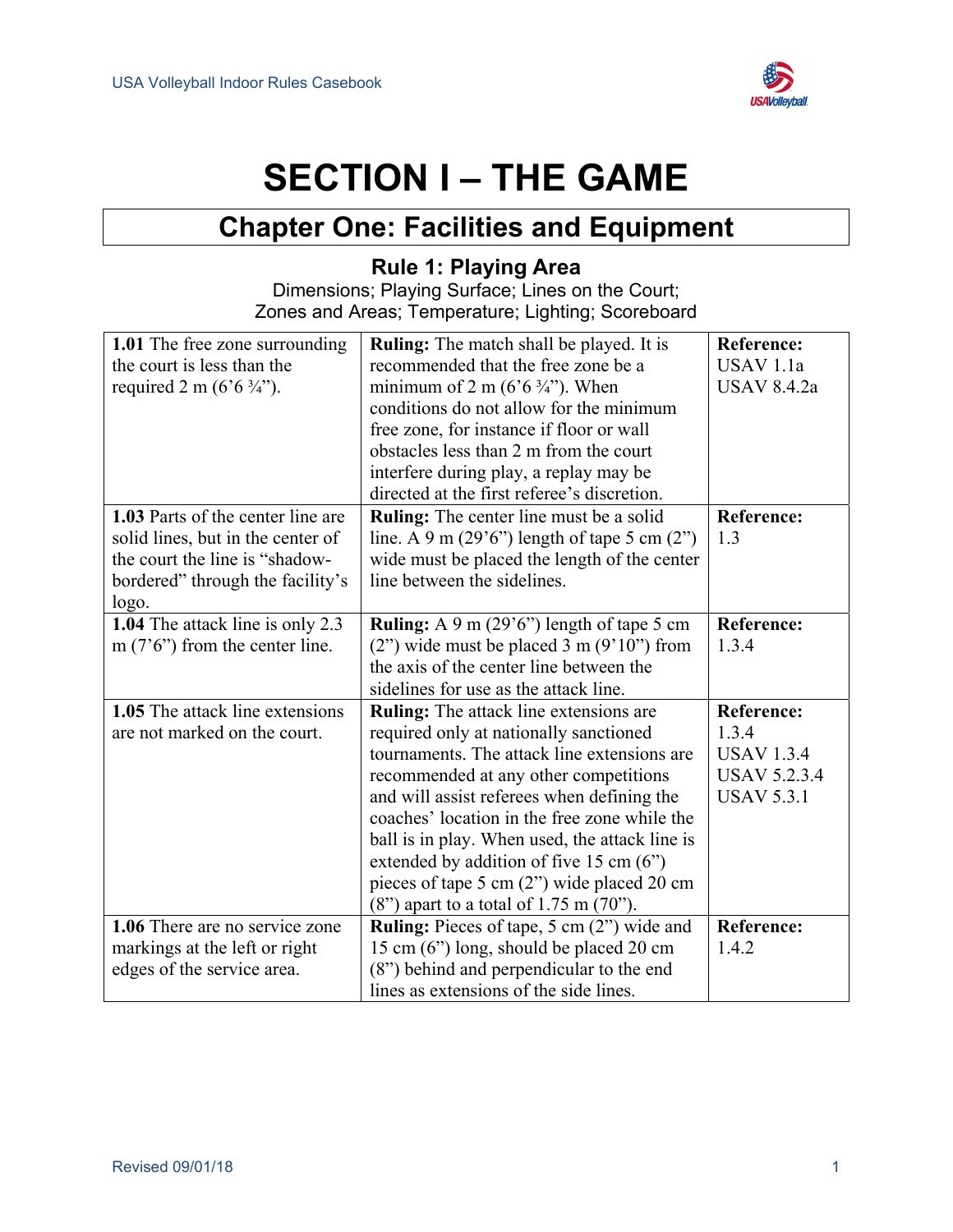# SECTION I – THE GAME

## Chapter One: Facilities and Equipment

### Rule 1: Playing Area

Dimensions; Playing Surface; Lines on the Court; Zones and Areas; Temperature; Lighting; Scoreboard

| | | |
|---|---|---|
| **1.01** The free zone surrounding the court is less than the required 2 m (6'6 ¾"). | **Ruling:** The match shall be played. It is recommended that the free zone be a minimum of 2 m (6'6 ¾"). When conditions do not allow for the minimum free zone, for instance if floor or wall obstacles less than 2 m from the court interfere during play, a replay may be directed at the first referee's discretion. | **Reference:** USAV 1.1a USAV 8.4.2a |
| **1.03** Parts of the center line are solid lines, but in the center of the court the line is "shadow-bordered" through the facility's logo. | **Ruling:** The center line must be a solid line. A 9 m (29'6") length of tape 5 cm (2") wide must be placed the length of the center line between the sidelines. | **Reference:** 1.3 |
| **1.04** The attack line is only 2.3 m (7'6") from the center line. | **Ruling:** A 9 m (29'6") length of tape 5 cm (2") wide must be placed 3 m (9'10") from the axis of the center line between the sidelines for use as the attack line. | **Reference:** 1.3.4 |
| **1.05** The attack line extensions are not marked on the court. | **Ruling:** The attack line extensions are required only at nationally sanctioned tournaments. The attack line extensions are recommended at any other competitions and will assist referees when defining the coaches' location in the free zone while the ball is in play. When used, the attack line is extended by addition of five 15 cm (6") pieces of tape 5 cm (2") wide placed 20 cm (8") apart to a total of 1.75 m (70"). | **Reference:** 1.3.4 USAV 1.3.4 USAV 5.2.3.4 USAV 5.3.1 |
| **1.06** There are no service zone markings at the left or right edges of the service area. | **Ruling:** Pieces of tape, 5 cm (2") wide and 15 cm (6") long, should be placed 20 cm (8") behind and perpendicular to the end lines as extensions of the side lines. | **Reference:** 1.4.2 |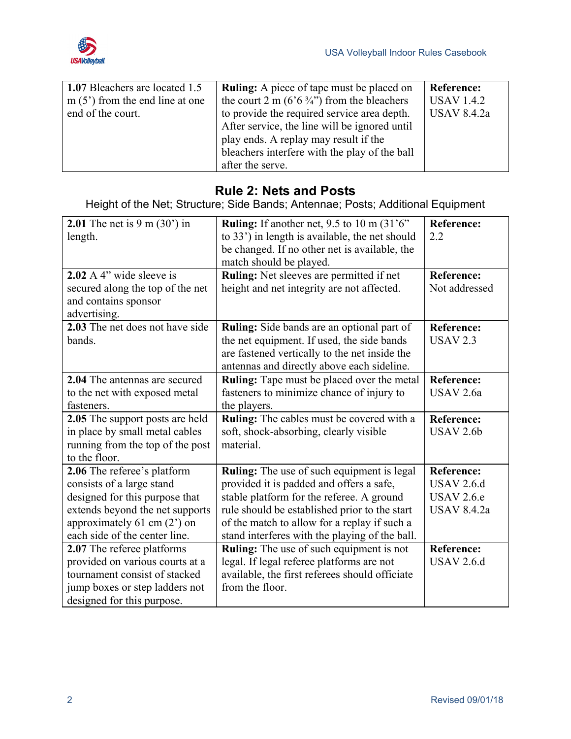| **1.07** Bleachers are located 1.5 m (5') from the end line at one end of the court. | **Ruling:** A piece of tape must be placed on the court 2 m (6'6 ¾") from the bleachers to provide the required service area depth. After service, the line will be ignored until play ends. A replay may result if the bleachers interfere with the play of the ball after the serve. | **Reference:** USAV 1.4.2 USAV 8.4.2a |
|---|---|---|

## Rule 2: Nets and Posts

Height of the Net; Structure; Side Bands; Antennae; Posts; Additional Equipment

| **2.01** The net is 9 m (30') in length. | **Ruling:** If another net, 9.5 to 10 m (31'6" to 33') in length is available, the net should be changed. If no other net is available, the match should be played. | **Reference:** 2.2 |
|---|---|---|
| **2.02** A 4" wide sleeve is secured along the top of the net and contains sponsor advertising. | **Ruling:** Net sleeves are permitted if net height and net integrity are not affected. | **Reference:** Not addressed |
| **2.03** The net does not have side bands. | **Ruling:** Side bands are an optional part of the net equipment. If used, the side bands are fastened vertically to the net inside the antennas and directly above each sideline. | **Reference:** USAV 2.3 |
| **2.04** The antennas are secured to the net with exposed metal fasteners. | **Ruling:** Tape must be placed over the metal fasteners to minimize chance of injury to the players. | **Reference:** USAV 2.6a |
| **2.05** The support posts are held in place by small metal cables running from the top of the post to the floor. | **Ruling:** The cables must be covered with a soft, shock-absorbing, clearly visible material. | **Reference:** USAV 2.6b |
| **2.06** The referee's platform consists of a large stand designed for this purpose that extends beyond the net supports approximately 61 cm (2') on each side of the center line. | **Ruling:** The use of such equipment is legal provided it is padded and offers a safe, stable platform for the referee. A ground rule should be established prior to the start of the match to allow for a replay if such a stand interferes with the playing of the ball. | **Reference:** USAV 2.6.d USAV 2.6.e USAV 8.4.2a |
| **2.07** The referee platforms provided on various courts at a tournament consist of stacked jump boxes or step ladders not designed for this purpose. | **Ruling:** The use of such equipment is not legal. If legal referee platforms are not available, the first referees should officiate from the floor. | **Reference:** USAV 2.6.d |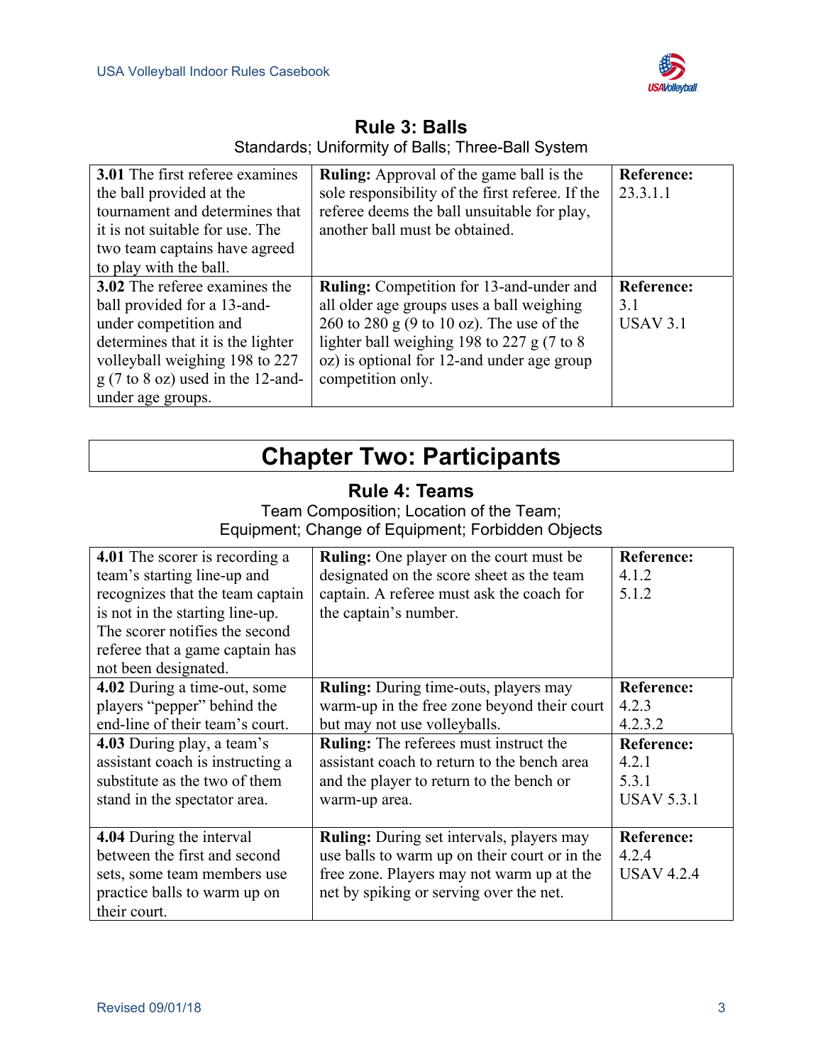## Rule 3: Balls

Standards; Uniformity of Balls; Three-Ball System

| | | |
|---|---|---|
| **3.01** The first referee examines the ball provided at the tournament and determines that it is not suitable for use. The two team captains have agreed to play with the ball. | **Ruling:** Approval of the game ball is the sole responsibility of the first referee. If the referee deems the ball unsuitable for play, another ball must be obtained. | **Reference:** 23.3.1.1 |
| **3.02** The referee examines the ball provided for a 13-and-under competition and determines that it is the lighter volleyball weighing 198 to 227 g (7 to 8 oz) used in the 12-and-under age groups. | **Ruling:** Competition for 13-and-under and all older age groups uses a ball weighing 260 to 280 g (9 to 10 oz). The use of the lighter ball weighing 198 to 227 g (7 to 8 oz) is optional for 12-and under age group competition only. | **Reference:** 3.1 USAV 3.1 |

# Chapter Two: Participants

## Rule 4: Teams

Team Composition; Location of the Team; Equipment; Change of Equipment; Forbidden Objects

| | | |
|---|---|---|
| **4.01** The scorer is recording a team's starting line-up and recognizes that the team captain is not in the starting line-up. The scorer notifies the second referee that a game captain has not been designated. | **Ruling:** One player on the court must be designated on the score sheet as the team captain. A referee must ask the coach for the captain's number. | **Reference:** 4.1.2 5.1.2 |
| **4.02** During a time-out, some players "pepper" behind the end-line of their team's court. | **Ruling:** During time-outs, players may warm-up in the free zone beyond their court but may not use volleyballs. | **Reference:** 4.2.3 4.2.3.2 |
| **4.03** During play, a team's assistant coach is instructing a substitute as the two of them stand in the spectator area. | **Ruling:** The referees must instruct the assistant coach to return to the bench area and the player to return to the bench or warm-up area. | **Reference:** 4.2.1 5.3.1 USAV 5.3.1 |
| **4.04** During the interval between the first and second sets, some team members use practice balls to warm up on their court. | **Ruling:** During set intervals, players may use balls to warm up on their court or in the free zone. Players may not warm up at the net by spiking or serving over the net. | **Reference:** 4.2.4 USAV 4.2.4 |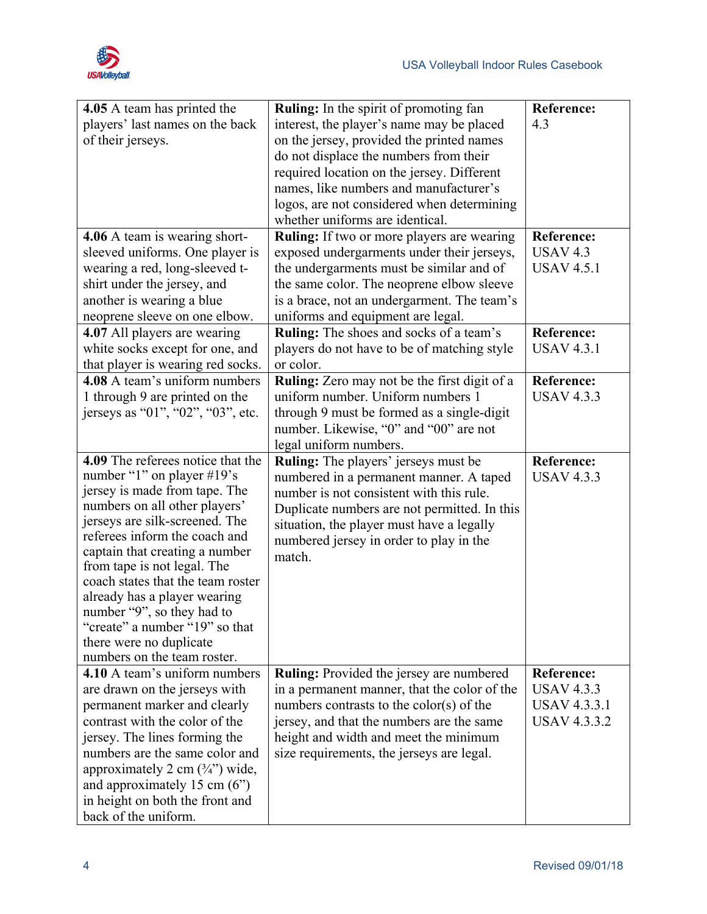| | | |
|---|---|---|
| **4.05** A team has printed the players' last names on the back of their jerseys. | **Ruling:** In the spirit of promoting fan interest, the player's name may be placed on the jersey, provided the printed names do not displace the numbers from their required location on the jersey. Different names, like numbers and manufacturer's logos, are not considered when determining whether uniforms are identical. | **Reference:** 4.3 |
| **4.06** A team is wearing short-sleeved uniforms. One player is wearing a red, long-sleeved t-shirt under the jersey, and another is wearing a blue neoprene sleeve on one elbow. | **Ruling:** If two or more players are wearing exposed undergarments under their jerseys, the undergarments must be similar and of the same color. The neoprene elbow sleeve is a brace, not an undergarment. The team's uniforms and equipment are legal. | **Reference:** USAV 4.3<br>USAV 4.5.1 |
| **4.07** All players are wearing white socks except for one, and that player is wearing red socks. | **Ruling:** The shoes and socks of a team's players do not have to be of matching style or color. | **Reference:** USAV 4.3.1 |
| **4.08** A team's uniform numbers 1 through 9 are printed on the jerseys as "01", "02", "03", etc. | **Ruling:** Zero may not be the first digit of a uniform number. Uniform numbers 1 through 9 must be formed as a single-digit number. Likewise, "0" and "00" are not legal uniform numbers. | **Reference:** USAV 4.3.3 |
| **4.09** The referees notice that the number "1" on player #19's jersey is made from tape. The numbers on all other players' jerseys are silk-screened. The referees inform the coach and captain that creating a number from tape is not legal. The coach states that the team roster already has a player wearing number "9", so they had to "create" a number "19" so that there were no duplicate numbers on the team roster. | **Ruling:** The players' jerseys must be numbered in a permanent manner. A taped number is not consistent with this rule. Duplicate numbers are not permitted. In this situation, the player must have a legally numbered jersey in order to play in the match. | **Reference:** USAV 4.3.3 |
| **4.10** A team's uniform numbers are drawn on the jerseys with permanent marker and clearly contrast with the color of the jersey. The lines forming the numbers are the same color and approximately 2 cm (¾") wide, and approximately 15 cm (6") in height on both the front and back of the uniform. | **Ruling:** Provided the jersey are numbered in a permanent manner, that the color of the numbers contrasts to the color(s) of the jersey, and that the numbers are the same height and width and meet the minimum size requirements, the jerseys are legal. | **Reference:** USAV 4.3.3<br>USAV 4.3.3.1<br>USAV 4.3.3.2 |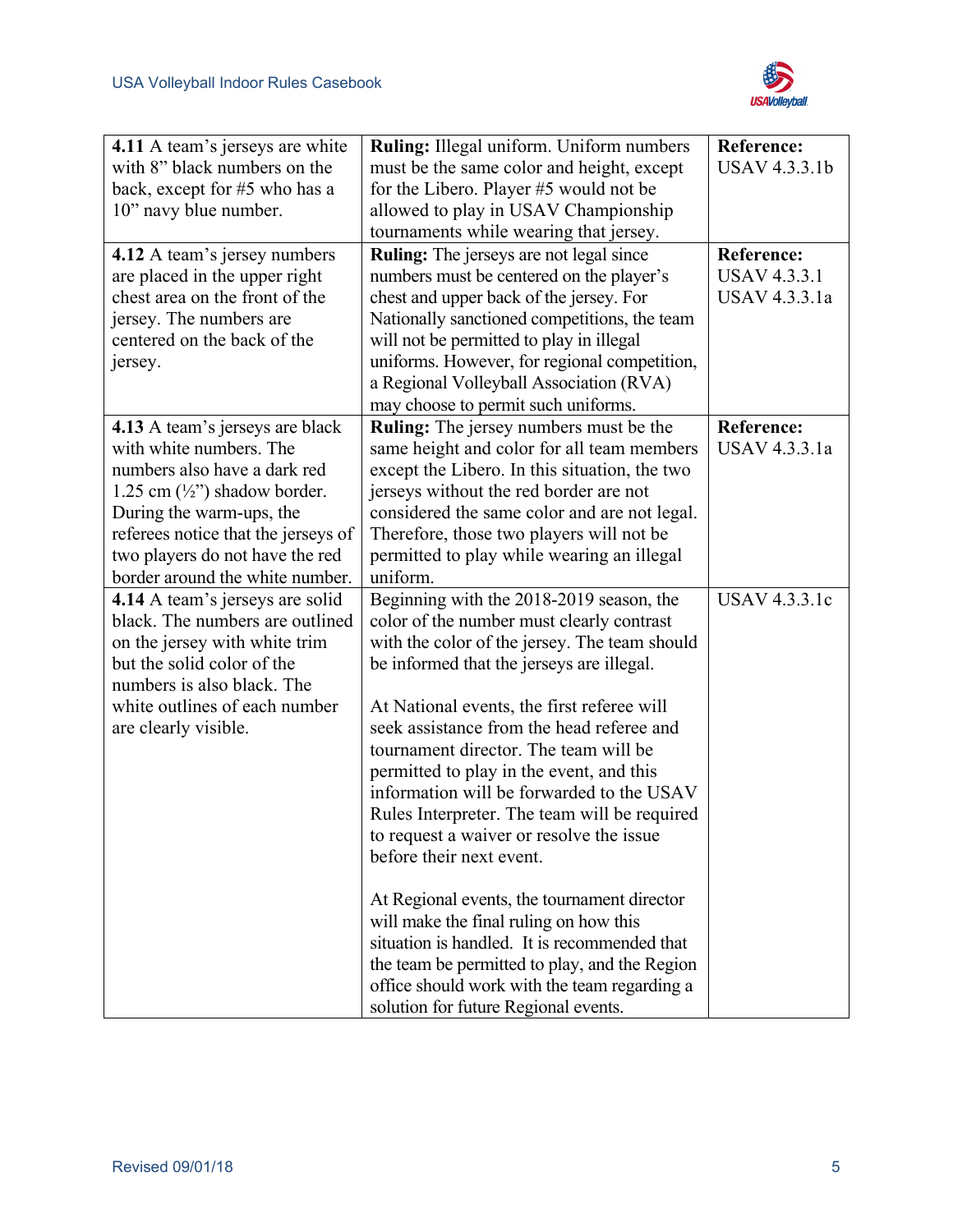| | | |
|---|---|---|
| **4.11** A team's jerseys are white with 8" black numbers on the back, except for #5 who has a 10" navy blue number. | **Ruling:** Illegal uniform. Uniform numbers must be the same color and height, except for the Libero. Player #5 would not be allowed to play in USAV Championship tournaments while wearing that jersey. | **Reference:** USAV 4.3.3.1b |
| **4.12** A team's jersey numbers are placed in the upper right chest area on the front of the jersey. The numbers are centered on the back of the jersey. | **Ruling:** The jerseys are not legal since numbers must be centered on the player's chest and upper back of the jersey. For Nationally sanctioned competitions, the team will not be permitted to play in illegal uniforms. However, for regional competition, a Regional Volleyball Association (RVA) may choose to permit such uniforms. | **Reference:** USAV 4.3.3.1 USAV 4.3.3.1a |
| **4.13** A team's jerseys are black with white numbers. The numbers also have a dark red 1.25 cm (½") shadow border. During the warm-ups, the referees notice that the jerseys of two players do not have the red border around the white number. | **Ruling:** The jersey numbers must be the same height and color for all team members except the Libero. In this situation, the two jerseys without the red border are not considered the same color and are not legal. Therefore, those two players will not be permitted to play while wearing an illegal uniform. | **Reference:** USAV 4.3.3.1a |
| **4.14** A team's jerseys are solid black. The numbers are outlined on the jersey with white trim but the solid color of the numbers is also black. The white outlines of each number are clearly visible. | Beginning with the 2018-2019 season, the color of the number must clearly contrast with the color of the jersey. The team should be informed that the jerseys are illegal.<br><br>At National events, the first referee will seek assistance from the head referee and tournament director. The team will be permitted to play in the event, and this information will be forwarded to the USAV Rules Interpreter. The team will be required to request a waiver or resolve the issue before their next event.<br><br>At Regional events, the tournament director will make the final ruling on how this situation is handled. It is recommended that the team be permitted to play, and the Region office should work with the team regarding a solution for future Regional events. | USAV 4.3.3.1c |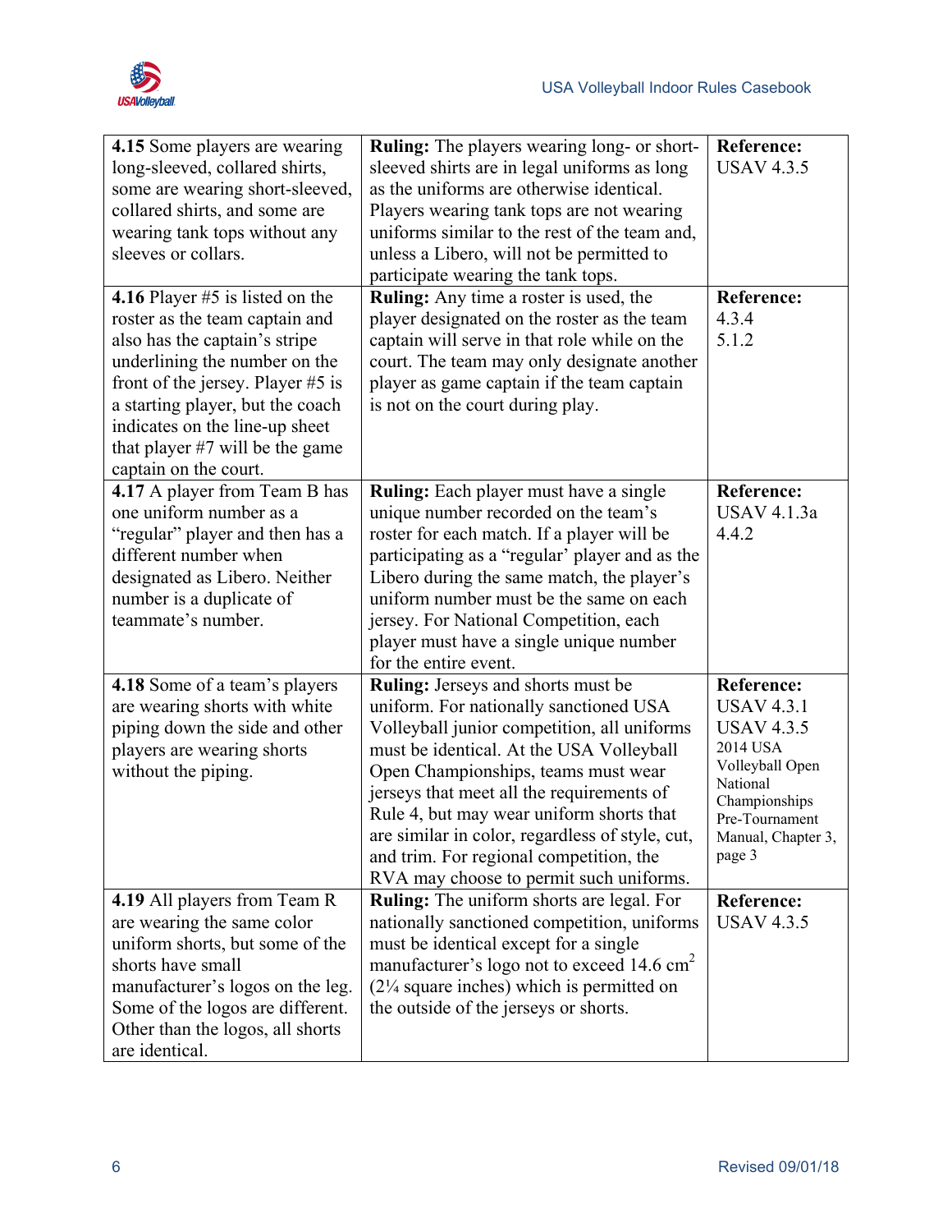| | | |
|---|---|---|
| **4.15** Some players are wearing long-sleeved, collared shirts, some are wearing short-sleeved, collared shirts, and some are wearing tank tops without any sleeves or collars. | **Ruling:** The players wearing long- or short-sleeved shirts are in legal uniforms as long as the uniforms are otherwise identical. Players wearing tank tops are not wearing uniforms similar to the rest of the team and, unless a Libero, will not be permitted to participate wearing the tank tops. | **Reference:** USAV 4.3.5 |
| **4.16** Player #5 is listed on the roster as the team captain and also has the captain's stripe underlining the number on the front of the jersey. Player #5 is a starting player, but the coach indicates on the line-up sheet that player #7 will be the game captain on the court. | **Ruling:** Any time a roster is used, the player designated on the roster as the team captain will serve in that role while on the court. The team may only designate another player as game captain if the team captain is not on the court during play. | **Reference:** 4.3.4<br>5.1.2 |
| **4.17** A player from Team B has one uniform number as a "regular" player and then has a different number when designated as Libero. Neither number is a duplicate of teammate's number. | **Ruling:** Each player must have a single unique number recorded on the team's roster for each match. If a player will be participating as a "regular' player and as the Libero during the same match, the player's uniform number must be the same on each jersey. For National Competition, each player must have a single unique number for the entire event. | **Reference:** USAV 4.1.3a<br>4.4.2 |
| **4.18** Some of a team's players are wearing shorts with white piping down the side and other players are wearing shorts without the piping. | **Ruling:** Jerseys and shorts must be uniform. For nationally sanctioned USA Volleyball junior competition, all uniforms must be identical. At the USA Volleyball Open Championships, teams must wear jerseys that meet all the requirements of Rule 4, but may wear uniform shorts that are similar in color, regardless of style, cut, and trim. For regional competition, the RVA may choose to permit such uniforms. | **Reference:** USAV 4.3.1<br>USAV 4.3.5<br>2014 USA Volleyball Open National Championships Pre-Tournament Manual, Chapter 3, page 3 |
| **4.19** All players from Team R are wearing the same color uniform shorts, but some of the shorts have small manufacturer's logos on the leg. Some of the logos are different. Other than the logos, all shorts are identical. | **Ruling:** The uniform shorts are legal. For nationally sanctioned competition, uniforms must be identical except for a single manufacturer's logo not to exceed 14.6 $cm^2$ (2¼ square inches) which is permitted on the outside of the jerseys or shorts. | **Reference:** USAV 4.3.5 |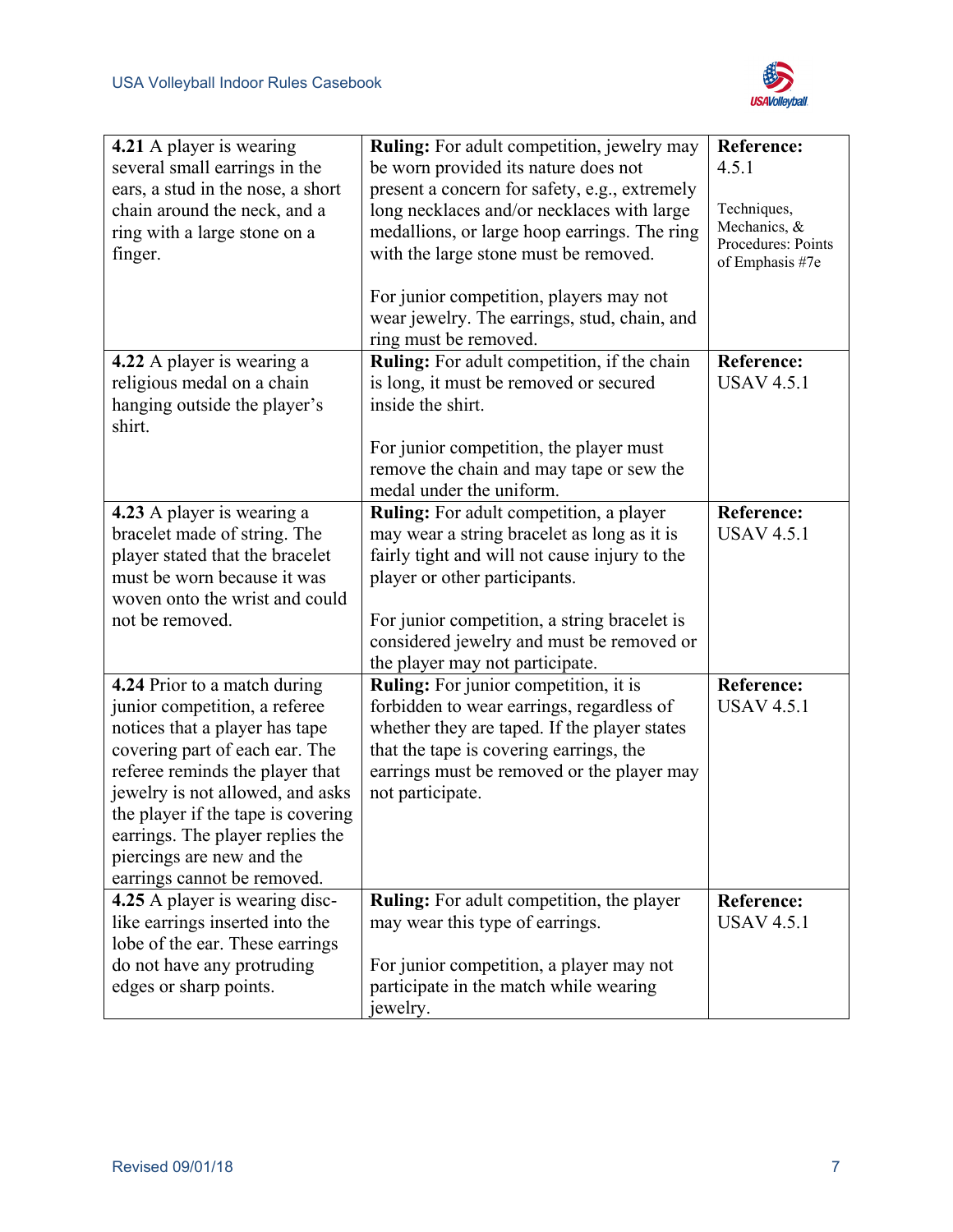| | | |
|---|---|---|
| **4.21** A player is wearing several small earrings in the ears, a stud in the nose, a short chain around the neck, and a ring with a large stone on a finger. | **Ruling:** For adult competition, jewelry may be worn provided its nature does not present a concern for safety, e.g., extremely long necklaces and/or necklaces with large medallions, or large hoop earrings. The ring with the large stone must be removed.<br><br>For junior competition, players may not wear jewelry. The earrings, stud, chain, and ring must be removed. | **Reference:** 4.5.1<br><br>Techniques, Mechanics, & Procedures: Points of Emphasis #7e |
| **4.22** A player is wearing a religious medal on a chain hanging outside the player's shirt. | **Ruling:** For adult competition, if the chain is long, it must be removed or secured inside the shirt.<br><br>For junior competition, the player must remove the chain and may tape or sew the medal under the uniform. | **Reference:** USAV 4.5.1 |
| **4.23** A player is wearing a bracelet made of string. The player stated that the bracelet must be worn because it was woven onto the wrist and could not be removed. | **Ruling:** For adult competition, a player may wear a string bracelet as long as it is fairly tight and will not cause injury to the player or other participants.<br><br>For junior competition, a string bracelet is considered jewelry and must be removed or the player may not participate. | **Reference:** USAV 4.5.1 |
| **4.24** Prior to a match during junior competition, a referee notices that a player has tape covering part of each ear. The referee reminds the player that jewelry is not allowed, and asks the player if the tape is covering earrings. The player replies the piercings are new and the earrings cannot be removed. | **Ruling:** For junior competition, it is forbidden to wear earrings, regardless of whether they are taped. If the player states that the tape is covering earrings, the earrings must be removed or the player may not participate. | **Reference:** USAV 4.5.1 |
| **4.25** A player is wearing disc-like earrings inserted into the lobe of the ear. These earrings do not have any protruding edges or sharp points. | **Ruling:** For adult competition, the player may wear this type of earrings.<br><br>For junior competition, a player may not participate in the match while wearing jewelry. | **Reference:** USAV 4.5.1 |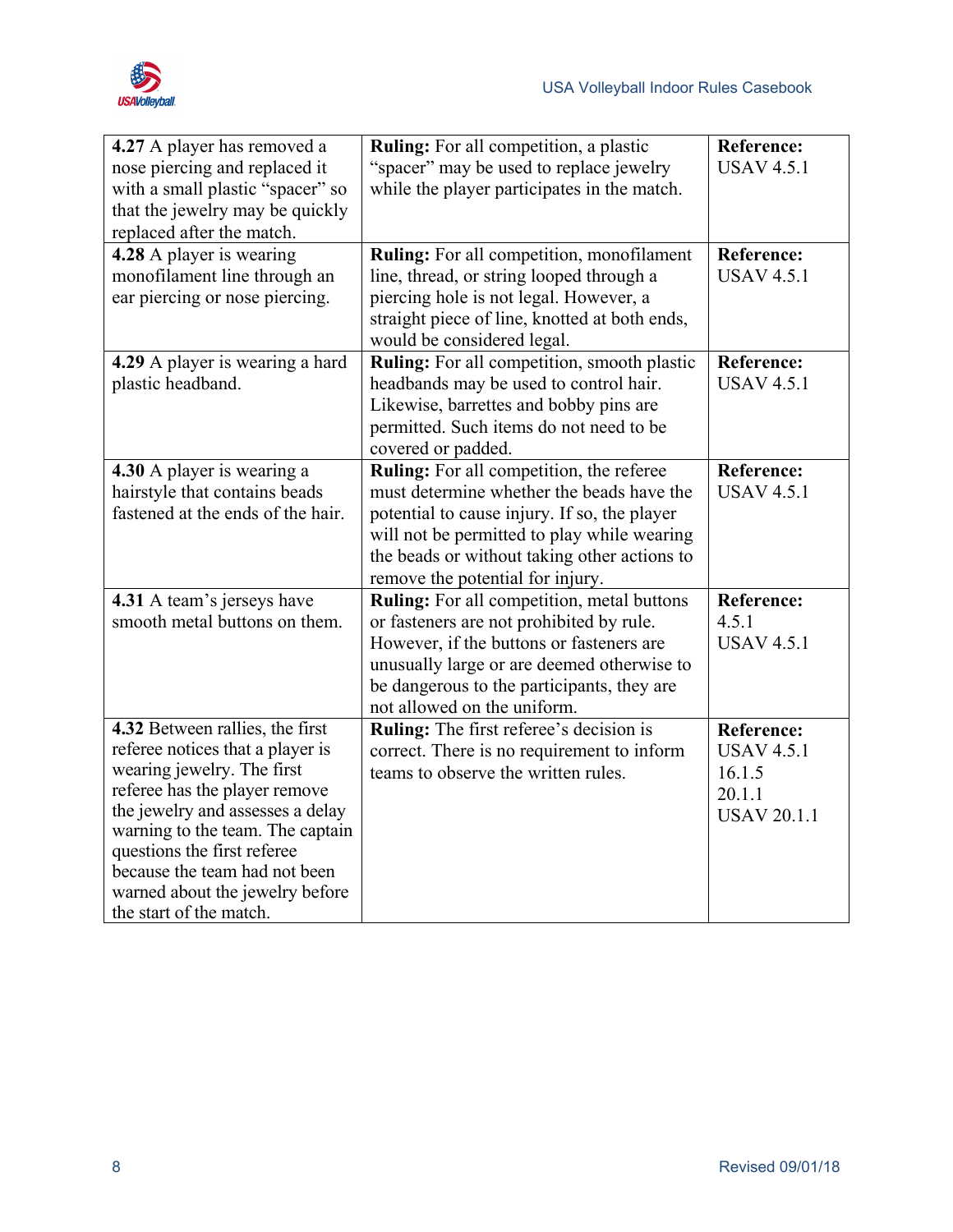| | | |
|---|---|---|
| **4.27** A player has removed a nose piercing and replaced it with a small plastic "spacer" so that the jewelry may be quickly replaced after the match. | **Ruling:** For all competition, a plastic "spacer" may be used to replace jewelry while the player participates in the match. | **Reference:** USAV 4.5.1 |
| **4.28** A player is wearing monofilament line through an ear piercing or nose piercing. | **Ruling:** For all competition, monofilament line, thread, or string looped through a piercing hole is not legal. However, a straight piece of line, knotted at both ends, would be considered legal. | **Reference:** USAV 4.5.1 |
| **4.29** A player is wearing a hard plastic headband. | **Ruling:** For all competition, smooth plastic headbands may be used to control hair. Likewise, barrettes and bobby pins are permitted. Such items do not need to be covered or padded. | **Reference:** USAV 4.5.1 |
| **4.30** A player is wearing a hairstyle that contains beads fastened at the ends of the hair. | **Ruling:** For all competition, the referee must determine whether the beads have the potential to cause injury. If so, the player will not be permitted to play while wearing the beads or without taking other actions to remove the potential for injury. | **Reference:** USAV 4.5.1 |
| **4.31** A team's jerseys have smooth metal buttons on them. | **Ruling:** For all competition, metal buttons or fasteners are not prohibited by rule. However, if the buttons or fasteners are unusually large or are deemed otherwise to be dangerous to the participants, they are not allowed on the uniform. | **Reference:** 4.5.1<br>USAV 4.5.1 |
| **4.32** Between rallies, the first referee notices that a player is wearing jewelry. The first referee has the player remove the jewelry and assesses a delay warning to the team. The captain questions the first referee because the team had not been warned about the jewelry before the start of the match. | **Ruling:** The first referee's decision is correct. There is no requirement to inform teams to observe the written rules. | **Reference:** USAV 4.5.1<br>16.1.5<br>20.1.1<br>USAV 20.1.1 |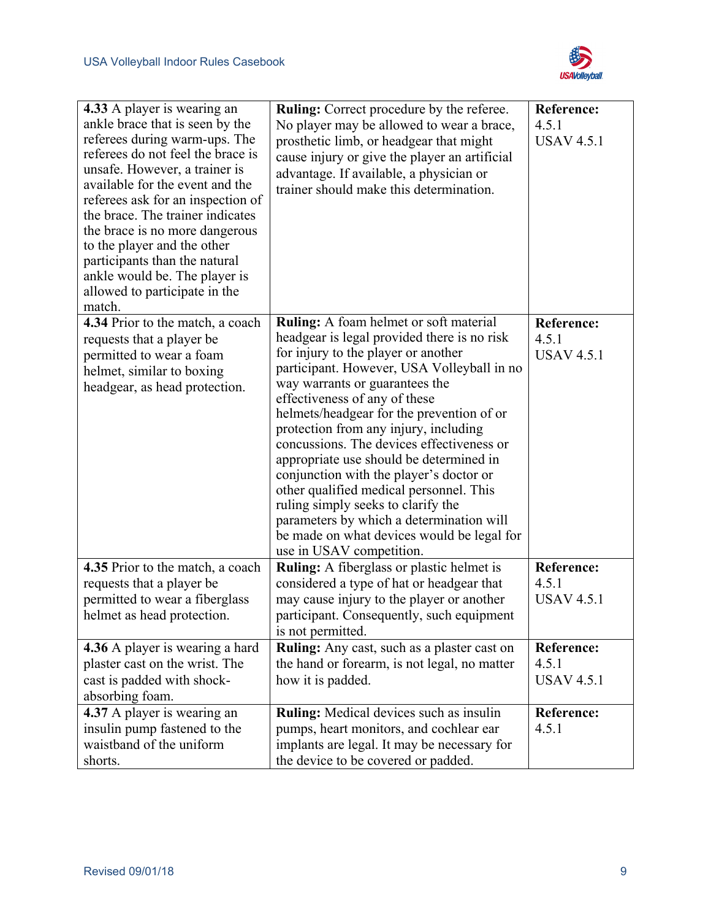| | | |
|---|---|---|
| **4.33** A player is wearing an ankle brace that is seen by the referees during warm-ups. The referees do not feel the brace is unsafe. However, a trainer is available for the event and the referees ask for an inspection of the brace. The trainer indicates the brace is no more dangerous to the player and the other participants than the natural ankle would be. The player is allowed to participate in the match. | **Ruling:** Correct procedure by the referee. No player may be allowed to wear a brace, prosthetic limb, or headgear that might cause injury or give the player an artificial advantage. If available, a physician or trainer should make this determination. | **Reference:** 4.5.1 USAV 4.5.1 |
| **4.34** Prior to the match, a coach requests that a player be permitted to wear a foam helmet, similar to boxing headgear, as head protection. | **Ruling:** A foam helmet or soft material headgear is legal provided there is no risk for injury to the player or another participant. However, USA Volleyball in no way warrants or guarantees the effectiveness of any of these helmets/headgear for the prevention of or protection from any injury, including concussions. The devices effectiveness or appropriate use should be determined in conjunction with the player's doctor or other qualified medical personnel. This ruling simply seeks to clarify the parameters by which a determination will be made on what devices would be legal for use in USAV competition. | **Reference:** 4.5.1 USAV 4.5.1 |
| **4.35** Prior to the match, a coach requests that a player be permitted to wear a fiberglass helmet as head protection. | **Ruling:** A fiberglass or plastic helmet is considered a type of hat or headgear that may cause injury to the player or another participant. Consequently, such equipment is not permitted. | **Reference:** 4.5.1 USAV 4.5.1 |
| **4.36** A player is wearing a hard plaster cast on the wrist. The cast is padded with shock-absorbing foam. | **Ruling:** Any cast, such as a plaster cast on the hand or forearm, is not legal, no matter how it is padded. | **Reference:** 4.5.1 USAV 4.5.1 |
| **4.37** A player is wearing an insulin pump fastened to the waistband of the uniform shorts. | **Ruling:** Medical devices such as insulin pumps, heart monitors, and cochlear ear implants are legal. It may be necessary for the device to be covered or padded. | **Reference:** 4.5.1 |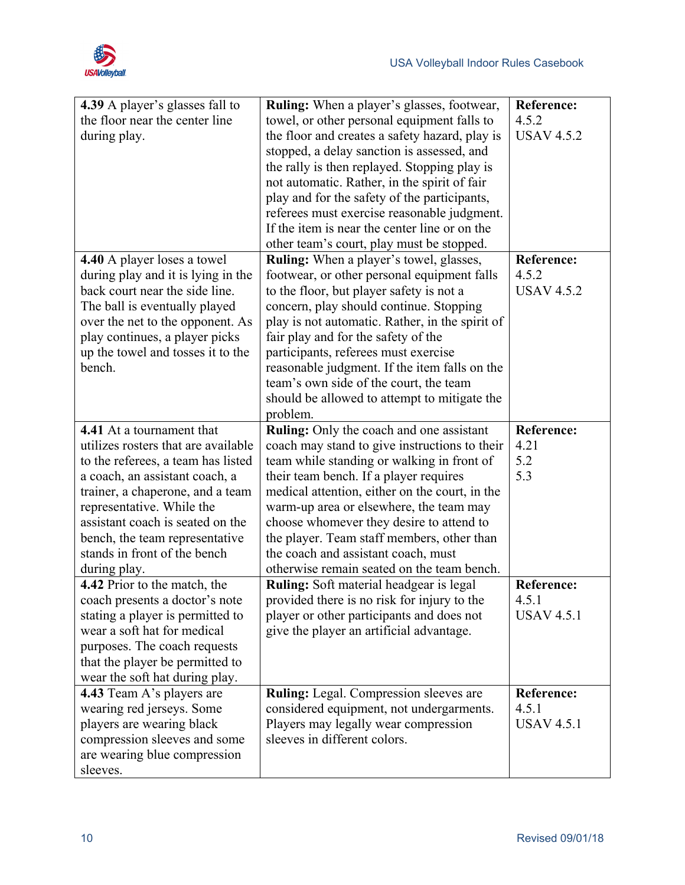| | | |
|---|---|---|
| **4.39** A player's glasses fall to the floor near the center line during play. | **Ruling:** When a player's glasses, footwear, towel, or other personal equipment falls to the floor and creates a safety hazard, play is stopped, a delay sanction is assessed, and the rally is then replayed. Stopping play is not automatic. Rather, in the spirit of fair play and for the safety of the participants, referees must exercise reasonable judgment. If the item is near the center line or on the other team's court, play must be stopped. | **Reference:** 4.5.2 USAV 4.5.2 |
| **4.40** A player loses a towel during play and it is lying in the back court near the side line. The ball is eventually played over the net to the opponent. As play continues, a player picks up the towel and tosses it to the bench. | **Ruling:** When a player's towel, glasses, footwear, or other personal equipment falls to the floor, but player safety is not a concern, play should continue. Stopping play is not automatic. Rather, in the spirit of fair play and for the safety of the participants, referees must exercise reasonable judgment. If the item falls on the team's own side of the court, the team should be allowed to attempt to mitigate the problem. | **Reference:** 4.5.2 USAV 4.5.2 |
| **4.41** At a tournament that utilizes rosters that are available to the referees, a team has listed a coach, an assistant coach, a trainer, a chaperone, and a team representative. While the assistant coach is seated on the bench, the team representative stands in front of the bench during play. | **Ruling:** Only the coach and one assistant coach may stand to give instructions to their team while standing or walking in front of their team bench. If a player requires medical attention, either on the court, in the warm-up area or elsewhere, the team may choose whomever they desire to attend to the player. Team staff members, other than the coach and assistant coach, must otherwise remain seated on the team bench. | **Reference:** 4.21 5.2 5.3 |
| **4.42** Prior to the match, the coach presents a doctor's note stating a player is permitted to wear a soft hat for medical purposes. The coach requests that the player be permitted to wear the soft hat during play. | **Ruling:** Soft material headgear is legal provided there is no risk for injury to the player or other participants and does not give the player an artificial advantage. | **Reference:** 4.5.1 USAV 4.5.1 |
| **4.43** Team A's players are wearing red jerseys. Some players are wearing black compression sleeves and some are wearing blue compression sleeves. | **Ruling:** Legal. Compression sleeves are considered equipment, not undergarments. Players may legally wear compression sleeves in different colors. | **Reference:** 4.5.1 USAV 4.5.1 |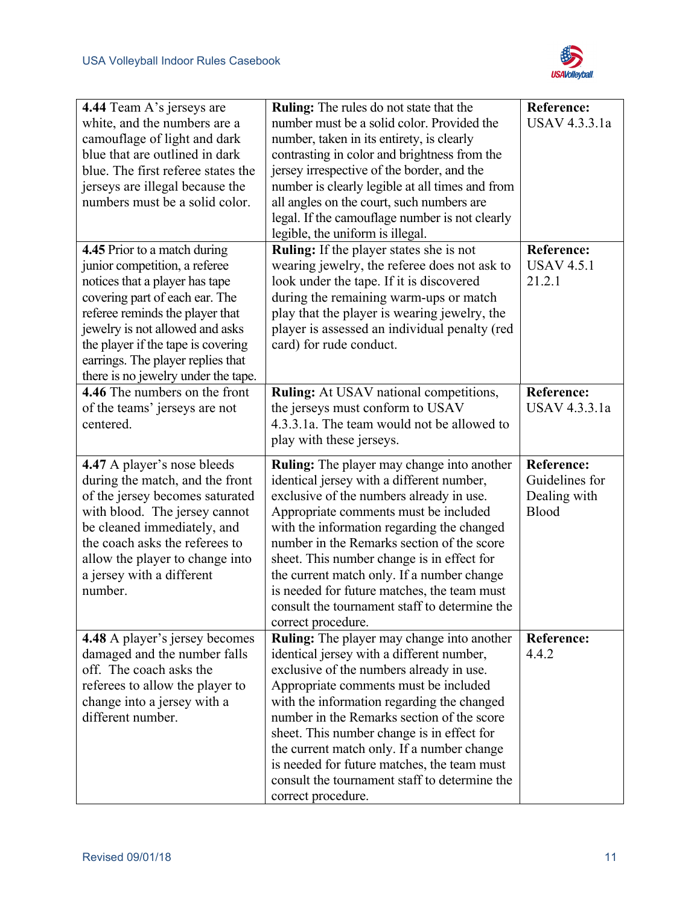| | | |
|---|---|---|
| **4.44** Team A's jerseys are white, and the numbers are a camouflage of light and dark blue that are outlined in dark blue. The first referee states the jerseys are illegal because the numbers must be a solid color. | **Ruling:** The rules do not state that the number must be a solid color. Provided the number, taken in its entirety, is clearly contrasting in color and brightness from the jersey irrespective of the border, and the number is clearly legible at all times and from all angles on the court, such numbers are legal. If the camouflage number is not clearly legible, the uniform is illegal. | **Reference:** USAV 4.3.3.1a |
| **4.45** Prior to a match during junior competition, a referee notices that a player has tape covering part of each ear. The referee reminds the player that jewelry is not allowed and asks the player if the tape is covering earrings. The player replies that there is no jewelry under the tape. | **Ruling:** If the player states she is not wearing jewelry, the referee does not ask to look under the tape. If it is discovered during the remaining warm-ups or match play that the player is wearing jewelry, the player is assessed an individual penalty (red card) for rude conduct. | **Reference:** USAV 4.5.1 21.2.1 |
| **4.46** The numbers on the front of the teams' jerseys are not centered. | **Ruling:** At USAV national competitions, the jerseys must conform to USAV 4.3.3.1a. The team would not be allowed to play with these jerseys. | **Reference:** USAV 4.3.3.1a |
| **4.47** A player's nose bleeds during the match, and the front of the jersey becomes saturated with blood. The jersey cannot be cleaned immediately, and the coach asks the referees to allow the player to change into a jersey with a different number. | **Ruling:** The player may change into another identical jersey with a different number, exclusive of the numbers already in use. Appropriate comments must be included with the information regarding the changed number in the Remarks section of the score sheet. This number change is in effect for the current match only. If a number change is needed for future matches, the team must consult the tournament staff to determine the correct procedure. | **Reference:** Guidelines for Dealing with Blood |
| **4.48** A player's jersey becomes damaged and the number falls off. The coach asks the referees to allow the player to change into a jersey with a different number. | **Ruling:** The player may change into another identical jersey with a different number, exclusive of the numbers already in use. Appropriate comments must be included with the information regarding the changed number in the Remarks section of the score sheet. This number change is in effect for the current match only. If a number change is needed for future matches, the team must consult the tournament staff to determine the correct procedure. | **Reference:** 4.4.2 |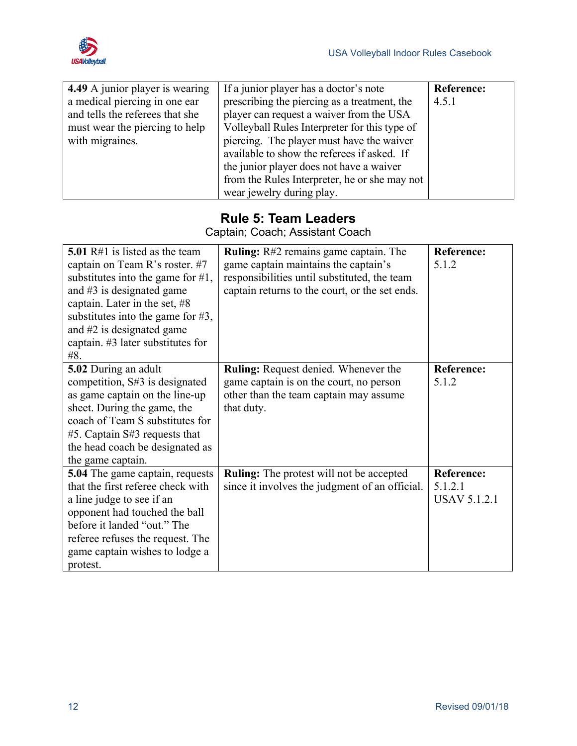| 4.49 A junior player is wearing a medical piercing in one ear and tells the referees that she must wear the piercing to help with migraines. | If a junior player has a doctor's note prescribing the piercing as a treatment, the player can request a waiver from the USA Volleyball Rules Interpreter for this type of piercing. The player must have the waiver available to show the referees if asked. If the junior player does not have a waiver from the Rules Interpreter, he or she may not wear jewelry during play. | **Reference:** 4.5.1 |
|---|---|---|

## Rule 5: Team Leaders

Captain; Coach; Assistant Coach

| **5.01** R#1 is listed as the team captain on Team R's roster. #7 substitutes into the game for #1, and #3 is designated game captain. Later in the set, #8 substitutes into the game for #3, and #2 is designated game captain. #3 later substitutes for #8. | **Ruling:** R#2 remains game captain. The game captain maintains the captain's responsibilities until substituted, the team captain returns to the court, or the set ends. | **Reference:** 5.1.2 |
|---|---|---|
| **5.02** During an adult competition, S#3 is designated as game captain on the line-up sheet. During the game, the coach of Team S substitutes for #5. Captain S#3 requests that the head coach be designated as the game captain. | **Ruling:** Request denied. Whenever the game captain is on the court, no person other than the team captain may assume that duty. | **Reference:** 5.1.2 |
| **5.04** The game captain, requests that the first referee check with a line judge to see if an opponent had touched the ball before it landed "out." The referee refuses the request. The game captain wishes to lodge a protest. | **Ruling:** The protest will not be accepted since it involves the judgment of an official. | **Reference:** 5.1.2.1 USAV 5.1.2.1 |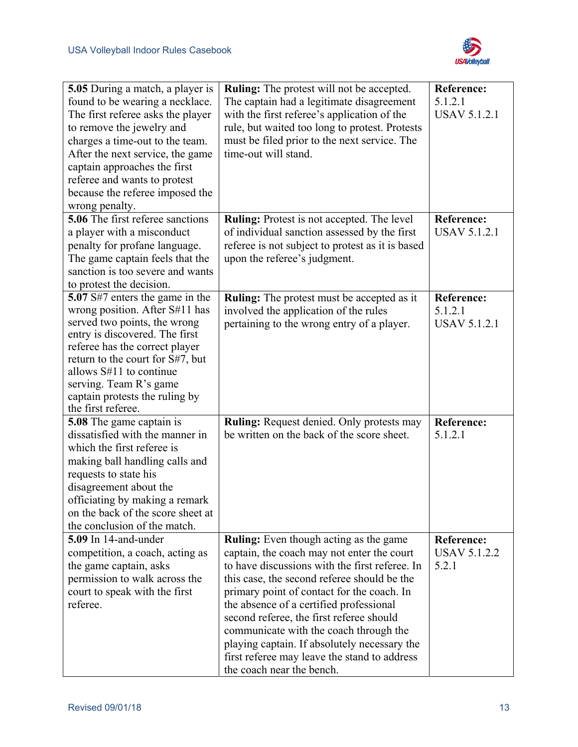| | | |
|---|---|---|
| **5.05** During a match, a player is found to be wearing a necklace. The first referee asks the player to remove the jewelry and charges a time-out to the team. After the next service, the game captain approaches the first referee and wants to protest because the referee imposed the wrong penalty. | **Ruling:** The protest will not be accepted. The captain had a legitimate disagreement with the first referee's application of the rule, but waited too long to protest. Protests must be filed prior to the next service. The time-out will stand. | **Reference:** 5.1.2.1 USAV 5.1.2.1 |
| **5.06** The first referee sanctions a player with a misconduct penalty for profane language. The game captain feels that the sanction is too severe and wants to protest the decision. | **Ruling:** Protest is not accepted. The level of individual sanction assessed by the first referee is not subject to protest as it is based upon the referee's judgment. | **Reference:** USAV 5.1.2.1 |
| **5.07** S#7 enters the game in the wrong position. After S#11 has served two points, the wrong entry is discovered. The first referee has the correct player return to the court for S#7, but allows S#11 to continue serving. Team R's game captain protests the ruling by the first referee. | **Ruling:** The protest must be accepted as it involved the application of the rules pertaining to the wrong entry of a player. | **Reference:** 5.1.2.1 USAV 5.1.2.1 |
| **5.08** The game captain is dissatisfied with the manner in which the first referee is making ball handling calls and requests to state his disagreement about the officiating by making a remark on the back of the score sheet at the conclusion of the match. | **Ruling:** Request denied. Only protests may be written on the back of the score sheet. | **Reference:** 5.1.2.1 |
| **5.09** In 14-and-under competition, a coach, acting as the game captain, asks permission to walk across the court to speak with the first referee. | **Ruling:** Even though acting as the game captain, the coach may not enter the court to have discussions with the first referee. In this case, the second referee should be the primary point of contact for the coach. In the absence of a certified professional second referee, the first referee should communicate with the coach through the playing captain. If absolutely necessary the first referee may leave the stand to address the coach near the bench. | **Reference:** USAV 5.1.2.2 5.2.1 |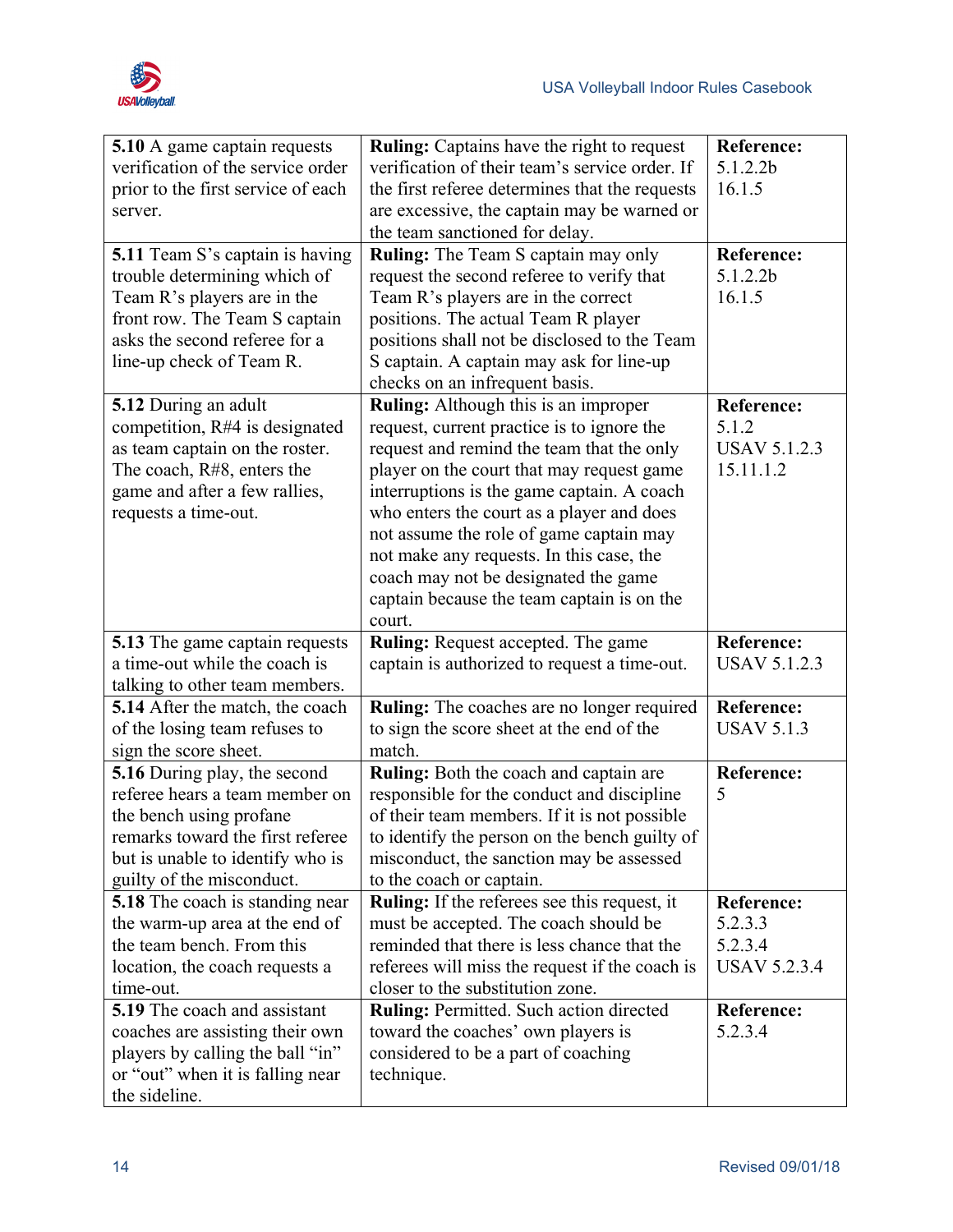| | | |
|---|---|---|
| **5.10** A game captain requests verification of the service order prior to the first service of each server. | **Ruling:** Captains have the right to request verification of their team's service order. If the first referee determines that the requests are excessive, the captain may be warned or the team sanctioned for delay. | **Reference:** 5.1.2.2b 16.1.5 |
| **5.11** Team S's captain is having trouble determining which of Team R's players are in the front row. The Team S captain asks the second referee for a line-up check of Team R. | **Ruling:** The Team S captain may only request the second referee to verify that Team R's players are in the correct positions. The actual Team R player positions shall not be disclosed to the Team S captain. A captain may ask for line-up checks on an infrequent basis. | **Reference:** 5.1.2.2b 16.1.5 |
| **5.12** During an adult competition, R#4 is designated as team captain on the roster. The coach, R#8, enters the game and after a few rallies, requests a time-out. | **Ruling:** Although this is an improper request, current practice is to ignore the request and remind the team that the only player on the court that may request game interruptions is the game captain. A coach who enters the court as a player and does not assume the role of game captain may not make any requests. In this case, the coach may not be designated the game captain because the team captain is on the court. | **Reference:** 5.1.2 USAV 5.1.2.3 15.11.1.2 |
| **5.13** The game captain requests a time-out while the coach is talking to other team members. | **Ruling:** Request accepted. The game captain is authorized to request a time-out. | **Reference:** USAV 5.1.2.3 |
| **5.14** After the match, the coach of the losing team refuses to sign the score sheet. | **Ruling:** The coaches are no longer required to sign the score sheet at the end of the match. | **Reference:** USAV 5.1.3 |
| **5.16** During play, the second referee hears a team member on the bench using profane remarks toward the first referee but is unable to identify who is guilty of the misconduct. | **Ruling:** Both the coach and captain are responsible for the conduct and discipline of their team members. If it is not possible to identify the person on the bench guilty of misconduct, the sanction may be assessed to the coach or captain. | **Reference:** 5 |
| **5.18** The coach is standing near the warm-up area at the end of the team bench. From this location, the coach requests a time-out. | **Ruling:** If the referees see this request, it must be accepted. The coach should be reminded that there is less chance that the referees will miss the request if the coach is closer to the substitution zone. | **Reference:** 5.2.3.3 5.2.3.4 USAV 5.2.3.4 |
| **5.19** The coach and assistant coaches are assisting their own players by calling the ball "in" or "out" when it is falling near the sideline. | **Ruling:** Permitted. Such action directed toward the coaches' own players is considered to be a part of coaching technique. | **Reference:** 5.2.3.4 |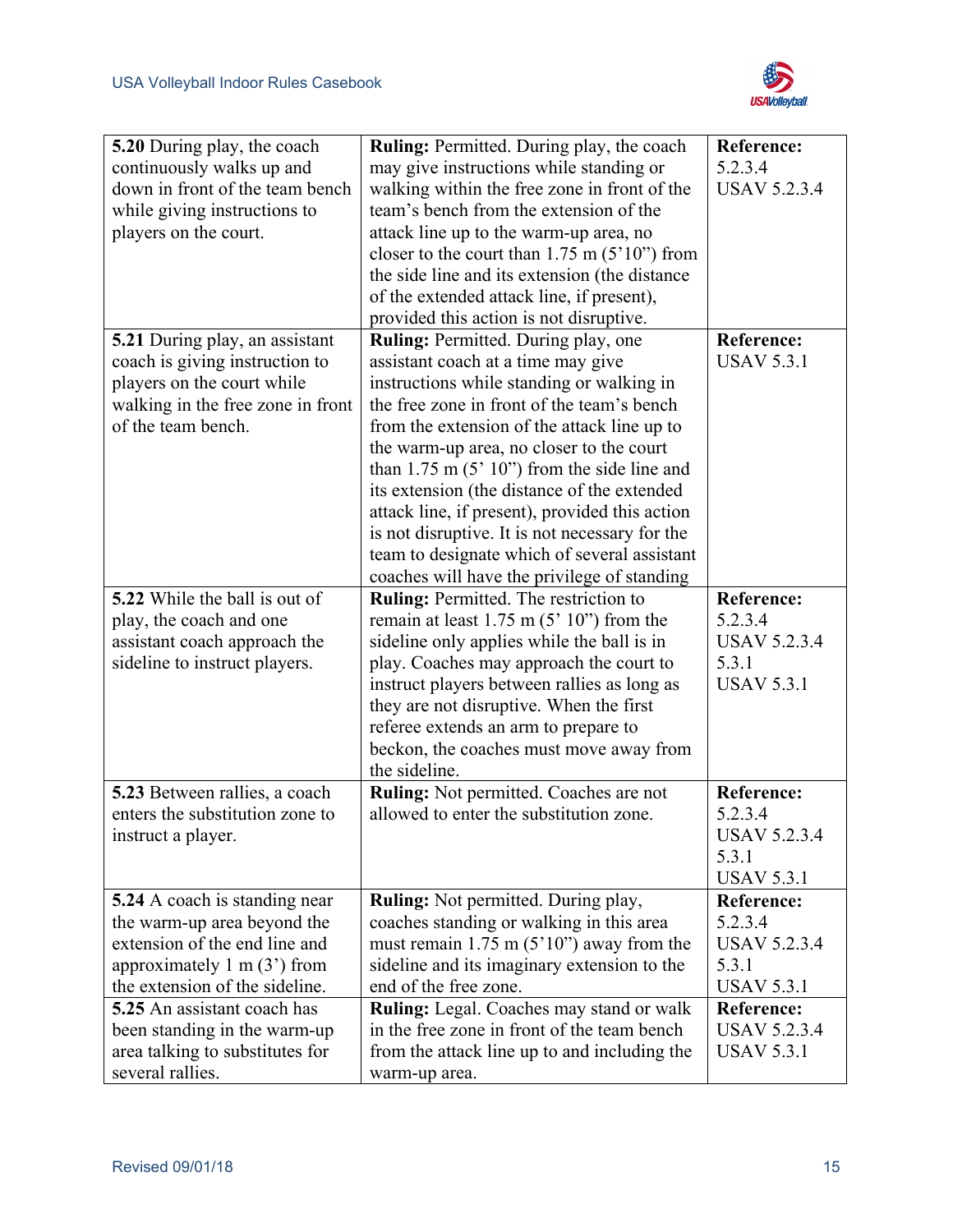| | | |
|---|---|---|
| **5.20** During play, the coach continuously walks up and down in front of the team bench while giving instructions to players on the court. | **Ruling:** Permitted. During play, the coach may give instructions while standing or walking within the free zone in front of the team's bench from the extension of the attack line up to the warm-up area, no closer to the court than 1.75 m (5'10") from the side line and its extension (the distance of the extended attack line, if present), provided this action is not disruptive. | **Reference:** 5.2.3.4 USAV 5.2.3.4 |
| **5.21** During play, an assistant coach is giving instruction to players on the court while walking in the free zone in front of the team bench. | **Ruling:** Permitted. During play, one assistant coach at a time may give instructions while standing or walking in the free zone in front of the team's bench from the extension of the attack line up to the warm-up area, no closer to the court than 1.75 m (5' 10") from the side line and its extension (the distance of the extended attack line, if present), provided this action is not disruptive. It is not necessary for the team to designate which of several assistant coaches will have the privilege of standing | **Reference:** USAV 5.3.1 |
| **5.22** While the ball is out of play, the coach and one assistant coach approach the sideline to instruct players. | **Ruling:** Permitted. The restriction to remain at least 1.75 m (5' 10") from the sideline only applies while the ball is in play. Coaches may approach the court to instruct players between rallies as long as they are not disruptive. When the first referee extends an arm to prepare to beckon, the coaches must move away from the sideline. | **Reference:** 5.2.3.4 USAV 5.2.3.4 5.3.1 USAV 5.3.1 |
| **5.23** Between rallies, a coach enters the substitution zone to instruct a player. | **Ruling:** Not permitted. Coaches are not allowed to enter the substitution zone. | **Reference:** 5.2.3.4 USAV 5.2.3.4 5.3.1 USAV 5.3.1 |
| **5.24** A coach is standing near the warm-up area beyond the extension of the end line and approximately 1 m (3') from the extension of the sideline. | **Ruling:** Not permitted. During play, coaches standing or walking in this area must remain 1.75 m (5'10") away from the sideline and its imaginary extension to the end of the free zone. | **Reference:** 5.2.3.4 USAV 5.2.3.4 5.3.1 USAV 5.3.1 |
| **5.25** An assistant coach has been standing in the warm-up area talking to substitutes for several rallies. | **Ruling:** Legal. Coaches may stand or walk in the free zone in front of the team bench from the attack line up to and including the warm-up area. | **Reference:** USAV 5.2.3.4 USAV 5.3.1 |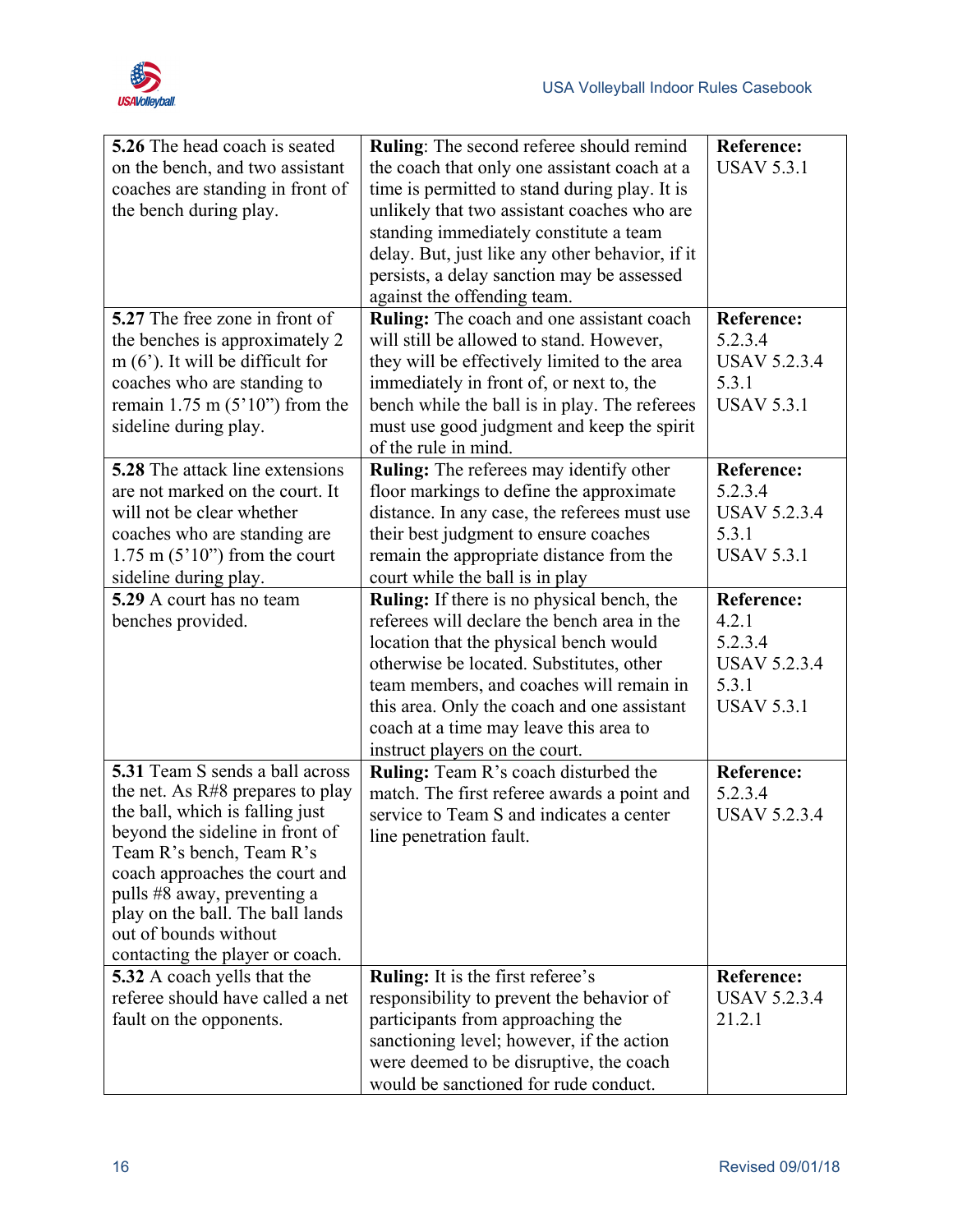| | | |
|---|---|---|
| **5.26** The head coach is seated on the bench, and two assistant coaches are standing in front of the bench during play. | **Ruling**: The second referee should remind the coach that only one assistant coach at a time is permitted to stand during play. It is unlikely that two assistant coaches who are standing immediately constitute a team delay. But, just like any other behavior, if it persists, a delay sanction may be assessed against the offending team. | **Reference:** USAV 5.3.1 |
| **5.27** The free zone in front of the benches is approximately 2 m (6'). It will be difficult for coaches who are standing to remain 1.75 m (5'10") from the sideline during play. | **Ruling:** The coach and one assistant coach will still be allowed to stand. However, they will be effectively limited to the area immediately in front of, or next to, the bench while the ball is in play. The referees must use good judgment and keep the spirit of the rule in mind. | **Reference:** 5.2.3.4 USAV 5.2.3.4 5.3.1 USAV 5.3.1 |
| **5.28** The attack line extensions are not marked on the court. It will not be clear whether coaches who are standing are 1.75 m (5'10") from the court sideline during play. | **Ruling:** The referees may identify other floor markings to define the approximate distance. In any case, the referees must use their best judgment to ensure coaches remain the appropriate distance from the court while the ball is in play | **Reference:** 5.2.3.4 USAV 5.2.3.4 5.3.1 USAV 5.3.1 |
| **5.29** A court has no team benches provided. | **Ruling:** If there is no physical bench, the referees will declare the bench area in the location that the physical bench would otherwise be located. Substitutes, other team members, and coaches will remain in this area. Only the coach and one assistant coach at a time may leave this area to instruct players on the court. | **Reference:** 4.2.1 5.2.3.4 USAV 5.2.3.4 5.3.1 USAV 5.3.1 |
| **5.31** Team S sends a ball across the net. As R#8 prepares to play the ball, which is falling just beyond the sideline in front of Team R's bench, Team R's coach approaches the court and pulls #8 away, preventing a play on the ball. The ball lands out of bounds without contacting the player or coach. | **Ruling:** Team R's coach disturbed the match. The first referee awards a point and service to Team S and indicates a center line penetration fault. | **Reference:** 5.2.3.4 USAV 5.2.3.4 |
| **5.32** A coach yells that the referee should have called a net fault on the opponents. | **Ruling:** It is the first referee's responsibility to prevent the behavior of participants from approaching the sanctioning level; however, if the action were deemed to be disruptive, the coach would be sanctioned for rude conduct. | **Reference:** USAV 5.2.3.4 21.2.1 |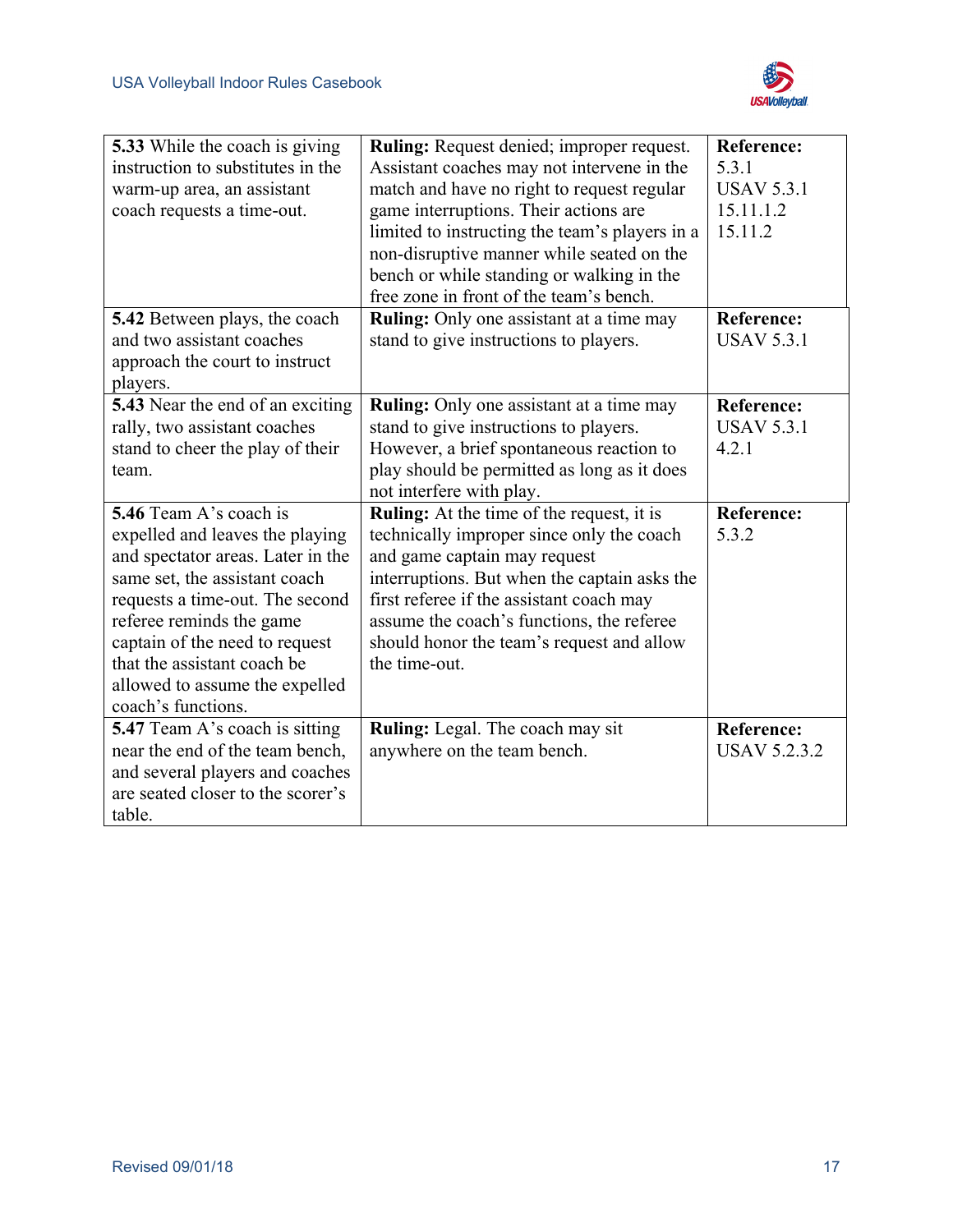| Case | Ruling | Reference |
| --- | --- | --- |
| **5.33** While the coach is giving instruction to substitutes in the warm-up area, an assistant coach requests a time-out. | **Ruling:** Request denied; improper request. Assistant coaches may not intervene in the match and have no right to request regular game interruptions. Their actions are limited to instructing the team's players in a non-disruptive manner while seated on the bench or while standing or walking in the free zone in front of the team's bench. | **Reference:** 5.3.1 USAV 5.3.1 15.11.1.2 15.11.2 |
| **5.42** Between plays, the coach and two assistant coaches approach the court to instruct players. | **Ruling:** Only one assistant at a time may stand to give instructions to players. | **Reference:** USAV 5.3.1 |
| **5.43** Near the end of an exciting rally, two assistant coaches stand to cheer the play of their team. | **Ruling:** Only one assistant at a time may stand to give instructions to players. However, a brief spontaneous reaction to play should be permitted as long as it does not interfere with play. | **Reference:** USAV 5.3.1 4.2.1 |
| **5.46** Team A's coach is expelled and leaves the playing and spectator areas. Later in the same set, the assistant coach requests a time-out. The second referee reminds the game captain of the need to request that the assistant coach be allowed to assume the expelled coach's functions. | **Ruling:** At the time of the request, it is technically improper since only the coach and game captain may request interruptions. But when the captain asks the first referee if the assistant coach may assume the coach's functions, the referee should honor the team's request and allow the time-out. | **Reference:** 5.3.2 |
| **5.47** Team A's coach is sitting near the end of the team bench, and several players and coaches are seated closer to the scorer's table. | **Ruling:** Legal. The coach may sit anywhere on the team bench. | **Reference:** USAV 5.2.3.2 |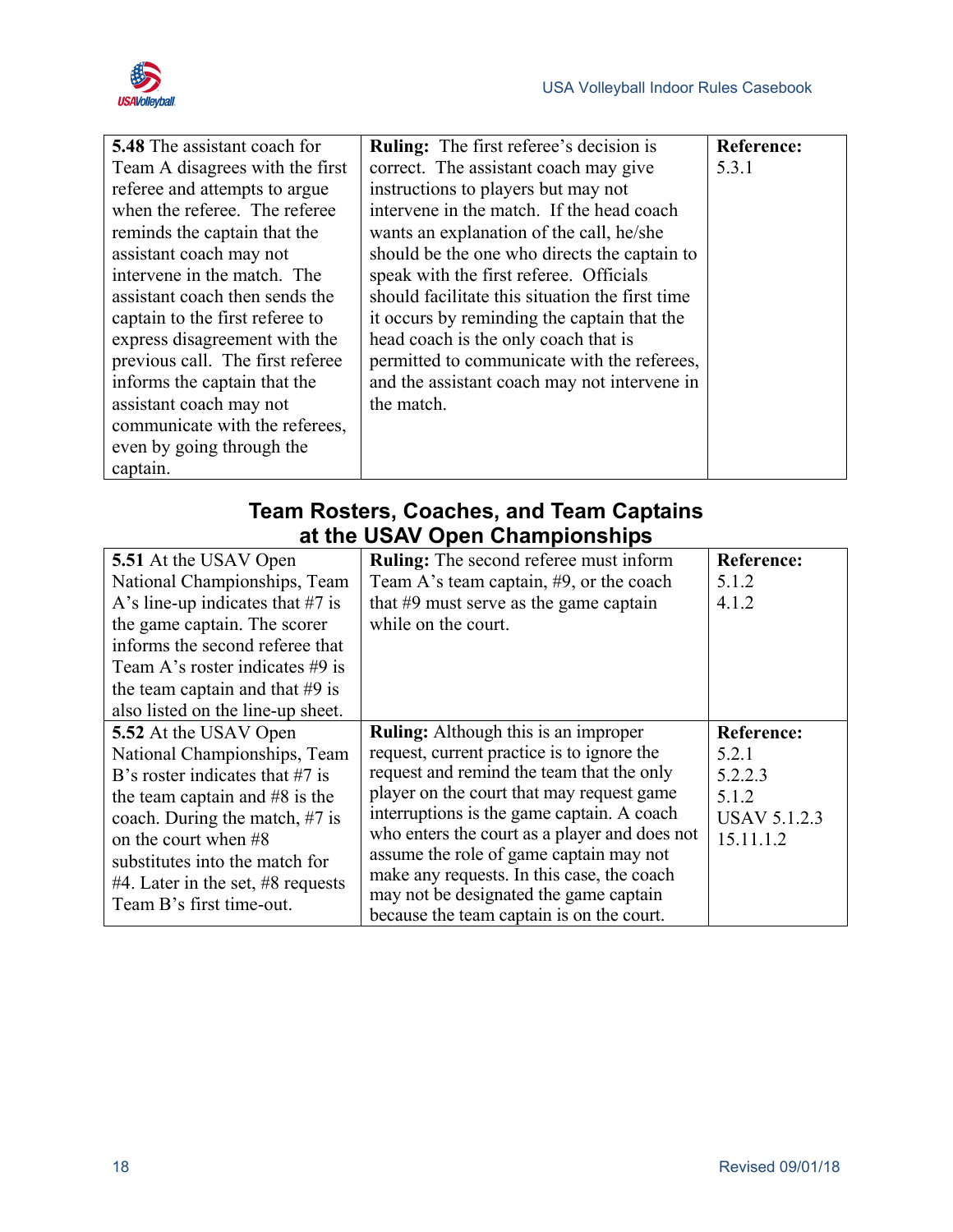| | | |
|---|---|---|
| **5.48** The assistant coach for Team A disagrees with the first referee and attempts to argue when the referee. The referee reminds the captain that the assistant coach may not intervene in the match. The assistant coach then sends the captain to the first referee to express disagreement with the previous call. The first referee informs the captain that the assistant coach may not communicate with the referees, even by going through the captain. | **Ruling:** The first referee's decision is correct. The assistant coach may give instructions to players but may not intervene in the match. If the head coach wants an explanation of the call, he/she should be the one who directs the captain to speak with the first referee. Officials should facilitate this situation the first time it occurs by reminding the captain that the head coach is the only coach that is permitted to communicate with the referees, and the assistant coach may not intervene in the match. | **Reference:** 5.3.1 |

## Team Rosters, Coaches, and Team Captains at the USAV Open Championships

| | | |
|---|---|---|
| **5.51** At the USAV Open National Championships, Team A's line-up indicates that #7 is the game captain. The scorer informs the second referee that Team A's roster indicates #9 is the team captain and that #9 is also listed on the line-up sheet. | **Ruling:** The second referee must inform Team A's team captain, #9, or the coach that #9 must serve as the game captain while on the court. | **Reference:** 5.1.2<br>4.1.2 |
| **5.52** At the USAV Open National Championships, Team B's roster indicates that #7 is the team captain and #8 is the coach. During the match, #7 is on the court when #8 substitutes into the match for #4. Later in the set, #8 requests Team B's first time-out. | **Ruling:** Although this is an improper request, current practice is to ignore the request and remind the team that the only player on the court that may request game interruptions is the game captain. A coach who enters the court as a player and does not assume the role of game captain may not make any requests. In this case, the coach may not be designated the game captain because the team captain is on the court. | **Reference:** 5.2.1<br>5.2.2.3<br>5.1.2<br>USAV 5.1.2.3<br>15.11.1.2 |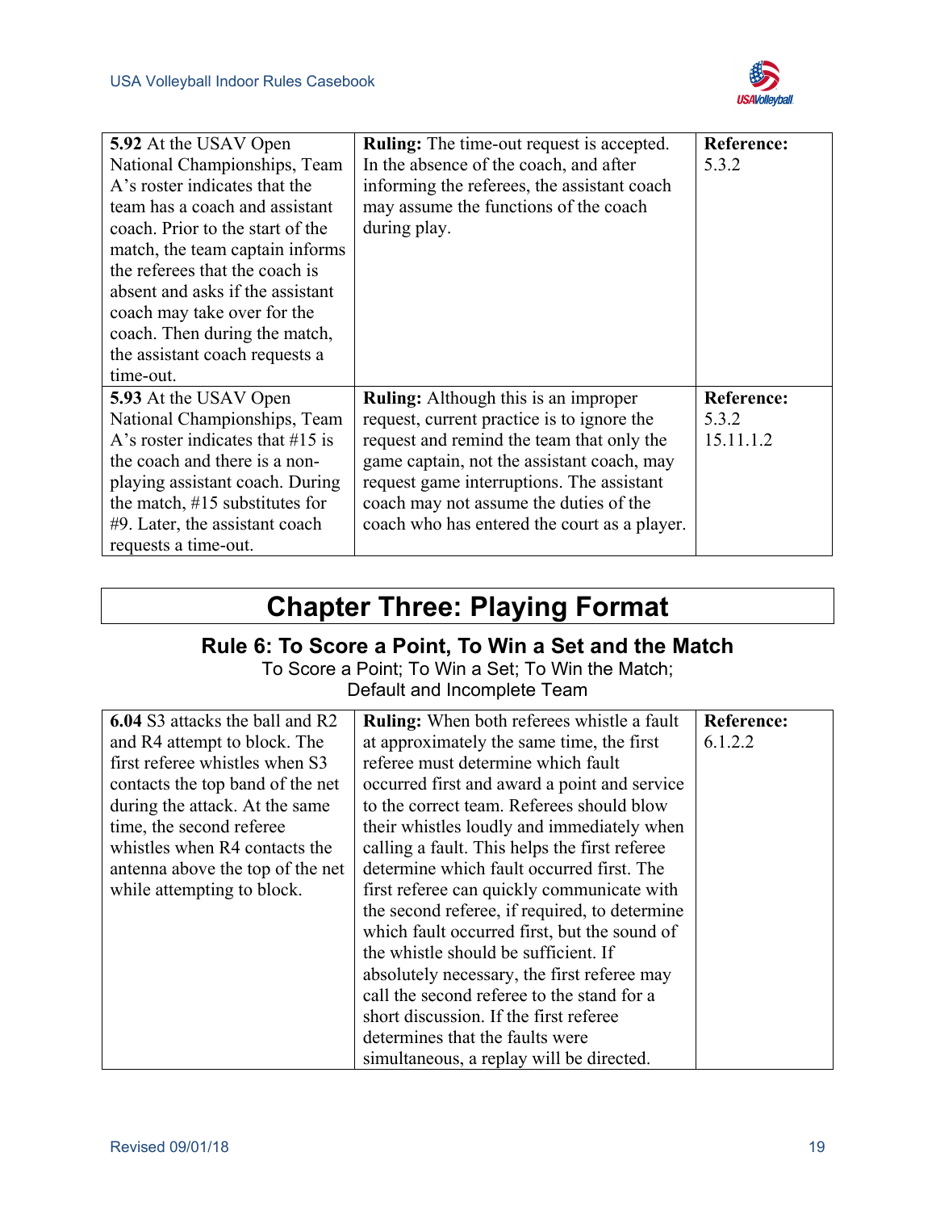| | | |
|---|---|---|
| **5.92** At the USAV Open National Championships, Team A's roster indicates that the team has a coach and assistant coach. Prior to the start of the match, the team captain informs the referees that the coach is absent and asks if the assistant coach may take over for the coach. Then during the match, the assistant coach requests a time-out. | **Ruling:** The time-out request is accepted. In the absence of the coach, and after informing the referees, the assistant coach may assume the functions of the coach during play. | **Reference:** 5.3.2 |
| **5.93** At the USAV Open National Championships, Team A's roster indicates that #15 is the coach and there is a non-playing assistant coach. During the match, #15 substitutes for #9. Later, the assistant coach requests a time-out. | **Ruling:** Although this is an improper request, current practice is to ignore the request and remind the team that only the game captain, not the assistant coach, may request game interruptions. The assistant coach may not assume the duties of the coach who has entered the court as a player. | **Reference:** 5.3.2 15.11.1.2 |

# Chapter Three: Playing Format

## Rule 6: To Score a Point, To Win a Set and the Match

To Score a Point; To Win a Set; To Win the Match; Default and Incomplete Team

| | | |
|---|---|---|
| **6.04** S3 attacks the ball and R2 and R4 attempt to block. The first referee whistles when S3 contacts the top band of the net during the attack. At the same time, the second referee whistles when R4 contacts the antenna above the top of the net while attempting to block. | **Ruling:** When both referees whistle a fault at approximately the same time, the first referee must determine which fault occurred first and award a point and service to the correct team. Referees should blow their whistles loudly and immediately when calling a fault. This helps the first referee determine which fault occurred first. The first referee can quickly communicate with the second referee, if required, to determine which fault occurred first, but the sound of the whistle should be sufficient. If absolutely necessary, the first referee may call the second referee to the stand for a short discussion. If the first referee determines that the faults were simultaneous, a replay will be directed. | **Reference:** 6.1.2.2 |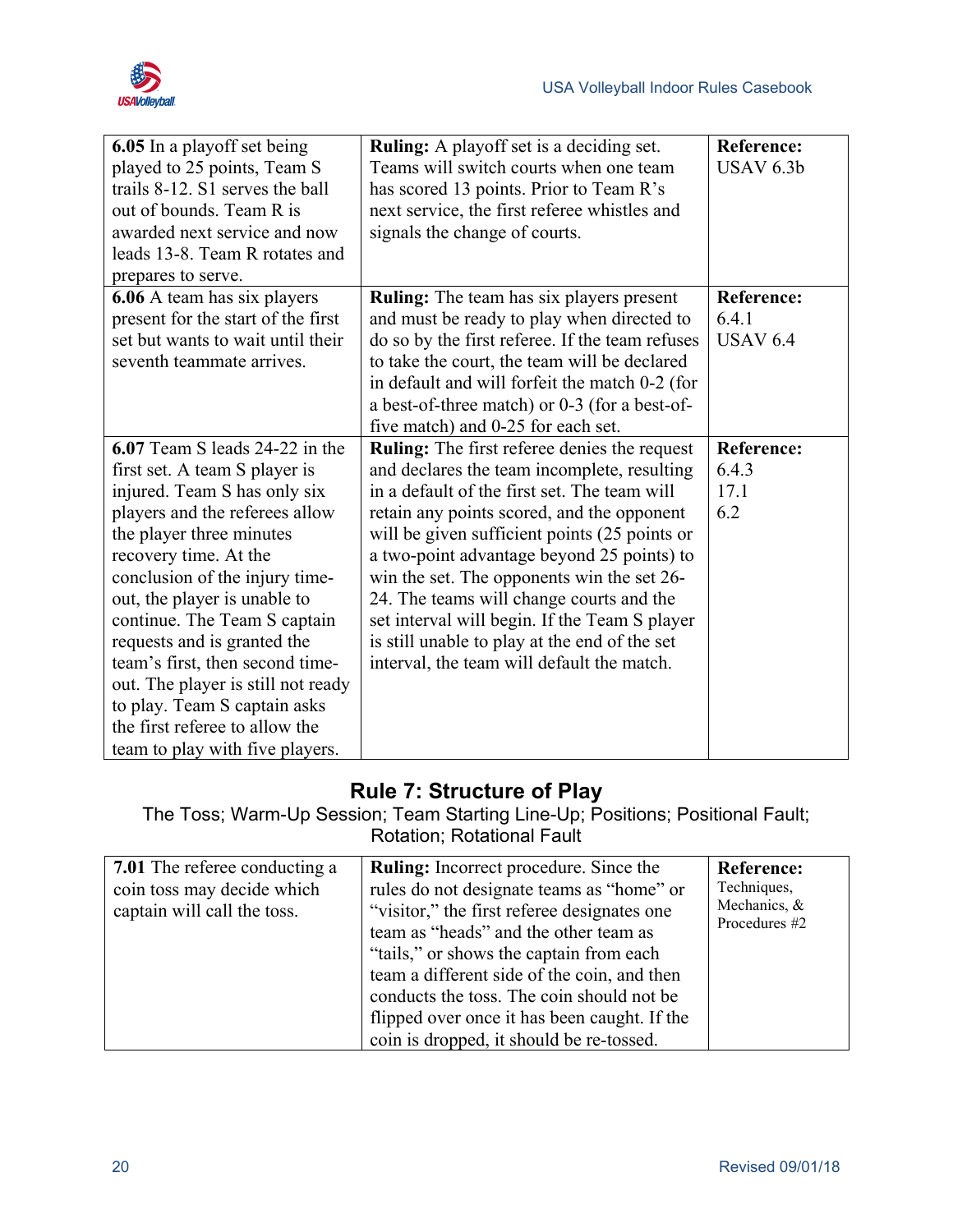| | | |
|---|---|---|
| **6.05** In a playoff set being played to 25 points, Team S trails 8-12. S1 serves the ball out of bounds. Team R is awarded next service and now leads 13-8. Team R rotates and prepares to serve. | **Ruling:** A playoff set is a deciding set. Teams will switch courts when one team has scored 13 points. Prior to Team R's next service, the first referee whistles and signals the change of courts. | **Reference:** USAV 6.3b |
| **6.06** A team has six players present for the start of the first set but wants to wait until their seventh teammate arrives. | **Ruling:** The team has six players present and must be ready to play when directed to do so by the first referee. If the team refuses to take the court, the team will be declared in default and will forfeit the match 0-2 (for a best-of-three match) or 0-3 (for a best-of-five match) and 0-25 for each set. | **Reference:** 6.4.1 USAV 6.4 |
| **6.07** Team S leads 24-22 in the first set. A team S player is injured. Team S has only six players and the referees allow the player three minutes recovery time. At the conclusion of the injury time-out, the player is unable to continue. The Team S captain requests and is granted the team's first, then second time-out. The player is still not ready to play. Team S captain asks the first referee to allow the team to play with five players. | **Ruling:** The first referee denies the request and declares the team incomplete, resulting in a default of the first set. The team will retain any points scored, and the opponent will be given sufficient points (25 points or a two-point advantage beyond 25 points) to win the set. The opponents win the set 26-24. The teams will change courts and the set interval will begin. If the Team S player is still unable to play at the end of the set interval, the team will default the match. | **Reference:** 6.4.3 17.1 6.2 |

## Rule 7: Structure of Play

The Toss; Warm-Up Session; Team Starting Line-Up; Positions; Positional Fault; Rotation; Rotational Fault

| | | |
|---|---|---|
| **7.01** The referee conducting a coin toss may decide which captain will call the toss. | **Ruling:** Incorrect procedure. Since the rules do not designate teams as "home" or "visitor," the first referee designates one team as "heads" and the other team as "tails," or shows the captain from each team a different side of the coin, and then conducts the toss. The coin should not be flipped over once it has been caught. If the coin is dropped, it should be re-tossed. | **Reference:** Techniques, Mechanics, & Procedures #2 |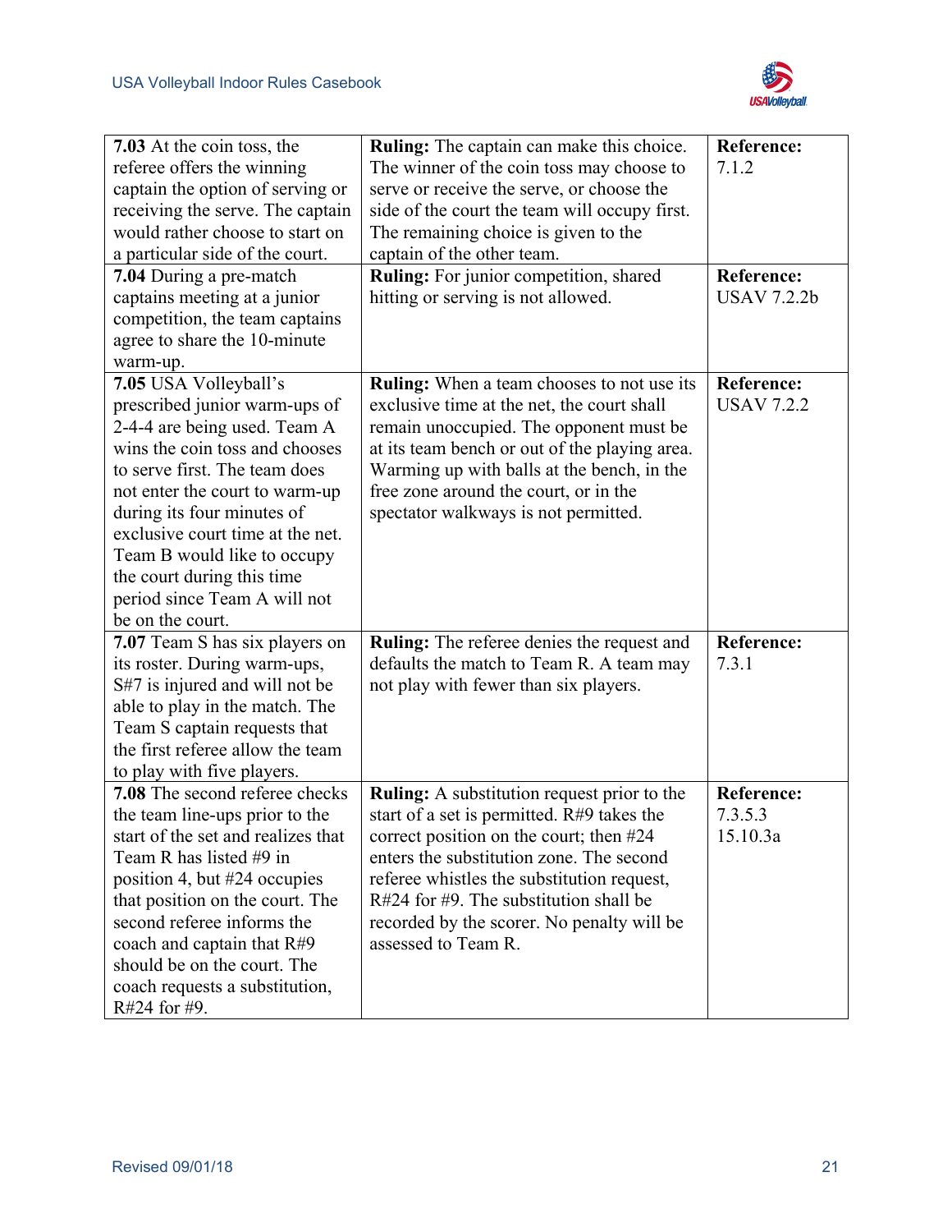| | | |
|---|---|---|
| **7.03** At the coin toss, the referee offers the winning captain the option of serving or receiving the serve. The captain would rather choose to start on a particular side of the court. | **Ruling:** The captain can make this choice. The winner of the coin toss may choose to serve or receive the serve, or choose the side of the court the team will occupy first. The remaining choice is given to the captain of the other team. | **Reference:** 7.1.2 |
| **7.04** During a pre-match captains meeting at a junior competition, the team captains agree to share the 10-minute warm-up. | **Ruling:** For junior competition, shared hitting or serving is not allowed. | **Reference:** USAV 7.2.2b |
| **7.05** USA Volleyball's prescribed junior warm-ups of 2-4-4 are being used. Team A wins the coin toss and chooses to serve first. The team does not enter the court to warm-up during its four minutes of exclusive court time at the net. Team B would like to occupy the court during this time period since Team A will not be on the court. | **Ruling:** When a team chooses to not use its exclusive time at the net, the court shall remain unoccupied. The opponent must be at its team bench or out of the playing area. Warming up with balls at the bench, in the free zone around the court, or in the spectator walkways is not permitted. | **Reference:** USAV 7.2.2 |
| **7.07** Team S has six players on its roster. During warm-ups, S#7 is injured and will not be able to play in the match. The Team S captain requests that the first referee allow the team to play with five players. | **Ruling:** The referee denies the request and defaults the match to Team R. A team may not play with fewer than six players. | **Reference:** 7.3.1 |
| **7.08** The second referee checks the team line-ups prior to the start of the set and realizes that Team R has listed #9 in position 4, but #24 occupies that position on the court. The second referee informs the coach and captain that R#9 should be on the court. The coach requests a substitution, R#24 for #9. | **Ruling:** A substitution request prior to the start of a set is permitted. R#9 takes the correct position on the court; then #24 enters the substitution zone. The second referee whistles the substitution request, R#24 for #9. The substitution shall be recorded by the scorer. No penalty will be assessed to Team R. | **Reference:** 7.3.5.3<br>15.10.3a |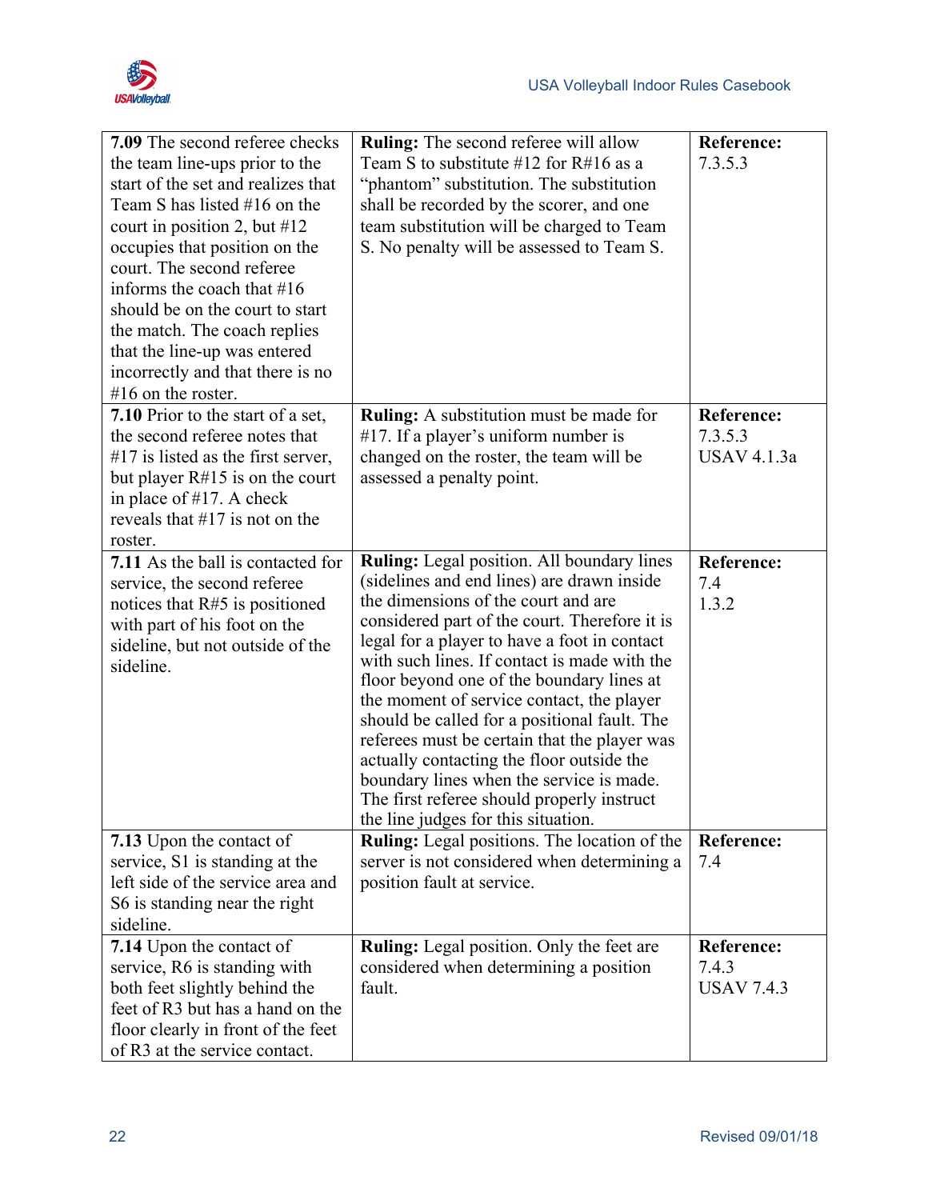| | | |
|---|---|---|
| **7.09** The second referee checks the team line-ups prior to the start of the set and realizes that Team S has listed #16 on the court in position 2, but #12 occupies that position on the court. The second referee informs the coach that #16 should be on the court to start the match. The coach replies that the line-up was entered incorrectly and that there is no #16 on the roster. | **Ruling:** The second referee will allow Team S to substitute #12 for R#16 as a "phantom" substitution. The substitution shall be recorded by the scorer, and one team substitution will be charged to Team S. No penalty will be assessed to Team S. | **Reference:** 7.3.5.3 |
| **7.10** Prior to the start of a set, the second referee notes that #17 is listed as the first server, but player R#15 is on the court in place of #17. A check reveals that #17 is not on the roster. | **Ruling:** A substitution must be made for #17. If a player's uniform number is changed on the roster, the team will be assessed a penalty point. | **Reference:** 7.3.5.3 USAV 4.1.3a |
| **7.11** As the ball is contacted for service, the second referee notices that R#5 is positioned with part of his foot on the sideline, but not outside of the sideline. | **Ruling:** Legal position. All boundary lines (sidelines and end lines) are drawn inside the dimensions of the court and are considered part of the court. Therefore it is legal for a player to have a foot in contact with such lines. If contact is made with the floor beyond one of the boundary lines at the moment of service contact, the player should be called for a positional fault. The referees must be certain that the player was actually contacting the floor outside the boundary lines when the service is made. The first referee should properly instruct the line judges for this situation. | **Reference:** 7.4 1.3.2 |
| **7.13** Upon the contact of service, S1 is standing at the left side of the service area and S6 is standing near the right sideline. | **Ruling:** Legal positions. The location of the server is not considered when determining a position fault at service. | **Reference:** 7.4 |
| **7.14** Upon the contact of service, R6 is standing with both feet slightly behind the feet of R3 but has a hand on the floor clearly in front of the feet of R3 at the service contact. | **Ruling:** Legal position. Only the feet are considered when determining a position fault. | **Reference:** 7.4.3 USAV 7.4.3 |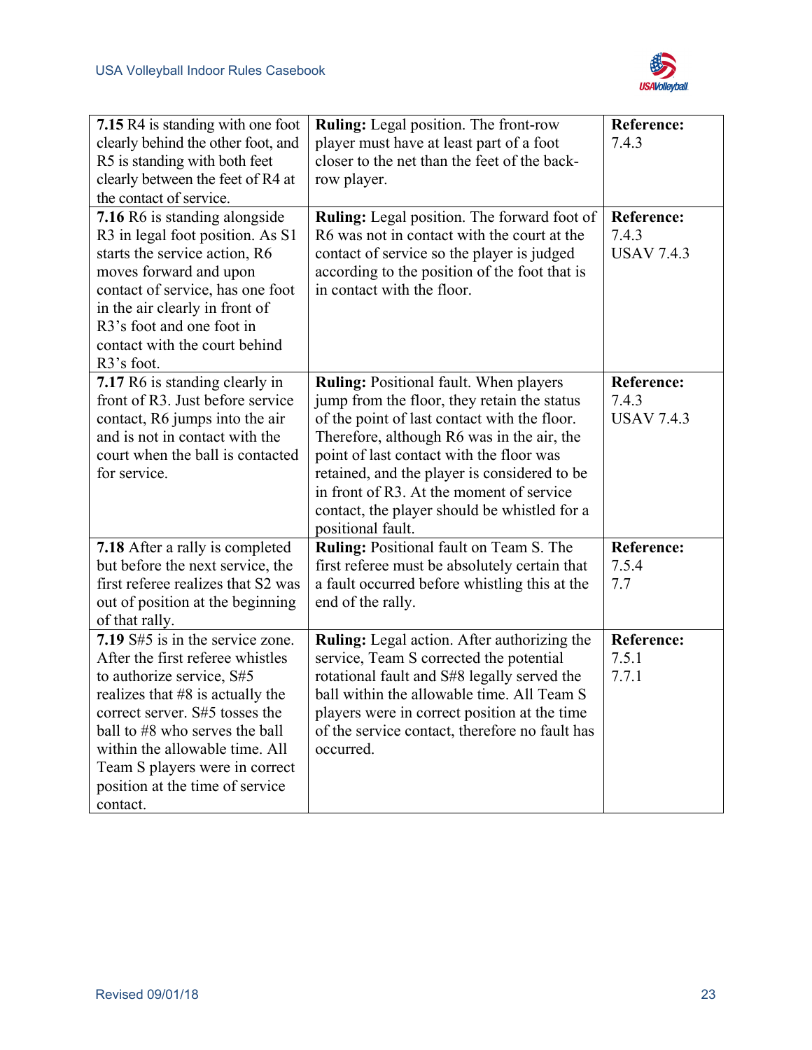| | | |
|---|---|---|
| **7.15** R4 is standing with one foot clearly behind the other foot, and R5 is standing with both feet clearly between the feet of R4 at the contact of service. | **Ruling:** Legal position. The front-row player must have at least part of a foot closer to the net than the feet of the back-row player. | **Reference:** 7.4.3 |
| **7.16** R6 is standing alongside R3 in legal foot position. As S1 starts the service action, R6 moves forward and upon contact of service, has one foot in the air clearly in front of R3's foot and one foot in contact with the court behind R3's foot. | **Ruling:** Legal position. The forward foot of R6 was not in contact with the court at the contact of service so the player is judged according to the position of the foot that is in contact with the floor. | **Reference:** 7.4.3 USAV 7.4.3 |
| **7.17** R6 is standing clearly in front of R3. Just before service contact, R6 jumps into the air and is not in contact with the court when the ball is contacted for service. | **Ruling:** Positional fault. When players jump from the floor, they retain the status of the point of last contact with the floor. Therefore, although R6 was in the air, the point of last contact with the floor was retained, and the player is considered to be in front of R3. At the moment of service contact, the player should be whistled for a positional fault. | **Reference:** 7.4.3 USAV 7.4.3 |
| **7.18** After a rally is completed but before the next service, the first referee realizes that S2 was out of position at the beginning of that rally. | **Ruling:** Positional fault on Team S. The first referee must be absolutely certain that a fault occurred before whistling this at the end of the rally. | **Reference:** 7.5.4 7.7 |
| **7.19** S#5 is in the service zone. After the first referee whistles to authorize service, S#5 realizes that #8 is actually the correct server. S#5 tosses the ball to #8 who serves the ball within the allowable time. All Team S players were in correct position at the time of service contact. | **Ruling:** Legal action. After authorizing the service, Team S corrected the potential rotational fault and S#8 legally served the ball within the allowable time. All Team S players were in correct position at the time of the service contact, therefore no fault has occurred. | **Reference:** 7.5.1 7.7.1 |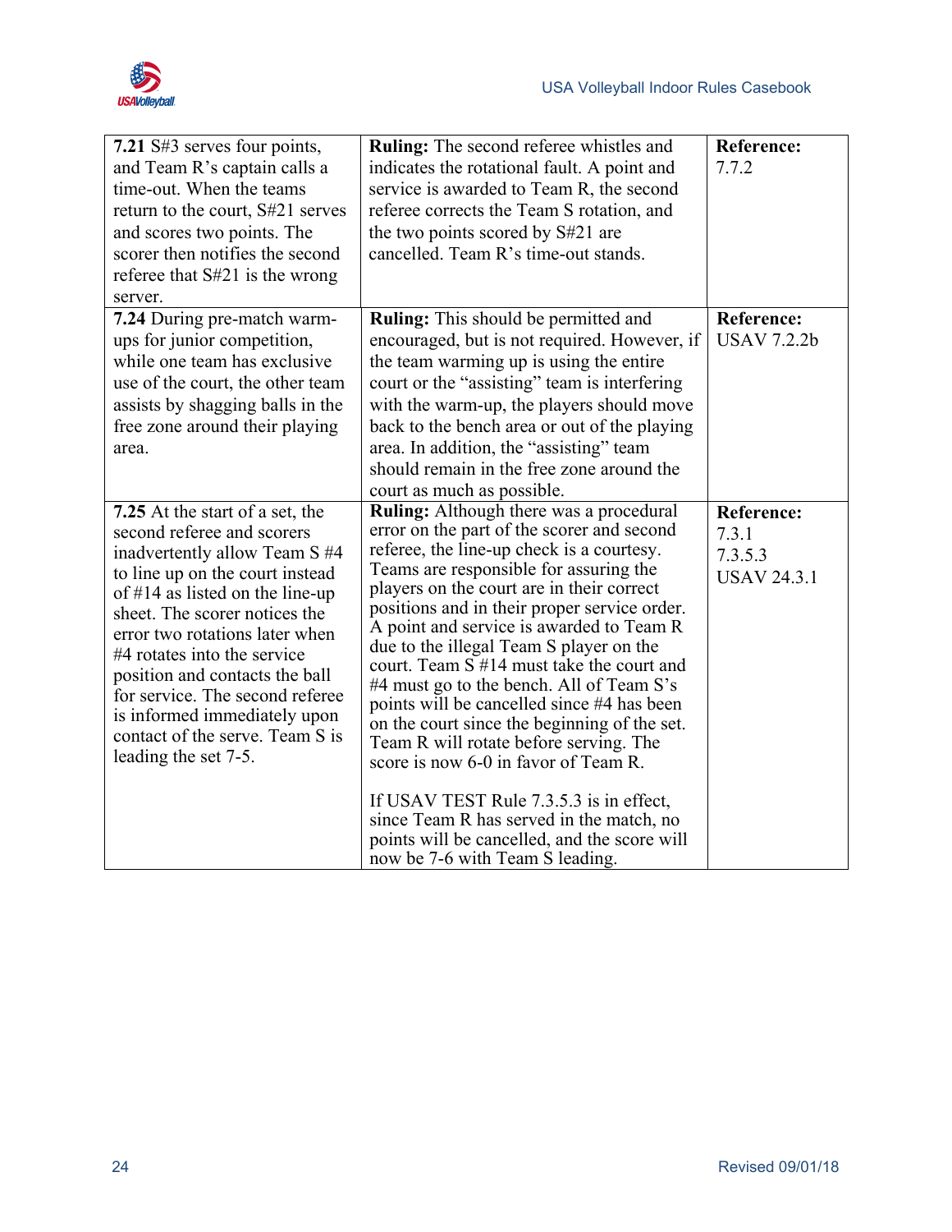| | | |
|---|---|---|
| **7.21** S#3 serves four points, and Team R's captain calls a time-out. When the teams return to the court, S#21 serves and scores two points. The scorer then notifies the second referee that S#21 is the wrong server. | **Ruling:** The second referee whistles and indicates the rotational fault. A point and service is awarded to Team R, the second referee corrects the Team S rotation, and the two points scored by S#21 are cancelled. Team R's time-out stands. | **Reference:** 7.7.2 |
| **7.24** During pre-match warm-ups for junior competition, while one team has exclusive use of the court, the other team assists by shagging balls in the free zone around their playing area. | **Ruling:** This should be permitted and encouraged, but is not required. However, if the team warming up is using the entire court or the "assisting" team is interfering with the warm-up, the players should move back to the bench area or out of the playing area. In addition, the "assisting" team should remain in the free zone around the court as much as possible. | **Reference:** USAV 7.2.2b |
| **7.25** At the start of a set, the second referee and scorers inadvertently allow Team S #4 to line up on the court instead of #14 as listed on the line-up sheet. The scorer notices the error two rotations later when #4 rotates into the service position and contacts the ball for service. The second referee is informed immediately upon contact of the serve. Team S is leading the set 7-5. | **Ruling:** Although there was a procedural error on the part of the scorer and second referee, the line-up check is a courtesy. Teams are responsible for assuring the players on the court are in their correct positions and in their proper service order. A point and service is awarded to Team R due to the illegal Team S player on the court. Team S #14 must take the court and #4 must go to the bench. All of Team S's points will be cancelled since #4 has been on the court since the beginning of the set. Team R will rotate before serving. The score is now 6-0 in favor of Team R.<br><br>If USAV TEST Rule 7.3.5.3 is in effect, since Team R has served in the match, no points will be cancelled, and the score will now be 7-6 with Team S leading. | **Reference:** 7.3.1<br>7.3.5.3<br>USAV 24.3.1 |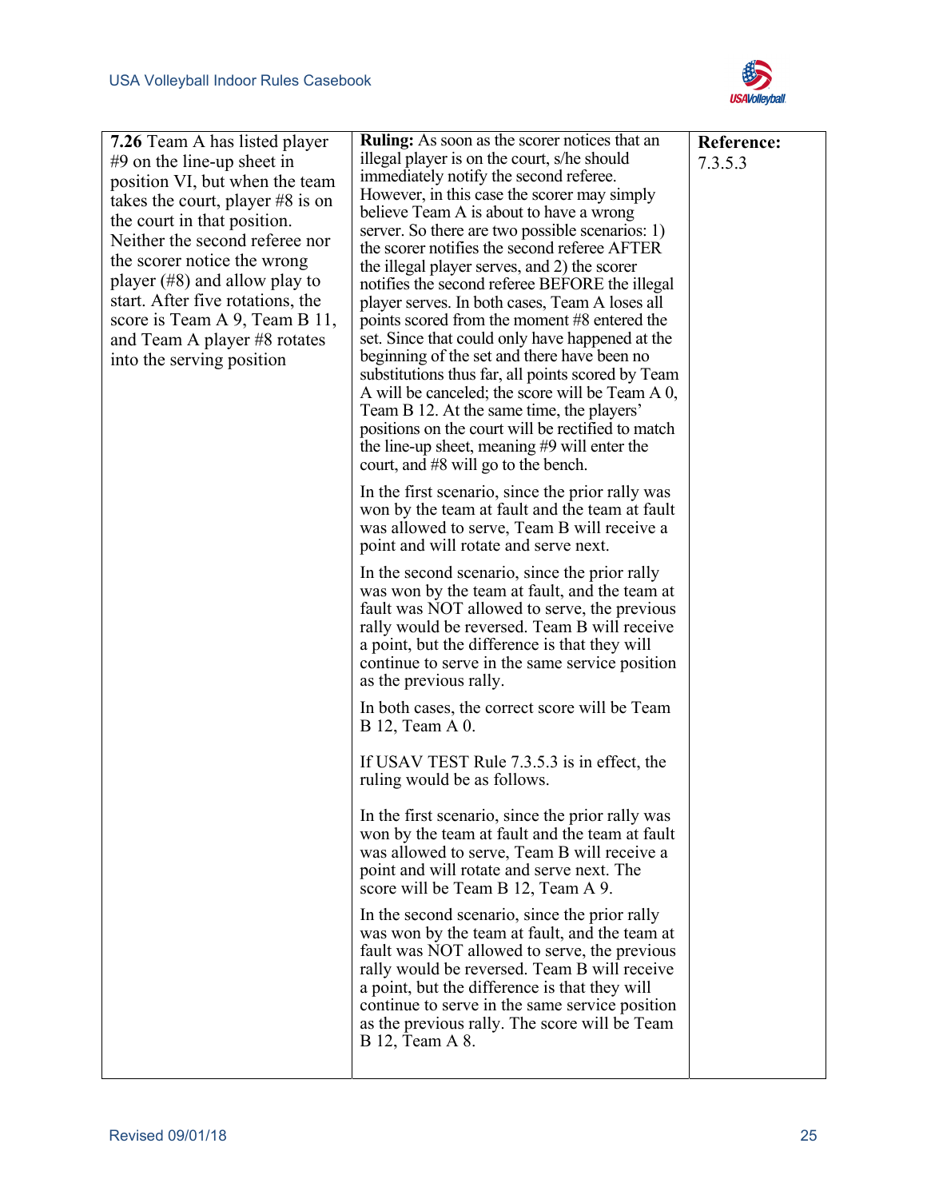| | | |
|---|---|---|
| **7.26** Team A has listed player #9 on the line-up sheet in position VI, but when the team takes the court, player #8 is on the court in that position. Neither the second referee nor the scorer notice the wrong player (#8) and allow play to start. After five rotations, the score is Team A 9, Team B 11, and Team A player #8 rotates into the serving position | **Ruling:** As soon as the scorer notices that an illegal player is on the court, s/he should immediately notify the second referee. However, in this case the scorer may simply believe Team A is about to have a wrong server. So there are two possible scenarios: 1) the scorer notifies the second referee AFTER the illegal player serves, and 2) the scorer notifies the second referee BEFORE the illegal player serves. In both cases, Team A loses all points scored from the moment #8 entered the set. Since that could only have happened at the beginning of the set and there have been no substitutions thus far, all points scored by Team A will be canceled; the score will be Team A 0, Team B 12. At the same time, the players' positions on the court will be rectified to match the line-up sheet, meaning #9 will enter the court, and #8 will go to the bench.<br><br>In the first scenario, since the prior rally was won by the team at fault and the team at fault was allowed to serve, Team B will receive a point and will rotate and serve next.<br><br>In the second scenario, since the prior rally was won by the team at fault, and the team at fault was NOT allowed to serve, the previous rally would be reversed. Team B will receive a point, but the difference is that they will continue to serve in the same service position as the previous rally.<br><br>In both cases, the correct score will be Team B 12, Team A 0.<br><br>If USAV TEST Rule 7.3.5.3 is in effect, the ruling would be as follows.<br><br>In the first scenario, since the prior rally was won by the team at fault and the team at fault was allowed to serve, Team B will receive a point and will rotate and serve next. The score will be Team B 12, Team A 9.<br><br>In the second scenario, since the prior rally was won by the team at fault, and the team at fault was NOT allowed to serve, the previous rally would be reversed. Team B will receive a point, but the difference is that they will continue to serve in the same service position as the previous rally. The score will be Team B 12, Team A 8. | **Reference:**<br>7.3.5.3 |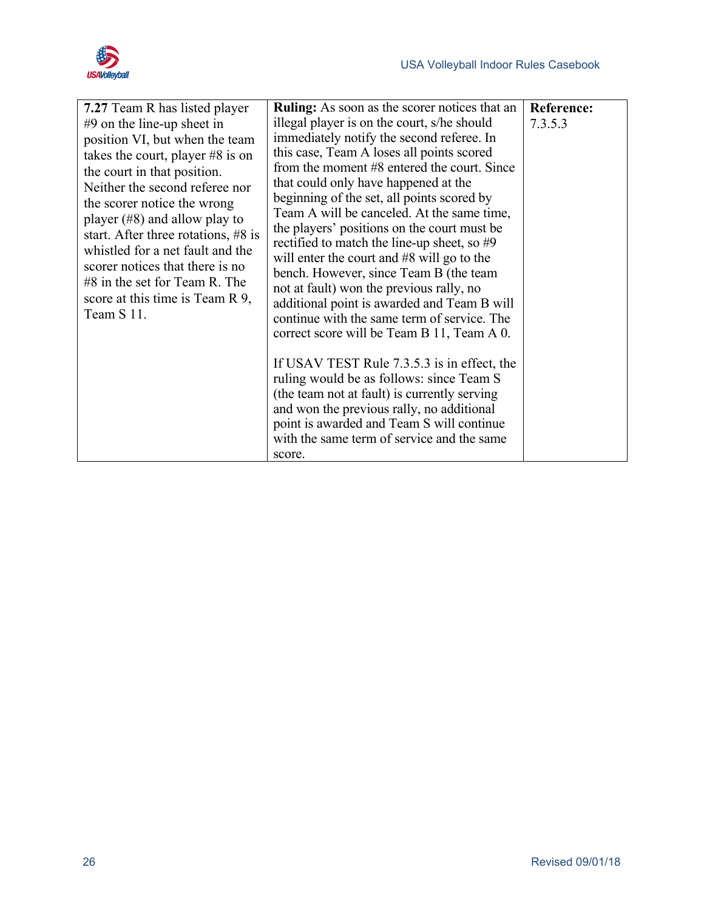| **7.27** Team R has listed player #9 on the line-up sheet in position VI, but when the team takes the court, player #8 is on the court in that position. Neither the second referee nor the scorer notice the wrong player (#8) and allow play to start. After three rotations, #8 is whistled for a net fault and the scorer notices that there is no #8 in the set for Team R. The score at this time is Team R 9, Team S 11. | **Ruling:** As soon as the scorer notices that an illegal player is on the court, s/he should immediately notify the second referee. In this case, Team A loses all points scored from the moment #8 entered the court. Since that could only have happened at the beginning of the set, all points scored by Team A will be canceled. At the same time, the players' positions on the court must be rectified to match the line-up sheet, so #9 will enter the court and #8 will go to the bench. However, since Team B (the team not at fault) won the previous rally, no additional point is awarded and Team B will continue with the same term of service. The correct score will be Team B 11, Team A 0.<br><br>If USAV TEST Rule 7.3.5.3 is in effect, the ruling would be as follows: since Team S (the team not at fault) is currently serving and won the previous rally, no additional point is awarded and Team S will continue with the same term of service and the same score. | **Reference:** 7.3.5.3 |
|---|---|---|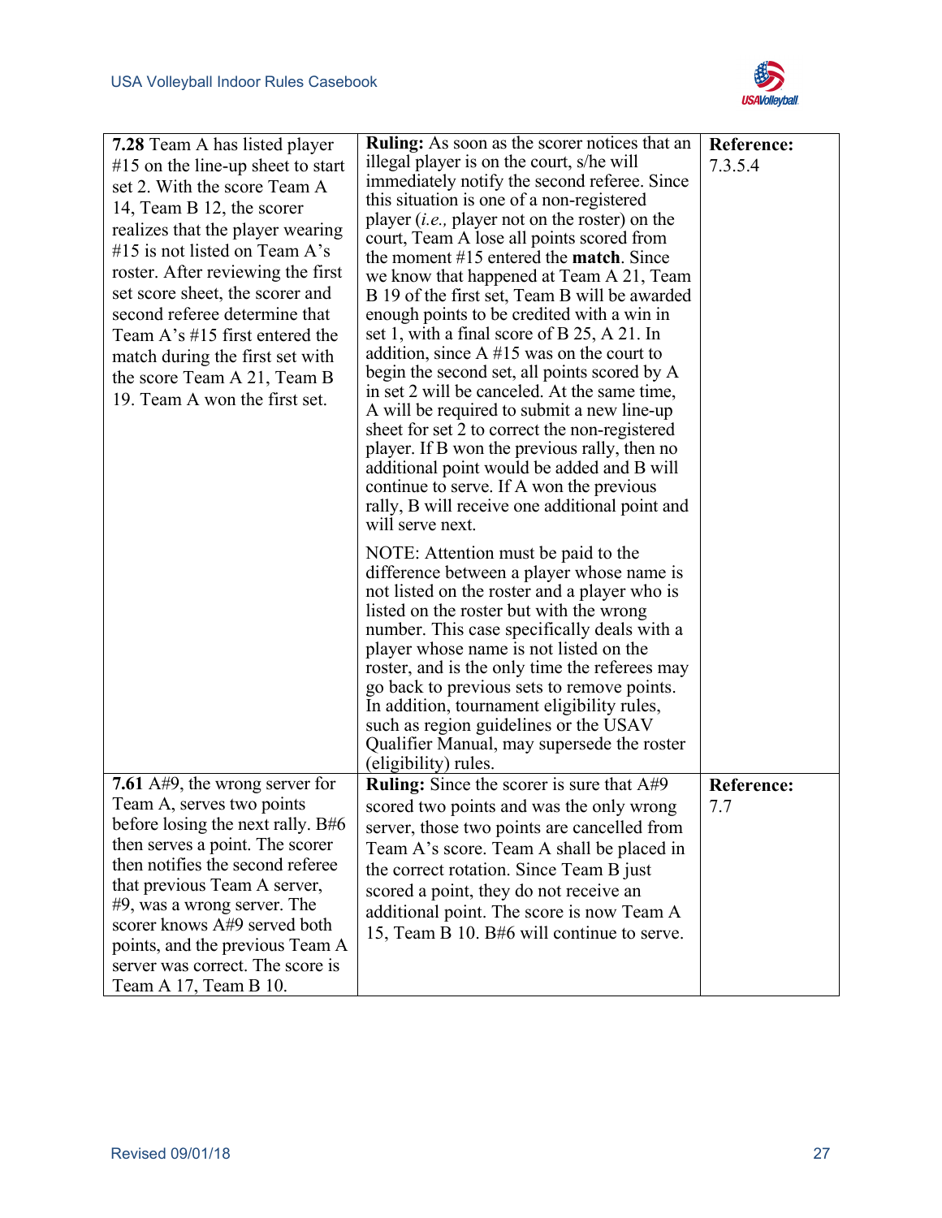| | | |
|---|---|---|
| **7.28** Team A has listed player #15 on the line-up sheet to start set 2. With the score Team A 14, Team B 12, the scorer realizes that the player wearing #15 is not listed on Team A's roster. After reviewing the first set score sheet, the scorer and second referee determine that Team A's #15 first entered the match during the first set with the score Team A 21, Team B 19. Team A won the first set. | **Ruling:** As soon as the scorer notices that an illegal player is on the court, s/he will immediately notify the second referee. Since this situation is one of a non-registered player (*i.e.,* player not on the roster) on the court, Team A lose all points scored from the moment #15 entered the **match**. Since we know that happened at Team A 21, Team B 19 of the first set, Team B will be awarded enough points to be credited with a win in set 1, with a final score of B 25, A 21. In addition, since A #15 was on the court to begin the second set, all points scored by A in set 2 will be canceled. At the same time, A will be required to submit a new line-up sheet for set 2 to correct the non-registered player. If B won the previous rally, then no additional point would be added and B will continue to serve. If A won the previous rally, B will receive one additional point and will serve next.<br><br>NOTE: Attention must be paid to the difference between a player whose name is not listed on the roster and a player who is listed on the roster but with the wrong number. This case specifically deals with a player whose name is not listed on the roster, and is the only time the referees may go back to previous sets to remove points. In addition, tournament eligibility rules, such as region guidelines or the USAV Qualifier Manual, may supersede the roster (eligibility) rules. | **Reference:** 7.3.5.4 |
| **7.61** A#9, the wrong server for Team A, serves two points before losing the next rally. B#6 then serves a point. The scorer then notifies the second referee that previous Team A server, #9, was a wrong server. The scorer knows A#9 served both points, and the previous Team A server was correct. The score is Team A 17, Team B 10. | **Ruling:** Since the scorer is sure that A#9 scored two points and was the only wrong server, those two points are cancelled from Team A's score. Team A shall be placed in the correct rotation. Since Team B just scored a point, they do not receive an additional point. The score is now Team A 15, Team B 10. B#6 will continue to serve. | **Reference:** 7.7 |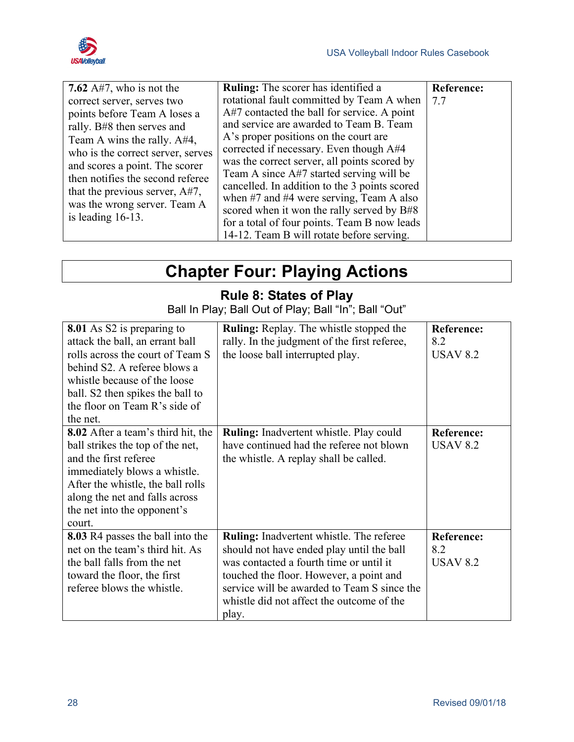| | | |
|---|---|---|
| **7.62** A#7, who is not the correct server, serves two points before Team A loses a rally. B#8 then serves and Team A wins the rally. A#4, who is the correct server, serves and scores a point. The scorer then notifies the second referee that the previous server, A#7, was the wrong server. Team A is leading 16-13. | **Ruling:** The scorer has identified a rotational fault committed by Team A when A#7 contacted the ball for service. A point and service are awarded to Team B. Team A's proper positions on the court are corrected if necessary. Even though A#4 was the correct server, all points scored by Team A since A#7 started serving will be cancelled. In addition to the 3 points scored when #7 and #4 were serving, Team A also scored when it won the rally served by B#8 for a total of four points. Team B now leads 14-12. Team B will rotate before serving. | **Reference:** 7.7 |

# Chapter Four: Playing Actions

## Rule 8: States of Play

Ball In Play; Ball Out of Play; Ball "In"; Ball "Out"

| | | |
|---|---|---|
| **8.01** As S2 is preparing to attack the ball, an errant ball rolls across the court of Team S behind S2. A referee blows a whistle because of the loose ball. S2 then spikes the ball to the floor on Team R's side of the net. | **Ruling:** Replay. The whistle stopped the rally. In the judgment of the first referee, the loose ball interrupted play. | **Reference:** 8.2 USAV 8.2 |
| **8.02** After a team's third hit, the ball strikes the top of the net, and the first referee immediately blows a whistle. After the whistle, the ball rolls along the net and falls across the net into the opponent's court. | **Ruling:** Inadvertent whistle. Play could have continued had the referee not blown the whistle. A replay shall be called. | **Reference:** USAV 8.2 |
| **8.03** R4 passes the ball into the net on the team's third hit. As the ball falls from the net toward the floor, the first referee blows the whistle. | **Ruling:** Inadvertent whistle. The referee should not have ended play until the ball was contacted a fourth time or until it touched the floor. However, a point and service will be awarded to Team S since the whistle did not affect the outcome of the play. | **Reference:** 8.2 USAV 8.2 |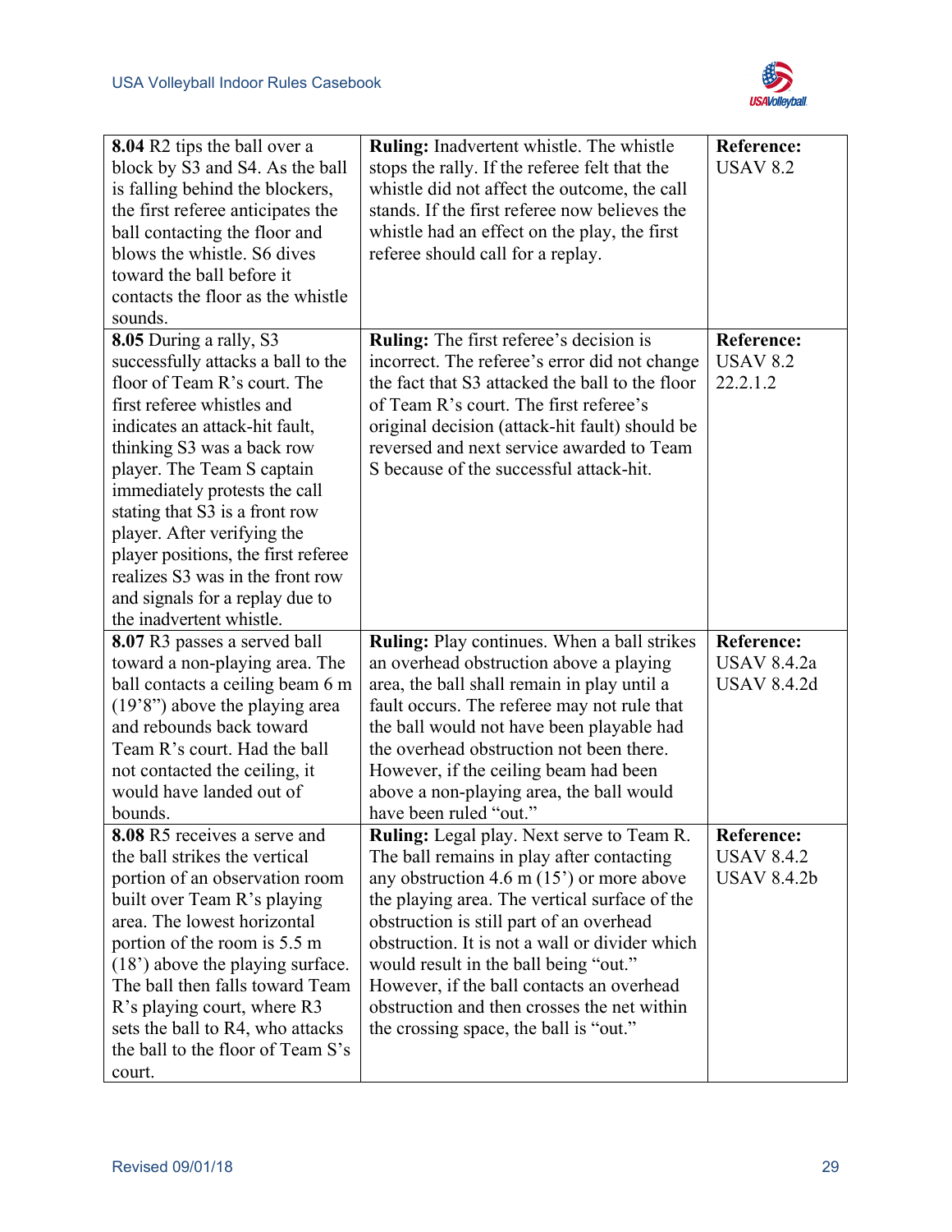| | | |
|---|---|---|
| **8.04** R2 tips the ball over a block by S3 and S4. As the ball is falling behind the blockers, the first referee anticipates the ball contacting the floor and blows the whistle. S6 dives toward the ball before it contacts the floor as the whistle sounds. | **Ruling:** Inadvertent whistle. The whistle stops the rally. If the referee felt that the whistle did not affect the outcome, the call stands. If the first referee now believes the whistle had an effect on the play, the first referee should call for a replay. | **Reference:** USAV 8.2 |
| **8.05** During a rally, S3 successfully attacks a ball to the floor of Team R's court. The first referee whistles and indicates an attack-hit fault, thinking S3 was a back row player. The Team S captain immediately protests the call stating that S3 is a front row player. After verifying the player positions, the first referee realizes S3 was in the front row and signals for a replay due to the inadvertent whistle. | **Ruling:** The first referee's decision is incorrect. The referee's error did not change the fact that S3 attacked the ball to the floor of Team R's court. The first referee's original decision (attack-hit fault) should be reversed and next service awarded to Team S because of the successful attack-hit. | **Reference:** USAV 8.2 22.2.1.2 |
| **8.07** R3 passes a served ball toward a non-playing area. The ball contacts a ceiling beam 6 m (19'8") above the playing area and rebounds back toward Team R's court. Had the ball not contacted the ceiling, it would have landed out of bounds. | **Ruling:** Play continues. When a ball strikes an overhead obstruction above a playing area, the ball shall remain in play until a fault occurs. The referee may not rule that the ball would not have been playable had the overhead obstruction not been there. However, if the ceiling beam had been above a non-playing area, the ball would have been ruled "out." | **Reference:** USAV 8.4.2a USAV 8.4.2d |
| **8.08** R5 receives a serve and the ball strikes the vertical portion of an observation room built over Team R's playing area. The lowest horizontal portion of the room is 5.5 m (18') above the playing surface. The ball then falls toward Team R's playing court, where R3 sets the ball to R4, who attacks the ball to the floor of Team S's court. | **Ruling:** Legal play. Next serve to Team R. The ball remains in play after contacting any obstruction 4.6 m (15') or more above the playing area. The vertical surface of the obstruction is still part of an overhead obstruction. It is not a wall or divider which would result in the ball being "out." However, if the ball contacts an overhead obstruction and then crosses the net within the crossing space, the ball is "out." | **Reference:** USAV 8.4.2 USAV 8.4.2b |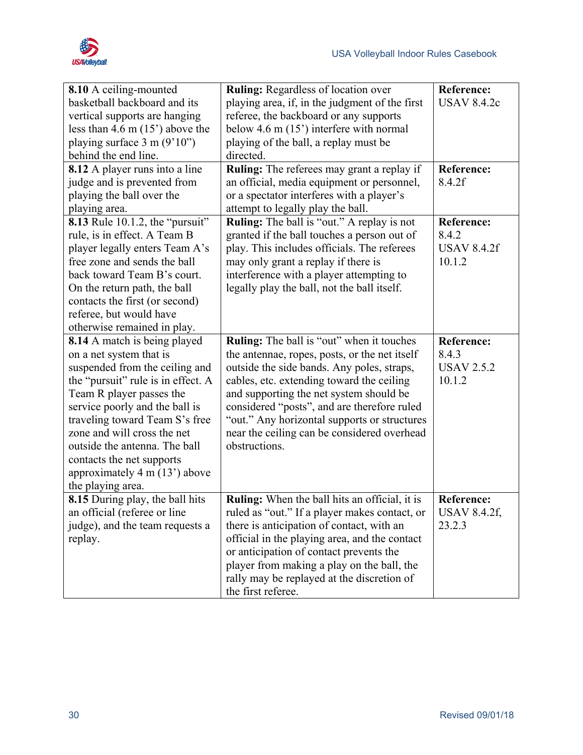| **8.10** A ceiling-mounted basketball backboard and its vertical supports are hanging less than 4.6 m (15') above the playing surface 3 m (9'10") behind the end line. | **Ruling:** Regardless of location over playing area, if, in the judgment of the first referee, the backboard or any supports below 4.6 m (15') interfere with normal playing of the ball, a replay must be directed. | **Reference:** USAV 8.4.2c |
|---|---|---|
| **8.12** A player runs into a line judge and is prevented from playing the ball over the playing area. | **Ruling:** The referees may grant a replay if an official, media equipment or personnel, or a spectator interferes with a player's attempt to legally play the ball. | **Reference:** 8.4.2f |
| **8.13** Rule 10.1.2, the "pursuit" rule, is in effect. A Team B player legally enters Team A's free zone and sends the ball back toward Team B's court. On the return path, the ball contacts the first (or second) referee, but would have otherwise remained in play. | **Ruling:** The ball is "out." A replay is not granted if the ball touches a person out of play. This includes officials. The referees may only grant a replay if there is interference with a player attempting to legally play the ball, not the ball itself. | **Reference:** 8.4.2 USAV 8.4.2f 10.1.2 |
| **8.14** A match is being played on a net system that is suspended from the ceiling and the "pursuit" rule is in effect. A Team R player passes the service poorly and the ball is traveling toward Team S's free zone and will cross the net outside the antenna. The ball contacts the net supports approximately 4 m (13') above the playing area. | **Ruling:** The ball is "out" when it touches the antennae, ropes, posts, or the net itself outside the side bands. Any poles, straps, cables, etc. extending toward the ceiling and supporting the net system should be considered "posts", and are therefore ruled "out." Any horizontal supports or structures near the ceiling can be considered overhead obstructions. | **Reference:** 8.4.3 USAV 2.5.2 10.1.2 |
| **8.15** During play, the ball hits an official (referee or line judge), and the team requests a replay. | **Ruling:** When the ball hits an official, it is ruled as "out." If a player makes contact, or there is anticipation of contact, with an official in the playing area, and the contact or anticipation of contact prevents the player from making a play on the ball, the rally may be replayed at the discretion of the first referee. | **Reference:** USAV 8.4.2f, 23.2.3 |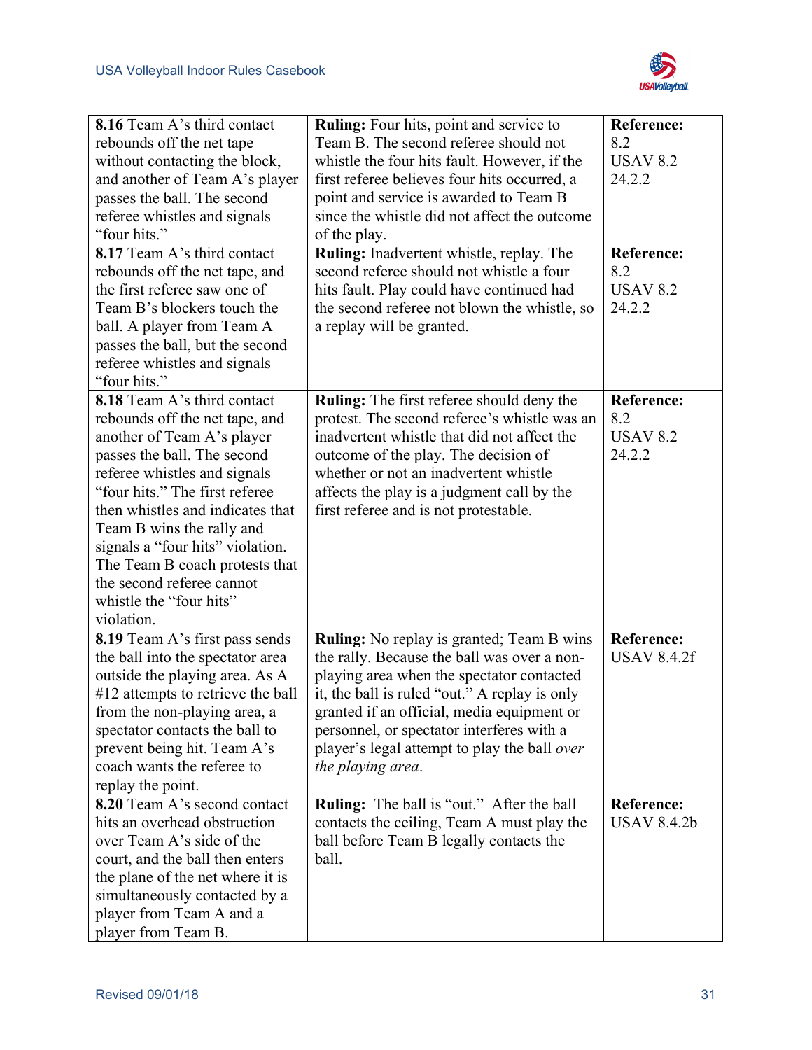| **8.16** Team A's third contact rebounds off the net tape without contacting the block, and another of Team A's player passes the ball. The second referee whistles and signals "four hits." | **Ruling:** Four hits, point and service to Team B. The second referee should not whistle the four hits fault. However, if the first referee believes four hits occurred, a point and service is awarded to Team B since the whistle did not affect the outcome of the play. | **Reference:** 8.2 USAV 8.2 24.2.2 |
|---|---|---|
| **8.17** Team A's third contact rebounds off the net tape, and the first referee saw one of Team B's blockers touch the ball. A player from Team A passes the ball, but the second referee whistles and signals "four hits." | **Ruling:** Inadvertent whistle, replay. The second referee should not whistle a four hits fault. Play could have continued had the second referee not blown the whistle, so a replay will be granted. | **Reference:** 8.2 USAV 8.2 24.2.2 |
| **8.18** Team A's third contact rebounds off the net tape, and another of Team A's player passes the ball. The second referee whistles and signals "four hits." The first referee then whistles and indicates that Team B wins the rally and signals a "four hits" violation. The Team B coach protests that the second referee cannot whistle the "four hits" violation. | **Ruling:** The first referee should deny the protest. The second referee's whistle was an inadvertent whistle that did not affect the outcome of the play. The decision of whether or not an inadvertent whistle affects the play is a judgment call by the first referee and is not protestable. | **Reference:** 8.2 USAV 8.2 24.2.2 |
| **8.19** Team A's first pass sends the ball into the spectator area outside the playing area. As A #12 attempts to retrieve the ball from the non-playing area, a spectator contacts the ball to prevent being hit. Team A's coach wants the referee to replay the point. | **Ruling:** No replay is granted; Team B wins the rally. Because the ball was over a non-playing area when the spectator contacted it, the ball is ruled "out." A replay is only granted if an official, media equipment or personnel, or spectator interferes with a player's legal attempt to play the ball *over the playing area*. | **Reference:** USAV 8.4.2f |
| **8.20** Team A's second contact hits an overhead obstruction over Team A's side of the court, and the ball then enters the plane of the net where it is simultaneously contacted by a player from Team A and a player from Team B. | **Ruling:** The ball is "out." After the ball contacts the ceiling, Team A must play the ball before Team B legally contacts the ball. | **Reference:** USAV 8.4.2b |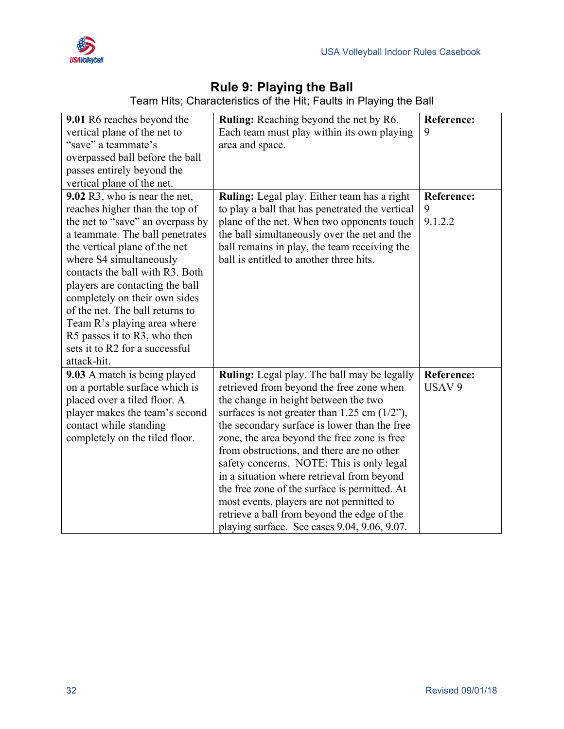# Rule 9: Playing the Ball

Team Hits; Characteristics of the Hit; Faults in Playing the Ball

| | | |
|---|---|---|
| **9.01** R6 reaches beyond the vertical plane of the net to “save” a teammate’s overpassed ball before the ball passes entirely beyond the vertical plane of the net. | **Ruling:** Reaching beyond the net by R6. Each team must play within its own playing area and space. | **Reference:** 9 |
| **9.02** R3, who is near the net, reaches higher than the top of the net to “save” an overpass by a teammate. The ball penetrates the vertical plane of the net where S4 simultaneously contacts the ball with R3. Both players are contacting the ball completely on their own sides of the net. The ball returns to Team R’s playing area where R5 passes it to R3, who then sets it to R2 for a successful attack-hit. | **Ruling:** Legal play. Either team has a right to play a ball that has penetrated the vertical plane of the net. When two opponents touch the ball simultaneously over the net and the ball remains in play, the team receiving the ball is entitled to another three hits. | **Reference:** 9 9.1.2.2 |
| **9.03** A match is being played on a portable surface which is placed over a tiled floor. A player makes the team’s second contact while standing completely on the tiled floor. | **Ruling:** Legal play. The ball may be legally retrieved from beyond the free zone when the change in height between the two surfaces is not greater than 1.25 cm (1/2”), the secondary surface is lower than the free zone, the area beyond the free zone is free from obstructions, and there are no other safety concerns. NOTE: This is only legal in a situation where retrieval from beyond the free zone of the surface is permitted. At most events, players are not permitted to retrieve a ball from beyond the edge of the playing surface. See cases 9.04, 9.06, 9.07. | **Reference:** USAV 9 |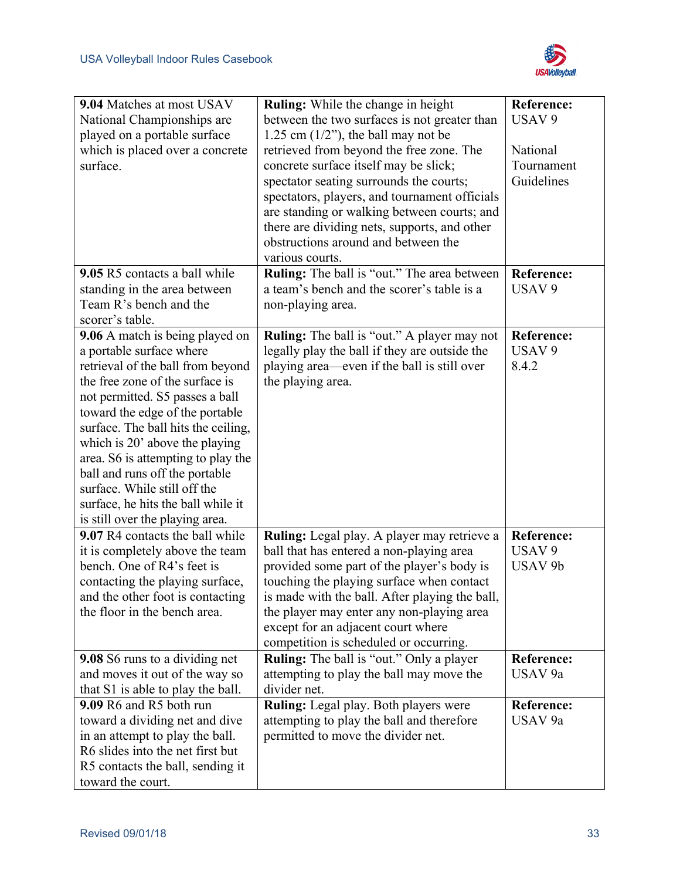| | | |
|---|---|---|
| **9.04** Matches at most USAV National Championships are played on a portable surface which is placed over a concrete surface. | **Ruling:** While the change in height between the two surfaces is not greater than 1.25 cm (1/2"), the ball may not be retrieved from beyond the free zone. The concrete surface itself may be slick; spectator seating surrounds the courts; spectators, players, and tournament officials are standing or walking between courts; and there are dividing nets, supports, and other obstructions around and between the various courts. | **Reference:** USAV 9<br><br>National Tournament Guidelines |
| **9.05** R5 contacts a ball while standing in the area between Team R's bench and the scorer's table. | **Ruling:** The ball is "out." The area between a team's bench and the scorer's table is a non-playing area. | **Reference:** USAV 9 |
| **9.06** A match is being played on a portable surface where retrieval of the ball from beyond the free zone of the surface is not permitted. S5 passes a ball toward the edge of the portable surface. The ball hits the ceiling, which is 20' above the playing area. S6 is attempting to play the ball and runs off the portable surface. While still off the surface, he hits the ball while it is still over the playing area. | **Ruling:** The ball is "out." A player may not legally play the ball if they are outside the playing area—even if the ball is still over the playing area. | **Reference:** USAV 9<br>8.4.2 |
| **9.07** R4 contacts the ball while it is completely above the team bench. One of R4's feet is contacting the playing surface, and the other foot is contacting the floor in the bench area. | **Ruling:** Legal play. A player may retrieve a ball that has entered a non-playing area provided some part of the player's body is touching the playing surface when contact is made with the ball. After playing the ball, the player may enter any non-playing area except for an adjacent court where competition is scheduled or occurring. | **Reference:** USAV 9<br>USAV 9b |
| **9.08** S6 runs to a dividing net and moves it out of the way so that S1 is able to play the ball. | **Ruling:** The ball is "out." Only a player attempting to play the ball may move the divider net. | **Reference:** USAV 9a |
| **9.09** R6 and R5 both run toward a dividing net and dive in an attempt to play the ball. R6 slides into the net first but R5 contacts the ball, sending it toward the court. | **Ruling:** Legal play. Both players were attempting to play the ball and therefore permitted to move the divider net. | **Reference:** USAV 9a |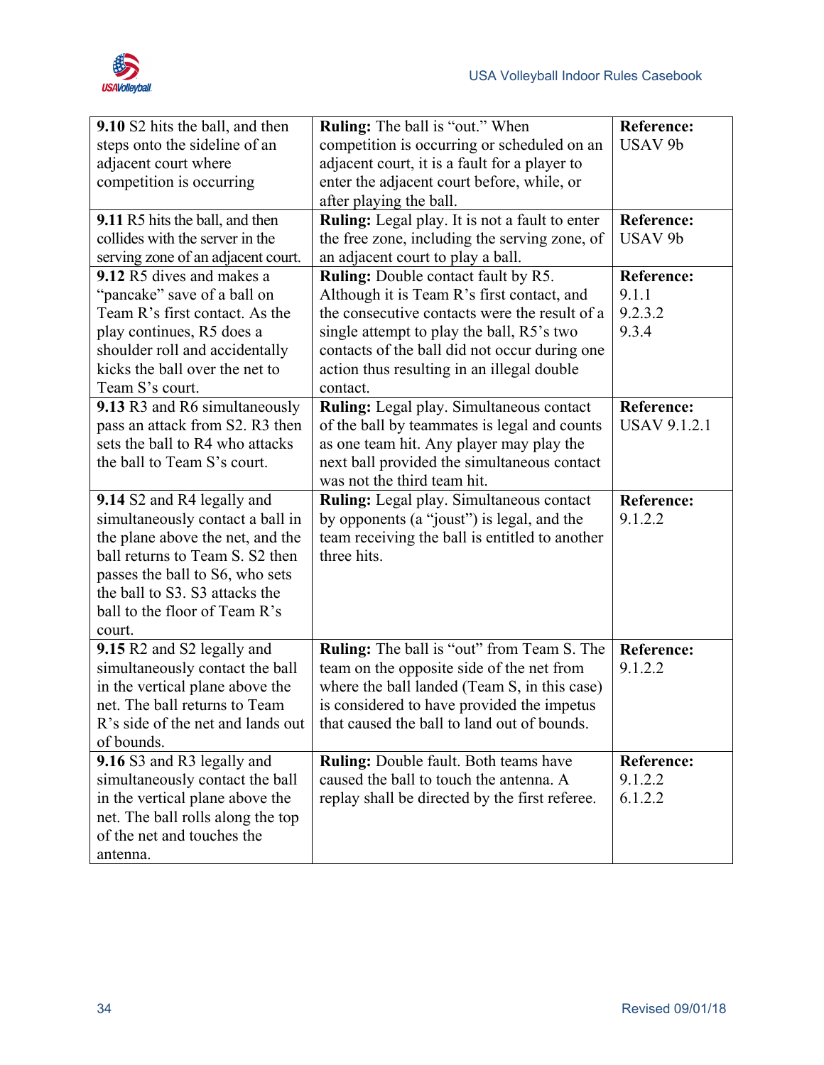| **9.10** S2 hits the ball, and then steps onto the sideline of an adjacent court where competition is occurring | **Ruling:** The ball is "out." When competition is occurring or scheduled on an adjacent court, it is a fault for a player to enter the adjacent court before, while, or after playing the ball. | **Reference:** USAV 9b |
|---|---|---|
| **9.11** R5 hits the ball, and then collides with the server in the serving zone of an adjacent court. | **Ruling:** Legal play. It is not a fault to enter the free zone, including the serving zone, of an adjacent court to play a ball. | **Reference:** USAV 9b |
| **9.12** R5 dives and makes a "pancake" save of a ball on Team R's first contact. As the play continues, R5 does a shoulder roll and accidentally kicks the ball over the net to Team S's court. | **Ruling:** Double contact fault by R5. Although it is Team R's first contact, and the consecutive contacts were the result of a single attempt to play the ball, R5's two contacts of the ball did not occur during one action thus resulting in an illegal double contact. | **Reference:** 9.1.1 9.2.3.2 9.3.4 |
| **9.13** R3 and R6 simultaneously pass an attack from S2. R3 then sets the ball to R4 who attacks the ball to Team S's court. | **Ruling:** Legal play. Simultaneous contact of the ball by teammates is legal and counts as one team hit. Any player may play the next ball provided the simultaneous contact was not the third team hit. | **Reference:** USAV 9.1.2.1 |
| **9.14** S2 and R4 legally and simultaneously contact a ball in the plane above the net, and the ball returns to Team S. S2 then passes the ball to S6, who sets the ball to S3. S3 attacks the ball to the floor of Team R's court. | **Ruling:** Legal play. Simultaneous contact by opponents (a "joust") is legal, and the team receiving the ball is entitled to another three hits. | **Reference:** 9.1.2.2 |
| **9.15** R2 and S2 legally and simultaneously contact the ball in the vertical plane above the net. The ball returns to Team R's side of the net and lands out of bounds. | **Ruling:** The ball is "out" from Team S. The team on the opposite side of the net from where the ball landed (Team S, in this case) is considered to have provided the impetus that caused the ball to land out of bounds. | **Reference:** 9.1.2.2 |
| **9.16** S3 and R3 legally and simultaneously contact the ball in the vertical plane above the net. The ball rolls along the top of the net and touches the antenna. | **Ruling:** Double fault. Both teams have caused the ball to touch the antenna. A replay shall be directed by the first referee. | **Reference:** 9.1.2.2 6.1.2.2 |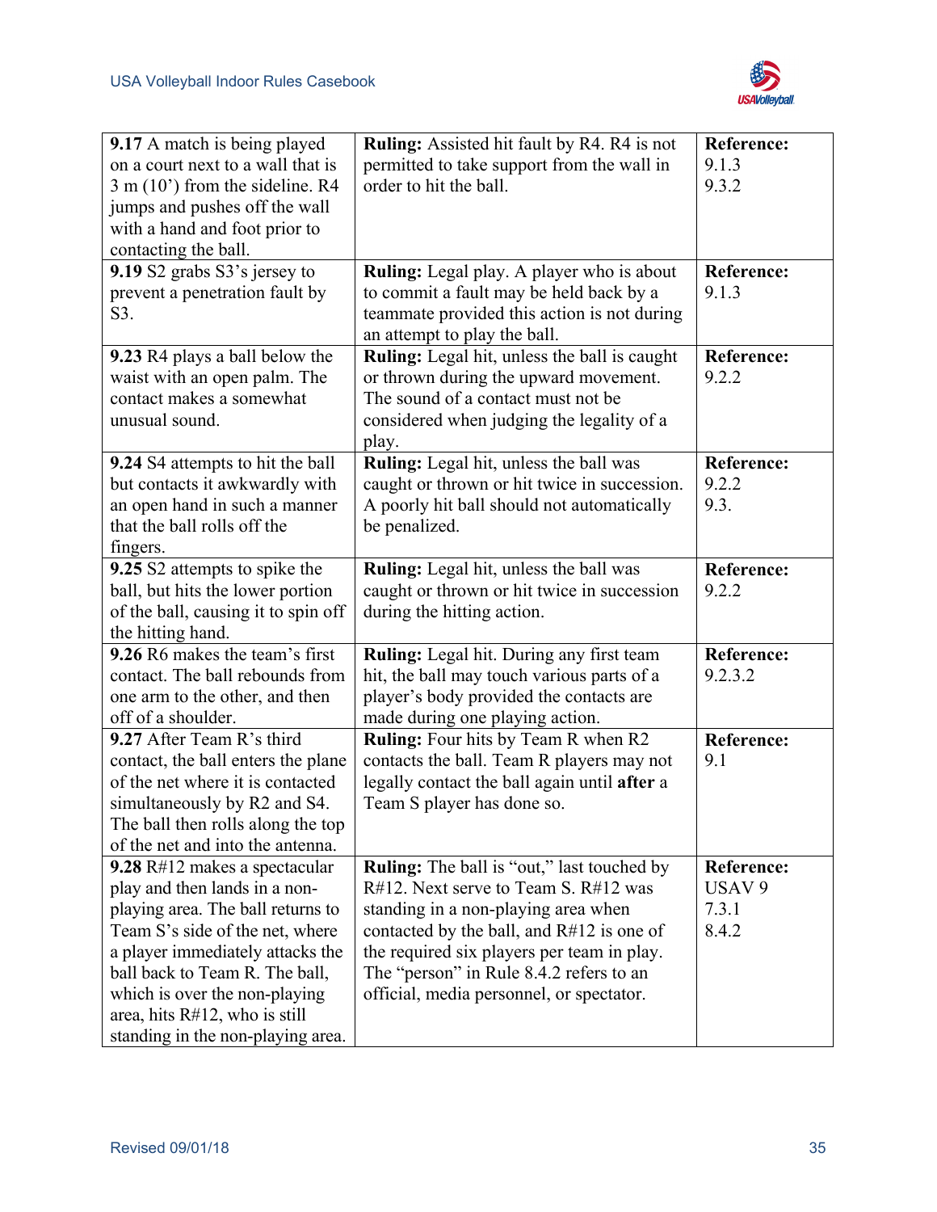| | | |
|---|---|---|
| **9.17** A match is being played on a court next to a wall that is 3 m (10') from the sideline. R4 jumps and pushes off the wall with a hand and foot prior to contacting the ball. | **Ruling:** Assisted hit fault by R4. R4 is not permitted to take support from the wall in order to hit the ball. | **Reference:** 9.1.3 9.3.2 |
| **9.19** S2 grabs S3's jersey to prevent a penetration fault by S3. | **Ruling:** Legal play. A player who is about to commit a fault may be held back by a teammate provided this action is not during an attempt to play the ball. | **Reference:** 9.1.3 |
| **9.23** R4 plays a ball below the waist with an open palm. The contact makes a somewhat unusual sound. | **Ruling:** Legal hit, unless the ball is caught or thrown during the upward movement. The sound of a contact must not be considered when judging the legality of a play. | **Reference:** 9.2.2 |
| **9.24** S4 attempts to hit the ball but contacts it awkwardly with an open hand in such a manner that the ball rolls off the fingers. | **Ruling:** Legal hit, unless the ball was caught or thrown or hit twice in succession. A poorly hit ball should not automatically be penalized. | **Reference:** 9.2.2 9.3. |
| **9.25** S2 attempts to spike the ball, but hits the lower portion of the ball, causing it to spin off the hitting hand. | **Ruling:** Legal hit, unless the ball was caught or thrown or hit twice in succession during the hitting action. | **Reference:** 9.2.2 |
| **9.26** R6 makes the team's first contact. The ball rebounds from one arm to the other, and then off of a shoulder. | **Ruling:** Legal hit. During any first team hit, the ball may touch various parts of a player's body provided the contacts are made during one playing action. | **Reference:** 9.2.3.2 |
| **9.27** After Team R's third contact, the ball enters the plane of the net where it is contacted simultaneously by R2 and S4. The ball then rolls along the top of the net and into the antenna. | **Ruling:** Four hits by Team R when R2 contacts the ball. Team R players may not legally contact the ball again until **after** a Team S player has done so. | **Reference:** 9.1 |
| **9.28** R#12 makes a spectacular play and then lands in a non-playing area. The ball returns to Team S's side of the net, where a player immediately attacks the ball back to Team R. The ball, which is over the non-playing area, hits R#12, who is still standing in the non-playing area. | **Ruling:** The ball is "out," last touched by R#12. Next serve to Team S. R#12 was standing in a non-playing area when contacted by the ball, and R#12 is one of the required six players per team in play. The "person" in Rule 8.4.2 refers to an official, media personnel, or spectator. | **Reference:** USAV 9 7.3.1 8.4.2 |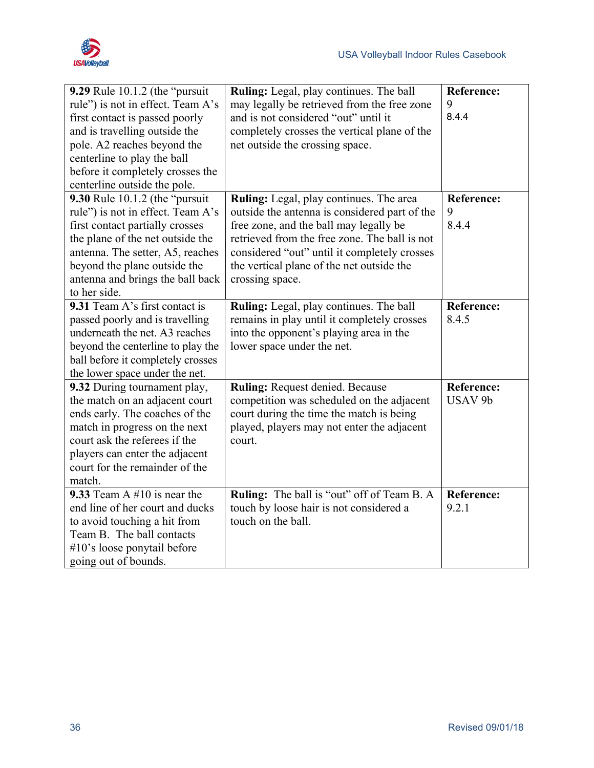| | | |
|---|---|---|
| **9.29** Rule 10.1.2 (the "pursuit rule") is not in effect. Team A's first contact is passed poorly and is travelling outside the pole. A2 reaches beyond the centerline to play the ball before it completely crosses the centerline outside the pole. | **Ruling:** Legal, play continues. The ball may legally be retrieved from the free zone and is not considered "out" until it completely crosses the vertical plane of the net outside the crossing space. | **Reference:** 9 8.4.4 |
| **9.30** Rule 10.1.2 (the "pursuit rule") is not in effect. Team A's first contact partially crosses the plane of the net outside the antenna. The setter, A5, reaches beyond the plane outside the antenna and brings the ball back to her side. | **Ruling:** Legal, play continues. The area outside the antenna is considered part of the free zone, and the ball may legally be retrieved from the free zone. The ball is not considered "out" until it completely crosses the vertical plane of the net outside the crossing space. | **Reference:** 9 8.4.4 |
| **9.31** Team A's first contact is passed poorly and is travelling underneath the net. A3 reaches beyond the centerline to play the ball before it completely crosses the lower space under the net. | **Ruling:** Legal, play continues. The ball remains in play until it completely crosses into the opponent's playing area in the lower space under the net. | **Reference:** 8.4.5 |
| **9.32** During tournament play, the match on an adjacent court ends early. The coaches of the match in progress on the next court ask the referees if the players can enter the adjacent court for the remainder of the match. | **Ruling:** Request denied. Because competition was scheduled on the adjacent court during the time the match is being played, players may not enter the adjacent court. | **Reference:** USAV 9b |
| **9.33** Team A #10 is near the end line of her court and ducks to avoid touching a hit from Team B. The ball contacts #10's loose ponytail before going out of bounds. | **Ruling:** The ball is "out" off of Team B. A touch by loose hair is not considered a touch on the ball. | **Reference:** 9.2.1 |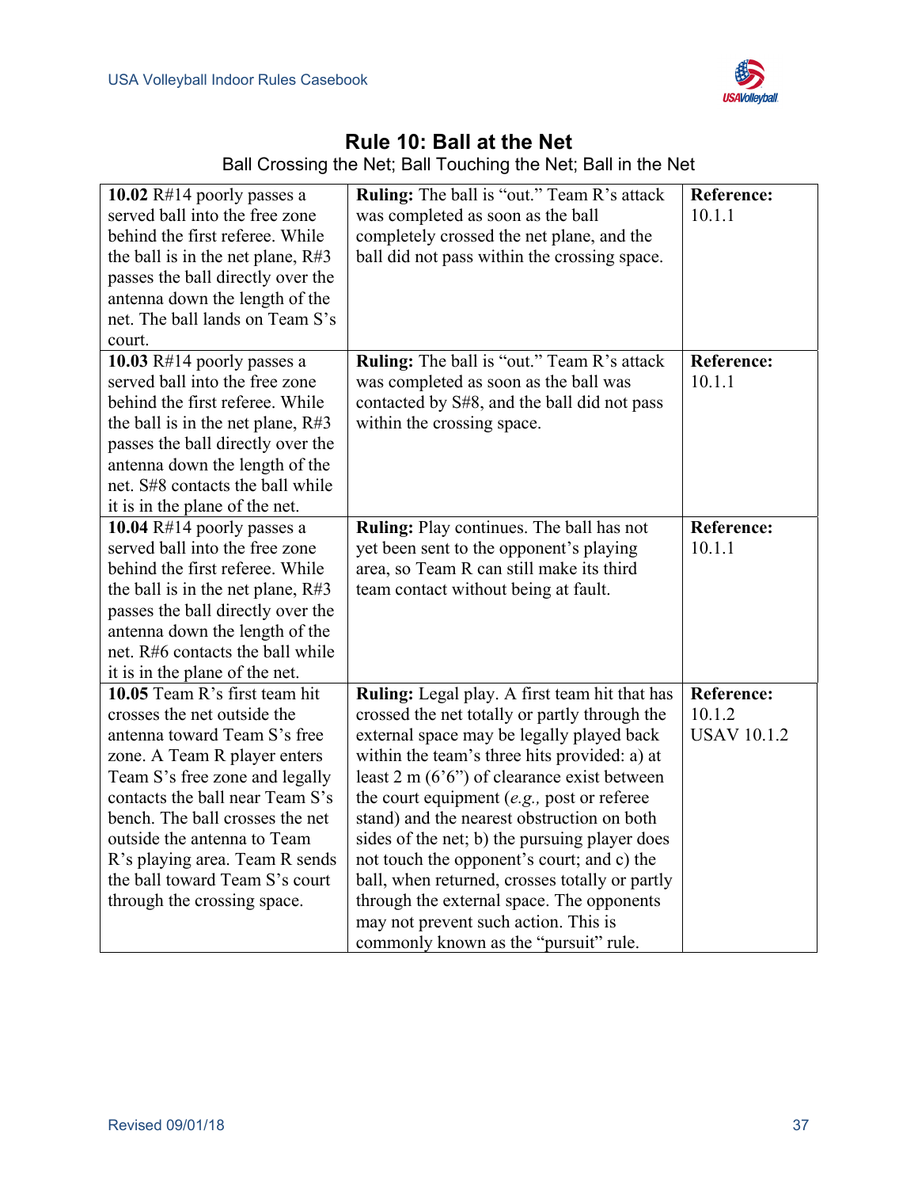# Rule 10: Ball at the Net

Ball Crossing the Net; Ball Touching the Net; Ball in the Net

| | | |
|---|---|---|
| **10.02** R#14 poorly passes a served ball into the free zone behind the first referee. While the ball is in the net plane, R#3 passes the ball directly over the antenna down the length of the net. The ball lands on Team S's court. | **Ruling:** The ball is "out." Team R's attack was completed as soon as the ball completely crossed the net plane, and the ball did not pass within the crossing space. | **Reference:** 10.1.1 |
| **10.03** R#14 poorly passes a served ball into the free zone behind the first referee. While the ball is in the net plane, R#3 passes the ball directly over the antenna down the length of the net. S#8 contacts the ball while it is in the plane of the net. | **Ruling:** The ball is "out." Team R's attack was completed as soon as the ball was contacted by S#8, and the ball did not pass within the crossing space. | **Reference:** 10.1.1 |
| **10.04** R#14 poorly passes a served ball into the free zone behind the first referee. While the ball is in the net plane, R#3 passes the ball directly over the antenna down the length of the net. R#6 contacts the ball while it is in the plane of the net. | **Ruling:** Play continues. The ball has not yet been sent to the opponent's playing area, so Team R can still make its third team contact without being at fault. | **Reference:** 10.1.1 |
| **10.05** Team R's first team hit crosses the net outside the antenna toward Team S's free zone. A Team R player enters Team S's free zone and legally contacts the ball near Team S's bench. The ball crosses the net outside the antenna to Team R's playing area. Team R sends the ball toward Team S's court through the crossing space. | **Ruling:** Legal play. A first team hit that has crossed the net totally or partly through the external space may be legally played back within the team's three hits provided: a) at least 2 m (6'6") of clearance exist between the court equipment (*e.g.,* post or referee stand) and the nearest obstruction on both sides of the net; b) the pursuing player does not touch the opponent's court; and c) the ball, when returned, crosses totally or partly through the external space. The opponents may not prevent such action. This is commonly known as the "pursuit" rule. | **Reference:** 10.1.2 USAV 10.1.2 |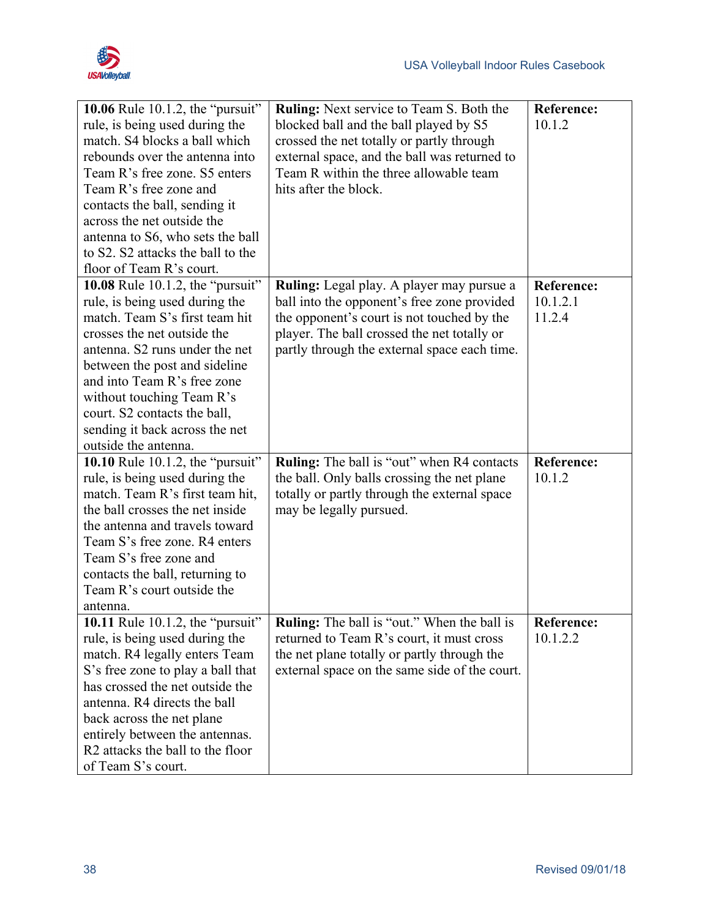| | | |
|---|---|---|
| **10.06** Rule 10.1.2, the "pursuit" rule, is being used during the match. S4 blocks a ball which rebounds over the antenna into Team R's free zone. S5 enters Team R's free zone and contacts the ball, sending it across the net outside the antenna to S6, who sets the ball to S2. S2 attacks the ball to the floor of Team R's court. | **Ruling:** Next service to Team S. Both the blocked ball and the ball played by S5 crossed the net totally or partly through external space, and the ball was returned to Team R within the three allowable team hits after the block. | **Reference:** 10.1.2 |
| **10.08** Rule 10.1.2, the "pursuit" rule, is being used during the match. Team S's first team hit crosses the net outside the antenna. S2 runs under the net between the post and sideline and into Team R's free zone without touching Team R's court. S2 contacts the ball, sending it back across the net outside the antenna. | **Ruling:** Legal play. A player may pursue a ball into the opponent's free zone provided the opponent's court is not touched by the player. The ball crossed the net totally or partly through the external space each time. | **Reference:** 10.1.2.1 11.2.4 |
| **10.10** Rule 10.1.2, the "pursuit" rule, is being used during the match. Team R's first team hit, the ball crosses the net inside the antenna and travels toward Team S's free zone. R4 enters Team S's free zone and contacts the ball, returning to Team R's court outside the antenna. | **Ruling:** The ball is "out" when R4 contacts the ball. Only balls crossing the net plane totally or partly through the external space may be legally pursued. | **Reference:** 10.1.2 |
| **10.11** Rule 10.1.2, the "pursuit" rule, is being used during the match. R4 legally enters Team S's free zone to play a ball that has crossed the net outside the antenna. R4 directs the ball back across the net plane entirely between the antennas. R2 attacks the ball to the floor of Team S's court. | **Ruling:** The ball is "out." When the ball is returned to Team R's court, it must cross the net plane totally or partly through the external space on the same side of the court. | **Reference:** 10.1.2.2 |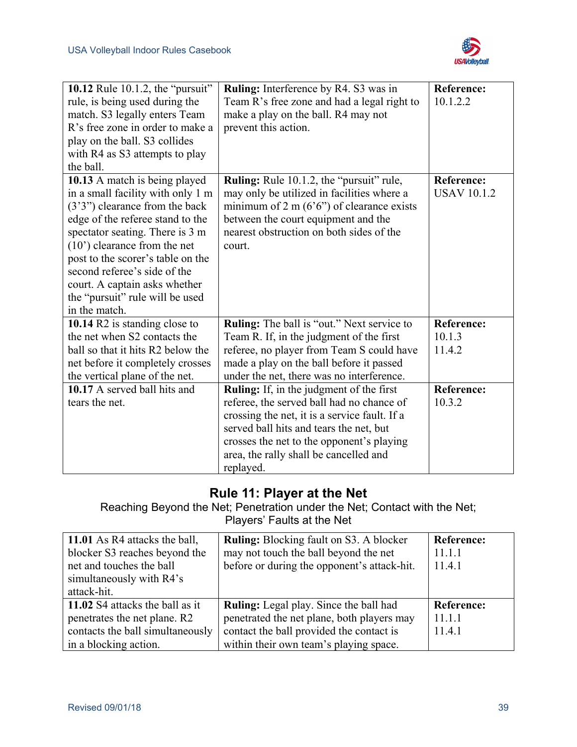| | | |
|---|---|---|
| **10.12** Rule 10.1.2, the "pursuit" rule, is being used during the match. S3 legally enters Team R's free zone in order to make a play on the ball. S3 collides with R4 as S3 attempts to play the ball. | **Ruling:** Interference by R4. S3 was in Team R's free zone and had a legal right to make a play on the ball. R4 may not prevent this action. | **Reference:** 10.1.2.2 |
| **10.13** A match is being played in a small facility with only 1 m (3'3") clearance from the back edge of the referee stand to the spectator seating. There is 3 m (10') clearance from the net post to the scorer's table on the second referee's side of the court. A captain asks whether the "pursuit" rule will be used in the match. | **Ruling:** Rule 10.1.2, the "pursuit" rule, may only be utilized in facilities where a minimum of 2 m (6'6") of clearance exists between the court equipment and the nearest obstruction on both sides of the court. | **Reference:** USAV 10.1.2 |
| **10.14** R2 is standing close to the net when S2 contacts the ball so that it hits R2 below the net before it completely crosses the vertical plane of the net. | **Ruling:** The ball is "out." Next service to Team R. If, in the judgment of the first referee, no player from Team S could have made a play on the ball before it passed under the net, there was no interference. | **Reference:** 10.1.3 11.4.2 |
| **10.17** A served ball hits and tears the net. | **Ruling:** If, in the judgment of the first referee, the served ball had no chance of crossing the net, it is a service fault. If a served ball hits and tears the net, but crosses the net to the opponent's playing area, the rally shall be cancelled and replayed. | **Reference:** 10.3.2 |

## Rule 11: Player at the Net

Reaching Beyond the Net; Penetration under the Net; Contact with the Net; Players' Faults at the Net

| | | |
|---|---|---|
| **11.01** As R4 attacks the ball, blocker S3 reaches beyond the net and touches the ball simultaneously with R4's attack-hit. | **Ruling:** Blocking fault on S3. A blocker may not touch the ball beyond the net before or during the opponent's attack-hit. | **Reference:** 11.1.1 11.4.1 |
| **11.02** S4 attacks the ball as it penetrates the net plane. R2 contacts the ball simultaneously in a blocking action. | **Ruling:** Legal play. Since the ball had penetrated the net plane, both players may contact the ball provided the contact is within their own team's playing space. | **Reference:** 11.1.1 11.4.1 |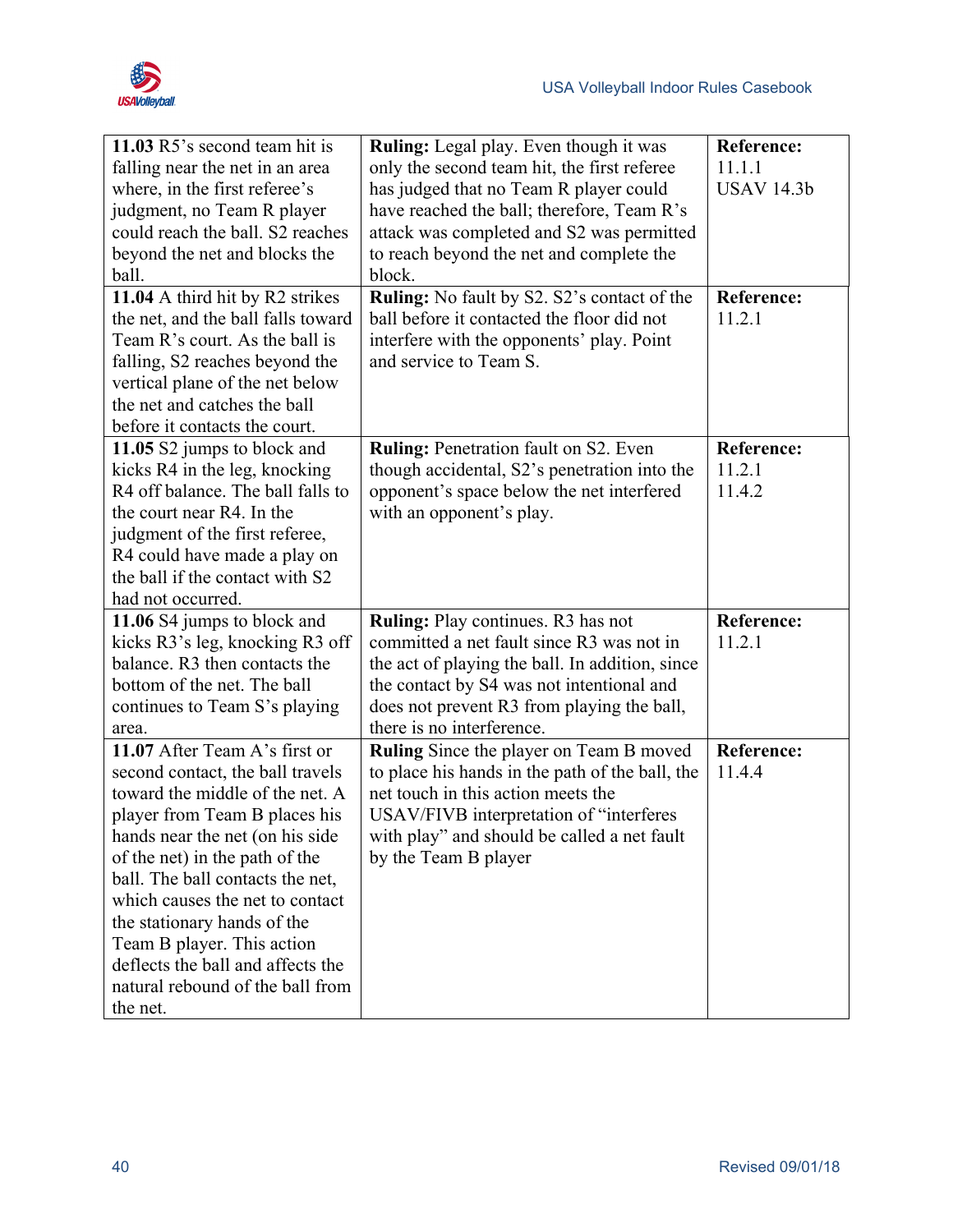| | | |
|---|---|---|
| **11.03** R5's second team hit is falling near the net in an area where, in the first referee's judgment, no Team R player could reach the ball. S2 reaches beyond the net and blocks the ball. | **Ruling:** Legal play. Even though it was only the second team hit, the first referee has judged that no Team R player could have reached the ball; therefore, Team R's attack was completed and S2 was permitted to reach beyond the net and complete the block. | **Reference:** 11.1.1 USAV 14.3b |
| **11.04** A third hit by R2 strikes the net, and the ball falls toward Team R's court. As the ball is falling, S2 reaches beyond the vertical plane of the net below the net and catches the ball before it contacts the court. | **Ruling:** No fault by S2. S2's contact of the ball before it contacted the floor did not interfere with the opponents' play. Point and service to Team S. | **Reference:** 11.2.1 |
| **11.05** S2 jumps to block and kicks R4 in the leg, knocking R4 off balance. The ball falls to the court near R4. In the judgment of the first referee, R4 could have made a play on the ball if the contact with S2 had not occurred. | **Ruling:** Penetration fault on S2. Even though accidental, S2's penetration into the opponent's space below the net interfered with an opponent's play. | **Reference:** 11.2.1 11.4.2 |
| **11.06** S4 jumps to block and kicks R3's leg, knocking R3 off balance. R3 then contacts the bottom of the net. The ball continues to Team S's playing area. | **Ruling:** Play continues. R3 has not committed a net fault since R3 was not in the act of playing the ball. In addition, since the contact by S4 was not intentional and does not prevent R3 from playing the ball, there is no interference. | **Reference:** 11.2.1 |
| **11.07** After Team A's first or second contact, the ball travels toward the middle of the net. A player from Team B places his hands near the net (on his side of the net) in the path of the ball. The ball contacts the net, which causes the net to contact the stationary hands of the Team B player. This action deflects the ball and affects the natural rebound of the ball from the net. | **Ruling** Since the player on Team B moved to place his hands in the path of the ball, the net touch in this action meets the USAV/FIVB interpretation of "interferes with play" and should be called a net fault by the Team B player | **Reference:** 11.4.4 |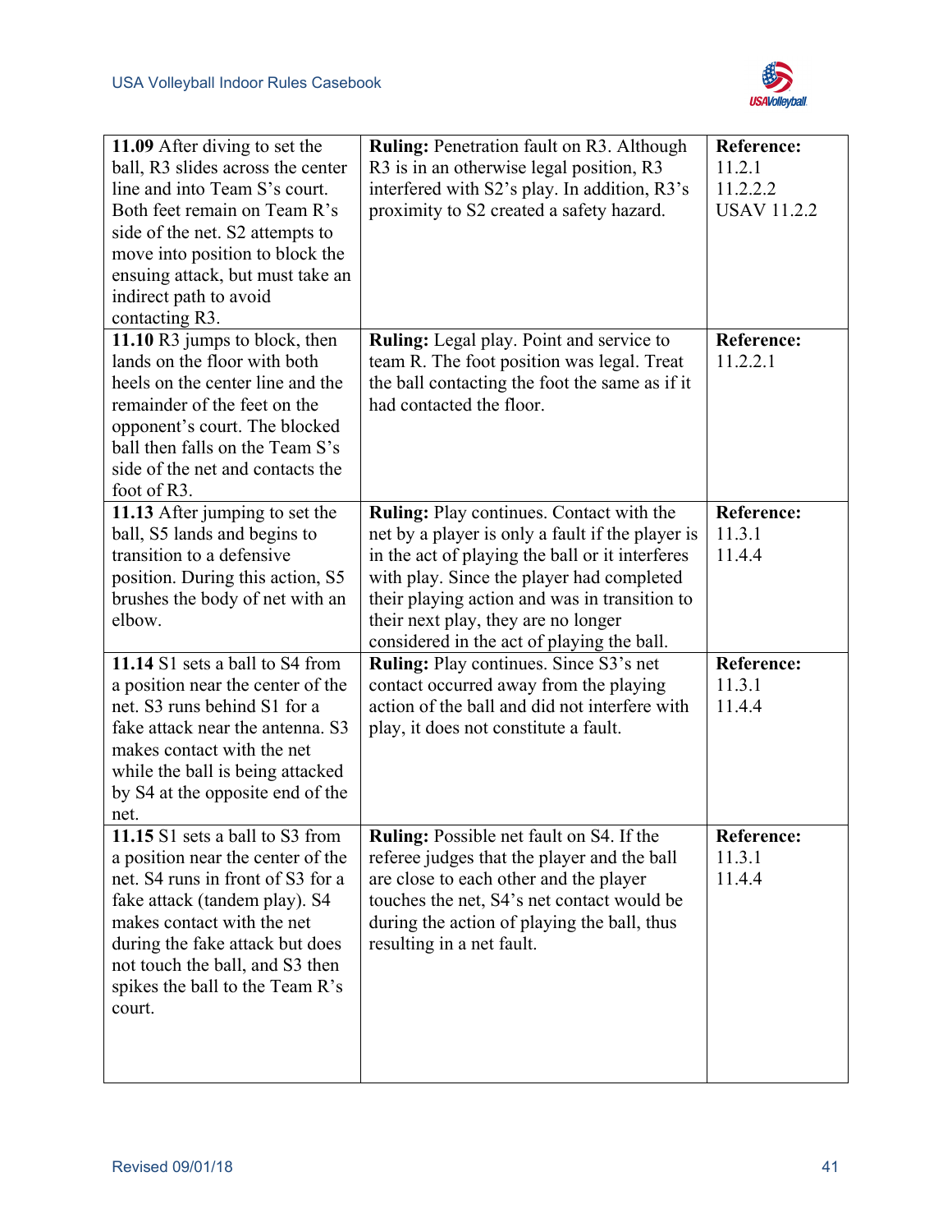| **11.09** After diving to set the ball, R3 slides across the center line and into Team S's court. Both feet remain on Team R's side of the net. S2 attempts to move into position to block the ensuing attack, but must take an indirect path to avoid contacting R3. | **Ruling:** Penetration fault on R3. Although R3 is in an otherwise legal position, R3 interfered with S2's play. In addition, R3's proximity to S2 created a safety hazard. | **Reference:** 11.2.1 11.2.2.2 USAV 11.2.2 |
|---|---|---|
| **11.10** R3 jumps to block, then lands on the floor with both heels on the center line and the remainder of the feet on the opponent's court. The blocked ball then falls on the Team S's side of the net and contacts the foot of R3. | **Ruling:** Legal play. Point and service to team R. The foot position was legal. Treat the ball contacting the foot the same as if it had contacted the floor. | **Reference:** 11.2.2.1 |
| **11.13** After jumping to set the ball, S5 lands and begins to transition to a defensive position. During this action, S5 brushes the body of net with an elbow. | **Ruling:** Play continues. Contact with the net by a player is only a fault if the player is in the act of playing the ball or it interferes with play. Since the player had completed their playing action and was in transition to their next play, they are no longer considered in the act of playing the ball. | **Reference:** 11.3.1 11.4.4 |
| **11.14** S1 sets a ball to S4 from a position near the center of the net. S3 runs behind S1 for a fake attack near the antenna. S3 makes contact with the net while the ball is being attacked by S4 at the opposite end of the net. | **Ruling:** Play continues. Since S3's net contact occurred away from the playing action of the ball and did not interfere with play, it does not constitute a fault. | **Reference:** 11.3.1 11.4.4 |
| **11.15** S1 sets a ball to S3 from a position near the center of the net. S4 runs in front of S3 for a fake attack (tandem play). S4 makes contact with the net during the fake attack but does not touch the ball, and S3 then spikes the ball to the Team R's court. | **Ruling:** Possible net fault on S4. If the referee judges that the player and the ball are close to each other and the player touches the net, S4's net contact would be during the action of playing the ball, thus resulting in a net fault. | **Reference:** 11.3.1 11.4.4 |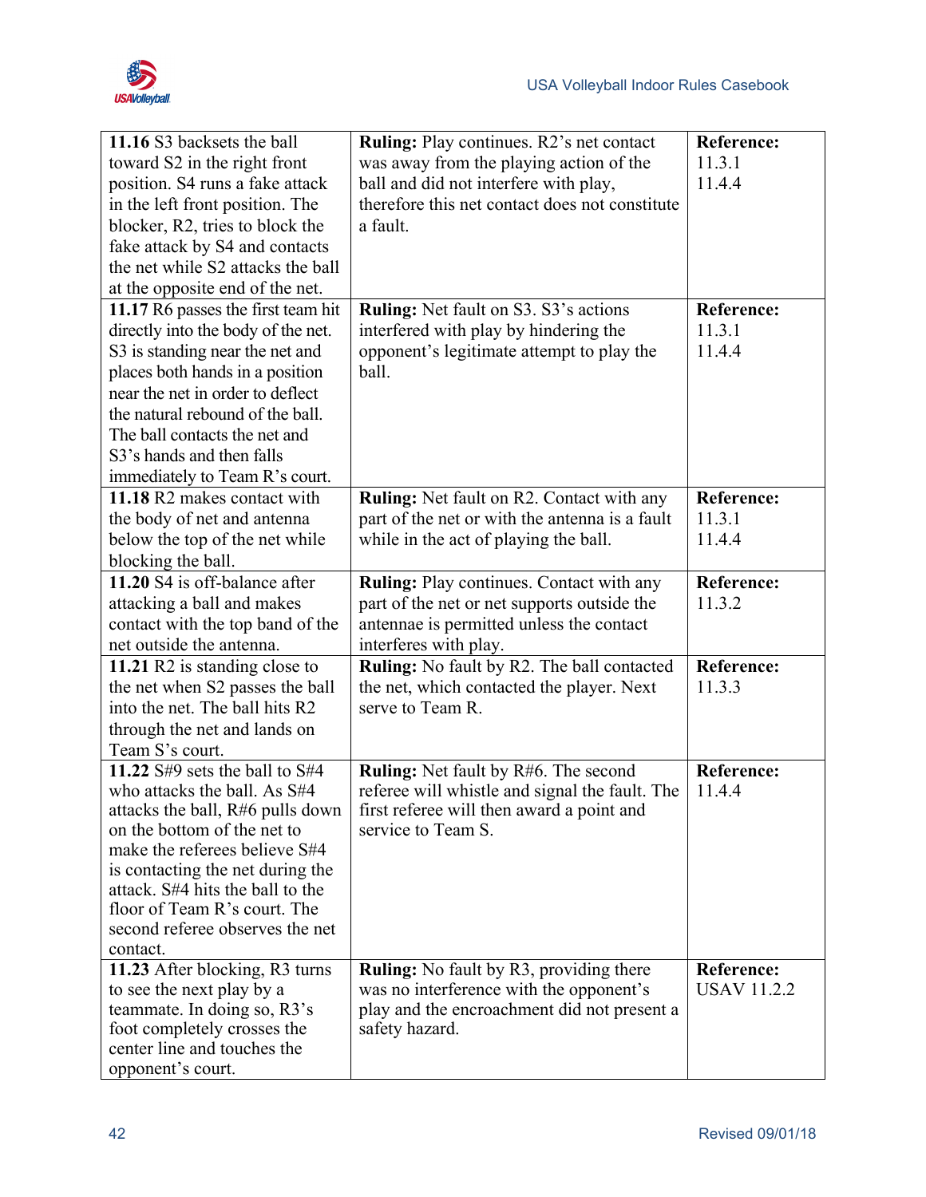| | | |
|---|---|---|
| **11.16** S3 backsets the ball toward S2 in the right front position. S4 runs a fake attack in the left front position. The blocker, R2, tries to block the fake attack by S4 and contacts the net while S2 attacks the ball at the opposite end of the net. | **Ruling:** Play continues. R2's net contact was away from the playing action of the ball and did not interfere with play, therefore this net contact does not constitute a fault. | **Reference:** 11.3.1 11.4.4 |
| **11.17** R6 passes the first team hit directly into the body of the net. S3 is standing near the net and places both hands in a position near the net in order to deflect the natural rebound of the ball. The ball contacts the net and S3's hands and then falls immediately to Team R's court. | **Ruling:** Net fault on S3. S3's actions interfered with play by hindering the opponent's legitimate attempt to play the ball. | **Reference:** 11.3.1 11.4.4 |
| **11.18** R2 makes contact with the body of net and antenna below the top of the net while blocking the ball. | **Ruling:** Net fault on R2. Contact with any part of the net or with the antenna is a fault while in the act of playing the ball. | **Reference:** 11.3.1 11.4.4 |
| **11.20** S4 is off-balance after attacking a ball and makes contact with the top band of the net outside the antenna. | **Ruling:** Play continues. Contact with any part of the net or net supports outside the antennae is permitted unless the contact interferes with play. | **Reference:** 11.3.2 |
| **11.21** R2 is standing close to the net when S2 passes the ball into the net. The ball hits R2 through the net and lands on Team S's court. | **Ruling:** No fault by R2. The ball contacted the net, which contacted the player. Next serve to Team R. | **Reference:** 11.3.3 |
| **11.22** S#9 sets the ball to S#4 who attacks the ball. As S#4 attacks the ball, R#6 pulls down on the bottom of the net to make the referees believe S#4 is contacting the net during the attack. S#4 hits the ball to the floor of Team R's court. The second referee observes the net contact. | **Ruling:** Net fault by R#6. The second referee will whistle and signal the fault. The first referee will then award a point and service to Team S. | **Reference:** 11.4.4 |
| **11.23** After blocking, R3 turns to see the next play by a teammate. In doing so, R3's foot completely crosses the center line and touches the opponent's court. | **Ruling:** No fault by R3, providing there was no interference with the opponent's play and the encroachment did not present a safety hazard. | **Reference:** USAV 11.2.2 |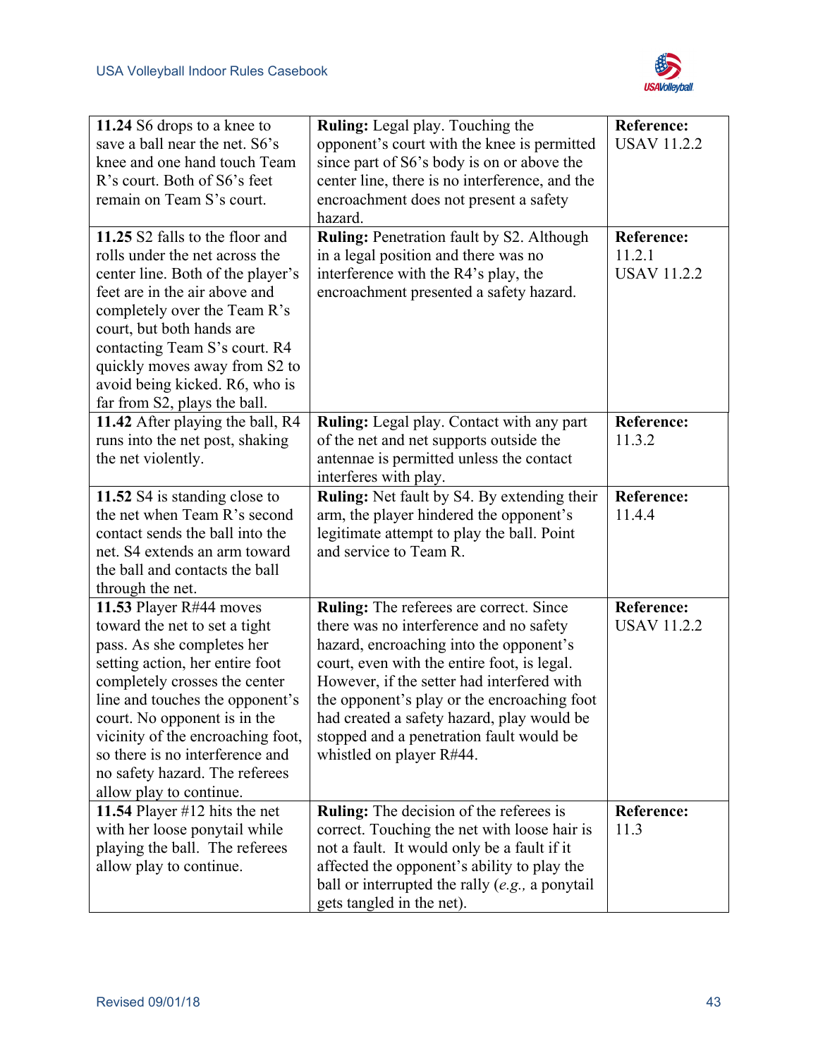| | | |
|---|---|---|
| **11.24** S6 drops to a knee to save a ball near the net. S6's knee and one hand touch Team R's court. Both of S6's feet remain on Team S's court. | **Ruling:** Legal play. Touching the opponent's court with the knee is permitted since part of S6's body is on or above the center line, there is no interference, and the encroachment does not present a safety hazard. | **Reference:** USAV 11.2.2 |
| **11.25** S2 falls to the floor and rolls under the net across the center line. Both of the player's feet are in the air above and completely over the Team R's court, but both hands are contacting Team S's court. R4 quickly moves away from S2 to avoid being kicked. R6, who is far from S2, plays the ball. | **Ruling:** Penetration fault by S2. Although in a legal position and there was no interference with the R4's play, the encroachment presented a safety hazard. | **Reference:** 11.2.1 USAV 11.2.2 |
| **11.42** After playing the ball, R4 runs into the net post, shaking the net violently. | **Ruling:** Legal play. Contact with any part of the net and net supports outside the antennae is permitted unless the contact interferes with play. | **Reference:** 11.3.2 |
| **11.52** S4 is standing close to the net when Team R's second contact sends the ball into the net. S4 extends an arm toward the ball and contacts the ball through the net. | **Ruling:** Net fault by S4. By extending their arm, the player hindered the opponent's legitimate attempt to play the ball. Point and service to Team R. | **Reference:** 11.4.4 |
| **11.53** Player R#44 moves toward the net to set a tight pass. As she completes her setting action, her entire foot completely crosses the center line and touches the opponent's court. No opponent is in the vicinity of the encroaching foot, so there is no interference and no safety hazard. The referees allow play to continue. | **Ruling:** The referees are correct. Since there was no interference and no safety hazard, encroaching into the opponent's court, even with the entire foot, is legal. However, if the setter had interfered with the opponent's play or the encroaching foot had created a safety hazard, play would be stopped and a penetration fault would be whistled on player R#44. | **Reference:** USAV 11.2.2 |
| **11.54** Player #12 hits the net with her loose ponytail while playing the ball. The referees allow play to continue. | **Ruling:** The decision of the referees is correct. Touching the net with loose hair is not a fault. It would only be a fault if it affected the opponent's ability to play the ball or interrupted the rally (*e.g.,* a ponytail gets tangled in the net). | **Reference:** 11.3 |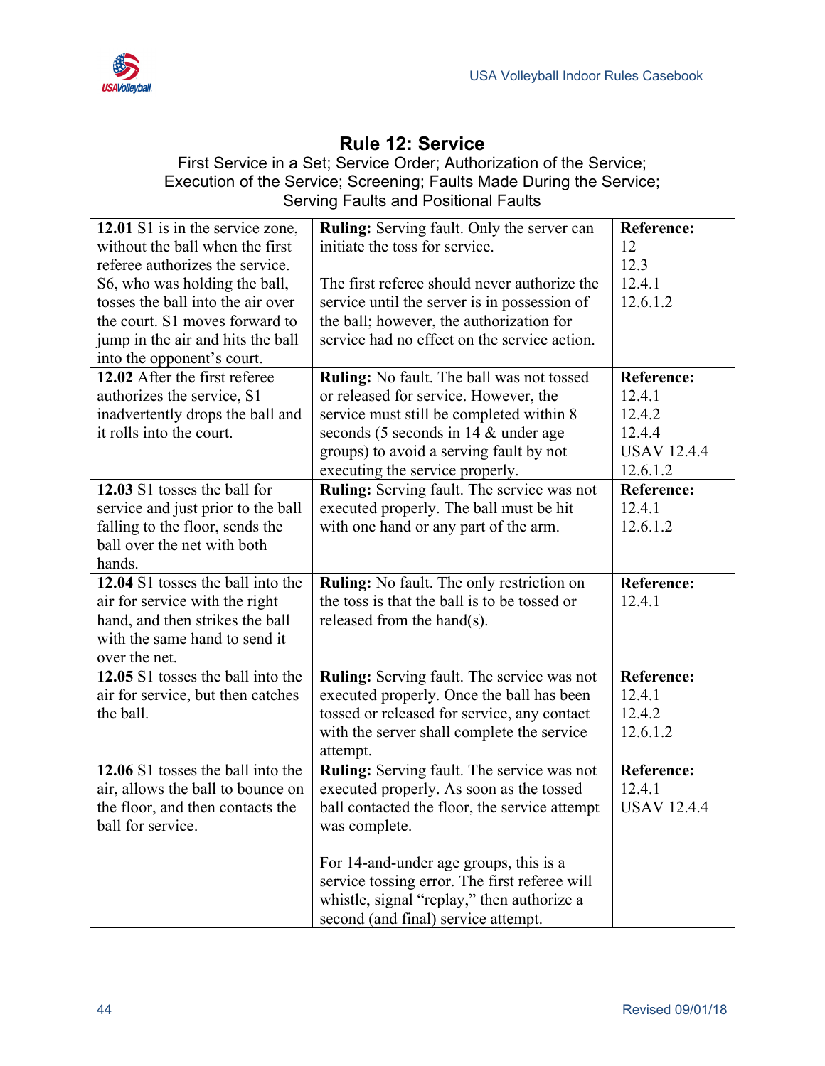# Rule 12: Service

First Service in a Set; Service Order; Authorization of the Service; Execution of the Service; Screening; Faults Made During the Service; Serving Faults and Positional Faults

| | | |
|---|---|---|
| **12.01** S1 is in the service zone, without the ball when the first referee authorizes the service. S6, who was holding the ball, tosses the ball into the air over the court. S1 moves forward to jump in the air and hits the ball into the opponent's court. | **Ruling:** Serving fault. Only the server can initiate the toss for service.<br><br>The first referee should never authorize the service until the server is in possession of the ball; however, the authorization for service had no effect on the service action. | **Reference:**<br>12<br>12.3<br>12.4.1<br>12.6.1.2 |
| **12.02** After the first referee authorizes the service, S1 inadvertently drops the ball and it rolls into the court. | **Ruling:** No fault. The ball was not tossed or released for service. However, the service must still be completed within 8 seconds (5 seconds in 14 & under age groups) to avoid a serving fault by not executing the service properly. | **Reference:**<br>12.4.1<br>12.4.2<br>12.4.4<br>USAV 12.4.4<br>12.6.1.2 |
| **12.03** S1 tosses the ball for service and just prior to the ball falling to the floor, sends the ball over the net with both hands. | **Ruling:** Serving fault. The service was not executed properly. The ball must be hit with one hand or any part of the arm. | **Reference:**<br>12.4.1<br>12.6.1.2 |
| **12.04** S1 tosses the ball into the air for service with the right hand, and then strikes the ball with the same hand to send it over the net. | **Ruling:** No fault. The only restriction on the toss is that the ball is to be tossed or released from the hand(s). | **Reference:**<br>12.4.1 |
| **12.05** S1 tosses the ball into the air for service, but then catches the ball. | **Ruling:** Serving fault. The service was not executed properly. Once the ball has been tossed or released for service, any contact with the server shall complete the service attempt. | **Reference:**<br>12.4.1<br>12.4.2<br>12.6.1.2 |
| **12.06** S1 tosses the ball into the air, allows the ball to bounce on the floor, and then contacts the ball for service. | **Ruling:** Serving fault. The service was not executed properly. As soon as the tossed ball contacted the floor, the service attempt was complete.<br><br>For 14-and-under age groups, this is a service tossing error. The first referee will whistle, signal "replay," then authorize a second (and final) service attempt. | **Reference:**<br>12.4.1<br>USAV 12.4.4 |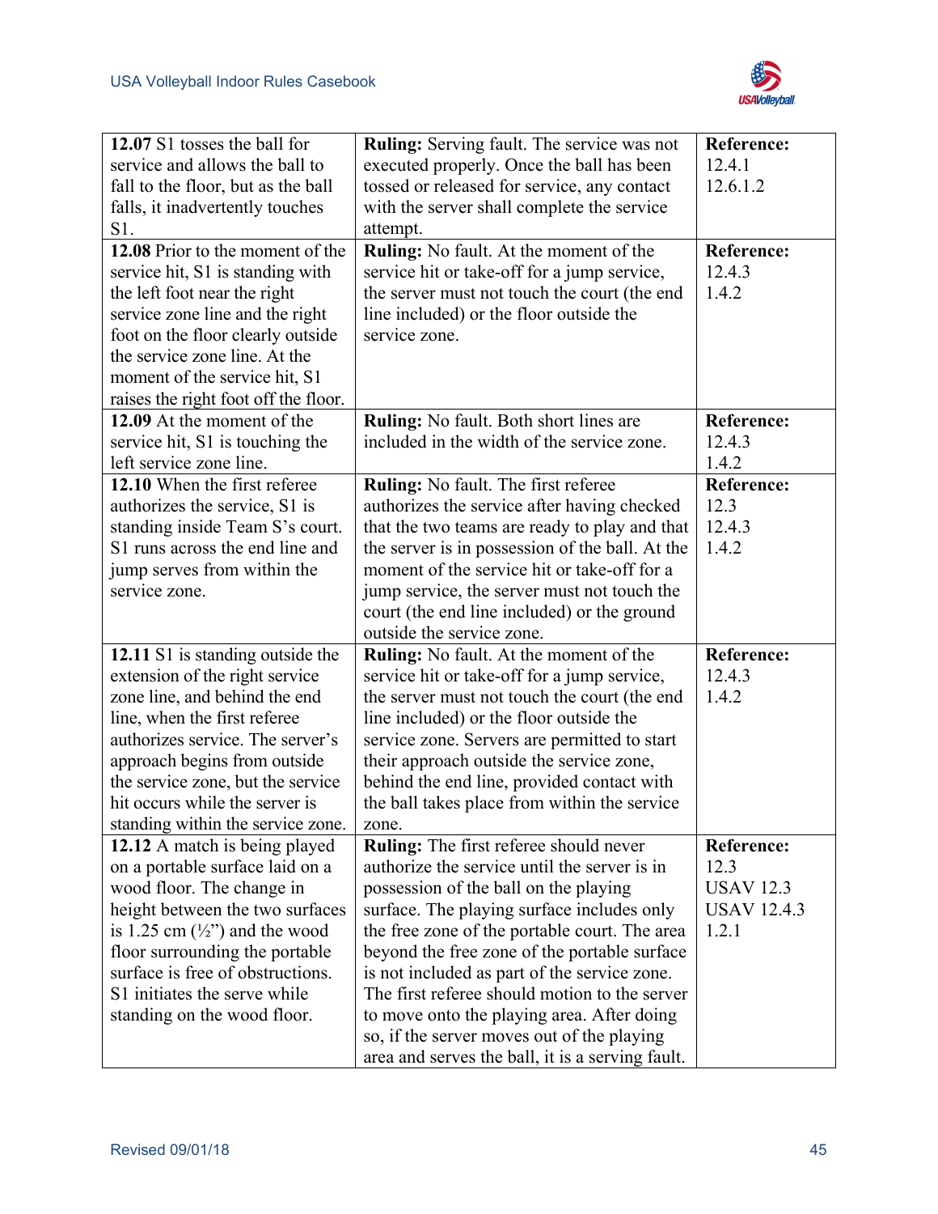| | | |
|---|---|---|
| **12.07** S1 tosses the ball for service and allows the ball to fall to the floor, but as the ball falls, it inadvertently touches S1. | **Ruling:** Serving fault. The service was not executed properly. Once the ball has been tossed or released for service, any contact with the server shall complete the service attempt. | **Reference:** 12.4.1 12.6.1.2 |
| **12.08** Prior to the moment of the service hit, S1 is standing with the left foot near the right service zone line and the right foot on the floor clearly outside the service zone line. At the moment of the service hit, S1 raises the right foot off the floor. | **Ruling:** No fault. At the moment of the service hit or take-off for a jump service, the server must not touch the court (the end line included) or the floor outside the service zone. | **Reference:** 12.4.3 1.4.2 |
| **12.09** At the moment of the service hit, S1 is touching the left service zone line. | **Ruling:** No fault. Both short lines are included in the width of the service zone. | **Reference:** 12.4.3 1.4.2 |
| **12.10** When the first referee authorizes the service, S1 is standing inside Team S's court. S1 runs across the end line and jump serves from within the service zone. | **Ruling:** No fault. The first referee authorizes the service after having checked that the two teams are ready to play and that the server is in possession of the ball. At the moment of the service hit or take-off for a jump service, the server must not touch the court (the end line included) or the ground outside the service zone. | **Reference:** 12.3 12.4.3 1.4.2 |
| **12.11** S1 is standing outside the extension of the right service zone line, and behind the end line, when the first referee authorizes service. The server's approach begins from outside the service zone, but the service hit occurs while the server is standing within the service zone. | **Ruling:** No fault. At the moment of the service hit or take-off for a jump service, the server must not touch the court (the end line included) or the floor outside the service zone. Servers are permitted to start their approach outside the service zone, behind the end line, provided contact with the ball takes place from within the service zone. | **Reference:** 12.4.3 1.4.2 |
| **12.12** A match is being played on a portable surface laid on a wood floor. The change in height between the two surfaces is 1.25 cm (½") and the wood floor surrounding the portable surface is free of obstructions. S1 initiates the serve while standing on the wood floor. | **Ruling:** The first referee should never authorize the service until the server is in possession of the ball on the playing surface. The playing surface includes only the free zone of the portable court. The area beyond the free zone of the portable surface is not included as part of the service zone. The first referee should motion to the server to move onto the playing area. After doing so, if the server moves out of the playing area and serves the ball, it is a serving fault. | **Reference:** 12.3 USAV 12.3 USAV 12.4.3 1.2.1 |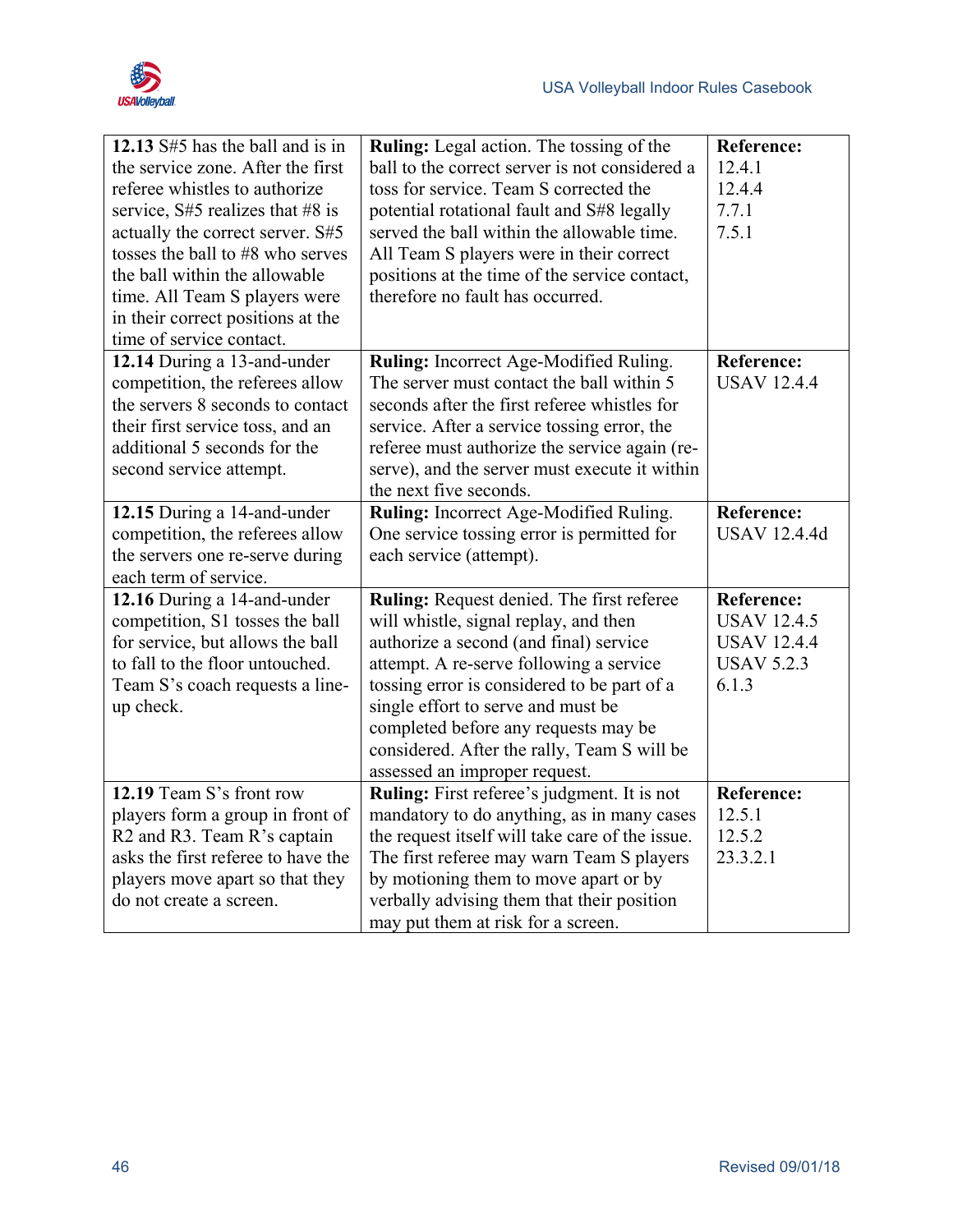| **12.13** S#5 has the ball and is in the service zone. After the first referee whistles to authorize service, S#5 realizes that #8 is actually the correct server. S#5 tosses the ball to #8 who serves the ball within the allowable time. All Team S players were in their correct positions at the time of service contact. | **Ruling:** Legal action. The tossing of the ball to the correct server is not considered a toss for service. Team S corrected the potential rotational fault and S#8 legally served the ball within the allowable time. All Team S players were in their correct positions at the time of the service contact, therefore no fault has occurred. | **Reference:** 12.4.1 12.4.4 7.7.1 7.5.1 |
|---|---|---|
| **12.14** During a 13-and-under competition, the referees allow the servers 8 seconds to contact their first service toss, and an additional 5 seconds for the second service attempt. | **Ruling:** Incorrect Age-Modified Ruling. The server must contact the ball within 5 seconds after the first referee whistles for service. After a service tossing error, the referee must authorize the service again (re-serve), and the server must execute it within the next five seconds. | **Reference:** USAV 12.4.4 |
| **12.15** During a 14-and-under competition, the referees allow the servers one re-serve during each term of service. | **Ruling:** Incorrect Age-Modified Ruling. One service tossing error is permitted for each service (attempt). | **Reference:** USAV 12.4.4d |
| **12.16** During a 14-and-under competition, S1 tosses the ball for service, but allows the ball to fall to the floor untouched. Team S's coach requests a line-up check. | **Ruling:** Request denied. The first referee will whistle, signal replay, and then authorize a second (and final) service attempt. A re-serve following a service tossing error is considered to be part of a single effort to serve and must be completed before any requests may be considered. After the rally, Team S will be assessed an improper request. | **Reference:** USAV 12.4.5 USAV 12.4.4 USAV 5.2.3 6.1.3 |
| **12.19** Team S's front row players form a group in front of R2 and R3. Team R's captain asks the first referee to have the players move apart so that they do not create a screen. | **Ruling:** First referee's judgment. It is not mandatory to do anything, as in many cases the request itself will take care of the issue. The first referee may warn Team S players by motioning them to move apart or by verbally advising them that their position may put them at risk for a screen. | **Reference:** 12.5.1 12.5.2 23.3.2.1 |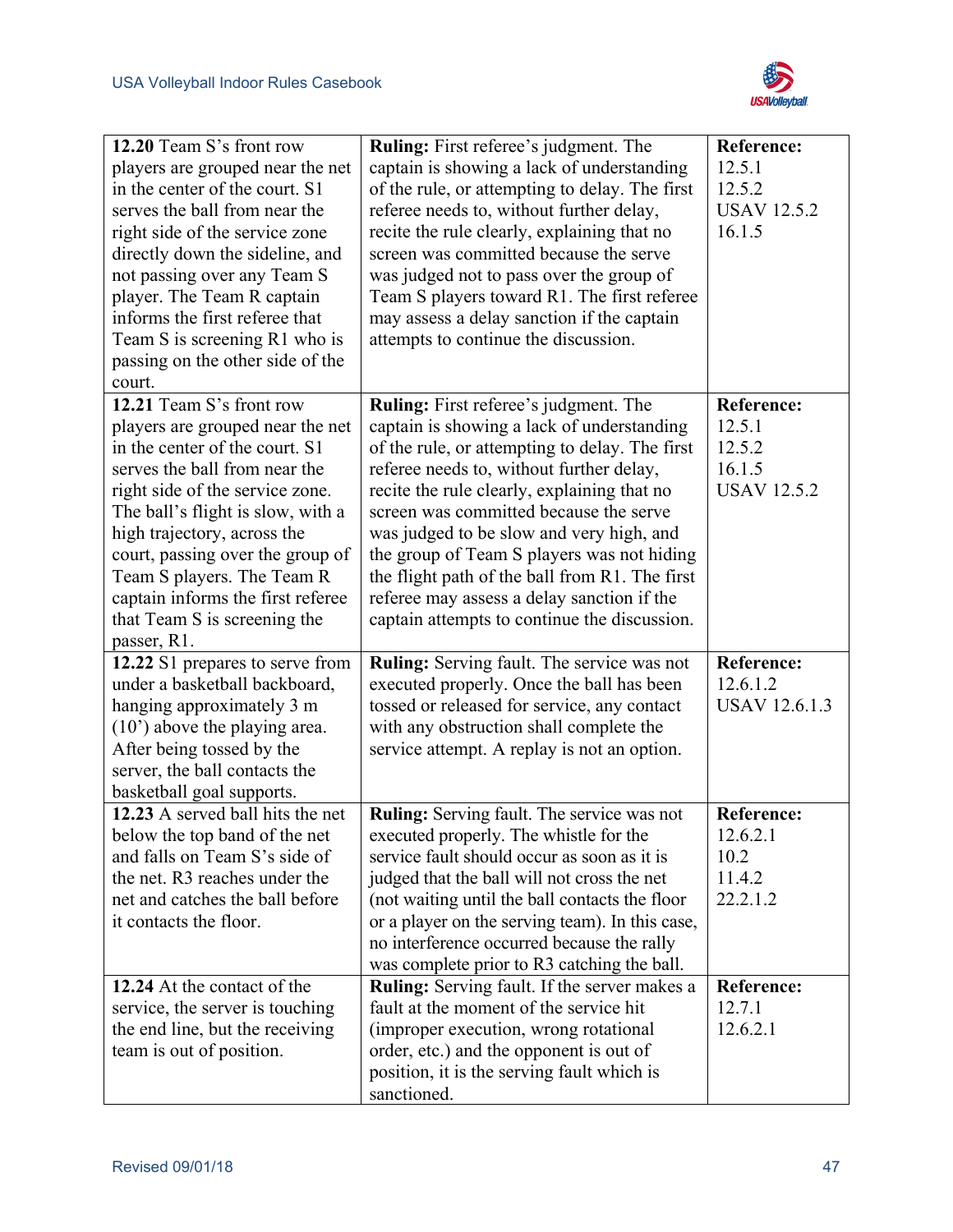| | | |
|---|---|---|
| **12.20** Team S's front row players are grouped near the net in the center of the court. S1 serves the ball from near the right side of the service zone directly down the sideline, and not passing over any Team S player. The Team R captain informs the first referee that Team S is screening R1 who is passing on the other side of the court. | **Ruling:** First referee's judgment. The captain is showing a lack of understanding of the rule, or attempting to delay. The first referee needs to, without further delay, recite the rule clearly, explaining that no screen was committed because the serve was judged not to pass over the group of Team S players toward R1. The first referee may assess a delay sanction if the captain attempts to continue the discussion. | **Reference:** 12.5.1 12.5.2 USAV 12.5.2 16.1.5 |
| **12.21** Team S's front row players are grouped near the net in the center of the court. S1 serves the ball from near the right side of the service zone. The ball's flight is slow, with a high trajectory, across the court, passing over the group of Team S players. The Team R captain informs the first referee that Team S is screening the passer, R1. | **Ruling:** First referee's judgment. The captain is showing a lack of understanding of the rule, or attempting to delay. The first referee needs to, without further delay, recite the rule clearly, explaining that no screen was committed because the serve was judged to be slow and very high, and the group of Team S players was not hiding the flight path of the ball from R1. The first referee may assess a delay sanction if the captain attempts to continue the discussion. | **Reference:** 12.5.1 12.5.2 16.1.5 USAV 12.5.2 |
| **12.22** S1 prepares to serve from under a basketball backboard, hanging approximately 3 m (10') above the playing area. After being tossed by the server, the ball contacts the basketball goal supports. | **Ruling:** Serving fault. The service was not executed properly. Once the ball has been tossed or released for service, any contact with any obstruction shall complete the service attempt. A replay is not an option. | **Reference:** 12.6.1.2 USAV 12.6.1.3 |
| **12.23** A served ball hits the net below the top band of the net and falls on Team S's side of the net. R3 reaches under the net and catches the ball before it contacts the floor. | **Ruling:** Serving fault. The service was not executed properly. The whistle for the service fault should occur as soon as it is judged that the ball will not cross the net (not waiting until the ball contacts the floor or a player on the serving team). In this case, no interference occurred because the rally was complete prior to R3 catching the ball. | **Reference:** 12.6.2.1 10.2 11.4.2 22.2.1.2 |
| **12.24** At the contact of the service, the server is touching the end line, but the receiving team is out of position. | **Ruling:** Serving fault. If the server makes a fault at the moment of the service hit (improper execution, wrong rotational order, etc.) and the opponent is out of position, it is the serving fault which is sanctioned. | **Reference:** 12.7.1 12.6.2.1 |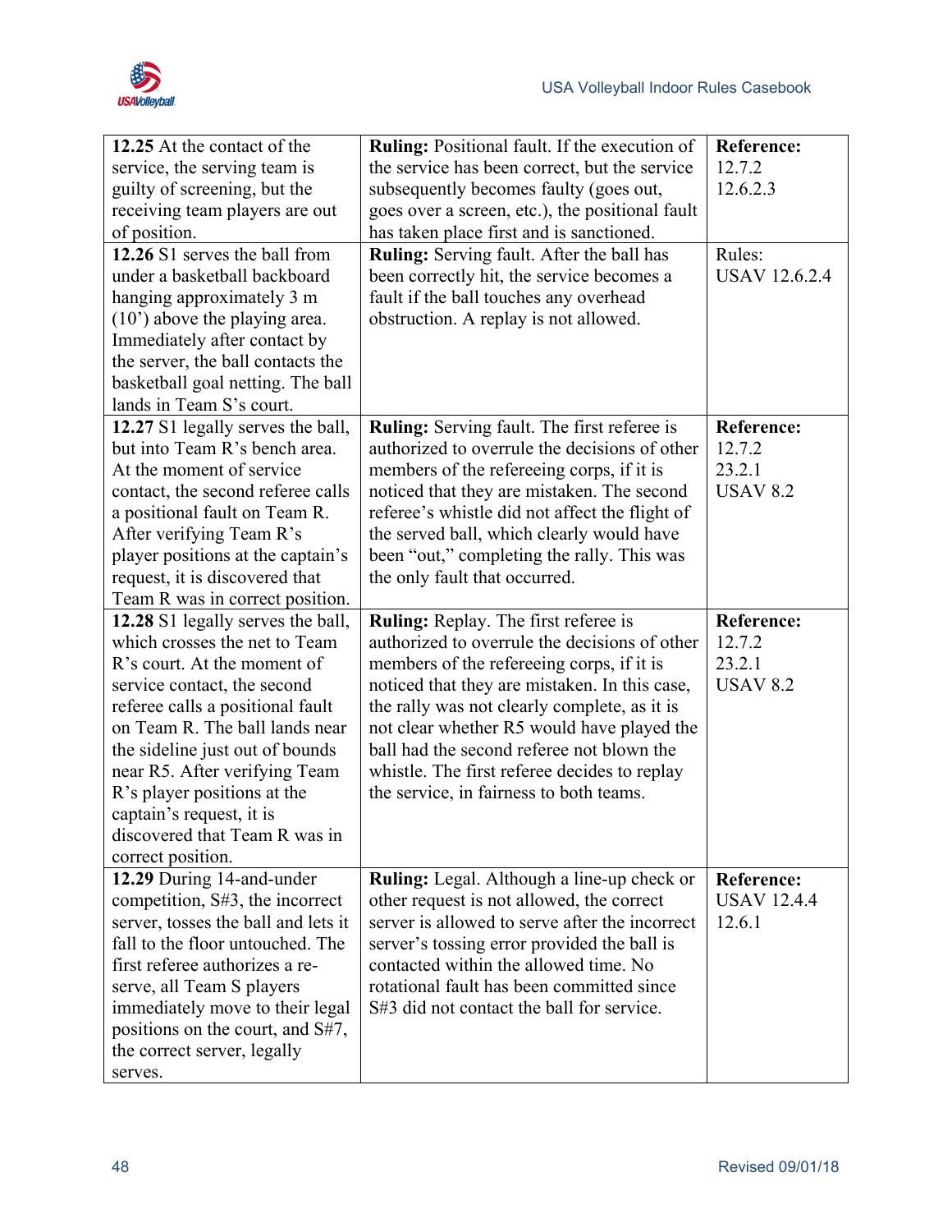| | | |
|---|---|---|
| **12.25** At the contact of the service, the serving team is guilty of screening, but the receiving team players are out of position. | **Ruling:** Positional fault. If the execution of the service has been correct, but the service subsequently becomes faulty (goes out, goes over a screen, etc.), the positional fault has taken place first and is sanctioned. | **Reference:** 12.7.2 12.6.2.3 |
| **12.26** S1 serves the ball from under a basketball backboard hanging approximately 3 m (10') above the playing area. Immediately after contact by the server, the ball contacts the basketball goal netting. The ball lands in Team S's court. | **Ruling:** Serving fault. After the ball has been correctly hit, the service becomes a fault if the ball touches any overhead obstruction. A replay is not allowed. | Rules: USAV 12.6.2.4 |
| **12.27** S1 legally serves the ball, but into Team R's bench area. At the moment of service contact, the second referee calls a positional fault on Team R. After verifying Team R's player positions at the captain's request, it is discovered that Team R was in correct position. | **Ruling:** Serving fault. The first referee is authorized to overrule the decisions of other members of the refereeing corps, if it is noticed that they are mistaken. The second referee's whistle did not affect the flight of the served ball, which clearly would have been "out," completing the rally. This was the only fault that occurred. | **Reference:** 12.7.2 23.2.1 USAV 8.2 |
| **12.28** S1 legally serves the ball, which crosses the net to Team R's court. At the moment of service contact, the second referee calls a positional fault on Team R. The ball lands near the sideline just out of bounds near R5. After verifying Team R's player positions at the captain's request, it is discovered that Team R was in correct position. | **Ruling:** Replay. The first referee is authorized to overrule the decisions of other members of the refereeing corps, if it is noticed that they are mistaken. In this case, the rally was not clearly complete, as it is not clear whether R5 would have played the ball had the second referee not blown the whistle. The first referee decides to replay the service, in fairness to both teams. | **Reference:** 12.7.2 23.2.1 USAV 8.2 |
| **12.29** During 14-and-under competition, S#3, the incorrect server, tosses the ball and lets it fall to the floor untouched. The first referee authorizes a re-serve, all Team S players immediately move to their legal positions on the court, and S#7, the correct server, legally serves. | **Ruling:** Legal. Although a line-up check or other request is not allowed, the correct server is allowed to serve after the incorrect server's tossing error provided the ball is contacted within the allowed time. No rotational fault has been committed since S#3 did not contact the ball for service. | **Reference:** USAV 12.4.4 12.6.1 |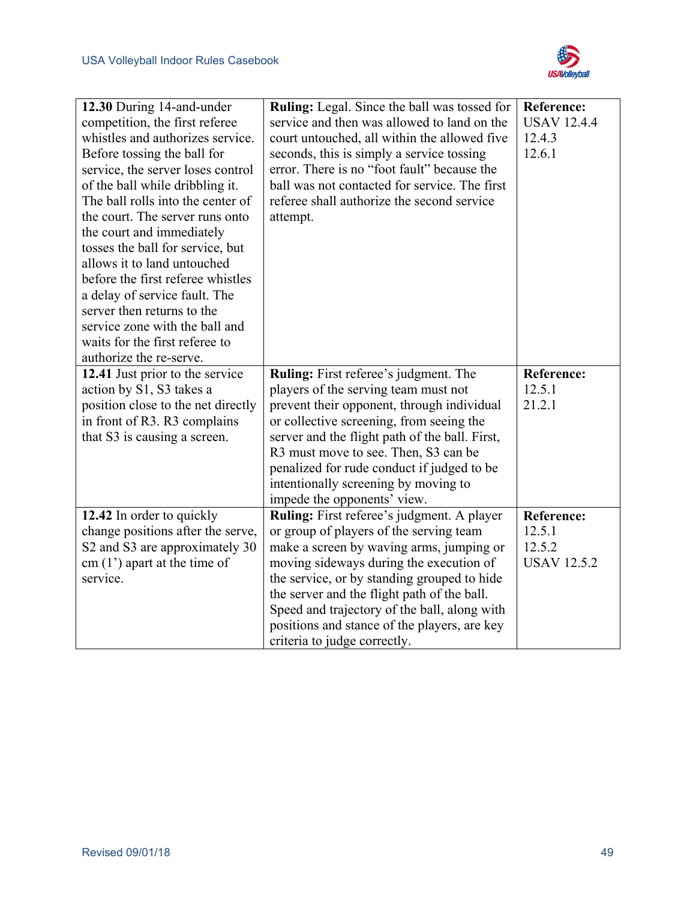| | | |
|---|---|---|
| **12.30** During 14-and-under competition, the first referee whistles and authorizes service. Before tossing the ball for service, the server loses control of the ball while dribbling it. The ball rolls into the center of the court. The server runs onto the court and immediately tosses the ball for service, but allows it to land untouched before the first referee whistles a delay of service fault. The server then returns to the service zone with the ball and waits for the first referee to authorize the re-serve. | **Ruling:** Legal. Since the ball was tossed for service and then was allowed to land on the court untouched, all within the allowed five seconds, this is simply a service tossing error. There is no "foot fault" because the ball was not contacted for service. The first referee shall authorize the second service attempt. | **Reference:** USAV 12.4.4 12.4.3 12.6.1 |
| **12.41** Just prior to the service action by S1, S3 takes a position close to the net directly in front of R3. R3 complains that S3 is causing a screen. | **Ruling:** First referee's judgment. The players of the serving team must not prevent their opponent, through individual or collective screening, from seeing the server and the flight path of the ball. First, R3 must move to see. Then, S3 can be penalized for rude conduct if judged to be intentionally screening by moving to impede the opponents' view. | **Reference:** 12.5.1 21.2.1 |
| **12.42** In order to quickly change positions after the serve, S2 and S3 are approximately 30 cm (1') apart at the time of service. | **Ruling:** First referee's judgment. A player or group of players of the serving team make a screen by waving arms, jumping or moving sideways during the execution of the service, or by standing grouped to hide the server and the flight path of the ball. Speed and trajectory of the ball, along with positions and stance of the players, are key criteria to judge correctly. | **Reference:** 12.5.1 12.5.2 USAV 12.5.2 |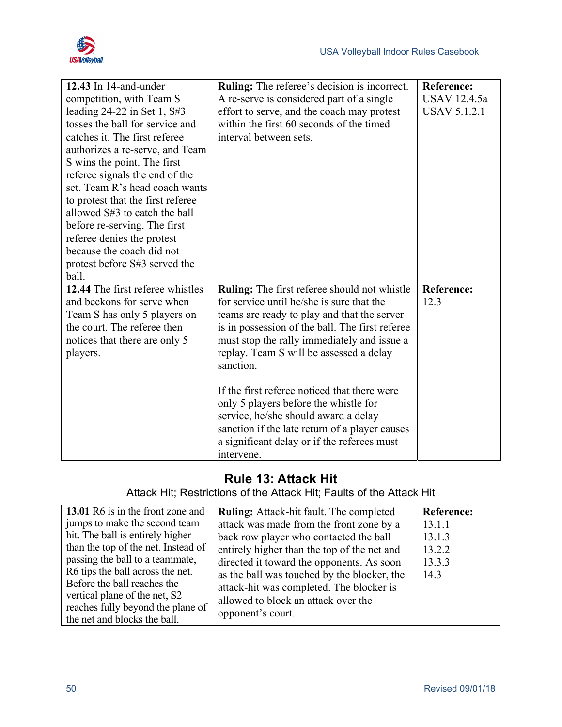| | | |
|---|---|---|
| **12.43** In 14-and-under competition, with Team S leading 24-22 in Set 1, S#3 tosses the ball for service and catches it. The first referee authorizes a re-serve, and Team S wins the point. The first referee signals the end of the set. Team R's head coach wants to protest that the first referee allowed S#3 to catch the ball before re-serving. The first referee denies the protest because the coach did not protest before S#3 served the ball. | **Ruling:** The referee's decision is incorrect. A re-serve is considered part of a single effort to serve, and the coach may protest within the first 60 seconds of the timed interval between sets. | **Reference:** USAV 12.4.5a USAV 5.1.2.1 |
| **12.44** The first referee whistles and beckons for serve when Team S has only 5 players on the court. The referee then notices that there are only 5 players. | **Ruling:** The first referee should not whistle for service until he/she is sure that the teams are ready to play and that the server is in possession of the ball. The first referee must stop the rally immediately and issue a replay. Team S will be assessed a delay sanction.<br><br>If the first referee noticed that there were only 5 players before the whistle for service, he/she should award a delay sanction if the late return of a player causes a significant delay or if the referees must intervene. | **Reference:** 12.3 |

## Rule 13: Attack Hit

Attack Hit; Restrictions of the Attack Hit; Faults of the Attack Hit

| | | |
|---|---|---|
| **13.01** R6 is in the front zone and jumps to make the second team hit. The ball is entirely higher than the top of the net. Instead of passing the ball to a teammate, R6 tips the ball across the net. Before the ball reaches the vertical plane of the net, S2 reaches fully beyond the plane of the net and blocks the ball. | **Ruling:** Attack-hit fault. The completed attack was made from the front zone by a back row player who contacted the ball entirely higher than the top of the net and directed it toward the opponents. As soon as the ball was touched by the blocker, the attack-hit was completed. The blocker is allowed to block an attack over the opponent's court. | **Reference:** 13.1.1 13.1.3 13.2.2 13.3.3 14.3 |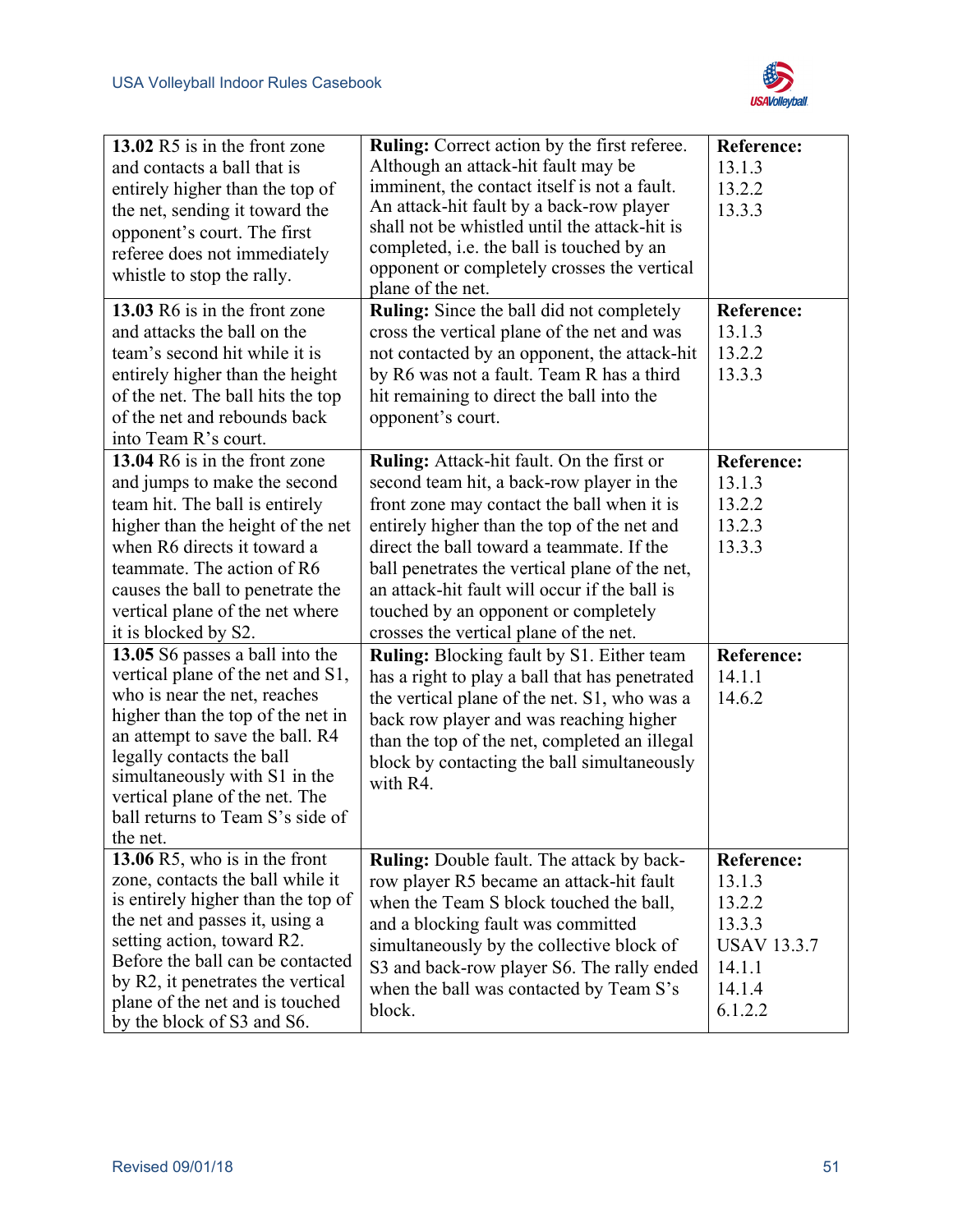| | | |
|---|---|---|
| **13.02** R5 is in the front zone and contacts a ball that is entirely higher than the top of the net, sending it toward the opponent's court. The first referee does not immediately whistle to stop the rally. | **Ruling:** Correct action by the first referee. Although an attack-hit fault may be imminent, the contact itself is not a fault. An attack-hit fault by a back-row player shall not be whistled until the attack-hit is completed, i.e. the ball is touched by an opponent or completely crosses the vertical plane of the net. | **Reference:** 13.1.3 13.2.2 13.3.3 |
| **13.03** R6 is in the front zone and attacks the ball on the team's second hit while it is entirely higher than the height of the net. The ball hits the top of the net and rebounds back into Team R's court. | **Ruling:** Since the ball did not completely cross the vertical plane of the net and was not contacted by an opponent, the attack-hit by R6 was not a fault. Team R has a third hit remaining to direct the ball into the opponent's court. | **Reference:** 13.1.3 13.2.2 13.3.3 |
| **13.04** R6 is in the front zone and jumps to make the second team hit. The ball is entirely higher than the height of the net when R6 directs it toward a teammate. The action of R6 causes the ball to penetrate the vertical plane of the net where it is blocked by S2. | **Ruling:** Attack-hit fault. On the first or second team hit, a back-row player in the front zone may contact the ball when it is entirely higher than the top of the net and direct the ball toward a teammate. If the ball penetrates the vertical plane of the net, an attack-hit fault will occur if the ball is touched by an opponent or completely crosses the vertical plane of the net. | **Reference:** 13.1.3 13.2.2 13.2.3 13.3.3 |
| **13.05** S6 passes a ball into the vertical plane of the net and S1, who is near the net, reaches higher than the top of the net in an attempt to save the ball. R4 legally contacts the ball simultaneously with S1 in the vertical plane of the net. The ball returns to Team S's side of the net. | **Ruling:** Blocking fault by S1. Either team has a right to play a ball that has penetrated the vertical plane of the net. S1, who was a back row player and was reaching higher than the top of the net, completed an illegal block by contacting the ball simultaneously with R4. | **Reference:** 14.1.1 14.6.2 |
| **13.06** R5, who is in the front zone, contacts the ball while it is entirely higher than the top of the net and passes it, using a setting action, toward R2. Before the ball can be contacted by R2, it penetrates the vertical plane of the net and is touched by the block of S3 and S6. | **Ruling:** Double fault. The attack by back-row player R5 became an attack-hit fault when the Team S block touched the ball, and a blocking fault was committed simultaneously by the collective block of S3 and back-row player S6. The rally ended when the ball was contacted by Team S's block. | **Reference:** 13.1.3 13.2.2 13.3.3 USAV 13.3.7 14.1.1 14.1.4 6.1.2.2 |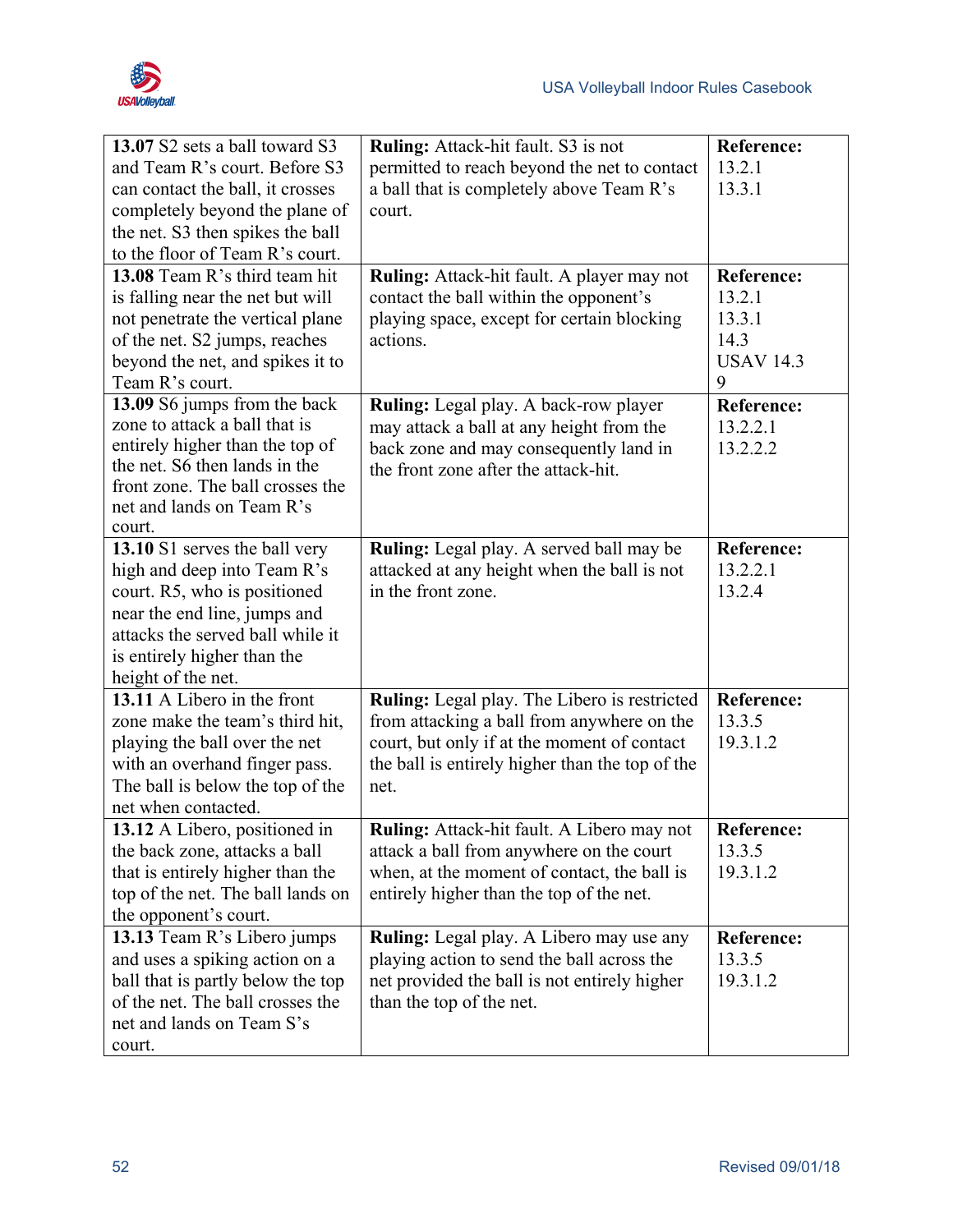| | | |
|---|---|---|
| **13.07** S2 sets a ball toward S3 and Team R's court. Before S3 can contact the ball, it crosses completely beyond the plane of the net. S3 then spikes the ball to the floor of Team R's court. | **Ruling:** Attack-hit fault. S3 is not permitted to reach beyond the net to contact a ball that is completely above Team R's court. | **Reference:** 13.2.1 13.3.1 |
| **13.08** Team R's third team hit is falling near the net but will not penetrate the vertical plane of the net. S2 jumps, reaches beyond the net, and spikes it to Team R's court. | **Ruling:** Attack-hit fault. A player may not contact the ball within the opponent's playing space, except for certain blocking actions. | **Reference:** 13.2.1 13.3.1 14.3 USAV 14.3 9 |
| **13.09** S6 jumps from the back zone to attack a ball that is entirely higher than the top of the net. S6 then lands in the front zone. The ball crosses the net and lands on Team R's court. | **Ruling:** Legal play. A back-row player may attack a ball at any height from the back zone and may consequently land in the front zone after the attack-hit. | **Reference:** 13.2.2.1 13.2.2.2 |
| **13.10** S1 serves the ball very high and deep into Team R's court. R5, who is positioned near the end line, jumps and attacks the served ball while it is entirely higher than the height of the net. | **Ruling:** Legal play. A served ball may be attacked at any height when the ball is not in the front zone. | **Reference:** 13.2.2.1 13.2.4 |
| **13.11** A Libero in the front zone make the team's third hit, playing the ball over the net with an overhand finger pass. The ball is below the top of the net when contacted. | **Ruling:** Legal play. The Libero is restricted from attacking a ball from anywhere on the court, but only if at the moment of contact the ball is entirely higher than the top of the net. | **Reference:** 13.3.5 19.3.1.2 |
| **13.12** A Libero, positioned in the back zone, attacks a ball that is entirely higher than the top of the net. The ball lands on the opponent's court. | **Ruling:** Attack-hit fault. A Libero may not attack a ball from anywhere on the court when, at the moment of contact, the ball is entirely higher than the top of the net. | **Reference:** 13.3.5 19.3.1.2 |
| **13.13** Team R's Libero jumps and uses a spiking action on a ball that is partly below the top of the net. The ball crosses the net and lands on Team S's court. | **Ruling:** Legal play. A Libero may use any playing action to send the ball across the net provided the ball is not entirely higher than the top of the net. | **Reference:** 13.3.5 19.3.1.2 |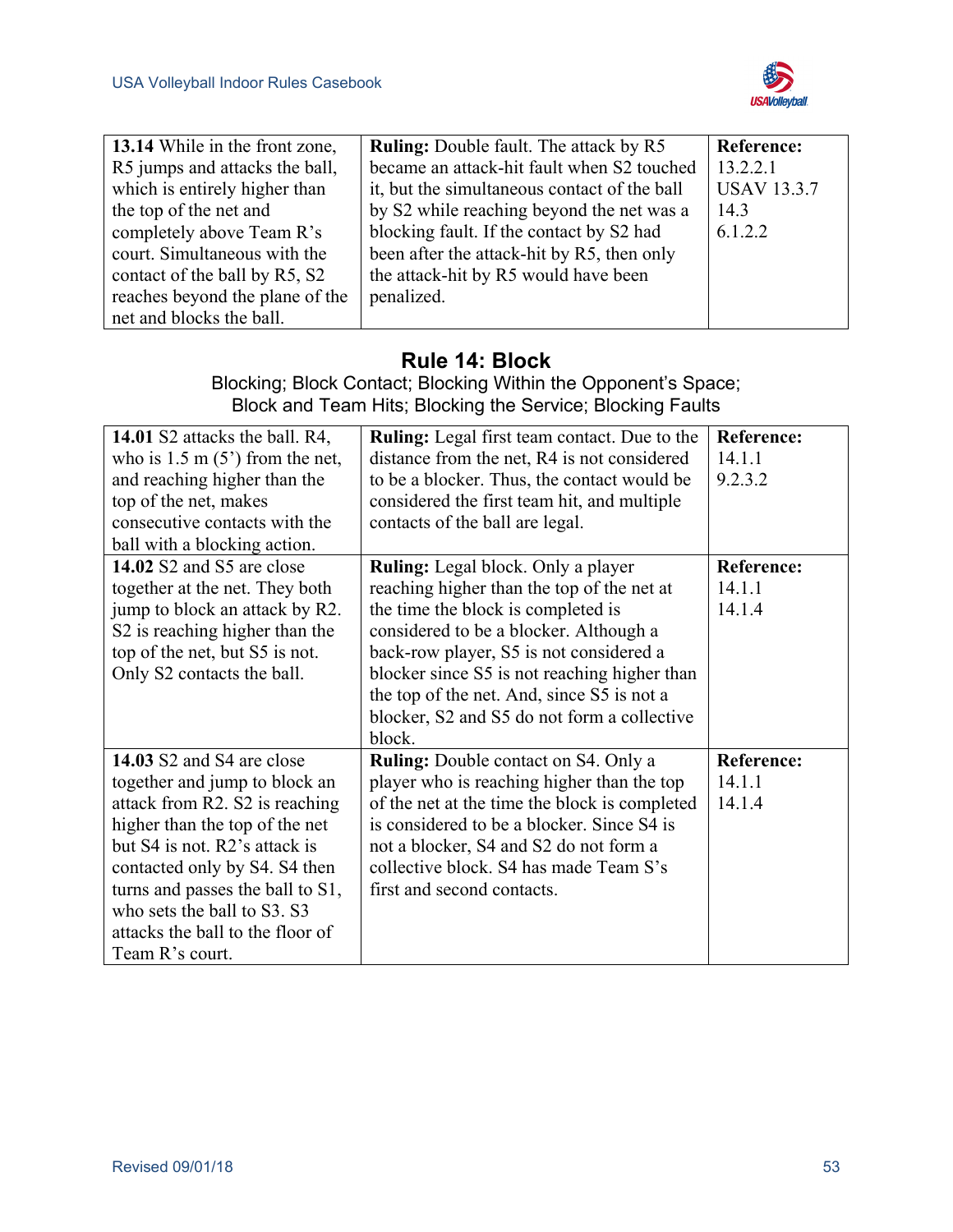| **13.14** While in the front zone, R5 jumps and attacks the ball, which is entirely higher than the top of the net and completely above Team R's court. Simultaneous with the contact of the ball by R5, S2 reaches beyond the plane of the net and blocks the ball. | **Ruling:** Double fault. The attack by R5 became an attack-hit fault when S2 touched it, but the simultaneous contact of the ball by S2 while reaching beyond the net was a blocking fault. If the contact by S2 had been after the attack-hit by R5, then only the attack-hit by R5 would have been penalized. | **Reference:** 13.2.2.1 USAV 13.3.7 14.3 6.1.2.2 |
|---|---|---|

## Rule 14: Block

Blocking; Block Contact; Blocking Within the Opponent's Space; Block and Team Hits; Blocking the Service; Blocking Faults

| **14.01** S2 attacks the ball. R4, who is 1.5 m (5') from the net, and reaching higher than the top of the net, makes consecutive contacts with the ball with a blocking action. | **Ruling:** Legal first team contact. Due to the distance from the net, R4 is not considered to be a blocker. Thus, the contact would be considered the first team hit, and multiple contacts of the ball are legal. | **Reference:** 14.1.1 9.2.3.2 |
|---|---|---|
| **14.02** S2 and S5 are close together at the net. They both jump to block an attack by R2. S2 is reaching higher than the top of the net, but S5 is not. Only S2 contacts the ball. | **Ruling:** Legal block. Only a player reaching higher than the top of the net at the time the block is completed is considered to be a blocker. Although a back-row player, S5 is not considered a blocker since S5 is not reaching higher than the top of the net. And, since S5 is not a blocker, S2 and S5 do not form a collective block. | **Reference:** 14.1.1 14.1.4 |
| **14.03** S2 and S4 are close together and jump to block an attack from R2. S2 is reaching higher than the top of the net but S4 is not. R2's attack is contacted only by S4. S4 then turns and passes the ball to S1, who sets the ball to S3. S3 attacks the ball to the floor of Team R's court. | **Ruling:** Double contact on S4. Only a player who is reaching higher than the top of the net at the time the block is completed is considered to be a blocker. Since S4 is not a blocker, S4 and S2 do not form a collective block. S4 has made Team S's first and second contacts. | **Reference:** 14.1.1 14.1.4 |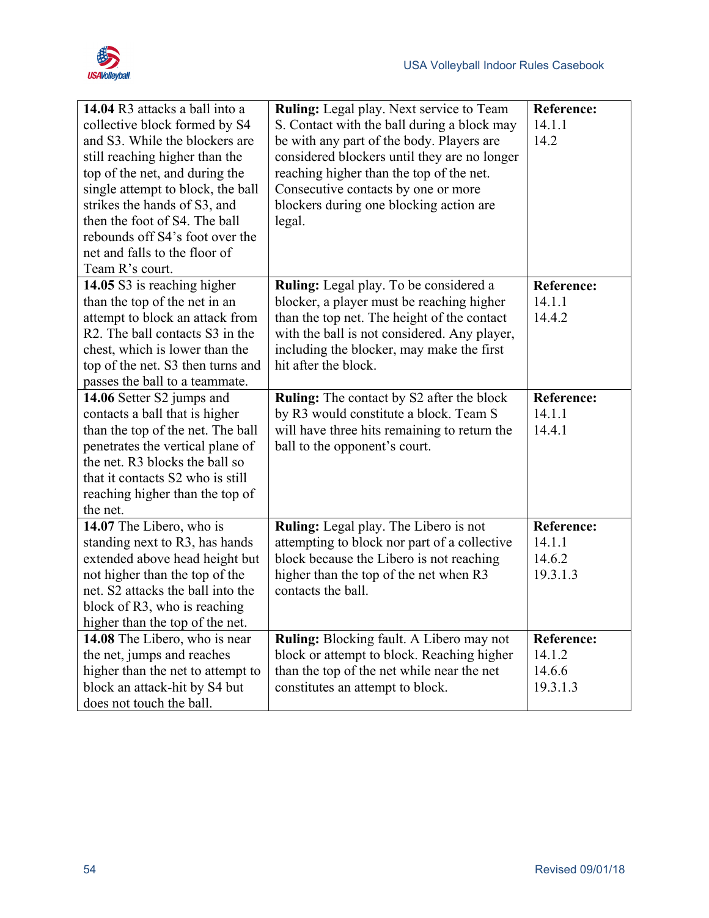| | | |
|---|---|---|
| **14.04** R3 attacks a ball into a collective block formed by S4 and S3. While the blockers are still reaching higher than the top of the net, and during the single attempt to block, the ball strikes the hands of S3, and then the foot of S4. The ball rebounds off S4's foot over the net and falls to the floor of Team R's court. | **Ruling:** Legal play. Next service to Team S. Contact with the ball during a block may be with any part of the body. Players are considered blockers until they are no longer reaching higher than the top of the net. Consecutive contacts by one or more blockers during one blocking action are legal. | **Reference:** 14.1.1 14.2 |
| **14.05** S3 is reaching higher than the top of the net in an attempt to block an attack from R2. The ball contacts S3 in the chest, which is lower than the top of the net. S3 then turns and passes the ball to a teammate. | **Ruling:** Legal play. To be considered a blocker, a player must be reaching higher than the top net. The height of the contact with the ball is not considered. Any player, including the blocker, may make the first hit after the block. | **Reference:** 14.1.1 14.4.2 |
| **14.06** Setter S2 jumps and contacts a ball that is higher than the top of the net. The ball penetrates the vertical plane of the net. R3 blocks the ball so that it contacts S2 who is still reaching higher than the top of the net. | **Ruling:** The contact by S2 after the block by R3 would constitute a block. Team S will have three hits remaining to return the ball to the opponent's court. | **Reference:** 14.1.1 14.4.1 |
| **14.07** The Libero, who is standing next to R3, has hands extended above head height but not higher than the top of the net. S2 attacks the ball into the block of R3, who is reaching higher than the top of the net. | **Ruling:** Legal play. The Libero is not attempting to block nor part of a collective block because the Libero is not reaching higher than the top of the net when R3 contacts the ball. | **Reference:** 14.1.1 14.6.2 19.3.1.3 |
| **14.08** The Libero, who is near the net, jumps and reaches higher than the net to attempt to block an attack-hit by S4 but does not touch the ball. | **Ruling:** Blocking fault. A Libero may not block or attempt to block. Reaching higher than the top of the net while near the net constitutes an attempt to block. | **Reference:** 14.1.2 14.6.6 19.3.1.3 |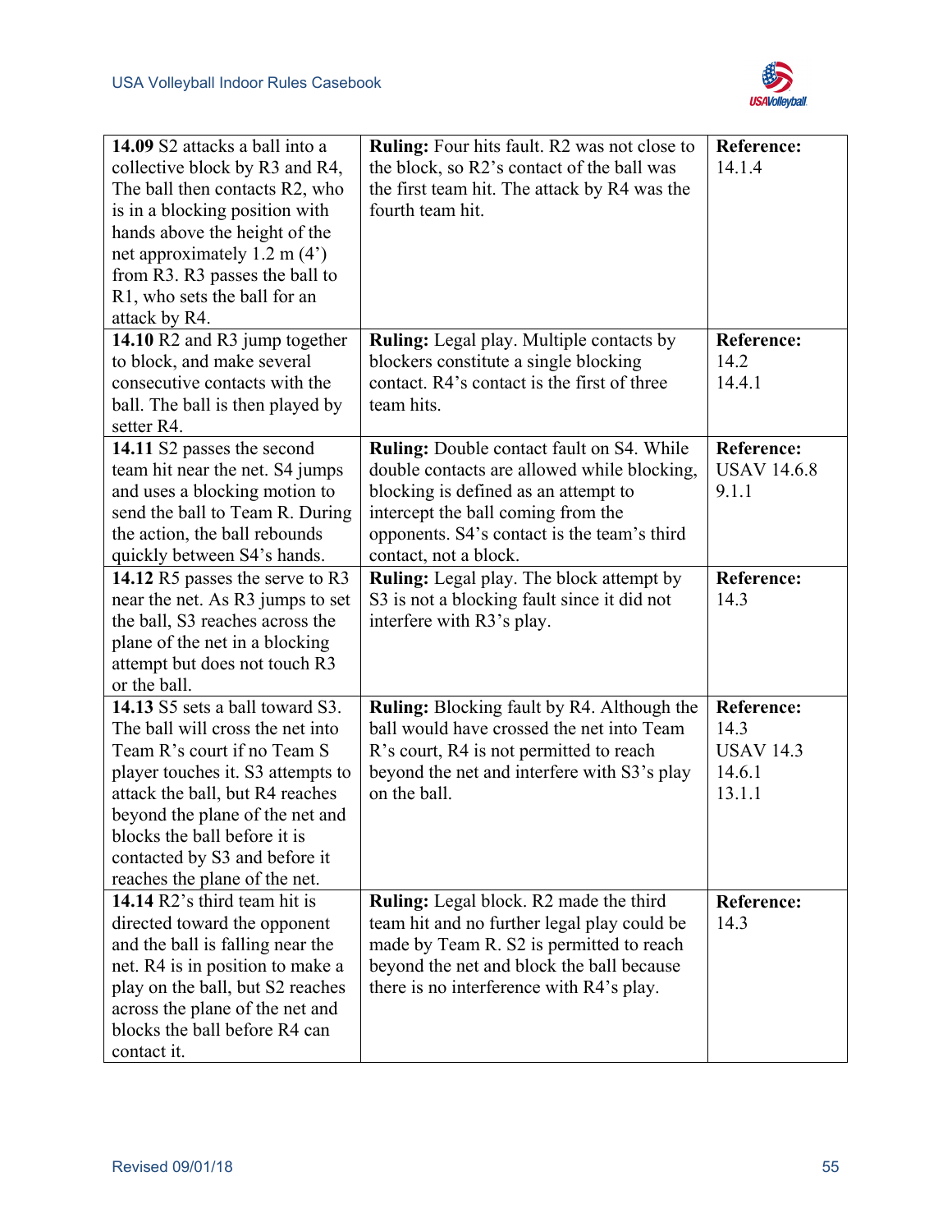| **14.09** S2 attacks a ball into a collective block by R3 and R4, The ball then contacts R2, who is in a blocking position with hands above the height of the net approximately 1.2 m (4') from R3. R3 passes the ball to R1, who sets the ball for an attack by R4. | **Ruling:** Four hits fault. R2 was not close to the block, so R2's contact of the ball was the first team hit. The attack by R4 was the fourth team hit. | **Reference:** 14.1.4 |
|---|---|---|
| **14.10** R2 and R3 jump together to block, and make several consecutive contacts with the ball. The ball is then played by setter R4. | **Ruling:** Legal play. Multiple contacts by blockers constitute a single blocking contact. R4's contact is the first of three team hits. | **Reference:** 14.2<br>14.4.1 |
| **14.11** S2 passes the second team hit near the net. S4 jumps and uses a blocking motion to send the ball to Team R. During the action, the ball rebounds quickly between S4's hands. | **Ruling:** Double contact fault on S4. While double contacts are allowed while blocking, blocking is defined as an attempt to intercept the ball coming from the opponents. S4's contact is the team's third contact, not a block. | **Reference:** USAV 14.6.8<br>9.1.1 |
| **14.12** R5 passes the serve to R3 near the net. As R3 jumps to set the ball, S3 reaches across the plane of the net in a blocking attempt but does not touch R3 or the ball. | **Ruling:** Legal play. The block attempt by S3 is not a blocking fault since it did not interfere with R3's play. | **Reference:** 14.3 |
| **14.13** S5 sets a ball toward S3. The ball will cross the net into Team R's court if no Team S player touches it. S3 attempts to attack the ball, but R4 reaches beyond the plane of the net and blocks the ball before it is contacted by S3 and before it reaches the plane of the net. | **Ruling:** Blocking fault by R4. Although the ball would have crossed the net into Team R's court, R4 is not permitted to reach beyond the net and interfere with S3's play on the ball. | **Reference:** 14.3<br>USAV 14.3<br>14.6.1<br>13.1.1 |
| **14.14** R2's third team hit is directed toward the opponent and the ball is falling near the net. R4 is in position to make a play on the ball, but S2 reaches across the plane of the net and blocks the ball before R4 can contact it. | **Ruling:** Legal block. R2 made the third team hit and no further legal play could be made by Team R. S2 is permitted to reach beyond the net and block the ball because there is no interference with R4's play. | **Reference:** 14.3 |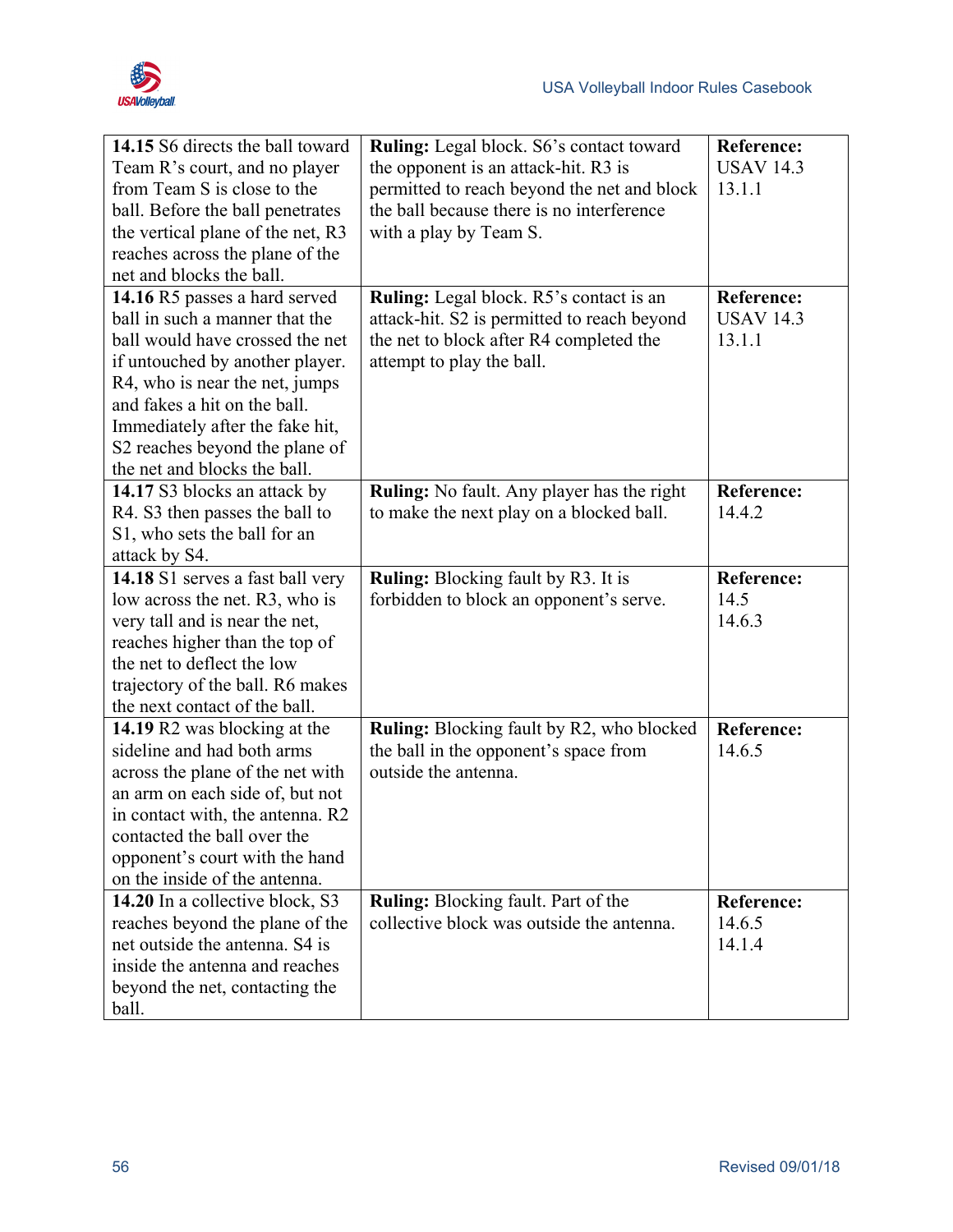| | | |
|---|---|---|
| **14.15** S6 directs the ball toward Team R's court, and no player from Team S is close to the ball. Before the ball penetrates the vertical plane of the net, R3 reaches across the plane of the net and blocks the ball. | **Ruling:** Legal block. S6's contact toward the opponent is an attack-hit. R3 is permitted to reach beyond the net and block the ball because there is no interference with a play by Team S. | **Reference:** USAV 14.3 13.1.1 |
| **14.16** R5 passes a hard served ball in such a manner that the ball would have crossed the net if untouched by another player. R4, who is near the net, jumps and fakes a hit on the ball. Immediately after the fake hit, S2 reaches beyond the plane of the net and blocks the ball. | **Ruling:** Legal block. R5's contact is an attack-hit. S2 is permitted to reach beyond the net to block after R4 completed the attempt to play the ball. | **Reference:** USAV 14.3 13.1.1 |
| **14.17** S3 blocks an attack by R4. S3 then passes the ball to S1, who sets the ball for an attack by S4. | **Ruling:** No fault. Any player has the right to make the next play on a blocked ball. | **Reference:** 14.4.2 |
| **14.18** S1 serves a fast ball very low across the net. R3, who is very tall and is near the net, reaches higher than the top of the net to deflect the low trajectory of the ball. R6 makes the next contact of the ball. | **Ruling:** Blocking fault by R3. It is forbidden to block an opponent's serve. | **Reference:** 14.5 14.6.3 |
| **14.19** R2 was blocking at the sideline and had both arms across the plane of the net with an arm on each side of, but not in contact with, the antenna. R2 contacted the ball over the opponent's court with the hand on the inside of the antenna. | **Ruling:** Blocking fault by R2, who blocked the ball in the opponent's space from outside the antenna. | **Reference:** 14.6.5 |
| **14.20** In a collective block, S3 reaches beyond the plane of the net outside the antenna. S4 is inside the antenna and reaches beyond the net, contacting the ball. | **Ruling:** Blocking fault. Part of the collective block was outside the antenna. | **Reference:** 14.6.5 14.1.4 |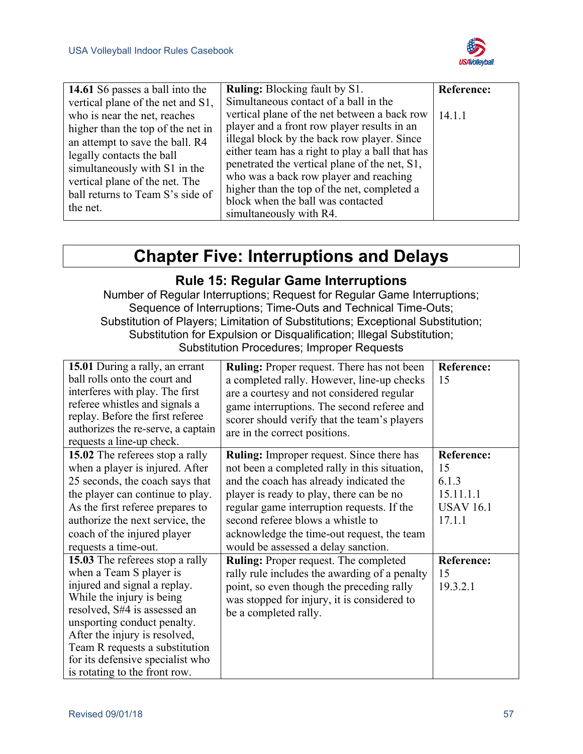| 14.61 S6 passes a ball into the vertical plane of the net and S1, who is near the net, reaches higher than the top of the net in an attempt to save the ball. R4 legally contacts the ball simultaneously with S1 in the vertical plane of the net. The ball returns to Team S's side of the net. | **Ruling:** Blocking fault by S1. Simultaneous contact of a ball in the vertical plane of the net between a back row player and a front row player results in an illegal block by the back row player. Since either team has a right to play a ball that has penetrated the vertical plane of the net, S1, who was a back row player and reaching higher than the top of the net, completed a block when the ball was contacted simultaneously with R4. | **Reference:** 14.1.1 |
|---|---|---|

# Chapter Five: Interruptions and Delays

## Rule 15: Regular Game Interruptions

Number of Regular Interruptions; Request for Regular Game Interruptions; Sequence of Interruptions; Time-Outs and Technical Time-Outs; Substitution of Players; Limitation of Substitutions; Exceptional Substitution; Substitution for Expulsion or Disqualification; Illegal Substitution; Substitution Procedures; Improper Requests

| **15.01** During a rally, an errant ball rolls onto the court and interferes with play. The first referee whistles and signals a replay. Before the first referee authorizes the re-serve, a captain requests a line-up check. | **Ruling:** Proper request. There has not been a completed rally. However, line-up checks are a courtesy and not considered regular game interruptions. The second referee and scorer should verify that the team's players are in the correct positions. | **Reference:** 15 |
|---|---|---|
| **15.02** The referees stop a rally when a player is injured. After 25 seconds, the coach says that the player can continue to play. As the first referee prepares to authorize the next service, the coach of the injured player requests a time-out. | **Ruling:** Improper request. Since there has not been a completed rally in this situation, and the coach has already indicated the player is ready to play, there can be no regular game interruption requests. If the second referee blows a whistle to acknowledge the time-out request, the team would be assessed a delay sanction. | **Reference:** 15 6.1.3 15.11.1.1 USAV 16.1 17.1.1 |
| **15.03** The referees stop a rally when a Team S player is injured and signal a replay. While the injury is being resolved, S#4 is assessed an unsporting conduct penalty. After the injury is resolved, Team R requests a substitution for its defensive specialist who is rotating to the front row. | **Ruling:** Proper request. The completed rally rule includes the awarding of a penalty point, so even though the preceding rally was stopped for injury, it is considered to be a completed rally. | **Reference:** 15 19.3.2.1 |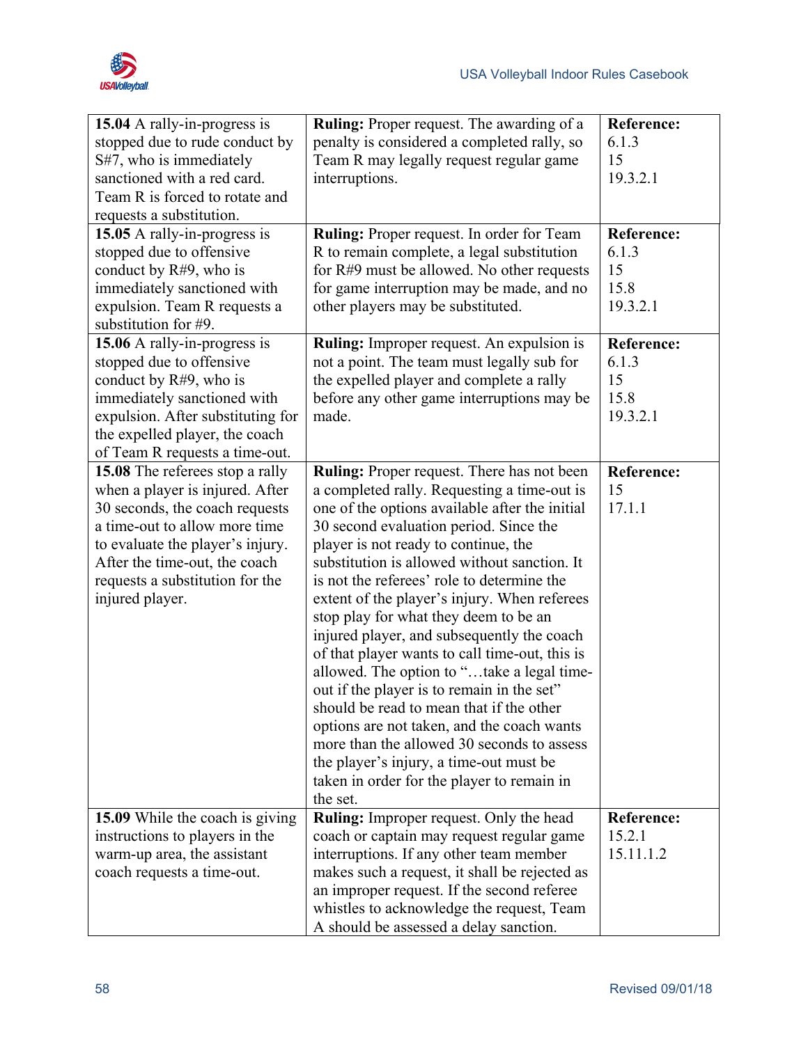| | | |
|---|---|---|
| **15.04** A rally-in-progress is stopped due to rude conduct by S#7, who is immediately sanctioned with a red card. Team R is forced to rotate and requests a substitution. | **Ruling:** Proper request. The awarding of a penalty is considered a completed rally, so Team R may legally request regular game interruptions. | **Reference:**<br>6.1.3<br>15<br>19.3.2.1 |
| **15.05** A rally-in-progress is stopped due to offensive conduct by R#9, who is immediately sanctioned with expulsion. Team R requests a substitution for #9. | **Ruling:** Proper request. In order for Team R to remain complete, a legal substitution for R#9 must be allowed. No other requests for game interruption may be made, and no other players may be substituted. | **Reference:**<br>6.1.3<br>15<br>15.8<br>19.3.2.1 |
| **15.06** A rally-in-progress is stopped due to offensive conduct by R#9, who is immediately sanctioned with expulsion. After substituting for the expelled player, the coach of Team R requests a time-out. | **Ruling:** Improper request. An expulsion is not a point. The team must legally sub for the expelled player and complete a rally before any other game interruptions may be made. | **Reference:**<br>6.1.3<br>15<br>15.8<br>19.3.2.1 |
| **15.08** The referees stop a rally when a player is injured. After 30 seconds, the coach requests a time-out to allow more time to evaluate the player's injury. After the time-out, the coach requests a substitution for the injured player. | **Ruling:** Proper request. There has not been a completed rally. Requesting a time-out is one of the options available after the initial 30 second evaluation period. Since the player is not ready to continue, the substitution is allowed without sanction. It is not the referees' role to determine the extent of the player's injury. When referees stop play for what they deem to be an injured player, and subsequently the coach of that player wants to call time-out, this is allowed. The option to "…take a legal time-out if the player is to remain in the set" should be read to mean that if the other options are not taken, and the coach wants more than the allowed 30 seconds to assess the player's injury, a time-out must be taken in order for the player to remain in the set. | **Reference:**<br>15<br>17.1.1 |
| **15.09** While the coach is giving instructions to players in the warm-up area, the assistant coach requests a time-out. | **Ruling:** Improper request. Only the head coach or captain may request regular game interruptions. If any other team member makes such a request, it shall be rejected as an improper request. If the second referee whistles to acknowledge the request, Team A should be assessed a delay sanction. | **Reference:**<br>15.2.1<br>15.11.1.2 |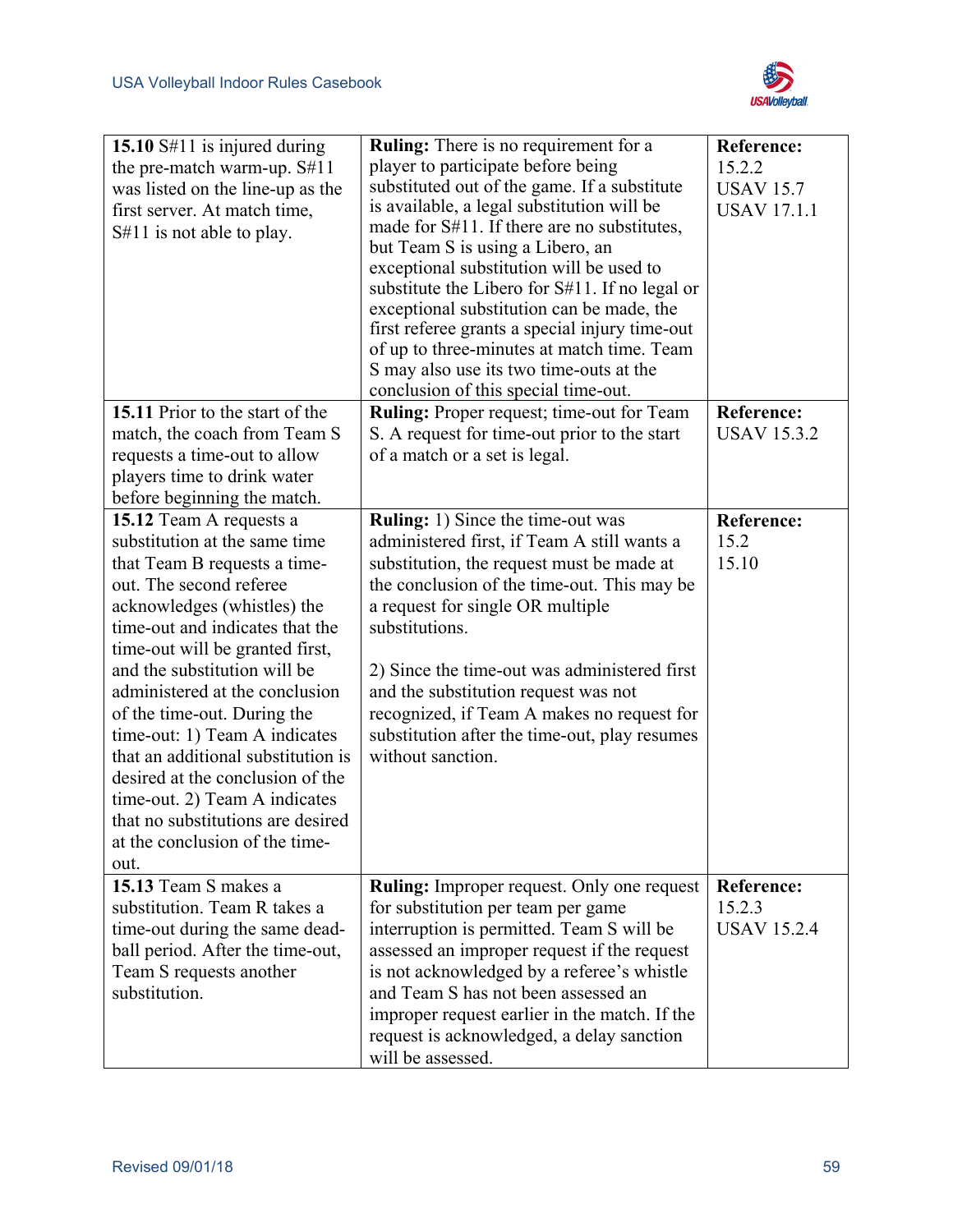| | | |
|---|---|---|
| **15.10** S#11 is injured during the pre-match warm-up. S#11 was listed on the line-up as the first server. At match time, S#11 is not able to play. | **Ruling:** There is no requirement for a player to participate before being substituted out of the game. If a substitute is available, a legal substitution will be made for S#11. If there are no substitutes, but Team S is using a Libero, an exceptional substitution will be used to substitute the Libero for S#11. If no legal or exceptional substitution can be made, the first referee grants a special injury time-out of up to three-minutes at match time. Team S may also use its two time-outs at the conclusion of this special time-out. | **Reference:** 15.2.2 USAV 15.7 USAV 17.1.1 |
| **15.11** Prior to the start of the match, the coach from Team S requests a time-out to allow players time to drink water before beginning the match. | **Ruling:** Proper request; time-out for Team S. A request for time-out prior to the start of a match or a set is legal. | **Reference:** USAV 15.3.2 |
| **15.12** Team A requests a substitution at the same time that Team B requests a time-out. The second referee acknowledges (whistles) the time-out and indicates that the time-out will be granted first, and the substitution will be administered at the conclusion of the time-out. During the time-out: 1) Team A indicates that an additional substitution is desired at the conclusion of the time-out. 2) Team A indicates that no substitutions are desired at the conclusion of the time-out. | **Ruling:** 1) Since the time-out was administered first, if Team A still wants a substitution, the request must be made at the conclusion of the time-out. This may be a request for single OR multiple substitutions.<br><br>2) Since the time-out was administered first and the substitution request was not recognized, if Team A makes no request for substitution after the time-out, play resumes without sanction. | **Reference:** 15.2 15.10 |
| **15.13** Team S makes a substitution. Team R takes a time-out during the same dead-ball period. After the time-out, Team S requests another substitution. | **Ruling:** Improper request. Only one request for substitution per team per game interruption is permitted. Team S will be assessed an improper request if the request is not acknowledged by a referee's whistle and Team S has not been assessed an improper request earlier in the match. If the request is acknowledged, a delay sanction will be assessed. | **Reference:** 15.2.3 USAV 15.2.4 |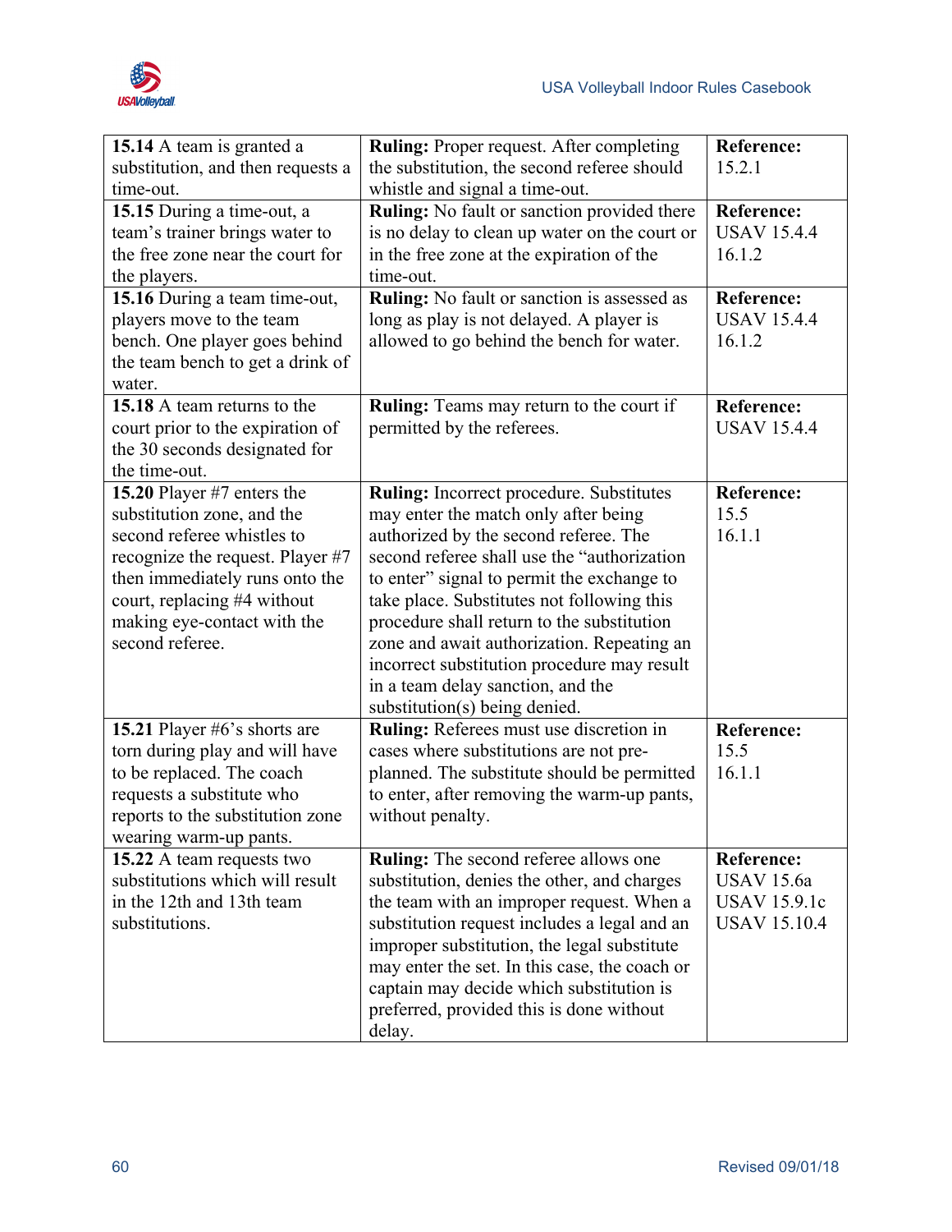| | | |
|---|---|---|
| **15.14** A team is granted a substitution, and then requests a time-out. | **Ruling:** Proper request. After completing the substitution, the second referee should whistle and signal a time-out. | **Reference:** 15.2.1 |
| **15.15** During a time-out, a team's trainer brings water to the free zone near the court for the players. | **Ruling:** No fault or sanction provided there is no delay to clean up water on the court or in the free zone at the expiration of the time-out. | **Reference:** USAV 15.4.4 16.1.2 |
| **15.16** During a team time-out, players move to the team bench. One player goes behind the team bench to get a drink of water. | **Ruling:** No fault or sanction is assessed as long as play is not delayed. A player is allowed to go behind the bench for water. | **Reference:** USAV 15.4.4 16.1.2 |
| **15.18** A team returns to the court prior to the expiration of the 30 seconds designated for the time-out. | **Ruling:** Teams may return to the court if permitted by the referees. | **Reference:** USAV 15.4.4 |
| **15.20** Player #7 enters the substitution zone, and the second referee whistles to recognize the request. Player #7 then immediately runs onto the court, replacing #4 without making eye-contact with the second referee. | **Ruling:** Incorrect procedure. Substitutes may enter the match only after being authorized by the second referee. The second referee shall use the "authorization to enter" signal to permit the exchange to take place. Substitutes not following this procedure shall return to the substitution zone and await authorization. Repeating an incorrect substitution procedure may result in a team delay sanction, and the substitution(s) being denied. | **Reference:** 15.5 16.1.1 |
| **15.21** Player #6's shorts are torn during play and will have to be replaced. The coach requests a substitute who reports to the substitution zone wearing warm-up pants. | **Ruling:** Referees must use discretion in cases where substitutions are not pre-planned. The substitute should be permitted to enter, after removing the warm-up pants, without penalty. | **Reference:** 15.5 16.1.1 |
| **15.22** A team requests two substitutions which will result in the 12th and 13th team substitutions. | **Ruling:** The second referee allows one substitution, denies the other, and charges the team with an improper request. When a substitution request includes a legal and an improper substitution, the legal substitute may enter the set. In this case, the coach or captain may decide which substitution is preferred, provided this is done without delay. | **Reference:** USAV 15.6a USAV 15.9.1c USAV 15.10.4 |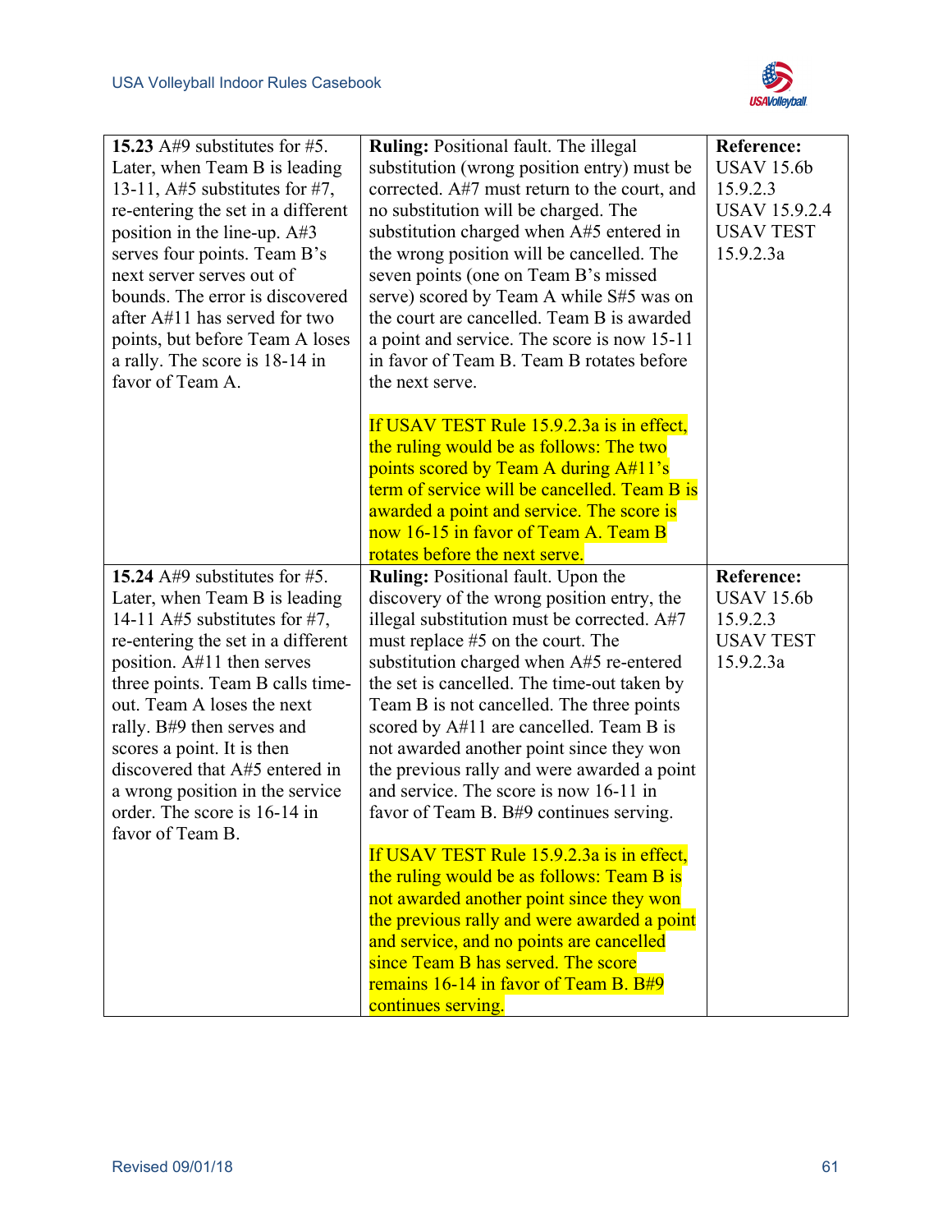| | | |
|---|---|---|
| **15.23** A#9 substitutes for #5. Later, when Team B is leading 13-11, A#5 substitutes for #7, re-entering the set in a different position in the line-up. A#3 serves four points. Team B's next server serves out of bounds. The error is discovered after A#11 has served for two points, but before Team A loses a rally. The score is 18-14 in favor of Team A. | **Ruling:** Positional fault. The illegal substitution (wrong position entry) must be corrected. A#7 must return to the court, and no substitution will be charged. The substitution charged when A#5 entered in the wrong position will be cancelled. The seven points (one on Team B's missed serve) scored by Team A while S#5 was on the court are cancelled. Team B is awarded a point and service. The score is now 15-11 in favor of Team B. Team B rotates before the next serve.<br><br>If USAV TEST Rule 15.9.2.3a is in effect, the ruling would be as follows: The two points scored by Team A during A#11's term of service will be cancelled. Team B is awarded a point and service. The score is now 16-15 in favor of Team A. Team B rotates before the next serve. | **Reference:** USAV 15.6b 15.9.2.3 USAV 15.9.2.4 USAV TEST 15.9.2.3a |
| **15.24** A#9 substitutes for #5. Later, when Team B is leading 14-11 A#5 substitutes for #7, re-entering the set in a different position. A#11 then serves three points. Team B calls time-out. Team A loses the next rally. B#9 then serves and scores a point. It is then discovered that A#5 entered in a wrong position in the service order. The score is 16-14 in favor of Team B. | **Ruling:** Positional fault. Upon the discovery of the wrong position entry, the illegal substitution must be corrected. A#7 must replace #5 on the court. The substitution charged when A#5 re-entered the set is cancelled. The time-out taken by Team B is not cancelled. The three points scored by A#11 are cancelled. Team B is not awarded another point since they won the previous rally and were awarded a point and service. The score is now 16-11 in favor of Team B. B#9 continues serving.<br><br>If USAV TEST Rule 15.9.2.3a is in effect, the ruling would be as follows: Team B is not awarded another point since they won the previous rally and were awarded a point and service, and no points are cancelled since Team B has served. The score remains 16-14 in favor of Team B. B#9 continues serving. | **Reference:** USAV 15.6b 15.9.2.3 USAV TEST 15.9.2.3a |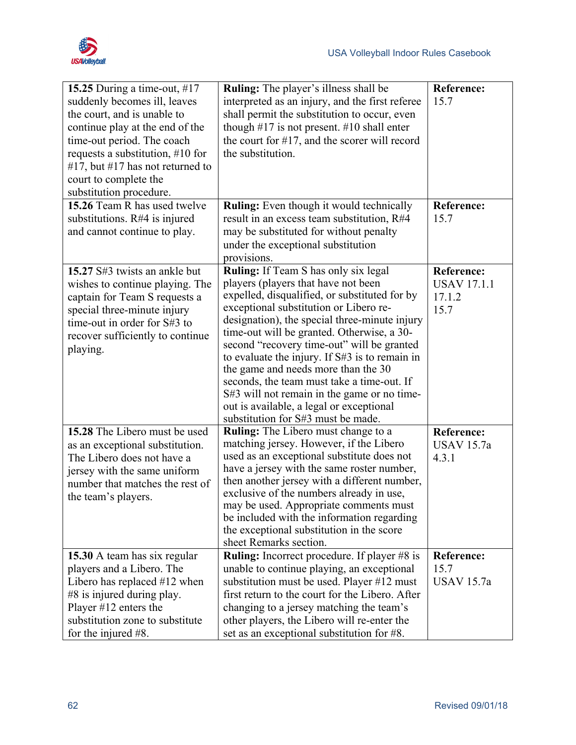| | | |
|---|---|---|
| **15.25** During a time-out, #17 suddenly becomes ill, leaves the court, and is unable to continue play at the end of the time-out period. The coach requests a substitution, #10 for #17, but #17 has not returned to court to complete the substitution procedure. | **Ruling:** The player's illness shall be interpreted as an injury, and the first referee shall permit the substitution to occur, even though #17 is not present. #10 shall enter the court for #17, and the scorer will record the substitution. | **Reference:** 15.7 |
| **15.26** Team R has used twelve substitutions. R#4 is injured and cannot continue to play. | **Ruling:** Even though it would technically result in an excess team substitution, R#4 may be substituted for without penalty under the exceptional substitution provisions. | **Reference:** 15.7 |
| **15.27** S#3 twists an ankle but wishes to continue playing. The captain for Team S requests a special three-minute injury time-out in order for S#3 to recover sufficiently to continue playing. | **Ruling:** If Team S has only six legal players (players that have not been expelled, disqualified, or substituted for by exceptional substitution or Libero re-designation), the special three-minute injury time-out will be granted. Otherwise, a 30-second "recovery time-out" will be granted to evaluate the injury. If S#3 is to remain in the game and needs more than the 30 seconds, the team must take a time-out. If S#3 will not remain in the game or no time-out is available, a legal or exceptional substitution for S#3 must be made. | **Reference:** USAV 17.1.1 17.1.2 15.7 |
| **15.28** The Libero must be used as an exceptional substitution. The Libero does not have a jersey with the same uniform number that matches the rest of the team's players. | **Ruling:** The Libero must change to a matching jersey. However, if the Libero used as an exceptional substitute does not have a jersey with the same roster number, then another jersey with a different number, exclusive of the numbers already in use, may be used. Appropriate comments must be included with the information regarding the exceptional substitution in the score sheet Remarks section. | **Reference:** USAV 15.7a 4.3.1 |
| **15.30** A team has six regular players and a Libero. The Libero has replaced #12 when #8 is injured during play. Player #12 enters the substitution zone to substitute for the injured #8. | **Ruling:** Incorrect procedure. If player #8 is unable to continue playing, an exceptional substitution must be used. Player #12 must first return to the court for the Libero. After changing to a jersey matching the team's other players, the Libero will re-enter the set as an exceptional substitution for #8. | **Reference:** 15.7 USAV 15.7a |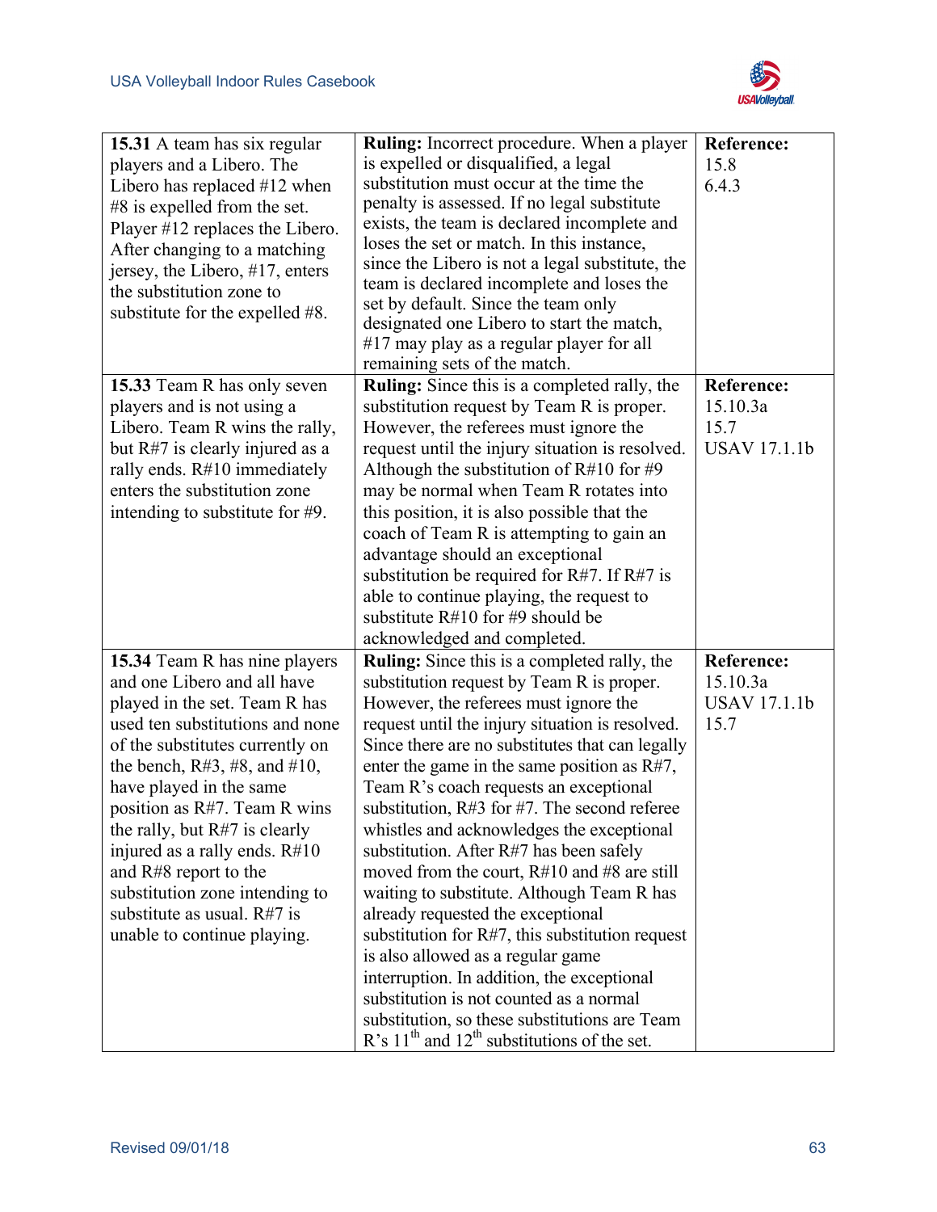| | | |
|---|---|---|
| **15.31** A team has six regular players and a Libero. The Libero has replaced #12 when #8 is expelled from the set. Player #12 replaces the Libero. After changing to a matching jersey, the Libero, #17, enters the substitution zone to substitute for the expelled #8. | **Ruling:** Incorrect procedure. When a player is expelled or disqualified, a legal substitution must occur at the time the penalty is assessed. If no legal substitute exists, the team is declared incomplete and loses the set or match. In this instance, since the Libero is not a legal substitute, the team is declared incomplete and loses the set by default. Since the team only designated one Libero to start the match, #17 may play as a regular player for all remaining sets of the match. | **Reference:** 15.8 6.4.3 |
| **15.33** Team R has only seven players and is not using a Libero. Team R wins the rally, but R#7 is clearly injured as a rally ends. R#10 immediately enters the substitution zone intending to substitute for #9. | **Ruling:** Since this is a completed rally, the substitution request by Team R is proper. However, the referees must ignore the request until the injury situation is resolved. Although the substitution of R#10 for #9 may be normal when Team R rotates into this position, it is also possible that the coach of Team R is attempting to gain an advantage should an exceptional substitution be required for R#7. If R#7 is able to continue playing, the request to substitute R#10 for #9 should be acknowledged and completed. | **Reference:** 15.10.3a 15.7 USAV 17.1.1b |
| **15.34** Team R has nine players and one Libero and all have played in the set. Team R has used ten substitutions and none of the substitutes currently on the bench, R#3, #8, and #10, have played in the same position as R#7. Team R wins the rally, but R#7 is clearly injured as a rally ends. R#10 and R#8 report to the substitution zone intending to substitute as usual. R#7 is unable to continue playing. | **Ruling:** Since this is a completed rally, the substitution request by Team R is proper. However, the referees must ignore the request until the injury situation is resolved. Since there are no substitutes that can legally enter the game in the same position as R#7, Team R's coach requests an exceptional substitution, R#3 for #7. The second referee whistles and acknowledges the exceptional substitution. After R#7 has been safely moved from the court, R#10 and #8 are still waiting to substitute. Although Team R has already requested the exceptional substitution for R#7, this substitution request is also allowed as a regular game interruption. In addition, the exceptional substitution is not counted as a normal substitution, so these substitutions are Team R's 11th and 12th substitutions of the set. | **Reference:** 15.10.3a USAV 17.1.1b 15.7 |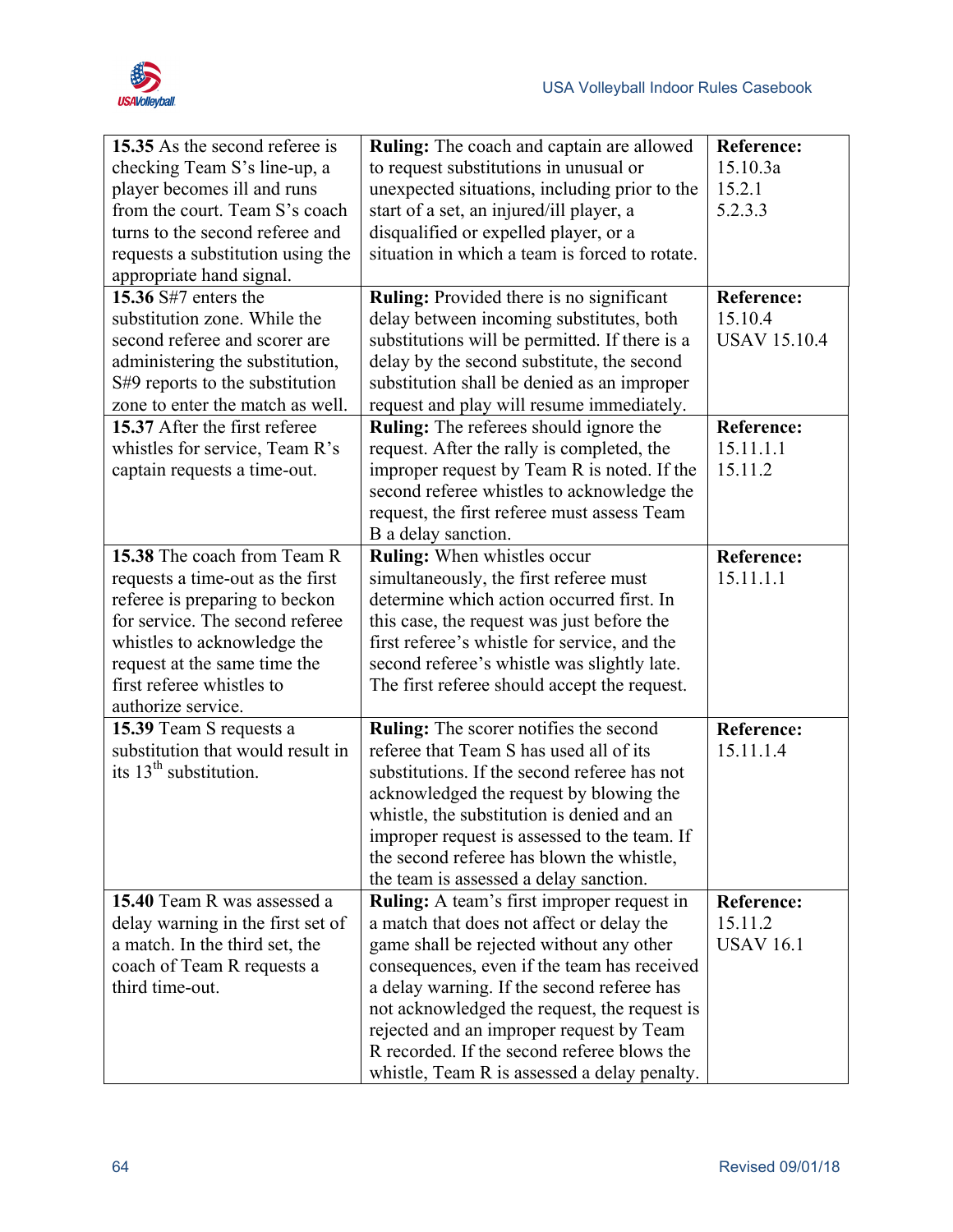| | | |
|---|---|---|
| **15.35** As the second referee is checking Team S's line-up, a player becomes ill and runs from the court. Team S's coach turns to the second referee and requests a substitution using the appropriate hand signal. | **Ruling:** The coach and captain are allowed to request substitutions in unusual or unexpected situations, including prior to the start of a set, an injured/ill player, a disqualified or expelled player, or a situation in which a team is forced to rotate. | **Reference:** 15.10.3a 15.2.1 5.2.3.3 |
| **15.36** S#7 enters the substitution zone. While the second referee and scorer are administering the substitution, S#9 reports to the substitution zone to enter the match as well. | **Ruling:** Provided there is no significant delay between incoming substitutes, both substitutions will be permitted. If there is a delay by the second substitute, the second substitution shall be denied as an improper request and play will resume immediately. | **Reference:** 15.10.4 USAV 15.10.4 |
| **15.37** After the first referee whistles for service, Team R's captain requests a time-out. | **Ruling:** The referees should ignore the request. After the rally is completed, the improper request by Team R is noted. If the second referee whistles to acknowledge the request, the first referee must assess Team B a delay sanction. | **Reference:** 15.11.1.1 15.11.2 |
| **15.38** The coach from Team R requests a time-out as the first referee is preparing to beckon for service. The second referee whistles to acknowledge the request at the same time the first referee whistles to authorize service. | **Ruling:** When whistles occur simultaneously, the first referee must determine which action occurred first. In this case, the request was just before the first referee's whistle for service, and the second referee's whistle was slightly late. The first referee should accept the request. | **Reference:** 15.11.1.1 |
| **15.39** Team S requests a substitution that would result in its 13th substitution. | **Ruling:** The scorer notifies the second referee that Team S has used all of its substitutions. If the second referee has not acknowledged the request by blowing the whistle, the substitution is denied and an improper request is assessed to the team. If the second referee has blown the whistle, the team is assessed a delay sanction. | **Reference:** 15.11.1.4 |
| **15.40** Team R was assessed a delay warning in the first set of a match. In the third set, the coach of Team R requests a third time-out. | **Ruling:** A team's first improper request in a match that does not affect or delay the game shall be rejected without any other consequences, even if the team has received a delay warning. If the second referee has not acknowledged the request, the request is rejected and an improper request by Team R recorded. If the second referee blows the whistle, Team R is assessed a delay penalty. | **Reference:** 15.11.2 USAV 16.1 |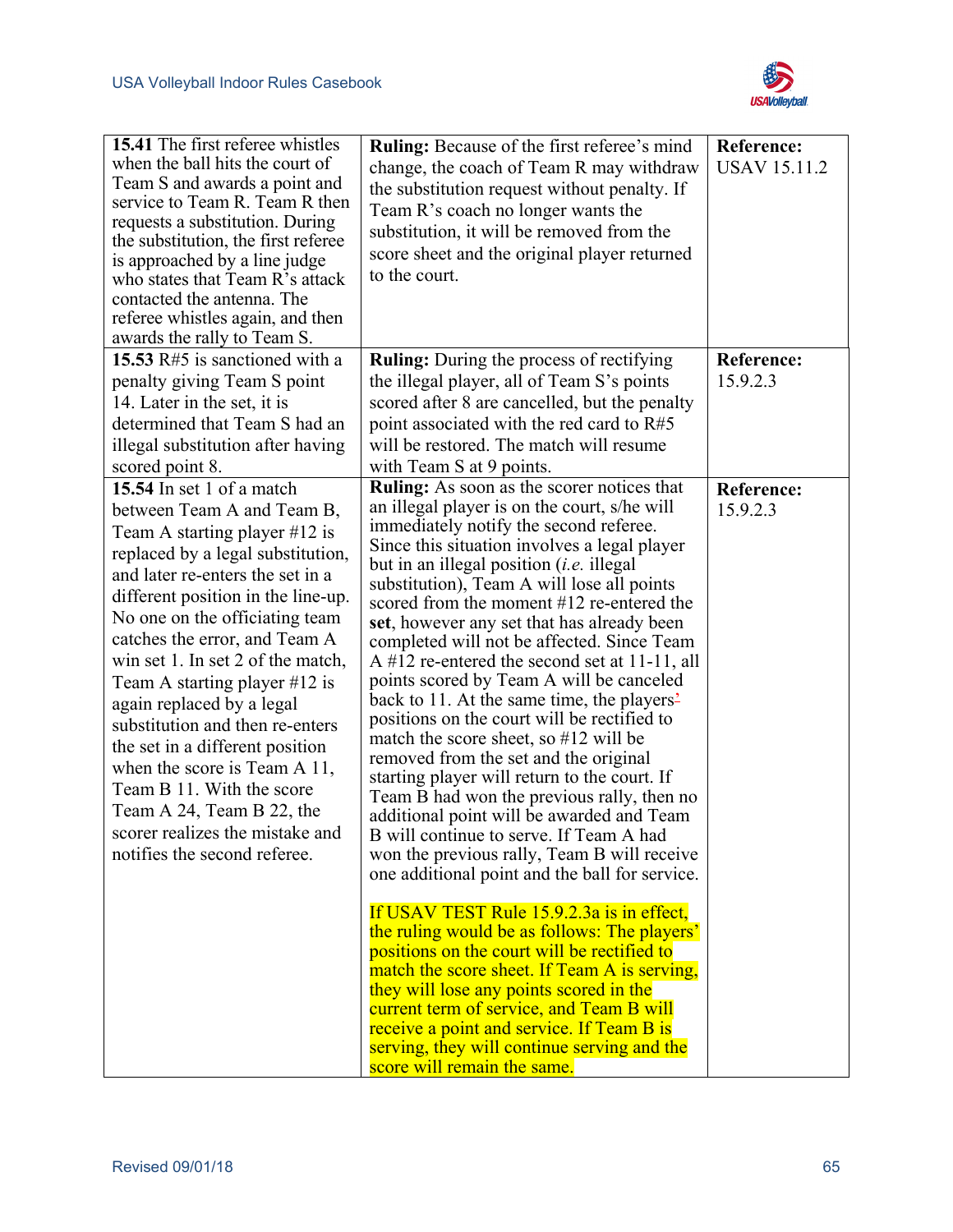| | | |
|---|---|---|
| **15.41** The first referee whistles when the ball hits the court of Team S and awards a point and service to Team R. Team R then requests a substitution. During the substitution, the first referee is approached by a line judge who states that Team R's attack contacted the antenna. The referee whistles again, and then awards the rally to Team S. | **Ruling:** Because of the first referee's mind change, the coach of Team R may withdraw the substitution request without penalty. If Team R's coach no longer wants the substitution, it will be removed from the score sheet and the original player returned to the court. | **Reference:** USAV 15.11.2 |
| **15.53** R#5 is sanctioned with a penalty giving Team S point 14. Later in the set, it is determined that Team S had an illegal substitution after having scored point 8. | **Ruling:** During the process of rectifying the illegal player, all of Team S's points scored after 8 are cancelled, but the penalty point associated with the red card to R#5 will be restored. The match will resume with Team S at 9 points. | **Reference:** 15.9.2.3 |
| **15.54** In set 1 of a match between Team A and Team B, Team A starting player #12 is replaced by a legal substitution, and later re-enters the set in a different position in the line-up. No one on the officiating team catches the error, and Team A win set 1. In set 2 of the match, Team A starting player #12 is again replaced by a legal substitution and then re-enters the set in a different position when the score is Team A 11, Team B 11. With the score Team A 24, Team B 22, the scorer realizes the mistake and notifies the second referee. | **Ruling:** As soon as the scorer notices that an illegal player is on the court, s/he will immediately notify the second referee. Since this situation involves a legal player but in an illegal position (*i.e.* illegal substitution), Team A will lose all points scored from the moment #12 re-entered the **set**, however any set that has already been completed will not be affected. Since Team A #12 re-entered the second set at 11-11, all points scored by Team A will be canceled back to 11. At the same time, the players' positions on the court will be rectified to match the score sheet, so #12 will be removed from the set and the original starting player will return to the court. If Team B had won the previous rally, then no additional point will be awarded and Team B will continue to serve. If Team A had won the previous rally, Team B will receive one additional point and the ball for service.<br><br>If USAV TEST Rule 15.9.2.3a is in effect, the ruling would be as follows: The players' positions on the court will be rectified to match the score sheet. If Team A is serving, they will lose any points scored in the current term of service, and Team B will receive a point and service. If Team B is serving, they will continue serving and the score will remain the same. | **Reference:** 15.9.2.3 |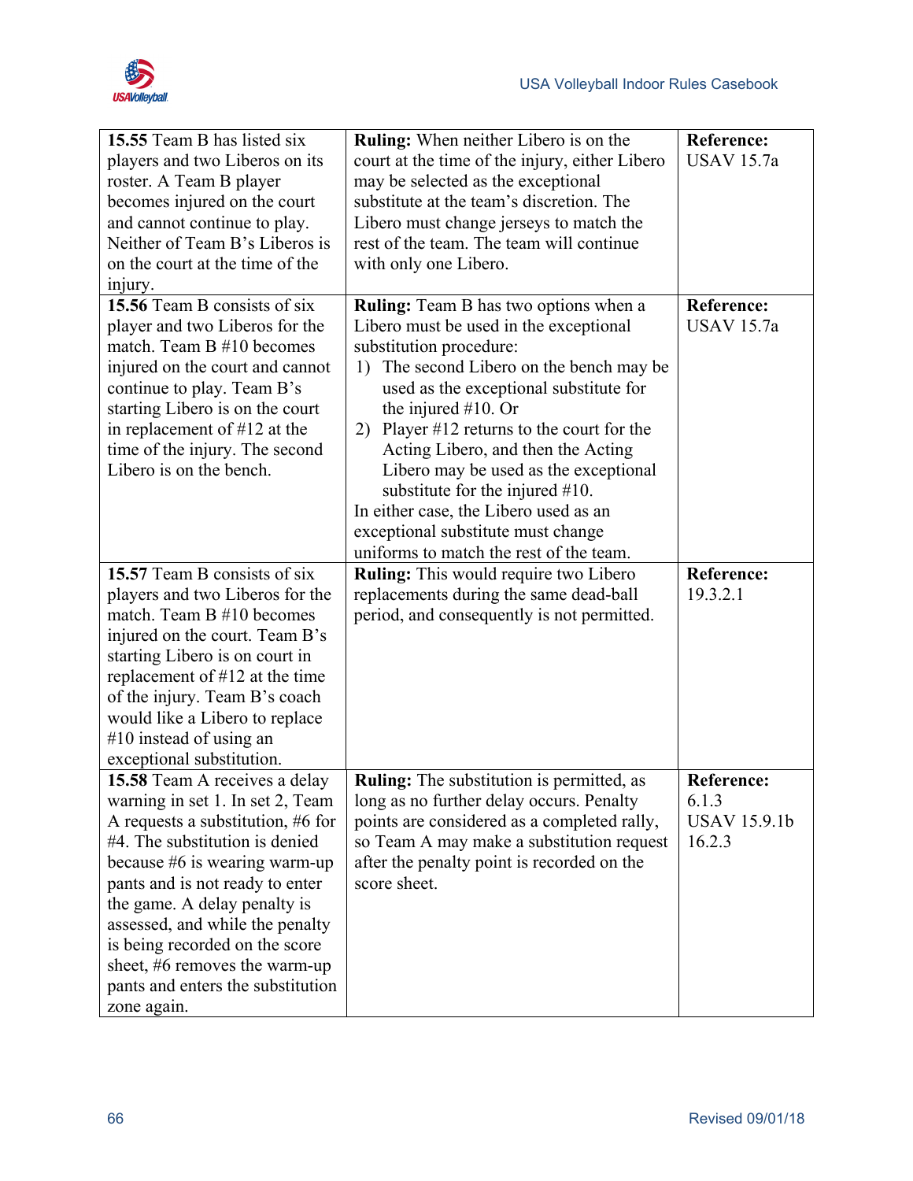| | | |
|---|---|---|
| **15.55** Team B has listed six players and two Liberos on its roster. A Team B player becomes injured on the court and cannot continue to play. Neither of Team B's Liberos is on the court at the time of the injury. | **Ruling:** When neither Libero is on the court at the time of the injury, either Libero may be selected as the exceptional substitute at the team's discretion. The Libero must change jerseys to match the rest of the team. The team will continue with only one Libero. | **Reference:** USAV 15.7a |
| **15.56** Team B consists of six player and two Liberos for the match. Team B #10 becomes injured on the court and cannot continue to play. Team B's starting Libero is on the court in replacement of #12 at the time of the injury. The second Libero is on the bench. | **Ruling:** Team B has two options when a Libero must be used in the exceptional substitution procedure: 1) The second Libero on the bench may be used as the exceptional substitute for the injured #10. Or 2) Player #12 returns to the court for the Acting Libero, and then the Acting Libero may be used as the exceptional substitute for the injured #10. In either case, the Libero used as an exceptional substitute must change uniforms to match the rest of the team. | **Reference:** USAV 15.7a |
| **15.57** Team B consists of six players and two Liberos for the match. Team B #10 becomes injured on the court. Team B's starting Libero is on court in replacement of #12 at the time of the injury. Team B's coach would like a Libero to replace #10 instead of using an exceptional substitution. | **Ruling:** This would require two Libero replacements during the same dead-ball period, and consequently is not permitted. | **Reference:** 19.3.2.1 |
| **15.58** Team A receives a delay warning in set 1. In set 2, Team A requests a substitution, #6 for #4. The substitution is denied because #6 is wearing warm-up pants and is not ready to enter the game. A delay penalty is assessed, and while the penalty is being recorded on the score sheet, #6 removes the warm-up pants and enters the substitution zone again. | **Ruling:** The substitution is permitted, as long as no further delay occurs. Penalty points are considered as a completed rally, so Team A may make a substitution request after the penalty point is recorded on the score sheet. | **Reference:** 6.1.3 USAV 15.9.1b 16.2.3 |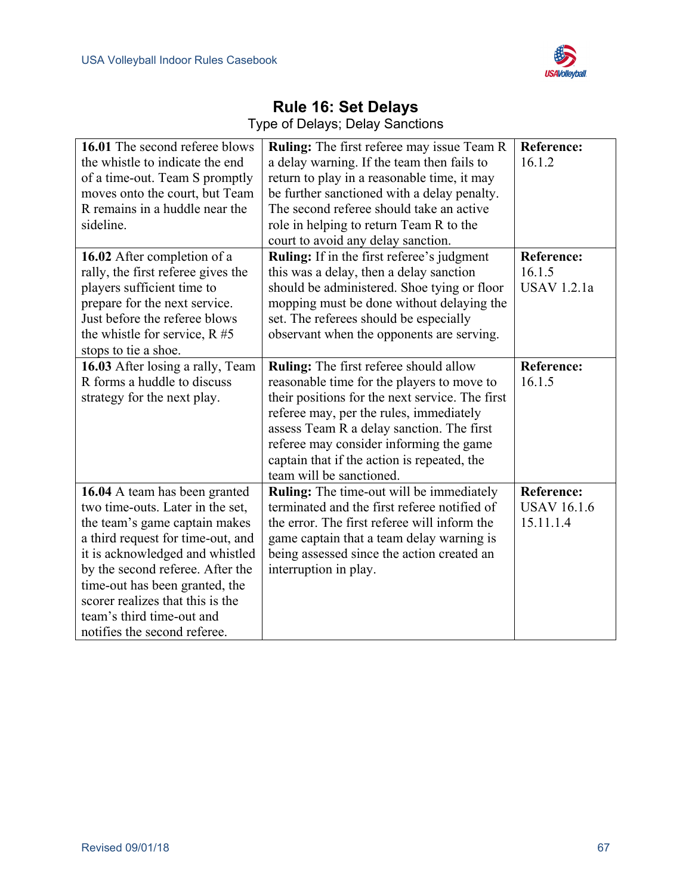# Rule 16: Set Delays

Type of Delays; Delay Sanctions

| | | |
|---|---|---|
| **16.01** The second referee blows the whistle to indicate the end of a time-out. Team S promptly moves onto the court, but Team R remains in a huddle near the sideline. | **Ruling:** The first referee may issue Team R a delay warning. If the team then fails to return to play in a reasonable time, it may be further sanctioned with a delay penalty. The second referee should take an active role in helping to return Team R to the court to avoid any delay sanction. | **Reference:** 16.1.2 |
| **16.02** After completion of a rally, the first referee gives the players sufficient time to prepare for the next service. Just before the referee blows the whistle for service, R #5 stops to tie a shoe. | **Ruling:** If in the first referee's judgment this was a delay, then a delay sanction should be administered. Shoe tying or floor mopping must be done without delaying the set. The referees should be especially observant when the opponents are serving. | **Reference:** 16.1.5 USAV 1.2.1a |
| **16.03** After losing a rally, Team R forms a huddle to discuss strategy for the next play. | **Ruling:** The first referee should allow reasonable time for the players to move to their positions for the next service. The first referee may, per the rules, immediately assess Team R a delay sanction. The first referee may consider informing the game captain that if the action is repeated, the team will be sanctioned. | **Reference:** 16.1.5 |
| **16.04** A team has been granted two time-outs. Later in the set, the team's game captain makes a third request for time-out, and it is acknowledged and whistled by the second referee. After the time-out has been granted, the scorer realizes that this is the team's third time-out and notifies the second referee. | **Ruling:** The time-out will be immediately terminated and the first referee notified of the error. The first referee will inform the game captain that a team delay warning is being assessed since the action created an interruption in play. | **Reference:** USAV 16.1.6 15.11.1.4 |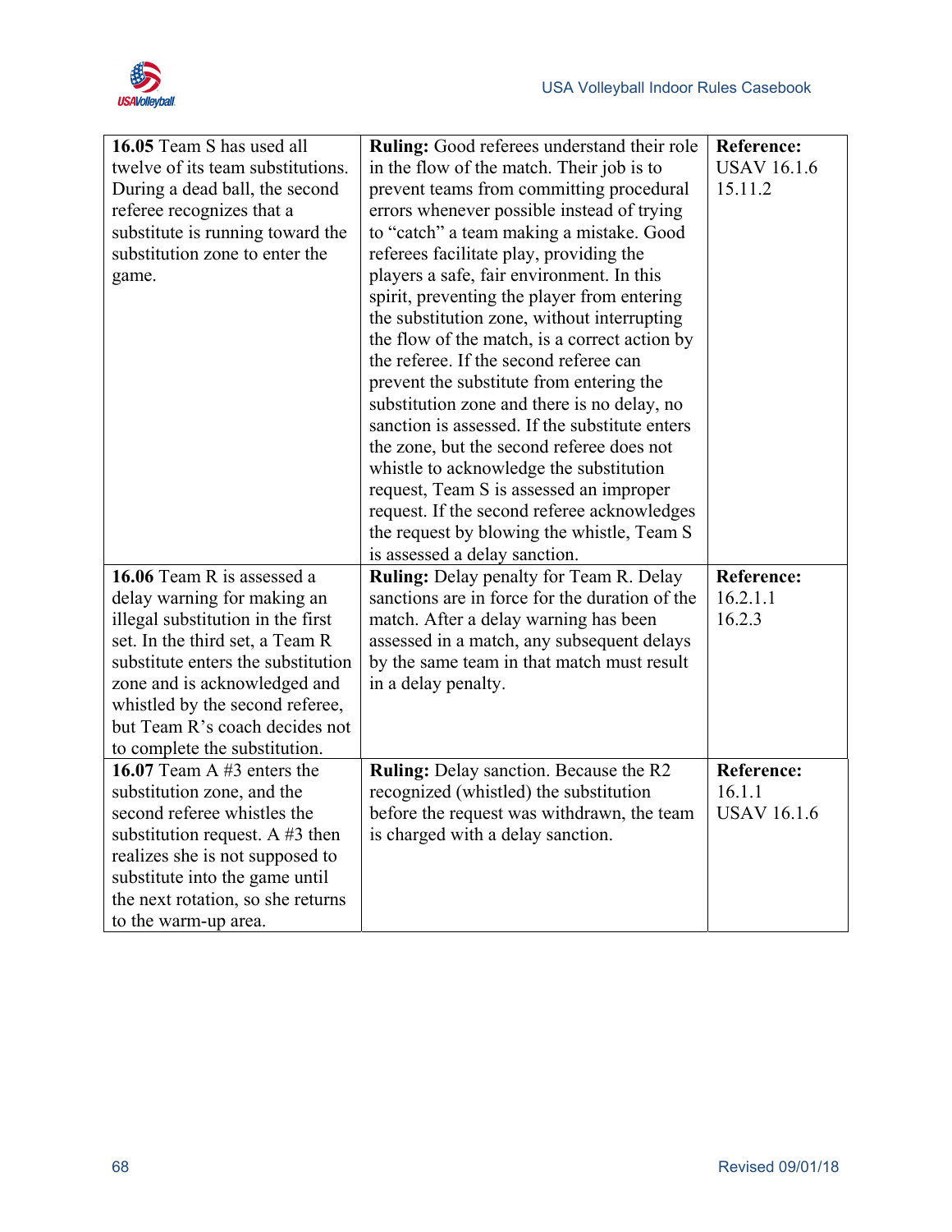| | | |
|---|---|---|
| **16.05** Team S has used all twelve of its team substitutions. During a dead ball, the second referee recognizes that a substitute is running toward the substitution zone to enter the game. | **Ruling:** Good referees understand their role in the flow of the match. Their job is to prevent teams from committing procedural errors whenever possible instead of trying to "catch" a team making a mistake. Good referees facilitate play, providing the players a safe, fair environment. In this spirit, preventing the player from entering the substitution zone, without interrupting the flow of the match, is a correct action by the referee. If the second referee can prevent the substitute from entering the substitution zone and there is no delay, no sanction is assessed. If the substitute enters the zone, but the second referee does not whistle to acknowledge the substitution request, Team S is assessed an improper request. If the second referee acknowledges the request by blowing the whistle, Team S is assessed a delay sanction. | **Reference:** USAV 16.1.6 15.11.2 |
| **16.06** Team R is assessed a delay warning for making an illegal substitution in the first set. In the third set, a Team R substitute enters the substitution zone and is acknowledged and whistled by the second referee, but Team R's coach decides not to complete the substitution. | **Ruling:** Delay penalty for Team R. Delay sanctions are in force for the duration of the match. After a delay warning has been assessed in a match, any subsequent delays by the same team in that match must result in a delay penalty. | **Reference:** 16.2.1.1 16.2.3 |
| **16.07** Team A #3 enters the substitution zone, and the second referee whistles the substitution request. A #3 then realizes she is not supposed to substitute into the game until the next rotation, so she returns to the warm-up area. | **Ruling:** Delay sanction. Because the R2 recognized (whistled) the substitution before the request was withdrawn, the team is charged with a delay sanction. | **Reference:** 16.1.1 USAV 16.1.6 |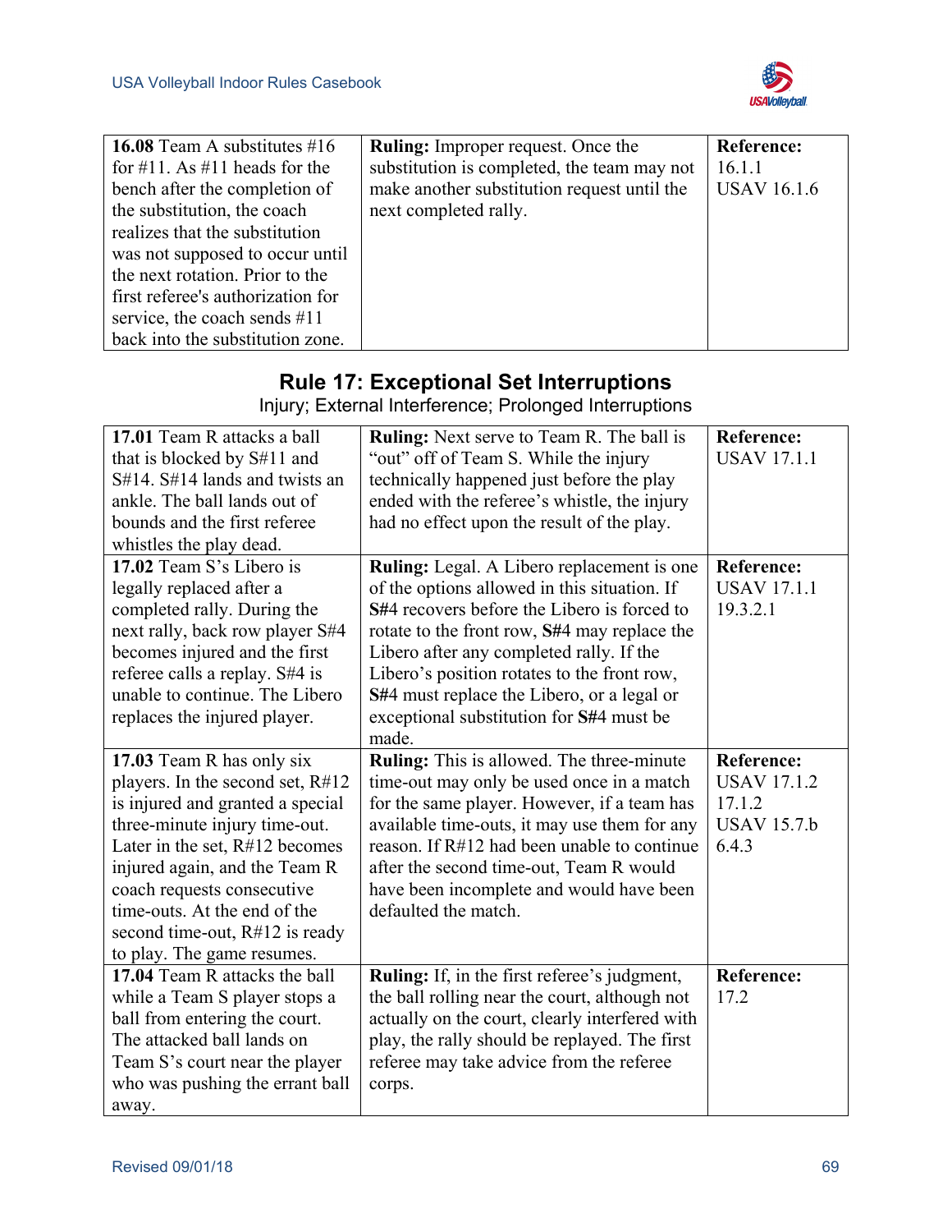| | | |
|---|---|---|
| **16.08** Team A substitutes #16 for #11. As #11 heads for the bench after the completion of the substitution, the coach realizes that the substitution was not supposed to occur until the next rotation. Prior to the first referee's authorization for service, the coach sends #11 back into the substitution zone. | **Ruling:** Improper request. Once the substitution is completed, the team may not make another substitution request until the next completed rally. | **Reference:** 16.1.1 USAV 16.1.6 |

## Rule 17: Exceptional Set Interruptions

Injury; External Interference; Prolonged Interruptions

| | | |
|---|---|---|
| **17.01** Team R attacks a ball that is blocked by S#11 and S#14. S#14 lands and twists an ankle. The ball lands out of bounds and the first referee whistles the play dead. | **Ruling:** Next serve to Team R. The ball is "out" off of Team S. While the injury technically happened just before the play ended with the referee's whistle, the injury had no effect upon the result of the play. | **Reference:** USAV 17.1.1 |
| **17.02** Team S's Libero is legally replaced after a completed rally. During the next rally, back row player S#4 becomes injured and the first referee calls a replay. S#4 is unable to continue. The Libero replaces the injured player. | **Ruling:** Legal. A Libero replacement is one of the options allowed in this situation. If **S**#4 recovers before the Libero is forced to rotate to the front row, **S**#4 may replace the Libero after any completed rally. If the Libero's position rotates to the front row, **S**#4 must replace the Libero, or a legal or exceptional substitution for **S**#4 must be made. | **Reference:** USAV 17.1.1 19.3.2.1 |
| **17.03** Team R has only six players. In the second set, R#12 is injured and granted a special three-minute injury time-out. Later in the set, R#12 becomes injured again, and the Team R coach requests consecutive time-outs. At the end of the second time-out, R#12 is ready to play. The game resumes. | **Ruling:** This is allowed. The three-minute time-out may only be used once in a match for the same player. However, if a team has available time-outs, it may use them for any reason. If R#12 had been unable to continue after the second time-out, Team R would have been incomplete and would have been defaulted the match. | **Reference:** USAV 17.1.2 17.1.2 USAV 15.7.b 6.4.3 |
| **17.04** Team R attacks the ball while a Team S player stops a ball from entering the court. The attacked ball lands on Team S's court near the player who was pushing the errant ball away. | **Ruling:** If, in the first referee's judgment, the ball rolling near the court, although not actually on the court, clearly interfered with play, the rally should be replayed. The first referee may take advice from the referee corps. | **Reference:** 17.2 |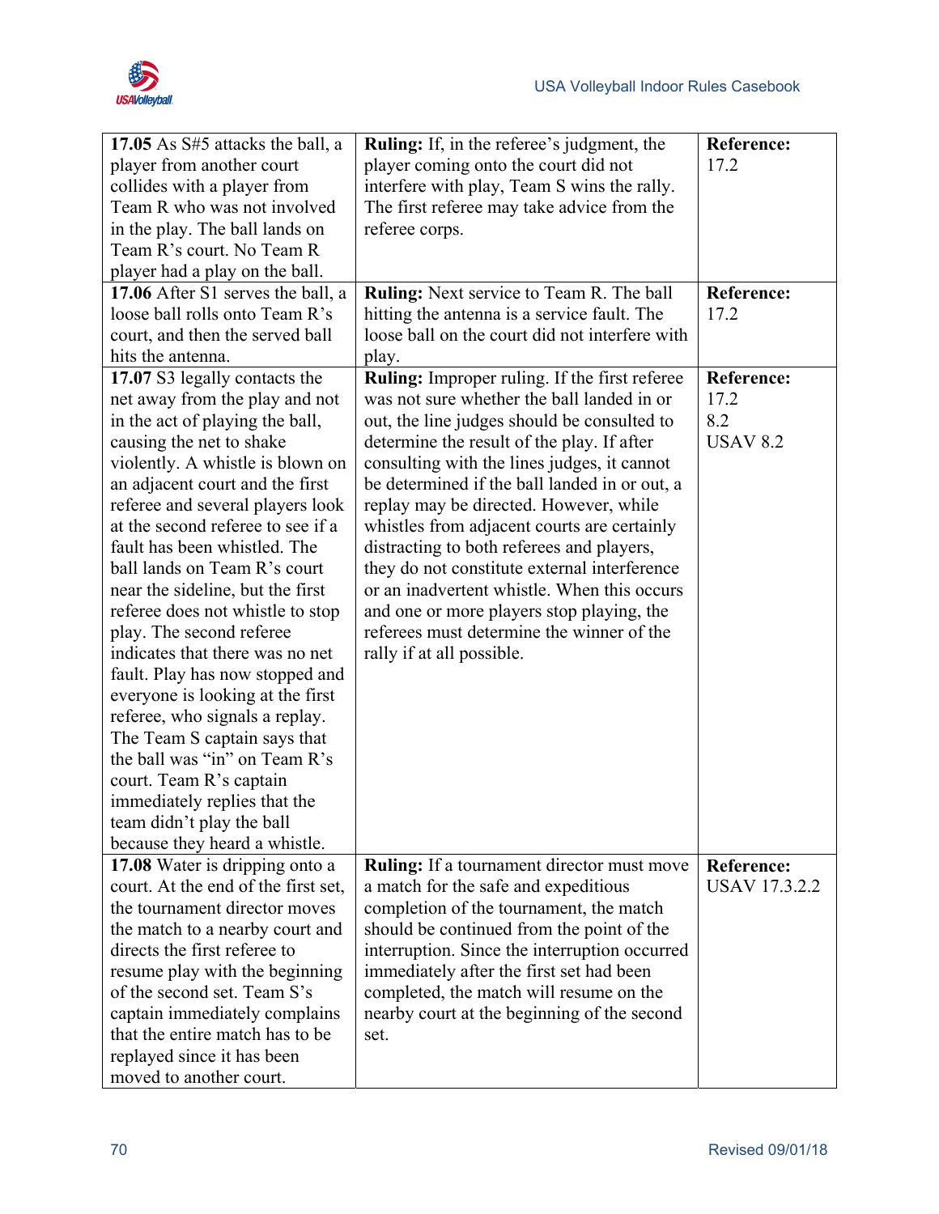| **17.05** As S#5 attacks the ball, a player from another court collides with a player from Team R who was not involved in the play. The ball lands on Team R's court. No Team R player had a play on the ball. | **Ruling:** If, in the referee's judgment, the player coming onto the court did not interfere with play, Team S wins the rally. The first referee may take advice from the referee corps. | **Reference:** 17.2 |
|---|---|---|
| **17.06** After S1 serves the ball, a loose ball rolls onto Team R's court, and then the served ball hits the antenna. | **Ruling:** Next service to Team R. The ball hitting the antenna is a service fault. The loose ball on the court did not interfere with play. | **Reference:** 17.2 |
| **17.07** S3 legally contacts the net away from the play and not in the act of playing the ball, causing the net to shake violently. A whistle is blown on an adjacent court and the first referee and several players look at the second referee to see if a fault has been whistled. The ball lands on Team R's court near the sideline, but the first referee does not whistle to stop play. The second referee indicates that there was no net fault. Play has now stopped and everyone is looking at the first referee, who signals a replay. The Team S captain says that the ball was "in" on Team R's court. Team R's captain immediately replies that the team didn't play the ball because they heard a whistle. | **Ruling:** Improper ruling. If the first referee was not sure whether the ball landed in or out, the line judges should be consulted to determine the result of the play. If after consulting with the lines judges, it cannot be determined if the ball landed in or out, a replay may be directed. However, while whistles from adjacent courts are certainly distracting to both referees and players, they do not constitute external interference or an inadvertent whistle. When this occurs and one or more players stop playing, the referees must determine the winner of the rally if at all possible. | **Reference:** 17.2<br>8.2<br>USAV 8.2 |
| **17.08** Water is dripping onto a court. At the end of the first set, the tournament director moves the match to a nearby court and directs the first referee to resume play with the beginning of the second set. Team S's captain immediately complains that the entire match has to be replayed since it has been moved to another court. | **Ruling:** If a tournament director must move a match for the safe and expeditious completion of the tournament, the match should be continued from the point of the interruption. Since the interruption occurred immediately after the first set had been completed, the match will resume on the nearby court at the beginning of the second set. | **Reference:** USAV 17.3.2.2 |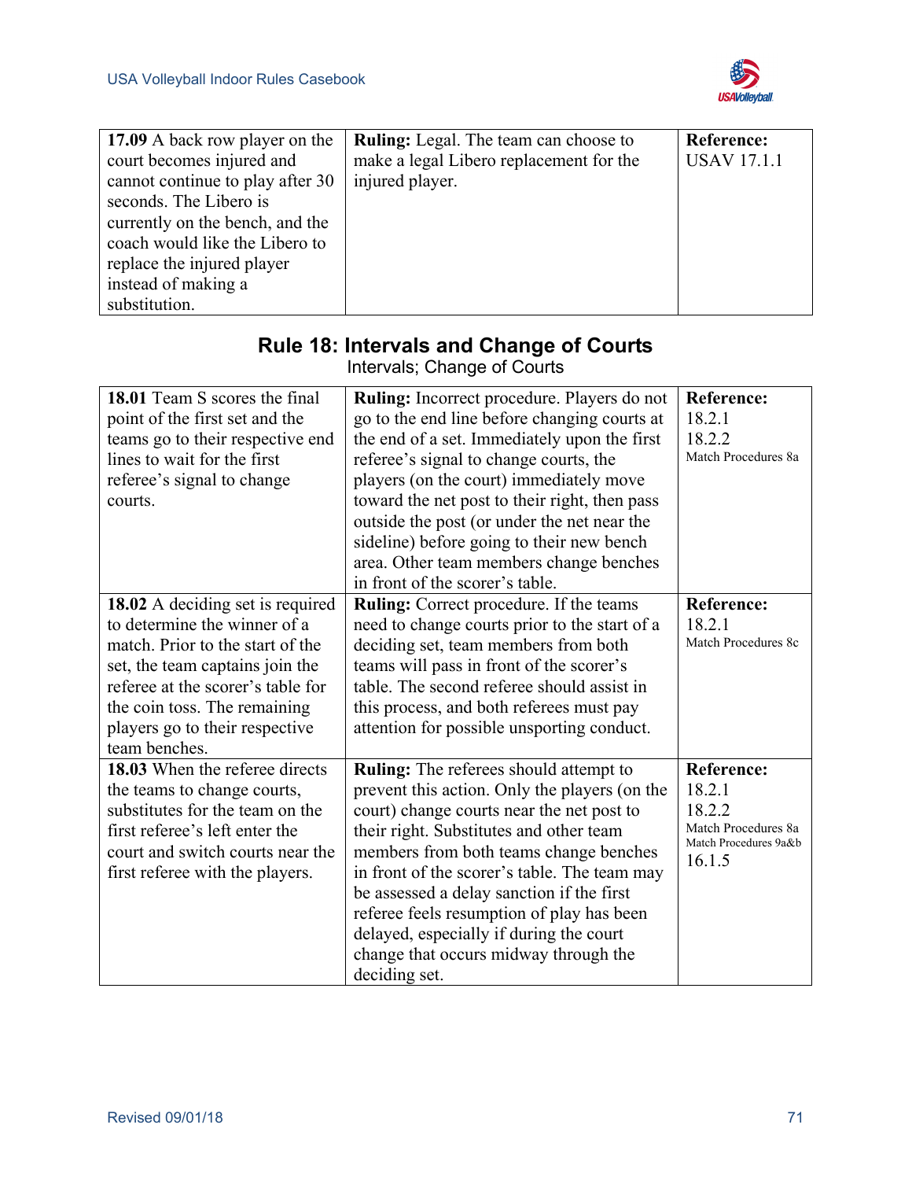| **17.09** A back row player on the court becomes injured and cannot continue to play after 30 seconds. The Libero is currently on the bench, and the coach would like the Libero to replace the injured player instead of making a substitution. | **Ruling:** Legal. The team can choose to make a legal Libero replacement for the injured player. | **Reference:** USAV 17.1.1 |
|---|---|---|

## Rule 18: Intervals and Change of Courts

Intervals; Change of Courts

| **18.01** Team S scores the final point of the first set and the teams go to their respective end lines to wait for the first referee's signal to change courts. | **Ruling:** Incorrect procedure. Players do not go to the end line before changing courts at the end of a set. Immediately upon the first referee's signal to change courts, the players (on the court) immediately move toward the net post to their right, then pass outside the post (or under the net near the sideline) before going to their new bench area. Other team members change benches in front of the scorer's table. | **Reference:** 18.2.1 18.2.2 Match Procedures 8a |
|---|---|---|
| **18.02** A deciding set is required to determine the winner of a match. Prior to the start of the set, the team captains join the referee at the scorer's table for the coin toss. The remaining players go to their respective team benches. | **Ruling:** Correct procedure. If the teams need to change courts prior to the start of a deciding set, team members from both teams will pass in front of the scorer's table. The second referee should assist in this process, and both referees must pay attention for possible unsporting conduct. | **Reference:** 18.2.1 Match Procedures 8c |
| **18.03** When the referee directs the teams to change courts, substitutes for the team on the first referee's left enter the court and switch courts near the first referee with the players. | **Ruling:** The referees should attempt to prevent this action. Only the players (on the court) change courts near the net post to their right. Substitutes and other team members from both teams change benches in front of the scorer's table. The team may be assessed a delay sanction if the first referee feels resumption of play has been delayed, especially if during the court change that occurs midway through the deciding set. | **Reference:** 18.2.1 18.2.2 Match Procedures 8a Match Procedures 9a&b 16.1.5 |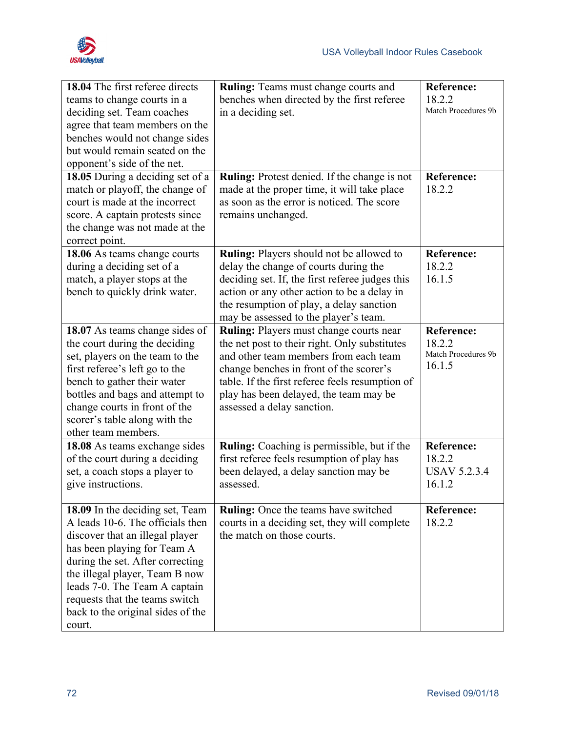| | | |
|---|---|---|
| **18.04** The first referee directs teams to change courts in a deciding set. Team coaches agree that team members on the benches would not change sides but would remain seated on the opponent's side of the net. | **Ruling:** Teams must change courts and benches when directed by the first referee in a deciding set. | **Reference:** 18.2.2 Match Procedures 9b |
| **18.05** During a deciding set of a match or playoff, the change of court is made at the incorrect score. A captain protests since the change was not made at the correct point. | **Ruling:** Protest denied. If the change is not made at the proper time, it will take place as soon as the error is noticed. The score remains unchanged. | **Reference:** 18.2.2 |
| **18.06** As teams change courts during a deciding set of a match, a player stops at the bench to quickly drink water. | **Ruling:** Players should not be allowed to delay the change of courts during the deciding set. If, the first referee judges this action or any other action to be a delay in the resumption of play, a delay sanction may be assessed to the player's team. | **Reference:** 18.2.2 16.1.5 |
| **18.07** As teams change sides of the court during the deciding set, players on the team to the first referee's left go to the bench to gather their water bottles and bags and attempt to change courts in front of the scorer's table along with the other team members. | **Ruling:** Players must change courts near the net post to their right. Only substitutes and other team members from each team change benches in front of the scorer's table. If the first referee feels resumption of play has been delayed, the team may be assessed a delay sanction. | **Reference:** 18.2.2 Match Procedures 9b 16.1.5 |
| **18.08** As teams exchange sides of the court during a deciding set, a coach stops a player to give instructions. | **Ruling:** Coaching is permissible, but if the first referee feels resumption of play has been delayed, a delay sanction may be assessed. | **Reference:** 18.2.2 USAV 5.2.3.4 16.1.2 |
| **18.09** In the deciding set, Team A leads 10-6. The officials then discover that an illegal player has been playing for Team A during the set. After correcting the illegal player, Team B now leads 7-0. The Team A captain requests that the teams switch back to the original sides of the court. | **Ruling:** Once the teams have switched courts in a deciding set, they will complete the match on those courts. | **Reference:** 18.2.2 |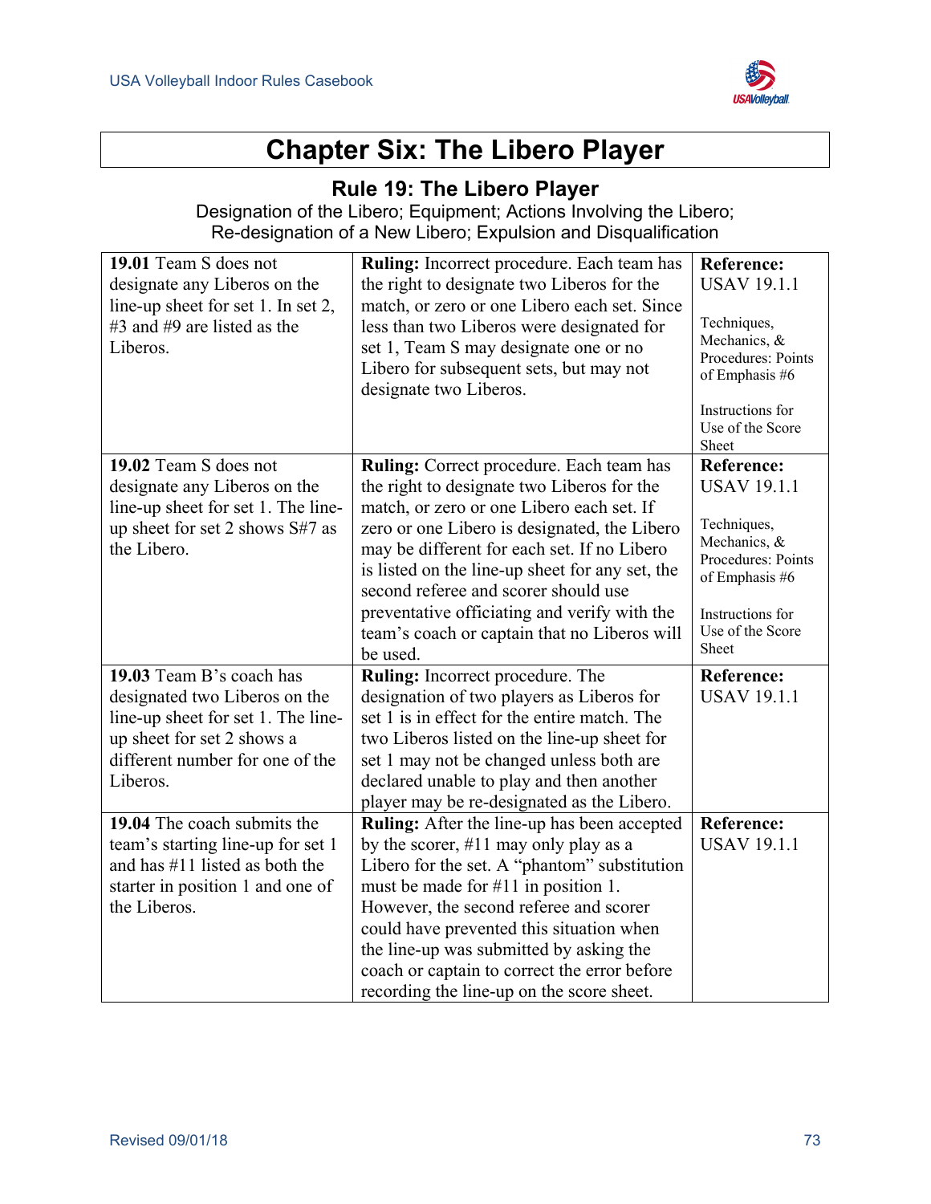# Chapter Six: The Libero Player

## Rule 19: The Libero Player

Designation of the Libero; Equipment; Actions Involving the Libero; Re-designation of a New Libero; Expulsion and Disqualification

| | | |
|---|---|---|
| **19.01** Team S does not designate any Liberos on the line-up sheet for set 1. In set 2, #3 and #9 are listed as the Liberos. | **Ruling:** Incorrect procedure. Each team has the right to designate two Liberos for the match, or zero or one Libero each set. Since less than two Liberos were designated for set 1, Team S may designate one or no Libero for subsequent sets, but may not designate two Liberos. | **Reference:** USAV 19.1.1<br><br>Techniques, Mechanics, & Procedures: Points of Emphasis #6<br><br>Instructions for Use of the Score Sheet |
| **19.02** Team S does not designate any Liberos on the line-up sheet for set 1. The line-up sheet for set 2 shows S#7 as the Libero. | **Ruling:** Correct procedure. Each team has the right to designate two Liberos for the match, or zero or one Libero each set. If zero or one Libero is designated, the Libero may be different for each set. If no Libero is listed on the line-up sheet for any set, the second referee and scorer should use preventative officiating and verify with the team's coach or captain that no Liberos will be used. | **Reference:** USAV 19.1.1<br><br>Techniques, Mechanics, & Procedures: Points of Emphasis #6<br><br>Instructions for Use of the Score Sheet |
| **19.03** Team B's coach has designated two Liberos on the line-up sheet for set 1. The line-up sheet for set 2 shows a different number for one of the Liberos. | **Ruling:** Incorrect procedure. The designation of two players as Liberos for set 1 is in effect for the entire match. The two Liberos listed on the line-up sheet for set 1 may not be changed unless both are declared unable to play and then another player may be re-designated as the Libero. | **Reference:** USAV 19.1.1 |
| **19.04** The coach submits the team's starting line-up for set 1 and has #11 listed as both the starter in position 1 and one of the Liberos. | **Ruling:** After the line-up has been accepted by the scorer, #11 may only play as a Libero for the set. A "phantom" substitution must be made for #11 in position 1. However, the second referee and scorer could have prevented this situation when the line-up was submitted by asking the coach or captain to correct the error before recording the line-up on the score sheet. | **Reference:** USAV 19.1.1 |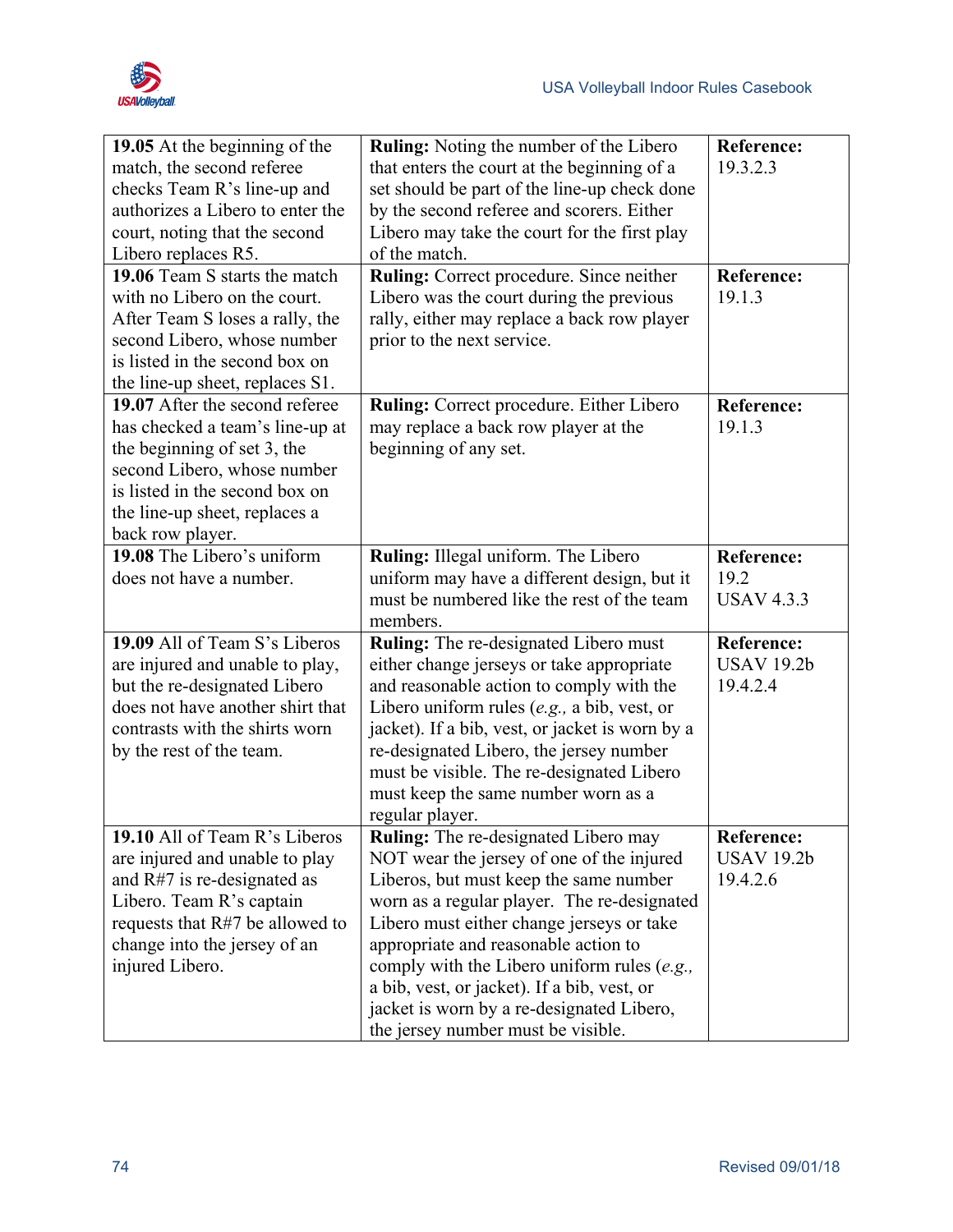| | | |
|---|---|---|
| **19.05** At the beginning of the match, the second referee checks Team R's line-up and authorizes a Libero to enter the court, noting that the second Libero replaces R5. | **Ruling:** Noting the number of the Libero that enters the court at the beginning of a set should be part of the line-up check done by the second referee and scorers. Either Libero may take the court for the first play of the match. | **Reference:** 19.3.2.3 |
| **19.06** Team S starts the match with no Libero on the court. After Team S loses a rally, the second Libero, whose number is listed in the second box on the line-up sheet, replaces S1. | **Ruling:** Correct procedure. Since neither Libero was the court during the previous rally, either may replace a back row player prior to the next service. | **Reference:** 19.1.3 |
| **19.07** After the second referee has checked a team's line-up at the beginning of set 3, the second Libero, whose number is listed in the second box on the line-up sheet, replaces a back row player. | **Ruling:** Correct procedure. Either Libero may replace a back row player at the beginning of any set. | **Reference:** 19.1.3 |
| **19.08** The Libero's uniform does not have a number. | **Ruling:** Illegal uniform. The Libero uniform may have a different design, but it must be numbered like the rest of the team members. | **Reference:** 19.2 USAV 4.3.3 |
| **19.09** All of Team S's Liberos are injured and unable to play, but the re-designated Libero does not have another shirt that contrasts with the shirts worn by the rest of the team. | **Ruling:** The re-designated Libero must either change jerseys or take appropriate and reasonable action to comply with the Libero uniform rules (*e.g.,* a bib, vest, or jacket). If a bib, vest, or jacket is worn by a re-designated Libero, the jersey number must be visible. The re-designated Libero must keep the same number worn as a regular player. | **Reference:** USAV 19.2b 19.4.2.4 |
| **19.10** All of Team R's Liberos are injured and unable to play and R#7 is re-designated as Libero. Team R's captain requests that R#7 be allowed to change into the jersey of an injured Libero. | **Ruling:** The re-designated Libero may NOT wear the jersey of one of the injured Liberos, but must keep the same number worn as a regular player. The re-designated Libero must either change jerseys or take appropriate and reasonable action to comply with the Libero uniform rules (*e.g.,* a bib, vest, or jacket). If a bib, vest, or jacket is worn by a re-designated Libero, the jersey number must be visible. | **Reference:** USAV 19.2b 19.4.2.6 |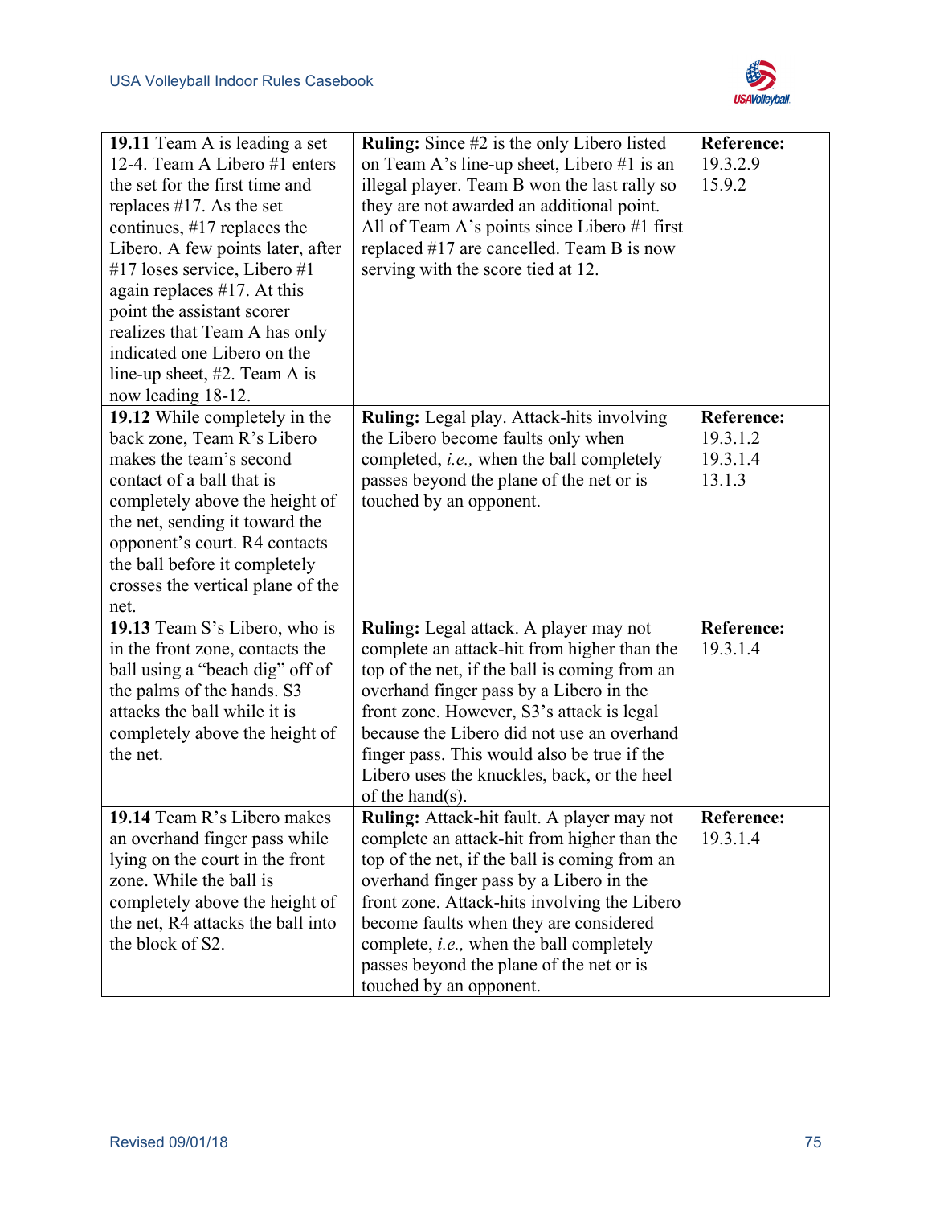| | | |
|---|---|---|
| **19.11** Team A is leading a set 12-4. Team A Libero #1 enters the set for the first time and replaces #17. As the set continues, #17 replaces the Libero. A few points later, after #17 loses service, Libero #1 again replaces #17. At this point the assistant scorer realizes that Team A has only indicated one Libero on the line-up sheet, #2. Team A is now leading 18-12. | **Ruling:** Since #2 is the only Libero listed on Team A's line-up sheet, Libero #1 is an illegal player. Team B won the last rally so they are not awarded an additional point. All of Team A's points since Libero #1 first replaced #17 are cancelled. Team B is now serving with the score tied at 12. | **Reference:** 19.3.2.9 15.9.2 |
| **19.12** While completely in the back zone, Team R's Libero makes the team's second contact of a ball that is completely above the height of the net, sending it toward the opponent's court. R4 contacts the ball before it completely crosses the vertical plane of the net. | **Ruling:** Legal play. Attack-hits involving the Libero become faults only when completed, *i.e.,* when the ball completely passes beyond the plane of the net or is touched by an opponent. | **Reference:** 19.3.1.2 19.3.1.4 13.1.3 |
| **19.13** Team S's Libero, who is in the front zone, contacts the ball using a "beach dig" off of the palms of the hands. S3 attacks the ball while it is completely above the height of the net. | **Ruling:** Legal attack. A player may not complete an attack-hit from higher than the top of the net, if the ball is coming from an overhand finger pass by a Libero in the front zone. However, S3's attack is legal because the Libero did not use an overhand finger pass. This would also be true if the Libero uses the knuckles, back, or the heel of the hand(s). | **Reference:** 19.3.1.4 |
| **19.14** Team R's Libero makes an overhand finger pass while lying on the court in the front zone. While the ball is completely above the height of the net, R4 attacks the ball into the block of S2. | **Ruling:** Attack-hit fault. A player may not complete an attack-hit from higher than the top of the net, if the ball is coming from an overhand finger pass by a Libero in the front zone. Attack-hits involving the Libero become faults when they are considered complete, *i.e.,* when the ball completely passes beyond the plane of the net or is touched by an opponent. | **Reference:** 19.3.1.4 |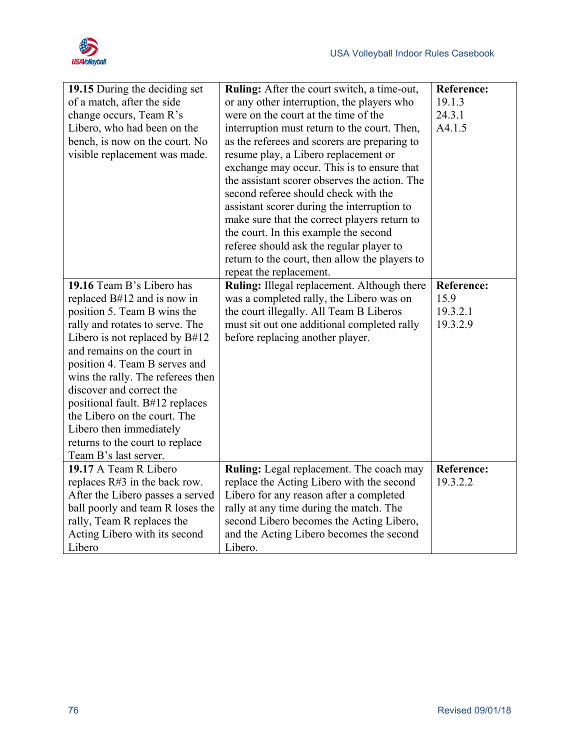| | | |
|---|---|---|
| **19.15** During the deciding set of a match, after the side change occurs, Team R's Libero, who had been on the bench, is now on the court. No visible replacement was made. | **Ruling:** After the court switch, a time-out, or any other interruption, the players who were on the court at the time of the interruption must return to the court. Then, as the referees and scorers are preparing to resume play, a Libero replacement or exchange may occur. This is to ensure that the assistant scorer observes the action. The second referee should check with the assistant scorer during the interruption to make sure that the correct players return to the court. In this example the second referee should ask the regular player to return to the court, then allow the players to repeat the replacement. | **Reference:** 19.1.3 24.3.1 A4.1.5 |
| **19.16** Team B's Libero has replaced B#12 and is now in position 5. Team B wins the rally and rotates to serve. The Libero is not replaced by B#12 and remains on the court in position 4. Team B serves and wins the rally. The referees then discover and correct the positional fault. B#12 replaces the Libero on the court. The Libero then immediately returns to the court to replace Team B's last server. | **Ruling:** Illegal replacement. Although there was a completed rally, the Libero was on the court illegally. All Team B Liberos must sit out one additional completed rally before replacing another player. | **Reference:** 15.9 19.3.2.1 19.3.2.9 |
| **19.17** A Team R Libero replaces R#3 in the back row. After the Libero passes a served ball poorly and team R loses the rally, Team R replaces the Acting Libero with its second Libero | **Ruling:** Legal replacement. The coach may replace the Acting Libero with the second Libero for any reason after a completed rally at any time during the match. The second Libero becomes the Acting Libero, and the Acting Libero becomes the second Libero. | **Reference:** 19.3.2.2 |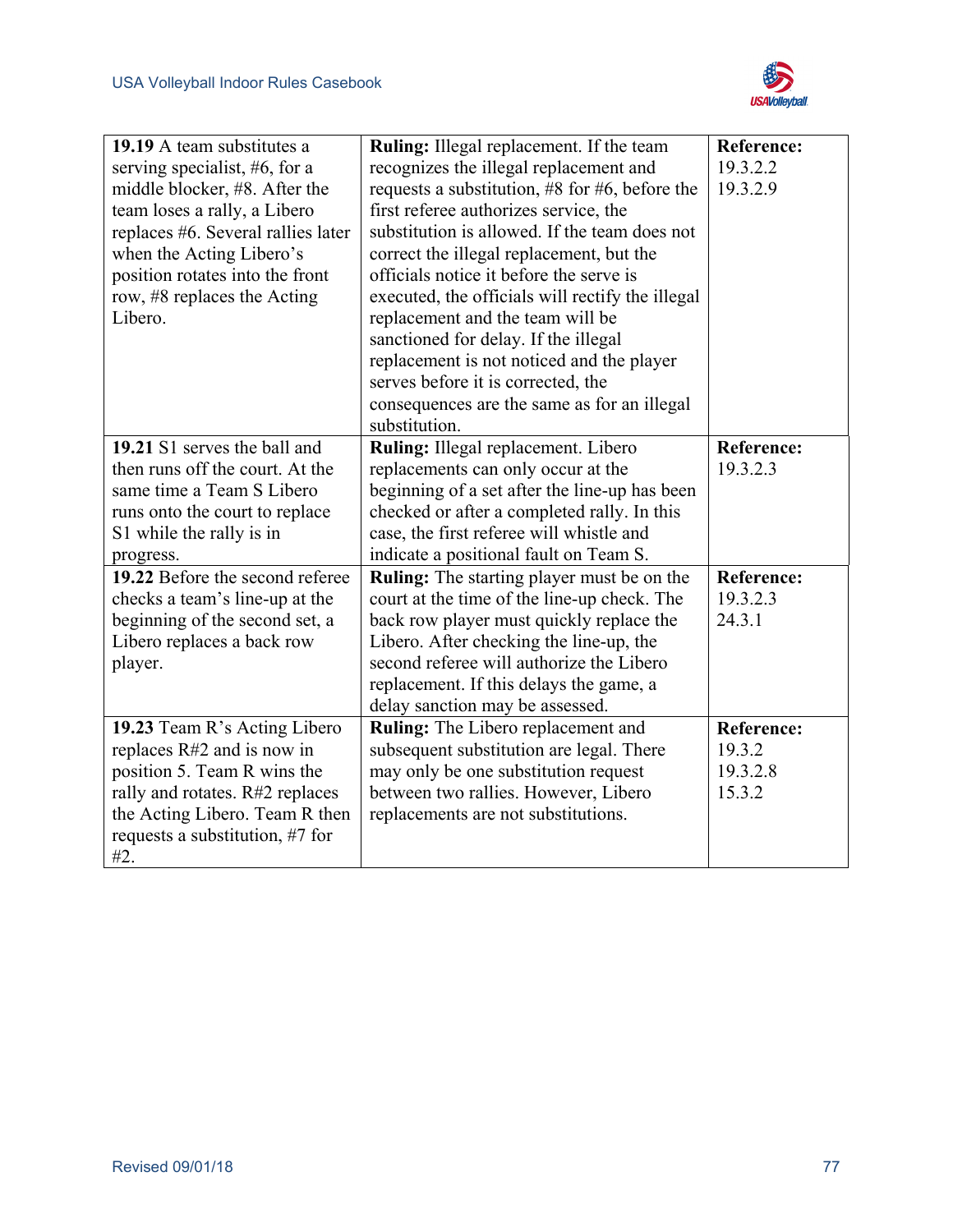| | | |
|---|---|---|
| **19.19** A team substitutes a serving specialist, #6, for a middle blocker, #8. After the team loses a rally, a Libero replaces #6. Several rallies later when the Acting Libero's position rotates into the front row, #8 replaces the Acting Libero. | **Ruling:** Illegal replacement. If the team recognizes the illegal replacement and requests a substitution, #8 for #6, before the first referee authorizes service, the substitution is allowed. If the team does not correct the illegal replacement, but the officials notice it before the serve is executed, the officials will rectify the illegal replacement and the team will be sanctioned for delay. If the illegal replacement is not noticed and the player serves before it is corrected, the consequences are the same as for an illegal substitution. | **Reference:** 19.3.2.2 19.3.2.9 |
| **19.21** S1 serves the ball and then runs off the court. At the same time a Team S Libero runs onto the court to replace S1 while the rally is in progress. | **Ruling:** Illegal replacement. Libero replacements can only occur at the beginning of a set after the line-up has been checked or after a completed rally. In this case, the first referee will whistle and indicate a positional fault on Team S. | **Reference:** 19.3.2.3 |
| **19.22** Before the second referee checks a team's line-up at the beginning of the second set, a Libero replaces a back row player. | **Ruling:** The starting player must be on the court at the time of the line-up check. The back row player must quickly replace the Libero. After checking the line-up, the second referee will authorize the Libero replacement. If this delays the game, a delay sanction may be assessed. | **Reference:** 19.3.2.3 24.3.1 |
| **19.23** Team R's Acting Libero replaces R#2 and is now in position 5. Team R wins the rally and rotates. R#2 replaces the Acting Libero. Team R then requests a substitution, #7 for #2. | **Ruling:** The Libero replacement and subsequent substitution are legal. There may only be one substitution request between two rallies. However, Libero replacements are not substitutions. | **Reference:** 19.3.2 19.3.2.8 15.3.2 |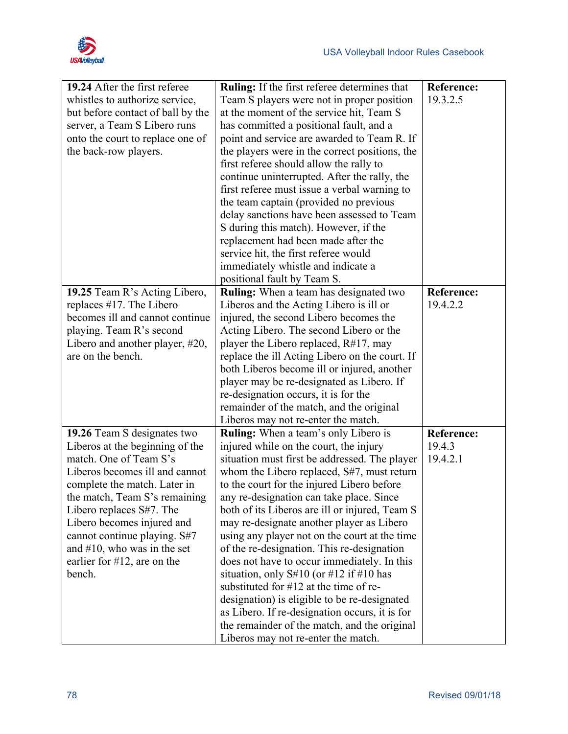| | | |
|---|---|---|
| **19.24** After the first referee whistles to authorize service, but before contact of ball by the server, a Team S Libero runs onto the court to replace one of the back-row players. | **Ruling:** If the first referee determines that Team S players were not in proper position at the moment of the service hit, Team S has committed a positional fault, and a point and service are awarded to Team R. If the players were in the correct positions, the first referee should allow the rally to continue uninterrupted. After the rally, the first referee must issue a verbal warning to the team captain (provided no previous delay sanctions have been assessed to Team S during this match). However, if the replacement had been made after the service hit, the first referee would immediately whistle and indicate a positional fault by Team S. | **Reference:** 19.3.2.5 |
| **19.25** Team R's Acting Libero, replaces #17. The Libero becomes ill and cannot continue playing. Team R's second Libero and another player, #20, are on the bench. | **Ruling:** When a team has designated two Liberos and the Acting Libero is ill or injured, the second Libero becomes the Acting Libero. The second Libero or the player the Libero replaced, R#17, may replace the ill Acting Libero on the court. If both Liberos become ill or injured, another player may be re-designated as Libero. If re-designation occurs, it is for the remainder of the match, and the original Liberos may not re-enter the match. | **Reference:** 19.4.2.2 |
| **19.26** Team S designates two Liberos at the beginning of the match. One of Team S's Liberos becomes ill and cannot complete the match. Later in the match, Team S's remaining Libero replaces S#7. The Libero becomes injured and cannot continue playing. S#7 and #10, who was in the set earlier for #12, are on the bench. | **Ruling:** When a team's only Libero is injured while on the court, the injury situation must first be addressed. The player whom the Libero replaced, S#7, must return to the court for the injured Libero before any re-designation can take place. Since both of its Liberos are ill or injured, Team S may re-designate another player as Libero using any player not on the court at the time of the re-designation. This re-designation does not have to occur immediately. In this situation, only S#10 (or #12 if #10 has substituted for #12 at the time of re-designation) is eligible to be re-designated as Libero. If re-designation occurs, it is for the remainder of the match, and the original Liberos may not re-enter the match. | **Reference:** 19.4.3 19.4.2.1 |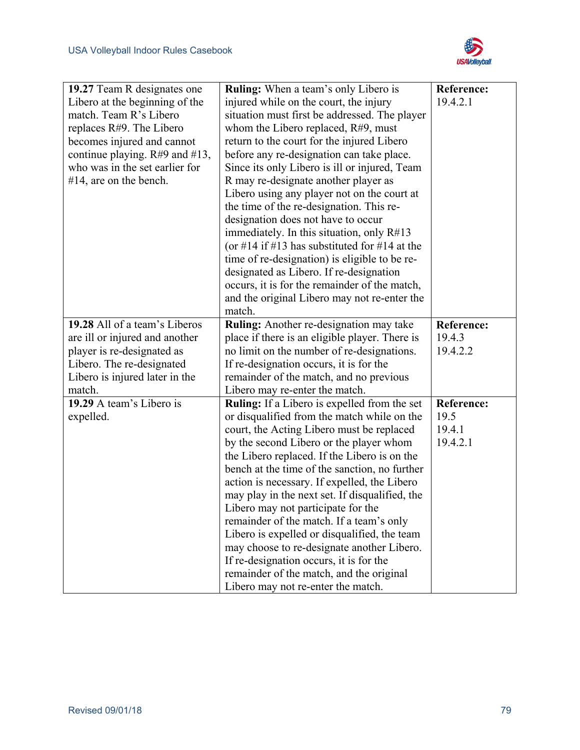| | | |
|---|---|---|
| **19.27** Team R designates one Libero at the beginning of the match. Team R's Libero replaces R#9. The Libero becomes injured and cannot continue playing. R#9 and #13, who was in the set earlier for #14, are on the bench. | **Ruling:** When a team's only Libero is injured while on the court, the injury situation must first be addressed. The player whom the Libero replaced, R#9, must return to the court for the injured Libero before any re-designation can take place. Since its only Libero is ill or injured, Team R may re-designate another player as Libero using any player not on the court at the time of the re-designation. This re-designation does not have to occur immediately. In this situation, only R#13 (or #14 if #13 has substituted for #14 at the time of re-designation) is eligible to be re-designated as Libero. If re-designation occurs, it is for the remainder of the match, and the original Libero may not re-enter the match. | **Reference:** 19.4.2.1 |
| **19.28** All of a team's Liberos are ill or injured and another player is re-designated as Libero. The re-designated Libero is injured later in the match. | **Ruling:** Another re-designation may take place if there is an eligible player. There is no limit on the number of re-designations. If re-designation occurs, it is for the remainder of the match, and no previous Libero may re-enter the match. | **Reference:** 19.4.3 19.4.2.2 |
| **19.29** A team's Libero is expelled. | **Ruling:** If a Libero is expelled from the set or disqualified from the match while on the court, the Acting Libero must be replaced by the second Libero or the player whom the Libero replaced. If the Libero is on the bench at the time of the sanction, no further action is necessary. If expelled, the Libero may play in the next set. If disqualified, the Libero may not participate for the remainder of the match. If a team's only Libero is expelled or disqualified, the team may choose to re-designate another Libero. If re-designation occurs, it is for the remainder of the match, and the original Libero may not re-enter the match. | **Reference:** 19.5 19.4.1 19.4.2.1 |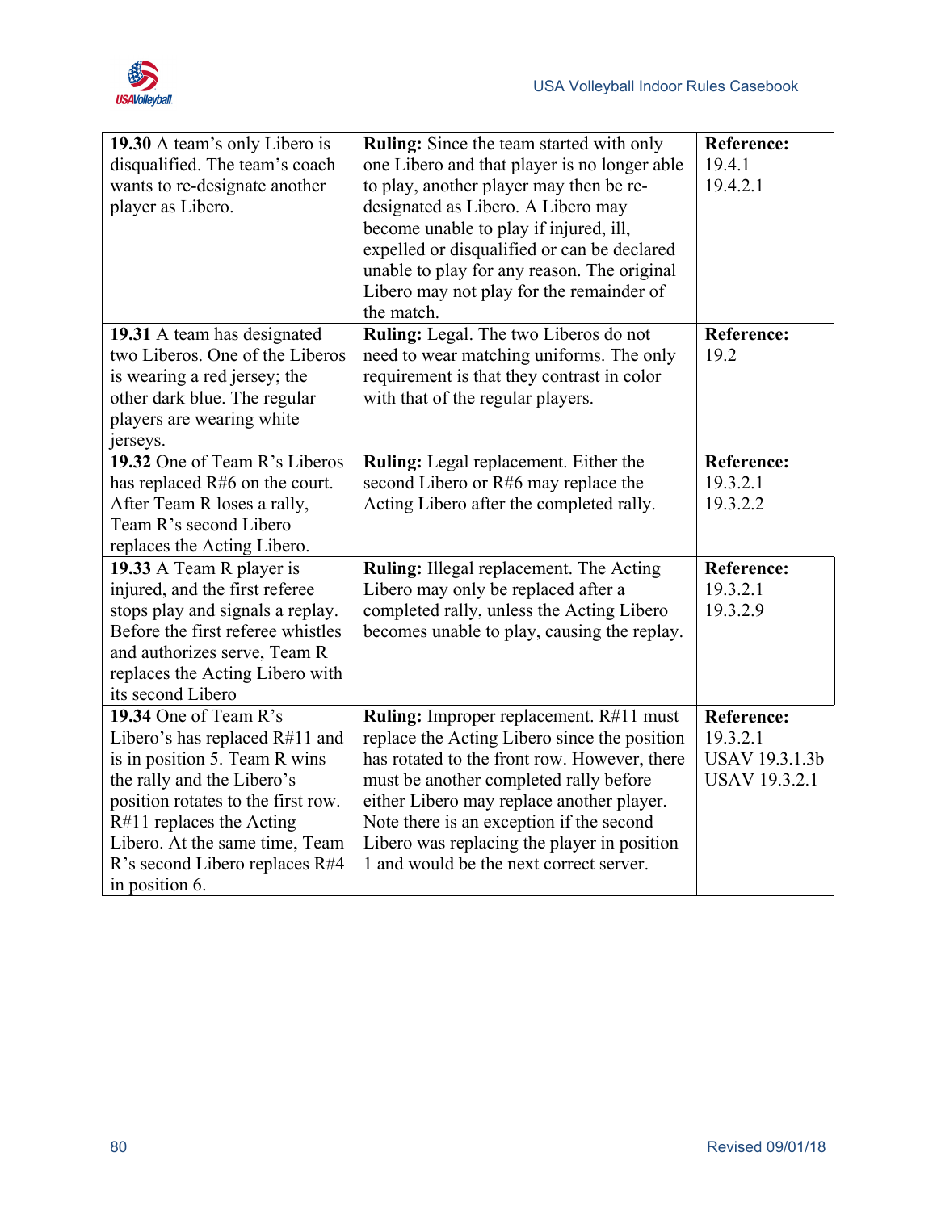| | | |
|---|---|---|
| **19.30** A team's only Libero is disqualified. The team's coach wants to re-designate another player as Libero. | **Ruling:** Since the team started with only one Libero and that player is no longer able to play, another player may then be re-designated as Libero. A Libero may become unable to play if injured, ill, expelled or disqualified or can be declared unable to play for any reason. The original Libero may not play for the remainder of the match. | **Reference:** 19.4.1 19.4.2.1 |
| **19.31** A team has designated two Liberos. One of the Liberos is wearing a red jersey; the other dark blue. The regular players are wearing white jerseys. | **Ruling:** Legal. The two Liberos do not need to wear matching uniforms. The only requirement is that they contrast in color with that of the regular players. | **Reference:** 19.2 |
| **19.32** One of Team R's Liberos has replaced R#6 on the court. After Team R loses a rally, Team R's second Libero replaces the Acting Libero. | **Ruling:** Legal replacement. Either the second Libero or R#6 may replace the Acting Libero after the completed rally. | **Reference:** 19.3.2.1 19.3.2.2 |
| **19.33** A Team R player is injured, and the first referee stops play and signals a replay. Before the first referee whistles and authorizes serve, Team R replaces the Acting Libero with its second Libero | **Ruling:** Illegal replacement. The Acting Libero may only be replaced after a completed rally, unless the Acting Libero becomes unable to play, causing the replay. | **Reference:** 19.3.2.1 19.3.2.9 |
| **19.34** One of Team R's Libero's has replaced R#11 and is in position 5. Team R wins the rally and the Libero's position rotates to the first row. R#11 replaces the Acting Libero. At the same time, Team R's second Libero replaces R#4 in position 6. | **Ruling:** Improper replacement. R#11 must replace the Acting Libero since the position has rotated to the front row. However, there must be another completed rally before either Libero may replace another player. Note there is an exception if the second Libero was replacing the player in position 1 and would be the next correct server. | **Reference:** 19.3.2.1 USAV 19.3.1.3b USAV 19.3.2.1 |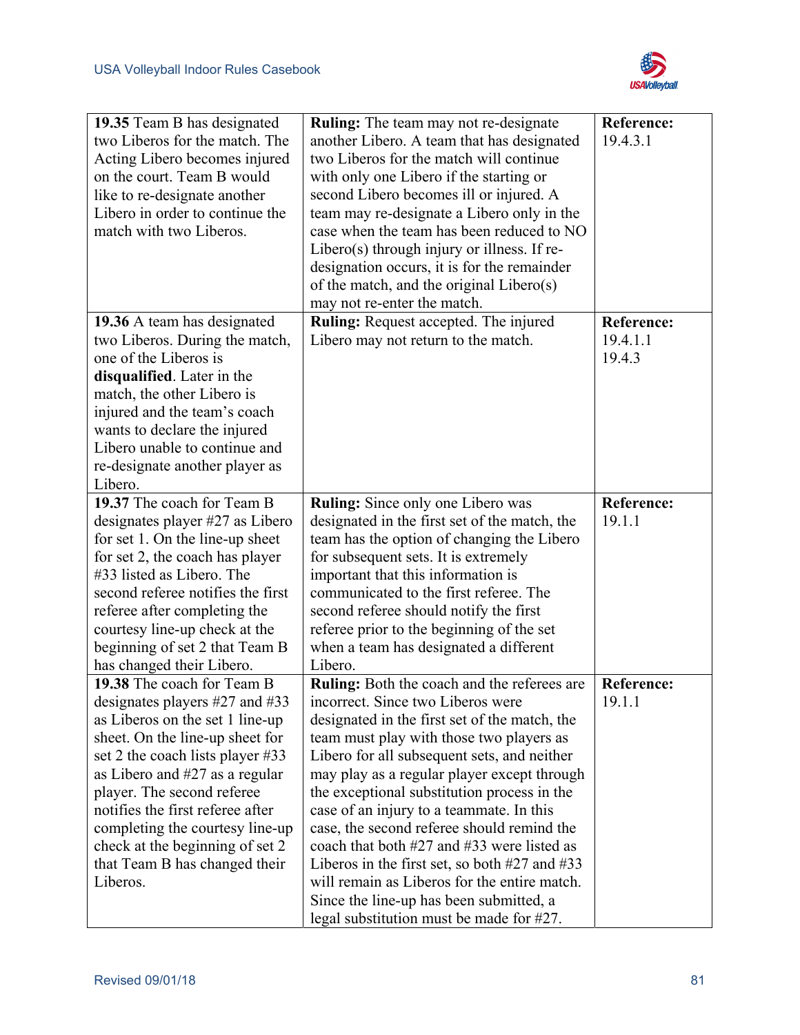| | | |
|---|---|---|
| **19.35** Team B has designated two Liberos for the match. The Acting Libero becomes injured on the court. Team B would like to re-designate another Libero in order to continue the match with two Liberos. | **Ruling:** The team may not re-designate another Libero. A team that has designated two Liberos for the match will continue with only one Libero if the starting or second Libero becomes ill or injured. A team may re-designate a Libero only in the case when the team has been reduced to NO Libero(s) through injury or illness. If re-designation occurs, it is for the remainder of the match, and the original Libero(s) may not re-enter the match. | **Reference:** 19.4.3.1 |
| **19.36** A team has designated two Liberos. During the match, one of the Liberos is **disqualified**. Later in the match, the other Libero is injured and the team's coach wants to declare the injured Libero unable to continue and re-designate another player as Libero. | **Ruling:** Request accepted. The injured Libero may not return to the match. | **Reference:** 19.4.1.1 19.4.3 |
| **19.37** The coach for Team B designates player #27 as Libero for set 1. On the line-up sheet for set 2, the coach has player #33 listed as Libero. The second referee notifies the first referee after completing the courtesy line-up check at the beginning of set 2 that Team B has changed their Libero. | **Ruling:** Since only one Libero was designated in the first set of the match, the team has the option of changing the Libero for subsequent sets. It is extremely important that this information is communicated to the first referee. The second referee should notify the first referee prior to the beginning of the set when a team has designated a different Libero. | **Reference:** 19.1.1 |
| **19.38** The coach for Team B designates players #27 and #33 as Liberos on the set 1 line-up sheet. On the line-up sheet for set 2 the coach lists player #33 as Libero and #27 as a regular player. The second referee notifies the first referee after completing the courtesy line-up check at the beginning of set 2 that Team B has changed their Liberos. | **Ruling:** Both the coach and the referees are incorrect. Since two Liberos were designated in the first set of the match, the team must play with those two players as Libero for all subsequent sets, and neither may play as a regular player except through the exceptional substitution process in the case of an injury to a teammate. In this case, the second referee should remind the coach that both #27 and #33 were listed as Liberos in the first set, so both #27 and #33 will remain as Liberos for the entire match. Since the line-up has been submitted, a legal substitution must be made for #27. | **Reference:** 19.1.1 |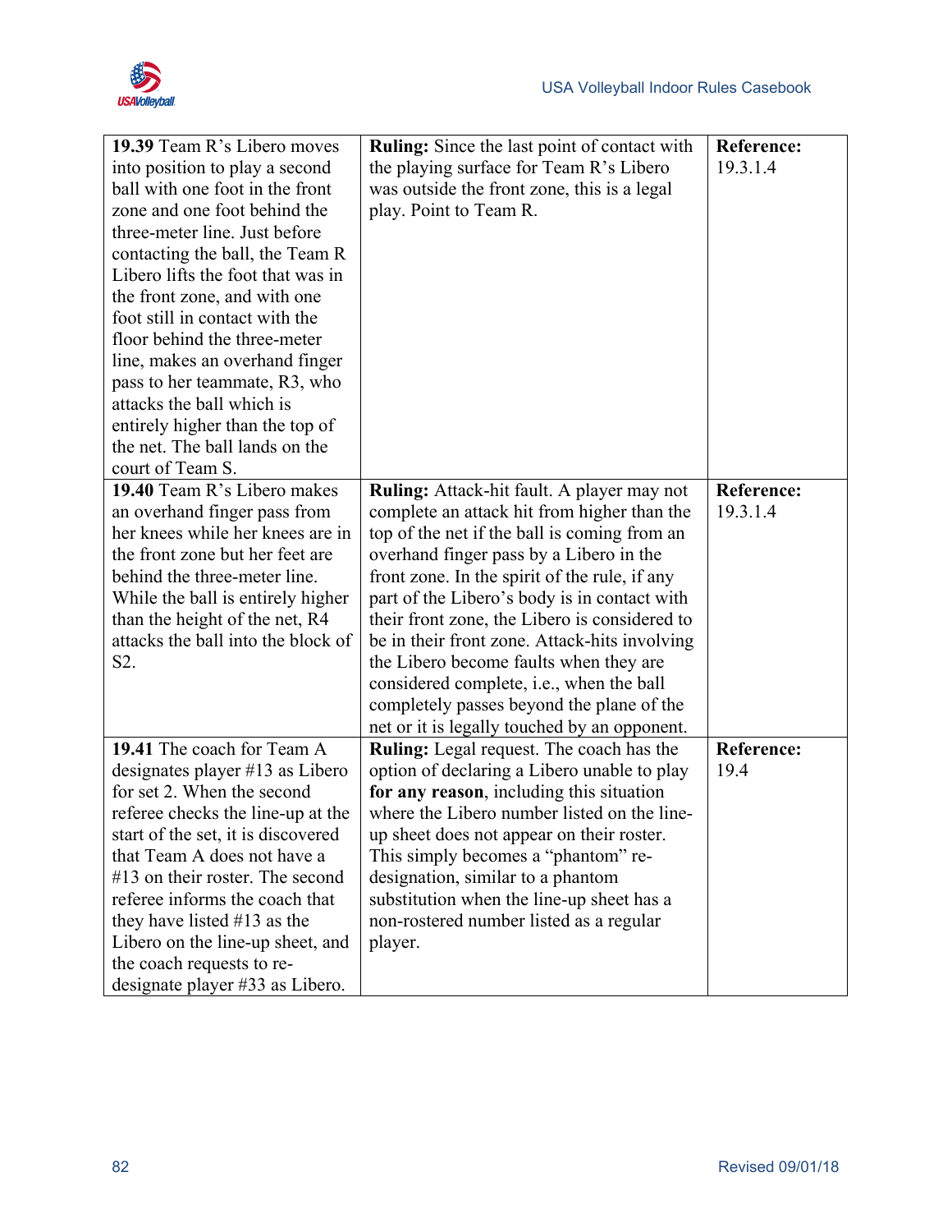| **19.39** Team R's Libero moves into position to play a second ball with one foot in the front zone and one foot behind the three-meter line. Just before contacting the ball, the Team R Libero lifts the foot that was in the front zone, and with one foot still in contact with the floor behind the three-meter line, makes an overhand finger pass to her teammate, R3, who attacks the ball which is entirely higher than the top of the net. The ball lands on the court of Team S. | **Ruling:** Since the last point of contact with the playing surface for Team R's Libero was outside the front zone, this is a legal play. Point to Team R. | **Reference:** 19.3.1.4 |
|---|---|---|
| **19.40** Team R's Libero makes an overhand finger pass from her knees while her knees are in the front zone but her feet are behind the three-meter line. While the ball is entirely higher than the height of the net, R4 attacks the ball into the block of S2. | **Ruling:** Attack-hit fault. A player may not complete an attack hit from higher than the top of the net if the ball is coming from an overhand finger pass by a Libero in the front zone. In the spirit of the rule, if any part of the Libero's body is in contact with their front zone, the Libero is considered to be in their front zone. Attack-hits involving the Libero become faults when they are considered complete, i.e., when the ball completely passes beyond the plane of the net or it is legally touched by an opponent. | **Reference:** 19.3.1.4 |
| **19.41** The coach for Team A designates player #13 as Libero for set 2. When the second referee checks the line-up at the start of the set, it is discovered that Team A does not have a #13 on their roster. The second referee informs the coach that they have listed #13 as the Libero on the line-up sheet, and the coach requests to re-designate player #33 as Libero. | **Ruling:** Legal request. The coach has the option of declaring a Libero unable to play **for any reason**, including this situation where the Libero number listed on the line-up sheet does not appear on their roster. This simply becomes a "phantom" re-designation, similar to a phantom substitution when the line-up sheet has a non-rostered number listed as a regular player. | **Reference:** 19.4 |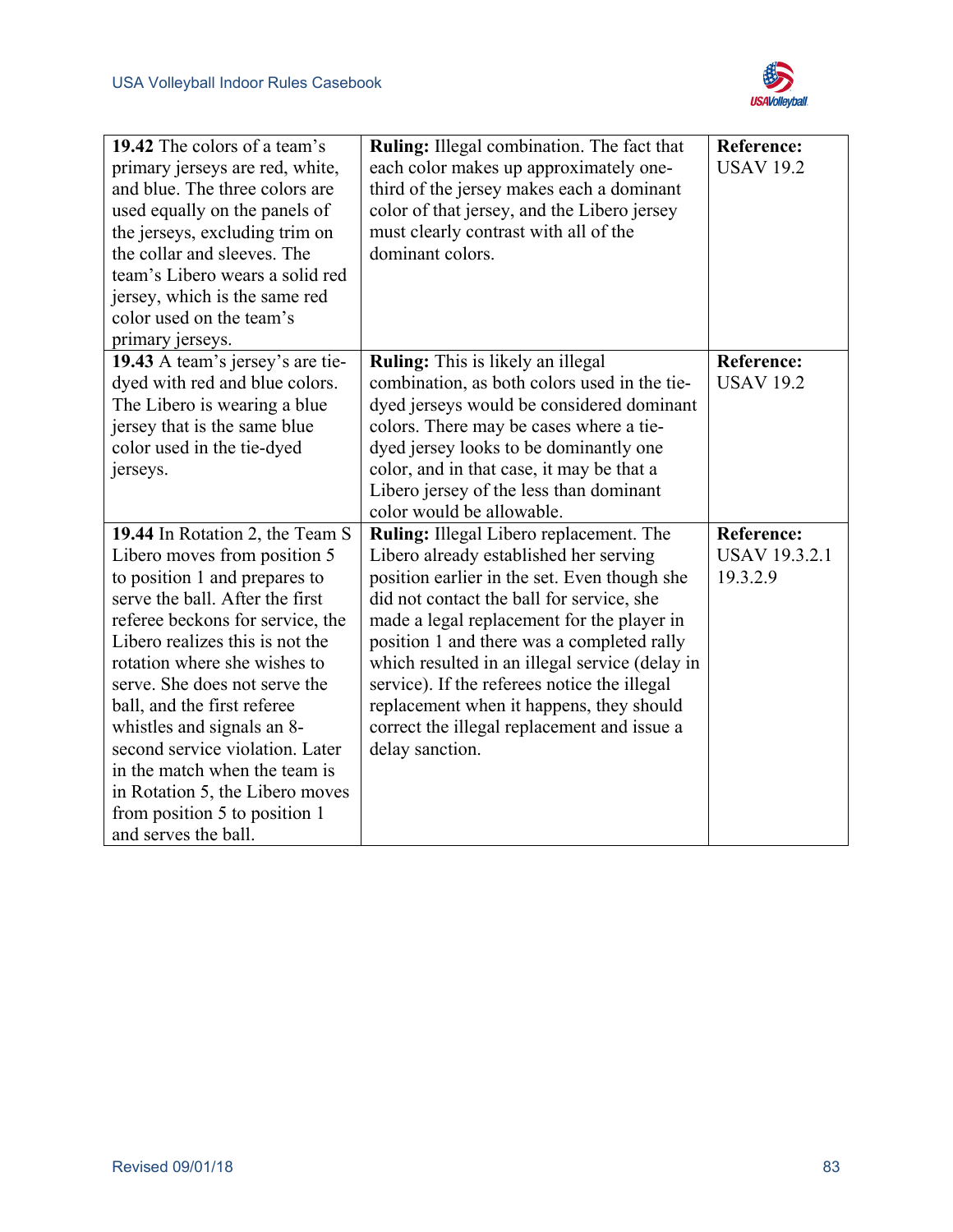| | | |
|---|---|---|
| **19.42** The colors of a team's primary jerseys are red, white, and blue. The three colors are used equally on the panels of the jerseys, excluding trim on the collar and sleeves. The team's Libero wears a solid red jersey, which is the same red color used on the team's primary jerseys. | **Ruling:** Illegal combination. The fact that each color makes up approximately one-third of the jersey makes each a dominant color of that jersey, and the Libero jersey must clearly contrast with all of the dominant colors. | **Reference:** USAV 19.2 |
| **19.43** A team's jersey's are tie-dyed with red and blue colors. The Libero is wearing a blue jersey that is the same blue color used in the tie-dyed jerseys. | **Ruling:** This is likely an illegal combination, as both colors used in the tie-dyed jerseys would be considered dominant colors. There may be cases where a tie-dyed jersey looks to be dominantly one color, and in that case, it may be that a Libero jersey of the less than dominant color would be allowable. | **Reference:** USAV 19.2 |
| **19.44** In Rotation 2, the Team S Libero moves from position 5 to position 1 and prepares to serve the ball. After the first referee beckons for service, the Libero realizes this is not the rotation where she wishes to serve. She does not serve the ball, and the first referee whistles and signals an 8-second service violation. Later in the match when the team is in Rotation 5, the Libero moves from position 5 to position 1 and serves the ball. | **Ruling:** Illegal Libero replacement. The Libero already established her serving position earlier in the set. Even though she did not contact the ball for service, she made a legal replacement for the player in position 1 and there was a completed rally which resulted in an illegal service (delay in service). If the referees notice the illegal replacement when it happens, they should correct the illegal replacement and issue a delay sanction. | **Reference:** USAV 19.3.2.1 19.3.2.9 |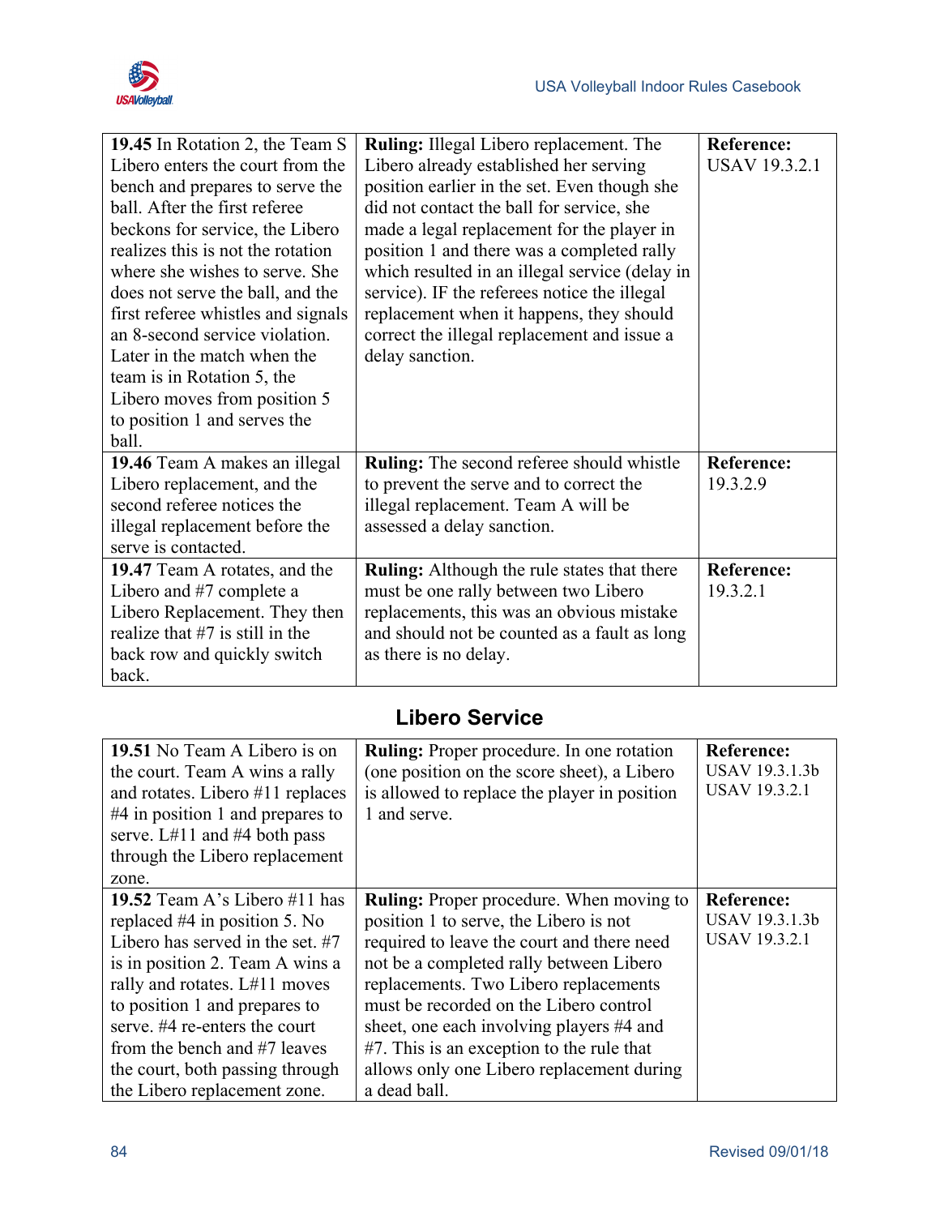| | | |
|---|---|---|
| **19.45** In Rotation 2, the Team S Libero enters the court from the bench and prepares to serve the ball. After the first referee beckons for service, the Libero realizes this is not the rotation where she wishes to serve. She does not serve the ball, and the first referee whistles and signals an 8-second service violation. Later in the match when the team is in Rotation 5, the Libero moves from position 5 to position 1 and serves the ball. | **Ruling:** Illegal Libero replacement. The Libero already established her serving position earlier in the set. Even though she did not contact the ball for service, she made a legal replacement for the player in position 1 and there was a completed rally which resulted in an illegal service (delay in service). IF the referees notice the illegal replacement when it happens, they should correct the illegal replacement and issue a delay sanction. | **Reference:** USAV 19.3.2.1 |
| **19.46** Team A makes an illegal Libero replacement, and the second referee notices the illegal replacement before the serve is contacted. | **Ruling:** The second referee should whistle to prevent the serve and to correct the illegal replacement. Team A will be assessed a delay sanction. | **Reference:** 19.3.2.9 |
| **19.47** Team A rotates, and the Libero and #7 complete a Libero Replacement. They then realize that #7 is still in the back row and quickly switch back. | **Ruling:** Although the rule states that there must be one rally between two Libero replacements, this was an obvious mistake and should not be counted as a fault as long as there is no delay. | **Reference:** 19.3.2.1 |

## Libero Service

| | | |
|---|---|---|
| **19.51** No Team A Libero is on the court. Team A wins a rally and rotates. Libero #11 replaces #4 in position 1 and prepares to serve. L#11 and #4 both pass through the Libero replacement zone. | **Ruling:** Proper procedure. In one rotation (one position on the score sheet), a Libero is allowed to replace the player in position 1 and serve. | **Reference:** USAV 19.3.1.3b USAV 19.3.2.1 |
| **19.52** Team A's Libero #11 has replaced #4 in position 5. No Libero has served in the set. #7 is in position 2. Team A wins a rally and rotates. L#11 moves to position 1 and prepares to serve. #4 re-enters the court from the bench and #7 leaves the court, both passing through the Libero replacement zone. | **Ruling:** Proper procedure. When moving to position 1 to serve, the Libero is not required to leave the court and there need not be a completed rally between Libero replacements. Two Libero replacements must be recorded on the Libero control sheet, one each involving players #4 and #7. This is an exception to the rule that allows only one Libero replacement during a dead ball. | **Reference:** USAV 19.3.1.3b USAV 19.3.2.1 |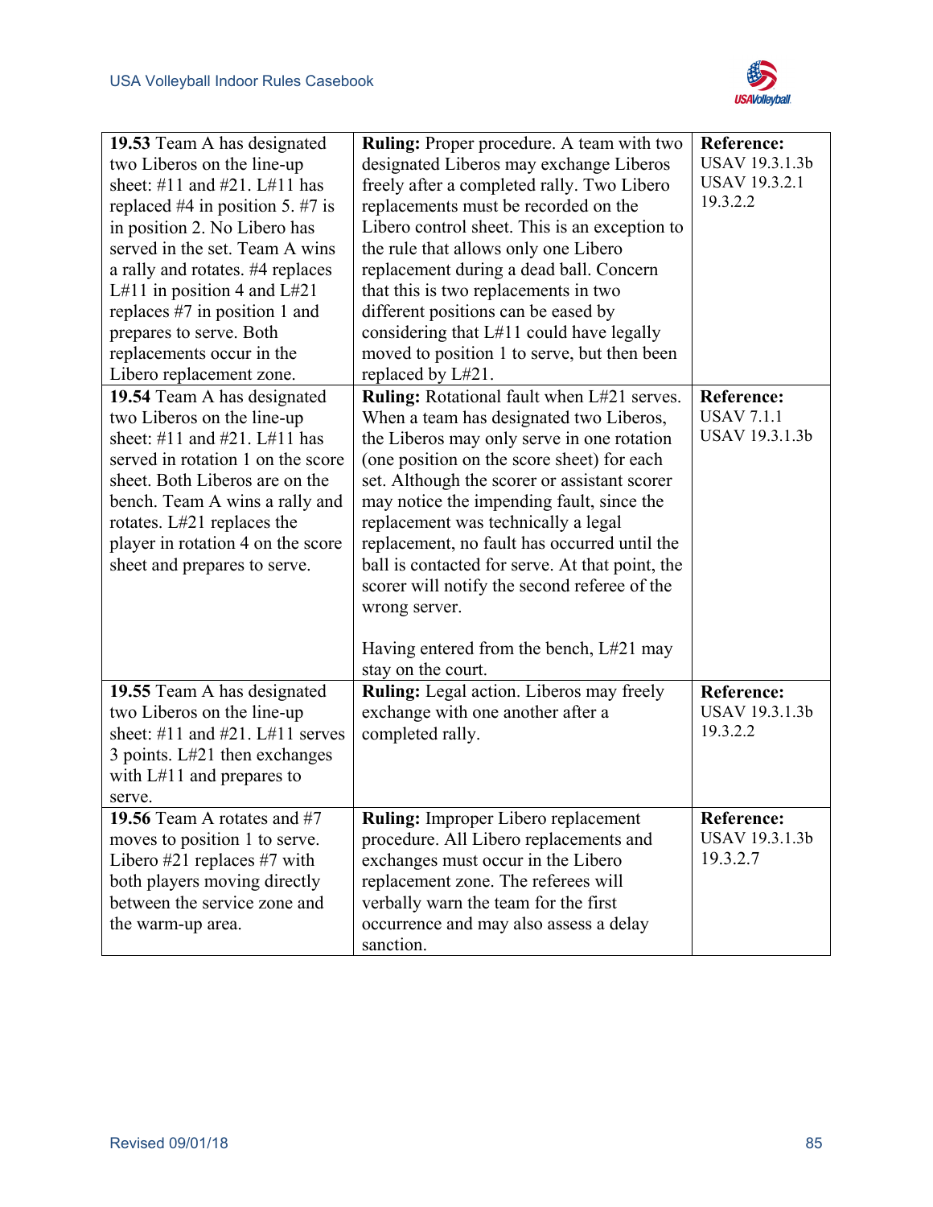| | | |
|---|---|---|
| **19.53** Team A has designated two Liberos on the line-up sheet: #11 and #21. L#11 has replaced #4 in position 5. #7 is in position 2. No Libero has served in the set. Team A wins a rally and rotates. #4 replaces L#11 in position 4 and L#21 replaces #7 in position 1 and prepares to serve. Both replacements occur in the Libero replacement zone. | **Ruling:** Proper procedure. A team with two designated Liberos may exchange Liberos freely after a completed rally. Two Libero replacements must be recorded on the Libero control sheet. This is an exception to the rule that allows only one Libero replacement during a dead ball. Concern that this is two replacements in two different positions can be eased by considering that L#11 could have legally moved to position 1 to serve, but then been replaced by L#21. | **Reference:** USAV 19.3.1.3b USAV 19.3.2.1 19.3.2.2 |
| **19.54** Team A has designated two Liberos on the line-up sheet: #11 and #21. L#11 has served in rotation 1 on the score sheet. Both Liberos are on the bench. Team A wins a rally and rotates. L#21 replaces the player in rotation 4 on the score sheet and prepares to serve. | **Ruling:** Rotational fault when L#21 serves. When a team has designated two Liberos, the Liberos may only serve in one rotation (one position on the score sheet) for each set. Although the scorer or assistant scorer may notice the impending fault, since the replacement was technically a legal replacement, no fault has occurred until the ball is contacted for serve. At that point, the scorer will notify the second referee of the wrong server.<br><br>Having entered from the bench, L#21 may stay on the court. | **Reference:** USAV 7.1.1 USAV 19.3.1.3b |
| **19.55** Team A has designated two Liberos on the line-up sheet: #11 and #21. L#11 serves 3 points. L#21 then exchanges with L#11 and prepares to serve. | **Ruling:** Legal action. Liberos may freely exchange with one another after a completed rally. | **Reference:** USAV 19.3.1.3b 19.3.2.2 |
| **19.56** Team A rotates and #7 moves to position 1 to serve. Libero #21 replaces #7 with both players moving directly between the service zone and the warm-up area. | **Ruling:** Improper Libero replacement procedure. All Libero replacements and exchanges must occur in the Libero replacement zone. The referees will verbally warn the team for the first occurrence and may also assess a delay sanction. | **Reference:** USAV 19.3.1.3b 19.3.2.7 |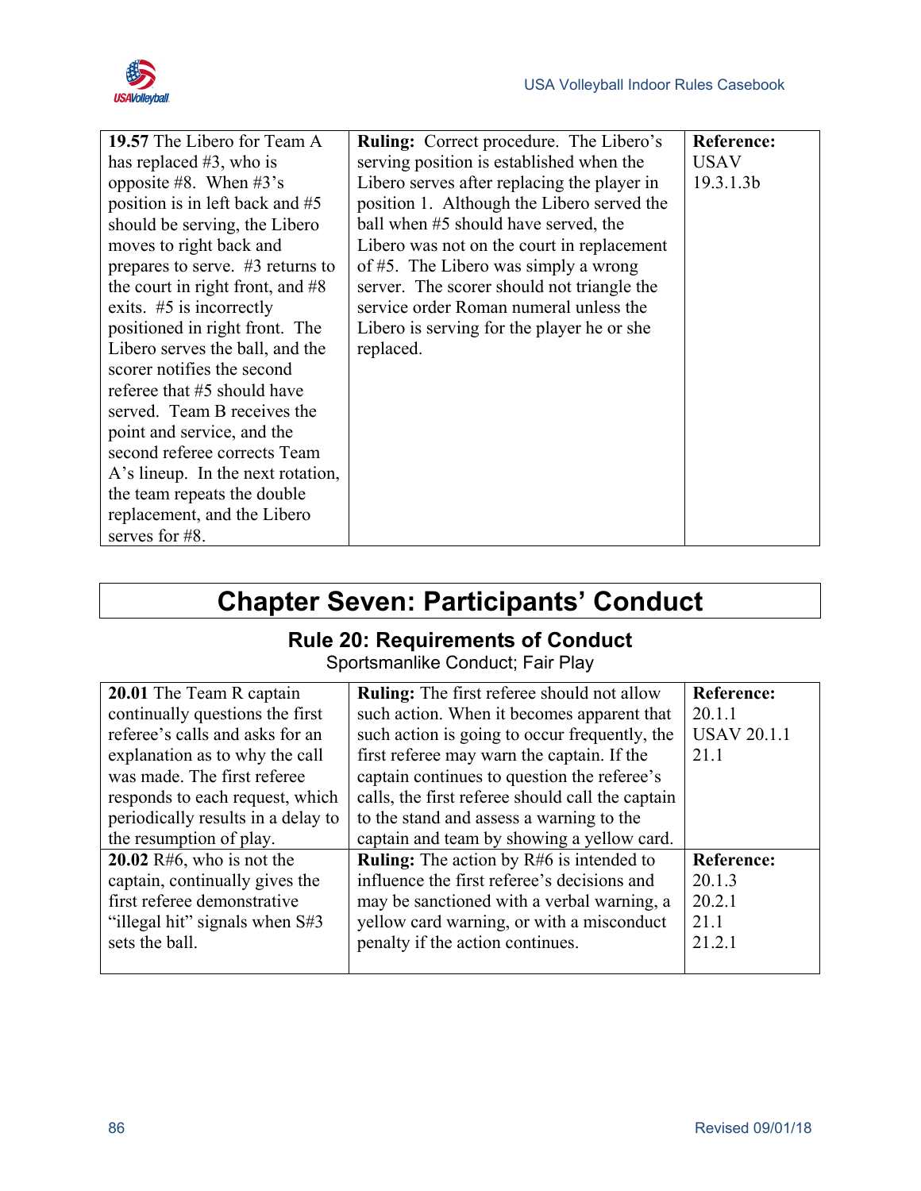| **19.57** The Libero for Team A has replaced #3, who is opposite #8. When #3's position is in left back and #5 should be serving, the Libero moves to right back and prepares to serve. #3 returns to the court in right front, and #8 exits. #5 is incorrectly positioned in right front. The Libero serves the ball, and the scorer notifies the second referee that #5 should have served. Team B receives the point and service, and the second referee corrects Team A's lineup. In the next rotation, the team repeats the double replacement, and the Libero serves for #8. | **Ruling:** Correct procedure. The Libero's serving position is established when the Libero serves after replacing the player in position 1. Although the Libero served the ball when #5 should have served, the Libero was not on the court in replacement of #5. The Libero was simply a wrong server. The scorer should not triangle the service order Roman numeral unless the Libero is serving for the player he or she replaced. | **Reference:** USAV 19.3.1.3b |
|---|---|---|

# Chapter Seven: Participants' Conduct

## Rule 20: Requirements of Conduct

Sportsmanlike Conduct; Fair Play

| **20.01** The Team R captain continually questions the first referee's calls and asks for an explanation as to why the call was made. The first referee responds to each request, which periodically results in a delay to the resumption of play. | **Ruling:** The first referee should not allow such action. When it becomes apparent that such action is going to occur frequently, the first referee may warn the captain. If the captain continues to question the referee's calls, the first referee should call the captain to the stand and assess a warning to the captain and team by showing a yellow card. | **Reference:** 20.1.1 USAV 20.1.1 21.1 |
|---|---|---|
| **20.02** R#6, who is not the captain, continually gives the first referee demonstrative "illegal hit" signals when S#3 sets the ball. | **Ruling:** The action by R#6 is intended to influence the first referee's decisions and may be sanctioned with a verbal warning, a yellow card warning, or with a misconduct penalty if the action continues. | **Reference:** 20.1.3 20.2.1 21.1 21.2.1 |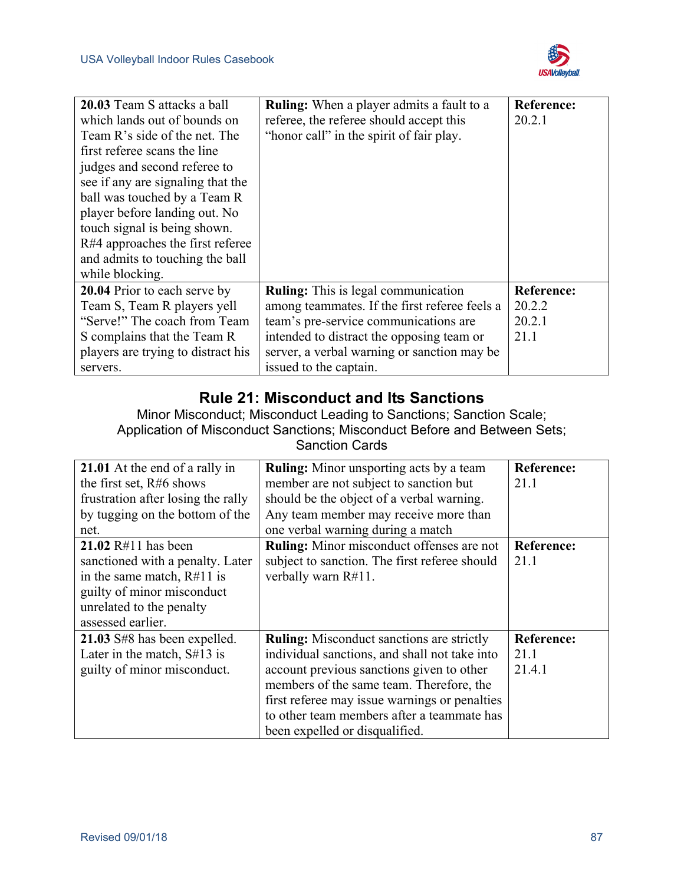| | | |
|---|---|---|
| **20.03** Team S attacks a ball which lands out of bounds on Team R's side of the net. The first referee scans the line judges and second referee to see if any are signaling that the ball was touched by a Team R player before landing out. No touch signal is being shown. R#4 approaches the first referee and admits to touching the ball while blocking. | **Ruling:** When a player admits a fault to a referee, the referee should accept this "honor call" in the spirit of fair play. | **Reference:** 20.2.1 |
| **20.04** Prior to each serve by Team S, Team R players yell "Serve!" The coach from Team S complains that the Team R players are trying to distract his servers. | **Ruling:** This is legal communication among teammates. If the first referee feels a team's pre-service communications are intended to distract the opposing team or server, a verbal warning or sanction may be issued to the captain. | **Reference:** 20.2.2 20.2.1 21.1 |

## Rule 21: Misconduct and Its Sanctions

Minor Misconduct; Misconduct Leading to Sanctions; Sanction Scale; Application of Misconduct Sanctions; Misconduct Before and Between Sets; Sanction Cards

| | | |
|---|---|---|
| **21.01** At the end of a rally in the first set, R#6 shows frustration after losing the rally by tugging on the bottom of the net. | **Ruling:** Minor unsporting acts by a team member are not subject to sanction but should be the object of a verbal warning. Any team member may receive more than one verbal warning during a match | **Reference:** 21.1 |
| **21.02** R#11 has been sanctioned with a penalty. Later in the same match, R#11 is guilty of minor misconduct unrelated to the penalty assessed earlier. | **Ruling:** Minor misconduct offenses are not subject to sanction. The first referee should verbally warn R#11. | **Reference:** 21.1 |
| **21.03** S#8 has been expelled. Later in the match, S#13 is guilty of minor misconduct. | **Ruling:** Misconduct sanctions are strictly individual sanctions, and shall not take into account previous sanctions given to other members of the same team. Therefore, the first referee may issue warnings or penalties to other team members after a teammate has been expelled or disqualified. | **Reference:** 21.1 21.4.1 |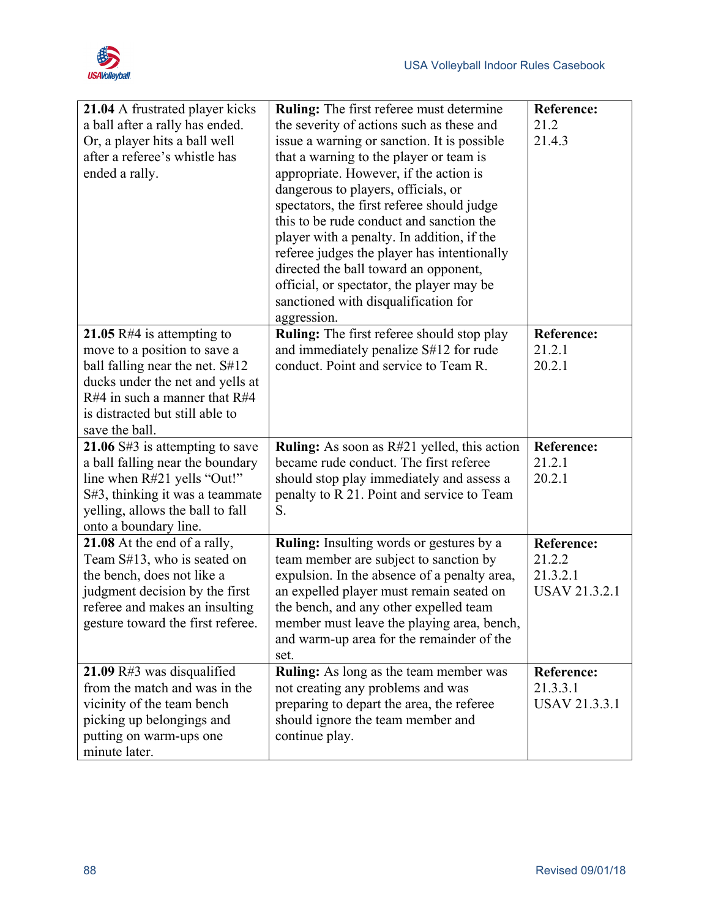| | | |
|---|---|---|
| **21.04** A frustrated player kicks a ball after a rally has ended. Or, a player hits a ball well after a referee's whistle has ended a rally. | **Ruling:** The first referee must determine the severity of actions such as these and issue a warning or sanction. It is possible that a warning to the player or team is appropriate. However, if the action is dangerous to players, officials, or spectators, the first referee should judge this to be rude conduct and sanction the player with a penalty. In addition, if the referee judges the player has intentionally directed the ball toward an opponent, official, or spectator, the player may be sanctioned with disqualification for aggression. | **Reference:** 21.2 21.4.3 |
| **21.05** R#4 is attempting to move to a position to save a ball falling near the net. S#12 ducks under the net and yells at R#4 in such a manner that R#4 is distracted but still able to save the ball. | **Ruling:** The first referee should stop play and immediately penalize S#12 for rude conduct. Point and service to Team R. | **Reference:** 21.2.1 20.2.1 |
| **21.06** S#3 is attempting to save a ball falling near the boundary line when R#21 yells "Out!" S#3, thinking it was a teammate yelling, allows the ball to fall onto a boundary line. | **Ruling:** As soon as R#21 yelled, this action became rude conduct. The first referee should stop play immediately and assess a penalty to R 21. Point and service to Team S. | **Reference:** 21.2.1 20.2.1 |
| **21.08** At the end of a rally, Team S#13, who is seated on the bench, does not like a judgment decision by the first referee and makes an insulting gesture toward the first referee. | **Ruling:** Insulting words or gestures by a team member are subject to sanction by expulsion. In the absence of a penalty area, an expelled player must remain seated on the bench, and any other expelled team member must leave the playing area, bench, and warm-up area for the remainder of the set. | **Reference:** 21.2.2 21.3.2.1 USAV 21.3.2.1 |
| **21.09** R#3 was disqualified from the match and was in the vicinity of the team bench picking up belongings and putting on warm-ups one minute later. | **Ruling:** As long as the team member was not creating any problems and was preparing to depart the area, the referee should ignore the team member and continue play. | **Reference:** 21.3.3.1 USAV 21.3.3.1 |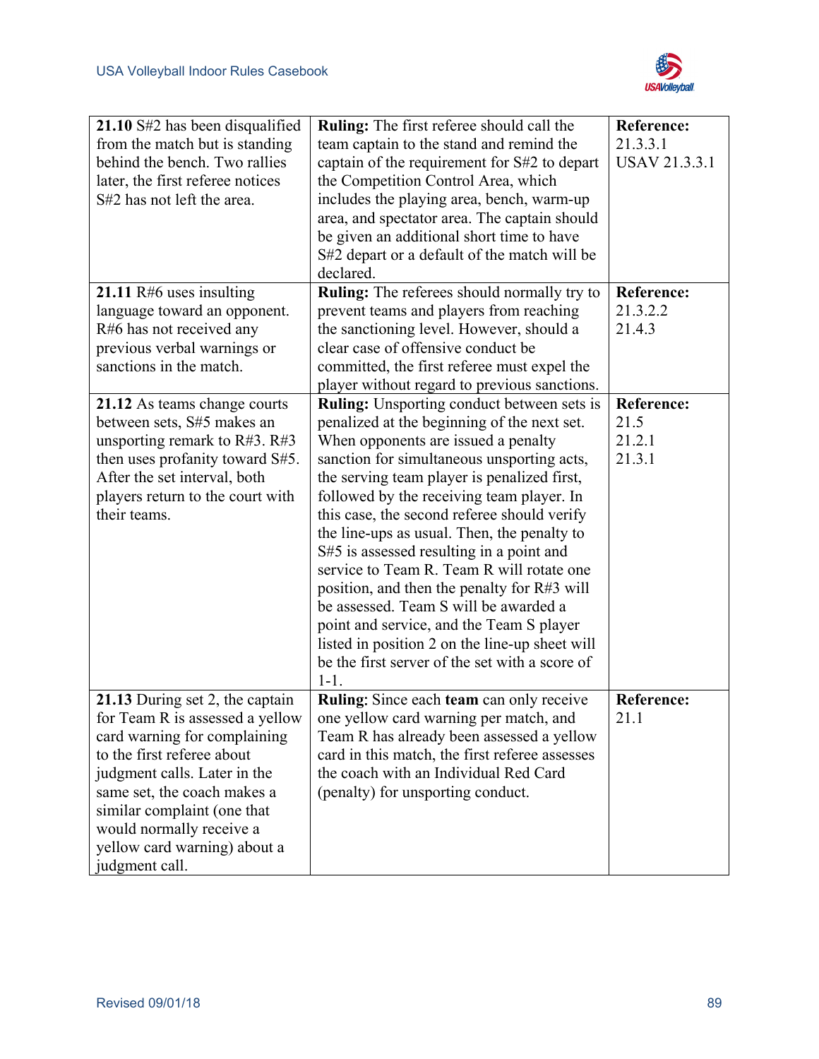| | | |
|---|---|---|
| **21.10** S#2 has been disqualified from the match but is standing behind the bench. Two rallies later, the first referee notices S#2 has not left the area. | **Ruling:** The first referee should call the team captain to the stand and remind the captain of the requirement for S#2 to depart the Competition Control Area, which includes the playing area, bench, warm-up area, and spectator area. The captain should be given an additional short time to have S#2 depart or a default of the match will be declared. | **Reference:** 21.3.3.1 USAV 21.3.3.1 |
| **21.11** R#6 uses insulting language toward an opponent. R#6 has not received any previous verbal warnings or sanctions in the match. | **Ruling:** The referees should normally try to prevent teams and players from reaching the sanctioning level. However, should a clear case of offensive conduct be committed, the first referee must expel the player without regard to previous sanctions. | **Reference:** 21.3.2.2 21.4.3 |
| **21.12** As teams change courts between sets, S#5 makes an unsporting remark to R#3. R#3 then uses profanity toward S#5. After the set interval, both players return to the court with their teams. | **Ruling:** Unsporting conduct between sets is penalized at the beginning of the next set. When opponents are issued a penalty sanction for simultaneous unsporting acts, the serving team player is penalized first, followed by the receiving team player. In this case, the second referee should verify the line-ups as usual. Then, the penalty to S#5 is assessed resulting in a point and service to Team R. Team R will rotate one position, and then the penalty for R#3 will be assessed. Team S will be awarded a point and service, and the Team S player listed in position 2 on the line-up sheet will be the first server of the set with a score of 1-1. | **Reference:** 21.5 21.2.1 21.3.1 |
| **21.13** During set 2, the captain for Team R is assessed a yellow card warning for complaining to the first referee about judgment calls. Later in the same set, the coach makes a similar complaint (one that would normally receive a yellow card warning) about a judgment call. | **Ruling:** Since each **team** can only receive one yellow card warning per match, and Team R has already been assessed a yellow card in this match, the first referee assesses the coach with an Individual Red Card (penalty) for unsporting conduct. | **Reference:** 21.1 |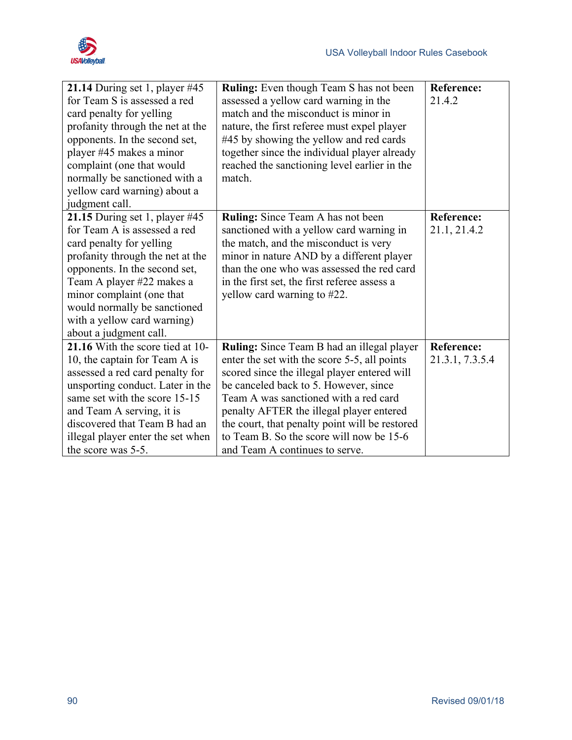| | | |
|---|---|---|
| **21.14** During set 1, player #45 for Team S is assessed a red card penalty for yelling profanity through the net at the opponents. In the second set, player #45 makes a minor complaint (one that would normally be sanctioned with a yellow card warning) about a judgment call. | **Ruling:** Even though Team S has not been assessed a yellow card warning in the match and the misconduct is minor in nature, the first referee must expel player #45 by showing the yellow and red cards together since the individual player already reached the sanctioning level earlier in the match. | **Reference:** 21.4.2 |
| **21.15** During set 1, player #45 for Team A is assessed a red card penalty for yelling profanity through the net at the opponents. In the second set, Team A player #22 makes a minor complaint (one that would normally be sanctioned with a yellow card warning) about a judgment call. | **Ruling:** Since Team A has not been sanctioned with a yellow card warning in the match, and the misconduct is very minor in nature AND by a different player than the one who was assessed the red card in the first set, the first referee assess a yellow card warning to #22. | **Reference:** 21.1, 21.4.2 |
| **21.16** With the score tied at 10-10, the captain for Team A is assessed a red card penalty for unsporting conduct. Later in the same set with the score 15-15 and Team A serving, it is discovered that Team B had an illegal player enter the set when the score was 5-5. | **Ruling:** Since Team B had an illegal player enter the set with the score 5-5, all points scored since the illegal player entered will be canceled back to 5. However, since Team A was sanctioned with a red card penalty AFTER the illegal player entered the court, that penalty point will be restored to Team B. So the score will now be 15-6 and Team A continues to serve. | **Reference:** 21.3.1, 7.3.5.4 |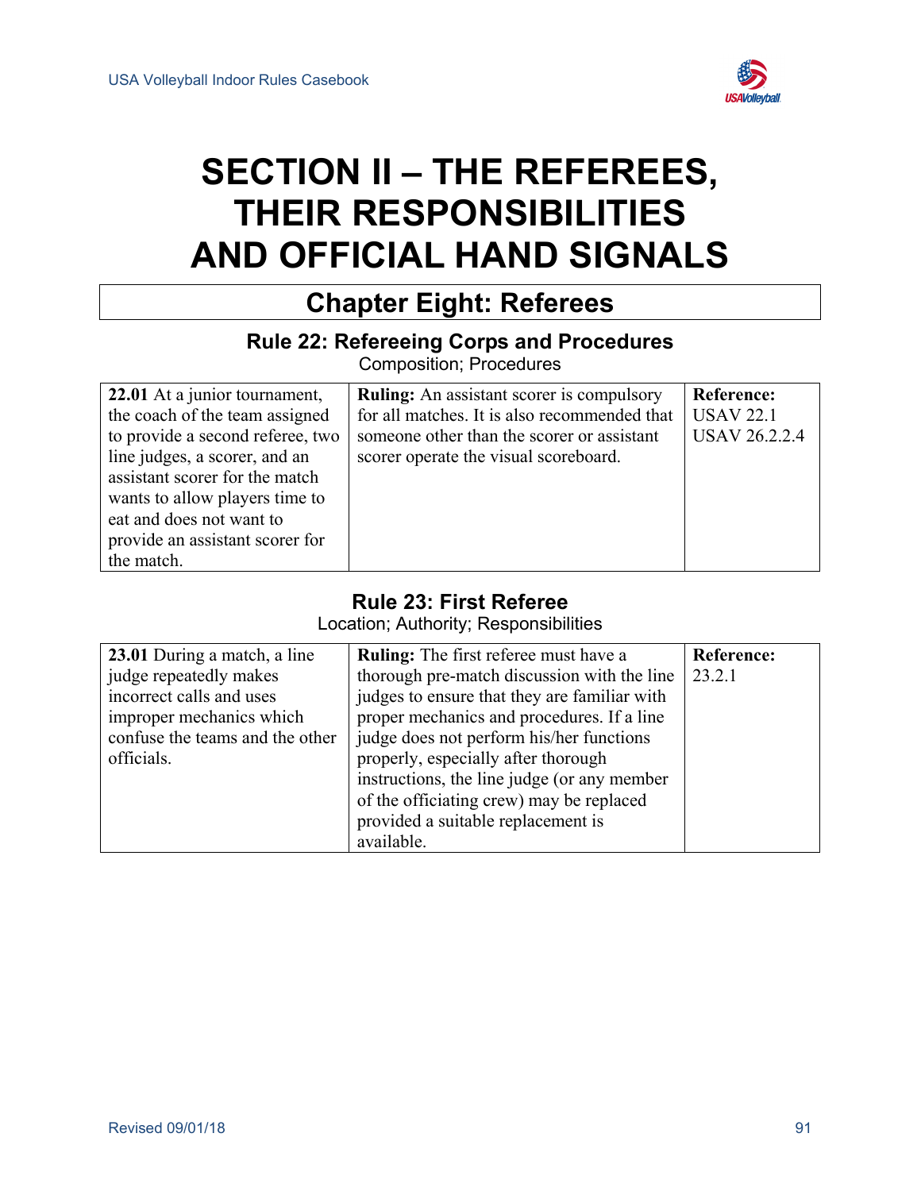# SECTION II – THE REFEREES, THEIR RESPONSIBILITIES AND OFFICIAL HAND SIGNALS

## Chapter Eight: Referees

### Rule 22: Refereeing Corps and Procedures

Composition; Procedures

| | | |
|---|---|---|
| **22.01** At a junior tournament, the coach of the team assigned to provide a second referee, two line judges, a scorer, and an assistant scorer for the match wants to allow players time to eat and does not want to provide an assistant scorer for the match. | **Ruling:** An assistant scorer is compulsory for all matches. It is also recommended that someone other than the scorer or assistant scorer operate the visual scoreboard. | **Reference:** USAV 22.1 USAV 26.2.2.4 |

### Rule 23: First Referee

Location; Authority; Responsibilities

| | | |
|---|---|---|
| **23.01** During a match, a line judge repeatedly makes incorrect calls and uses improper mechanics which confuse the teams and the other officials. | **Ruling:** The first referee must have a thorough pre-match discussion with the line judges to ensure that they are familiar with proper mechanics and procedures. If a line judge does not perform his/her functions properly, especially after thorough instructions, the line judge (or any member of the officiating crew) may be replaced provided a suitable replacement is available. | **Reference:** 23.2.1 |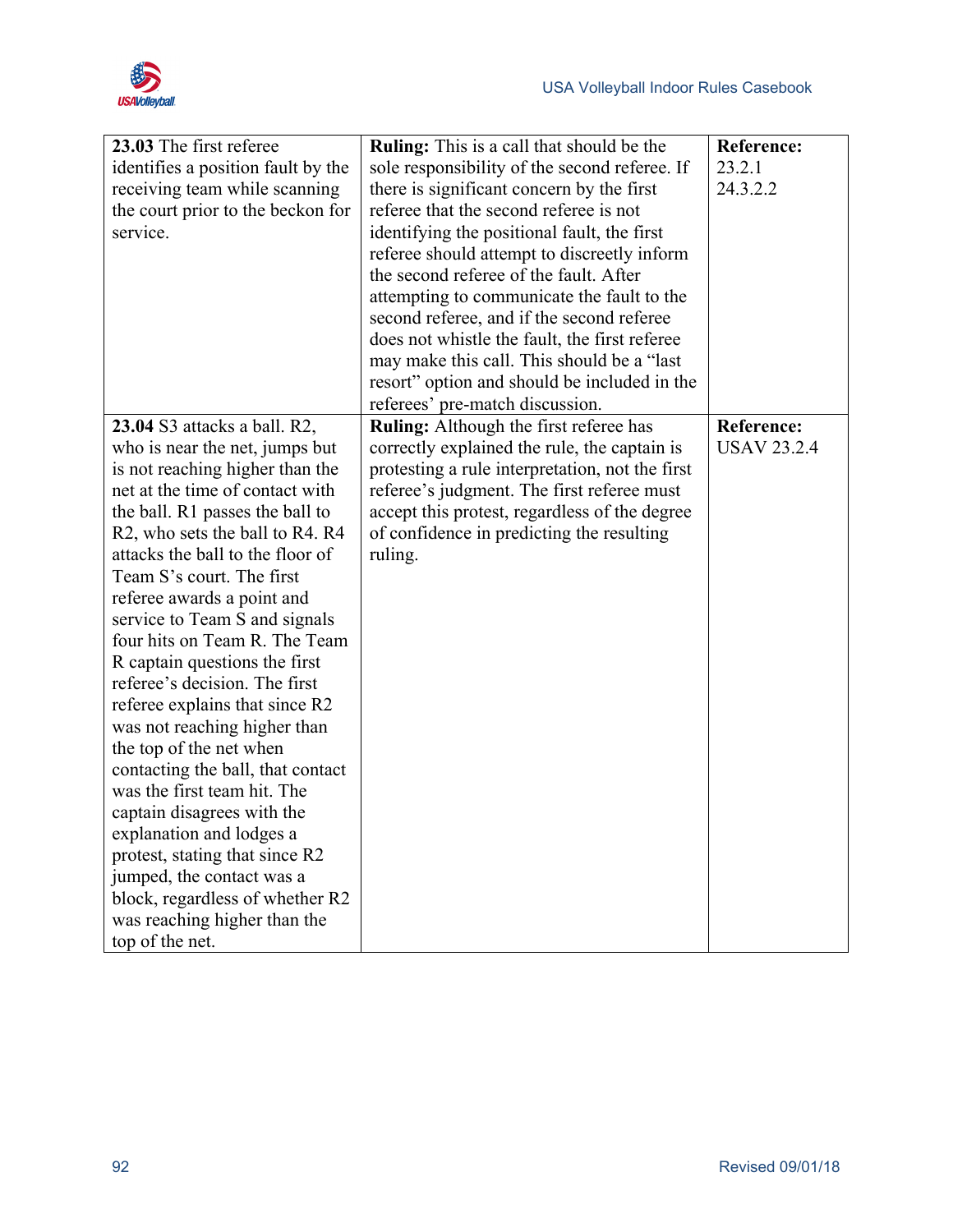| | | |
|---|---|---|
| **23.03** The first referee identifies a position fault by the receiving team while scanning the court prior to the beckon for service. | **Ruling:** This is a call that should be the sole responsibility of the second referee. If there is significant concern by the first referee that the second referee is not identifying the positional fault, the first referee should attempt to discreetly inform the second referee of the fault. After attempting to communicate the fault to the second referee, and if the second referee does not whistle the fault, the first referee may make this call. This should be a "last resort" option and should be included in the referees' pre-match discussion. | **Reference:** 23.2.1 24.3.2.2 |
| **23.04** S3 attacks a ball. R2, who is near the net, jumps but is not reaching higher than the net at the time of contact with the ball. R1 passes the ball to R2, who sets the ball to R4. R4 attacks the ball to the floor of Team S's court. The first referee awards a point and service to Team S and signals four hits on Team R. The Team R captain questions the first referee's decision. The first referee explains that since R2 was not reaching higher than the top of the net when contacting the ball, that contact was the first team hit. The captain disagrees with the explanation and lodges a protest, stating that since R2 jumped, the contact was a block, regardless of whether R2 was reaching higher than the top of the net. | **Ruling:** Although the first referee has correctly explained the rule, the captain is protesting a rule interpretation, not the first referee's judgment. The first referee must accept this protest, regardless of the degree of confidence in predicting the resulting ruling. | **Reference:** USAV 23.2.4 |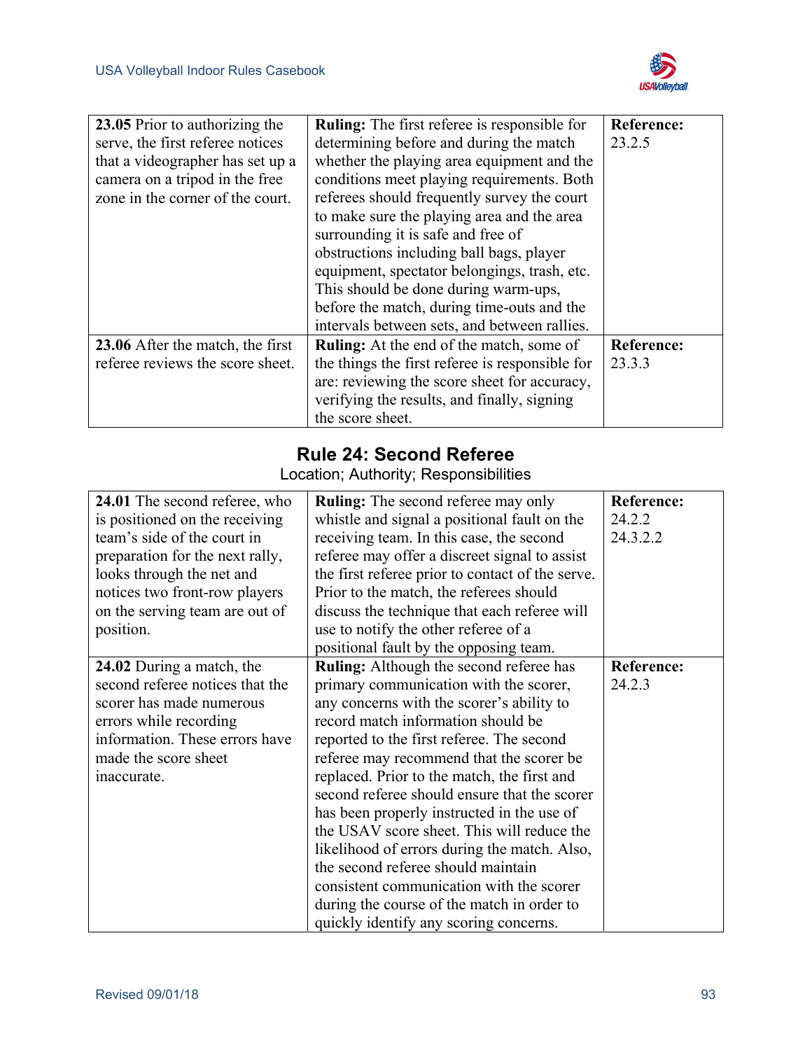| | | |
|---|---|---|
| **23.05** Prior to authorizing the serve, the first referee notices that a videographer has set up a camera on a tripod in the free zone in the corner of the court. | **Ruling:** The first referee is responsible for determining before and during the match whether the playing area equipment and the conditions meet playing requirements. Both referees should frequently survey the court to make sure the playing area and the area surrounding it is safe and free of obstructions including ball bags, player equipment, spectator belongings, trash, etc. This should be done during warm-ups, before the match, during time-outs and the intervals between sets, and between rallies. | **Reference:** 23.2.5 |
| **23.06** After the match, the first referee reviews the score sheet. | **Ruling:** At the end of the match, some of the things the first referee is responsible for are: reviewing the score sheet for accuracy, verifying the results, and finally, signing the score sheet. | **Reference:** 23.3.3 |

## Rule 24: Second Referee

Location; Authority; Responsibilities

| | | |
|---|---|---|
| **24.01** The second referee, who is positioned on the receiving team's side of the court in preparation for the next rally, looks through the net and notices two front-row players on the serving team are out of position. | **Ruling:** The second referee may only whistle and signal a positional fault on the receiving team. In this case, the second referee may offer a discreet signal to assist the first referee prior to contact of the serve. Prior to the match, the referees should discuss the technique that each referee will use to notify the other referee of a positional fault by the opposing team. | **Reference:** 24.2.2 24.3.2.2 |
| **24.02** During a match, the second referee notices that the scorer has made numerous errors while recording information. These errors have made the score sheet inaccurate. | **Ruling:** Although the second referee has primary communication with the scorer, any concerns with the scorer's ability to record match information should be reported to the first referee. The second referee may recommend that the scorer be replaced. Prior to the match, the first and second referee should ensure that the scorer has been properly instructed in the use of the USAV score sheet. This will reduce the likelihood of errors during the match. Also, the second referee should maintain consistent communication with the scorer during the course of the match in order to quickly identify any scoring concerns. | **Reference:** 24.2.3 |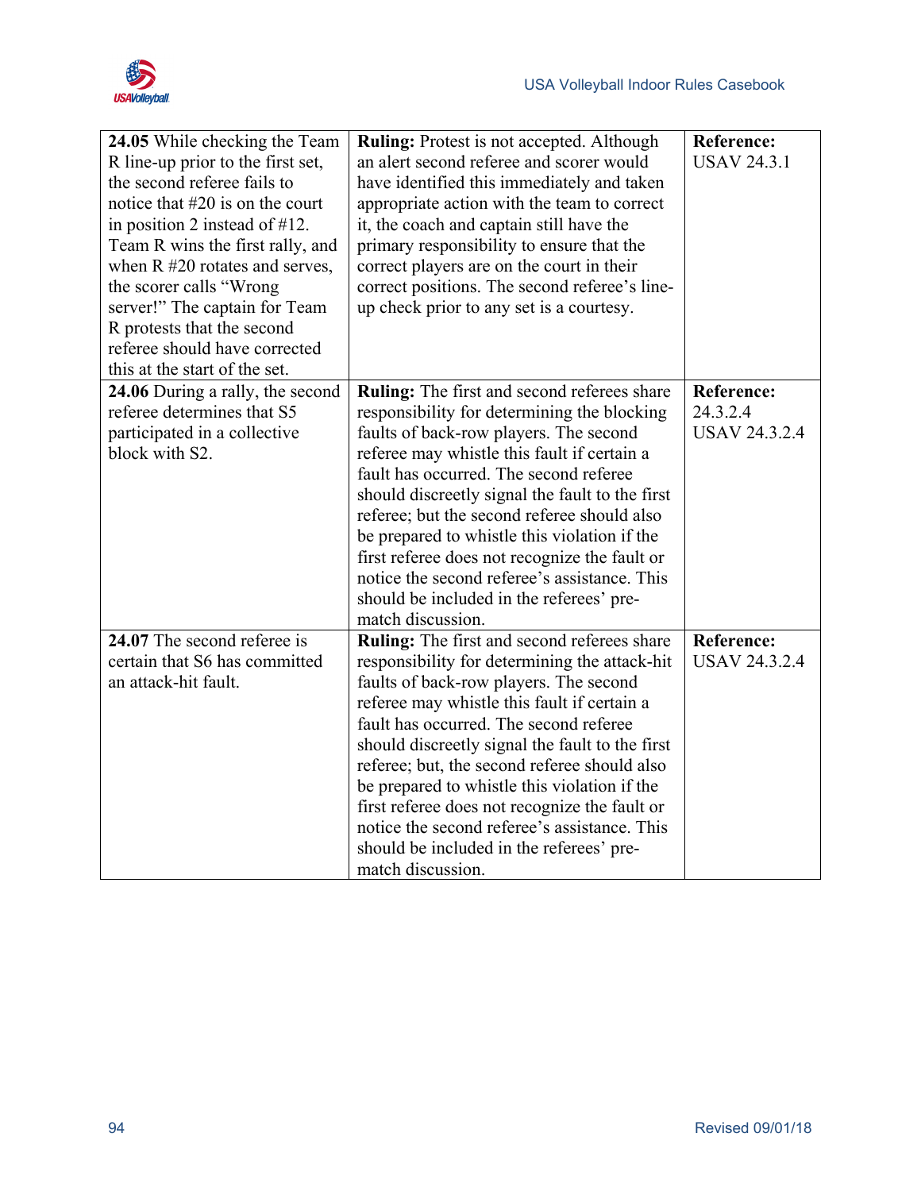| | | |
|---|---|---|
| **24.05** While checking the Team R line-up prior to the first set, the second referee fails to notice that #20 is on the court in position 2 instead of #12. Team R wins the first rally, and when R #20 rotates and serves, the scorer calls "Wrong server!" The captain for Team R protests that the second referee should have corrected this at the start of the set. | **Ruling:** Protest is not accepted. Although an alert second referee and scorer would have identified this immediately and taken appropriate action with the team to correct it, the coach and captain still have the primary responsibility to ensure that the correct players are on the court in their correct positions. The second referee's line-up check prior to any set is a courtesy. | **Reference:** USAV 24.3.1 |
| **24.06** During a rally, the second referee determines that S5 participated in a collective block with S2. | **Ruling:** The first and second referees share responsibility for determining the blocking faults of back-row players. The second referee may whistle this fault if certain a fault has occurred. The second referee should discreetly signal the fault to the first referee; but the second referee should also be prepared to whistle this violation if the first referee does not recognize the fault or notice the second referee's assistance. This should be included in the referees' pre-match discussion. | **Reference:** 24.3.2.4 USAV 24.3.2.4 |
| **24.07** The second referee is certain that S6 has committed an attack-hit fault. | **Ruling:** The first and second referees share responsibility for determining the attack-hit faults of back-row players. The second referee may whistle this fault if certain a fault has occurred. The second referee should discreetly signal the fault to the first referee; but, the second referee should also be prepared to whistle this violation if the first referee does not recognize the fault or notice the second referee's assistance. This should be included in the referees' pre-match discussion. | **Reference:** USAV 24.3.2.4 |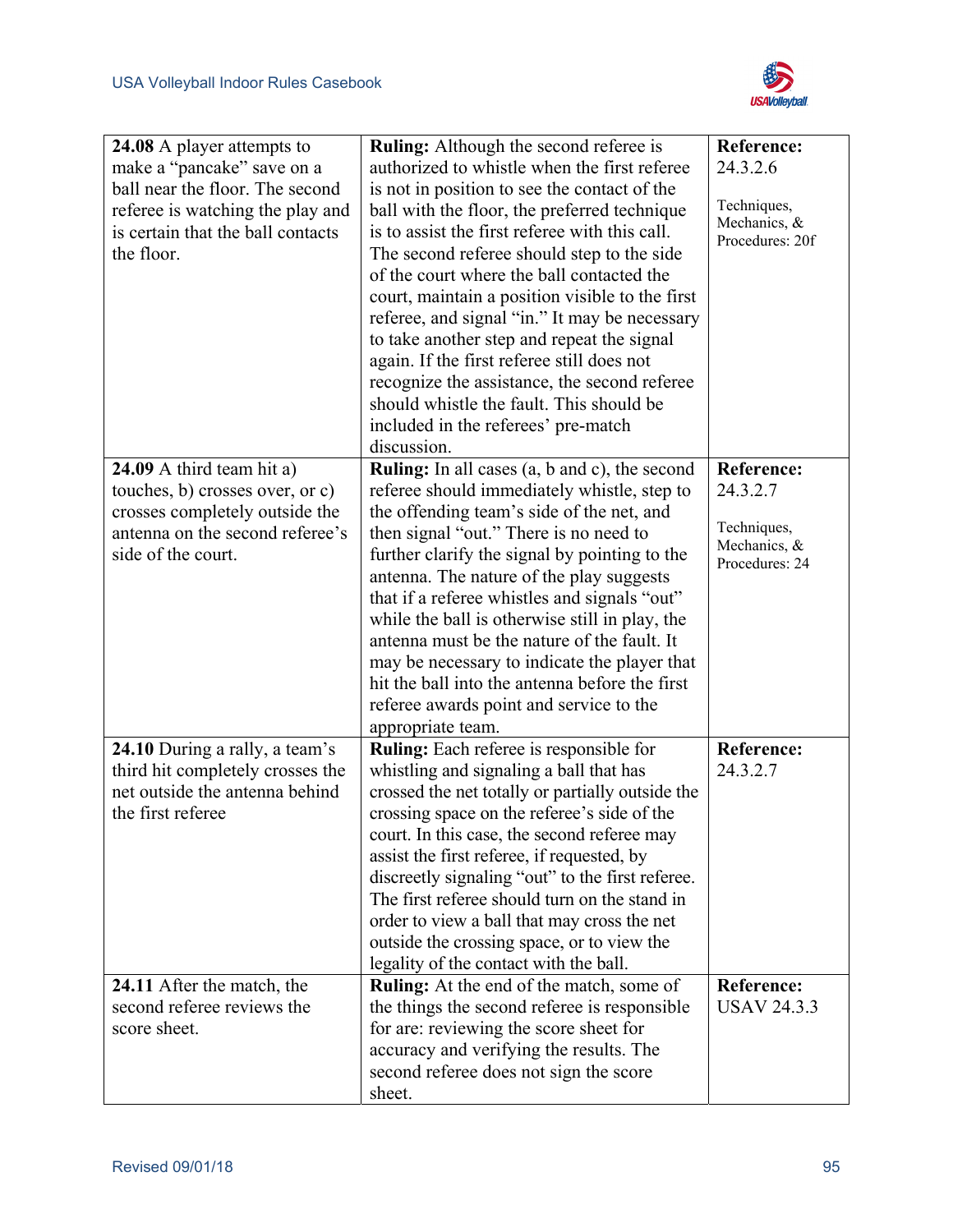| 24.08 A player attempts to make a "pancake" save on a ball near the floor. The second referee is watching the play and is certain that the ball contacts the floor. | **Ruling:** Although the second referee is authorized to whistle when the first referee is not in position to see the contact of the ball with the floor, the preferred technique is to assist the first referee with this call. The second referee should step to the side of the court where the ball contacted the court, maintain a position visible to the first referee, and signal "in." It may be necessary to take another step and repeat the signal again. If the first referee still does not recognize the assistance, the second referee should whistle the fault. This should be included in the referees' pre-match discussion. | **Reference:** 24.3.2.6<br><br>Techniques, Mechanics, & Procedures: 20f |
|---|---|---|
| **24.09** A third team hit a) touches, b) crosses over, or c) crosses completely outside the antenna on the second referee's side of the court. | **Ruling:** In all cases (a, b and c), the second referee should immediately whistle, step to the offending team's side of the net, and then signal "out." There is no need to further clarify the signal by pointing to the antenna. The nature of the play suggests that if a referee whistles and signals "out" while the ball is otherwise still in play, the antenna must be the nature of the fault. It may be necessary to indicate the player that hit the ball into the antenna before the first referee awards point and service to the appropriate team. | **Reference:** 24.3.2.7<br><br>Techniques, Mechanics, & Procedures: 24 |
| **24.10** During a rally, a team's third hit completely crosses the net outside the antenna behind the first referee | **Ruling:** Each referee is responsible for whistling and signaling a ball that has crossed the net totally or partially outside the crossing space on the referee's side of the court. In this case, the second referee may assist the first referee, if requested, by discreetly signaling "out" to the first referee. The first referee should turn on the stand in order to view a ball that may cross the net outside the crossing space, or to view the legality of the contact with the ball. | **Reference:** 24.3.2.7 |
| **24.11** After the match, the second referee reviews the score sheet. | **Ruling:** At the end of the match, some of the things the second referee is responsible for are: reviewing the score sheet for accuracy and verifying the results. The second referee does not sign the score sheet. | **Reference:** USAV 24.3.3 |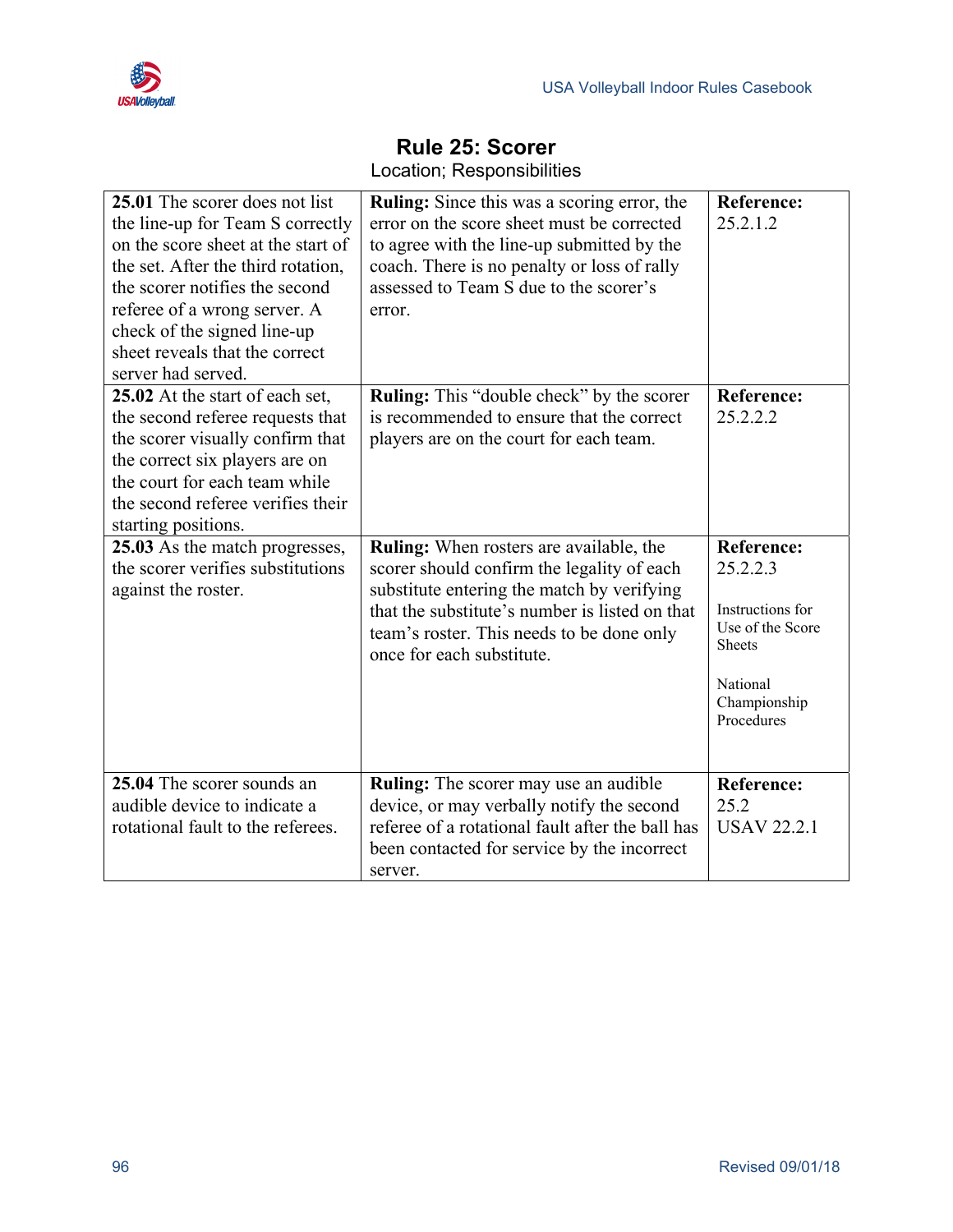# Rule 25: Scorer

Location; Responsibilities

| | | |
|---|---|---|
| **25.01** The scorer does not list the line-up for Team S correctly on the score sheet at the start of the set. After the third rotation, the scorer notifies the second referee of a wrong server. A check of the signed line-up sheet reveals that the correct server had served. | **Ruling:** Since this was a scoring error, the error on the score sheet must be corrected to agree with the line-up submitted by the coach. There is no penalty or loss of rally assessed to Team S due to the scorer's error. | **Reference:** 25.2.1.2 |
| **25.02** At the start of each set, the second referee requests that the scorer visually confirm that the correct six players are on the court for each team while the second referee verifies their starting positions. | **Ruling:** This "double check" by the scorer is recommended to ensure that the correct players are on the court for each team. | **Reference:** 25.2.2.2 |
| **25.03** As the match progresses, the scorer verifies substitutions against the roster. | **Ruling:** When rosters are available, the scorer should confirm the legality of each substitute entering the match by verifying that the substitute's number is listed on that team's roster. This needs to be done only once for each substitute. | **Reference:** 25.2.2.3<br><br>Instructions for Use of the Score Sheets<br><br>National Championship Procedures |
| **25.04** The scorer sounds an audible device to indicate a rotational fault to the referees. | **Ruling:** The scorer may use an audible device, or may verbally notify the second referee of a rotational fault after the ball has been contacted for service by the incorrect server. | **Reference:** 25.2<br>USAV 22.2.1 |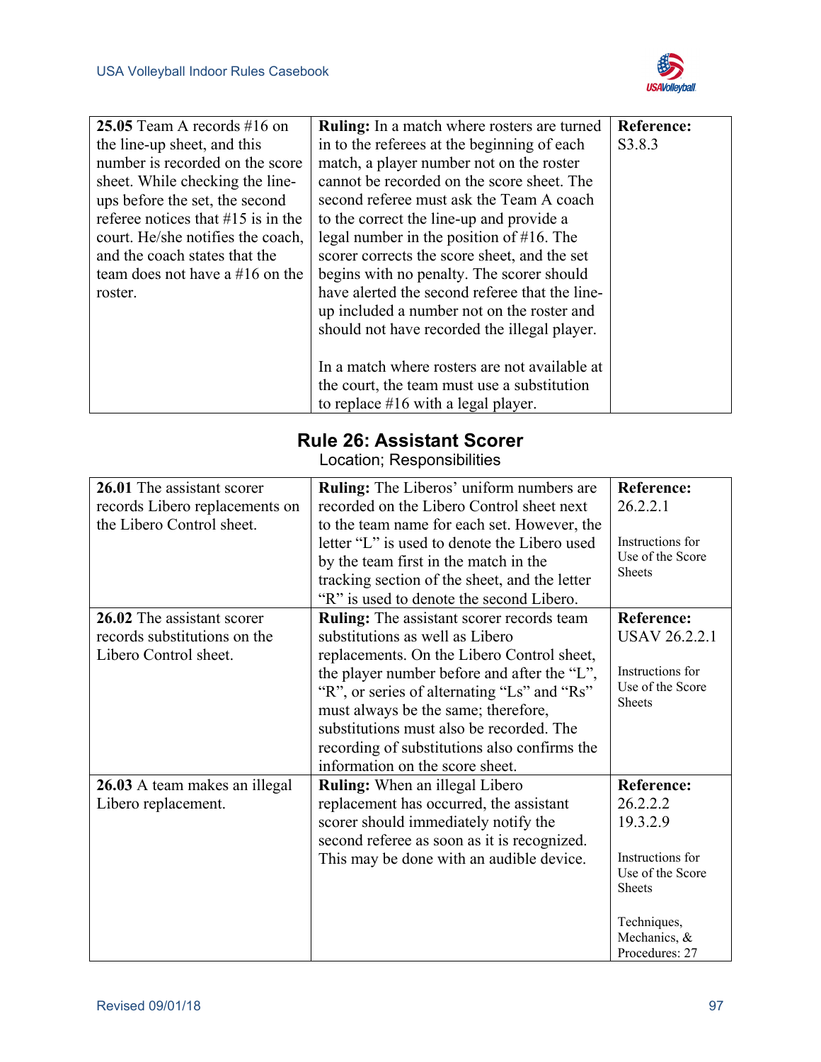| | | |
|---|---|---|
| **25.05** Team A records #16 on the line-up sheet, and this number is recorded on the score sheet. While checking the line-ups before the set, the second referee notices that #15 is in the court. He/she notifies the coach, and the coach states that the team does not have a #16 on the roster. | **Ruling:** In a match where rosters are turned in to the referees at the beginning of each match, a player number not on the roster cannot be recorded on the score sheet. The second referee must ask the Team A coach to the correct the line-up and provide a legal number in the position of #16. The scorer corrects the score sheet, and the set begins with no penalty. The scorer should have alerted the second referee that the line-up included a number not on the roster and should not have recorded the illegal player.<br><br>In a match where rosters are not available at the court, the team must use a substitution to replace #16 with a legal player. | **Reference:** S3.8.3 |

## Rule 26: Assistant Scorer

Location; Responsibilities

| | | |
|---|---|---|
| **26.01** The assistant scorer records Libero replacements on the Libero Control sheet. | **Ruling:** The Liberos' uniform numbers are recorded on the Libero Control sheet next to the team name for each set. However, the letter "L" is used to denote the Libero used by the team first in the match in the tracking section of the sheet, and the letter "R" is used to denote the second Libero. | **Reference:** 26.2.2.1<br><br>Instructions for Use of the Score Sheets |
| **26.02** The assistant scorer records substitutions on the Libero Control sheet. | **Ruling:** The assistant scorer records team substitutions as well as Libero replacements. On the Libero Control sheet, the player number before and after the "L", "R", or series of alternating "Ls" and "Rs" must always be the same; therefore, substitutions must also be recorded. The recording of substitutions also confirms the information on the score sheet. | **Reference:** USAV 26.2.2.1<br><br>Instructions for Use of the Score Sheets |
| **26.03** A team makes an illegal Libero replacement. | **Ruling:** When an illegal Libero replacement has occurred, the assistant scorer should immediately notify the second referee as soon as it is recognized. This may be done with an audible device. | **Reference:** 26.2.2<br>19.3.2.9<br><br>Instructions for Use of the Score Sheets<br><br>Techniques, Mechanics, & Procedures: 27 |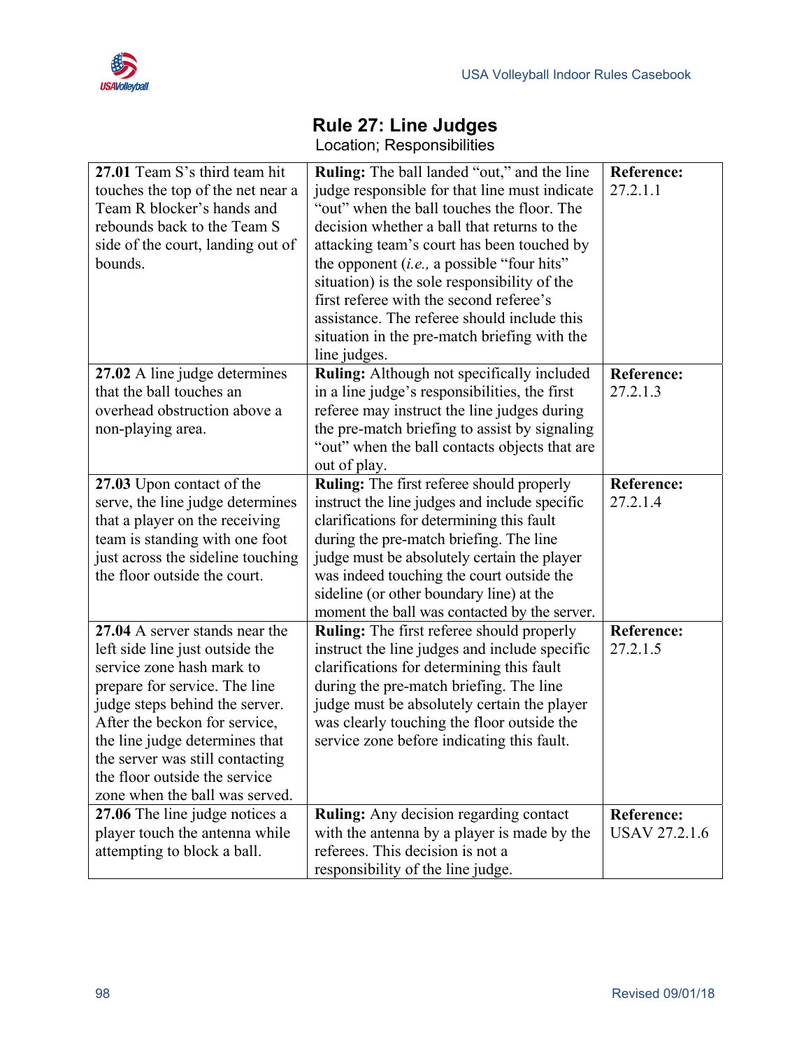# Rule 27: Line Judges

Location; Responsibilities

| | | |
|---|---|---|
| **27.01** Team S's third team hit touches the top of the net near a Team R blocker's hands and rebounds back to the Team S side of the court, landing out of bounds. | **Ruling:** The ball landed "out," and the line judge responsible for that line must indicate "out" when the ball touches the floor. The decision whether a ball that returns to the attacking team's court has been touched by the opponent (*i.e.,* a possible "four hits" situation) is the sole responsibility of the first referee with the second referee's assistance. The referee should include this situation in the pre-match briefing with the line judges. | **Reference:** 27.2.1.1 |
| **27.02** A line judge determines that the ball touches an overhead obstruction above a non-playing area. | **Ruling:** Although not specifically included in a line judge's responsibilities, the first referee may instruct the line judges during the pre-match briefing to assist by signaling "out" when the ball contacts objects that are out of play. | **Reference:** 27.2.1.3 |
| **27.03** Upon contact of the serve, the line judge determines that a player on the receiving team is standing with one foot just across the sideline touching the floor outside the court. | **Ruling:** The first referee should properly instruct the line judges and include specific clarifications for determining this fault during the pre-match briefing. The line judge must be absolutely certain the player was indeed touching the court outside the sideline (or other boundary line) at the moment the ball was contacted by the server. | **Reference:** 27.2.1.4 |
| **27.04** A server stands near the left side line just outside the service zone hash mark to prepare for service. The line judge steps behind the server. After the beckon for service, the line judge determines that the server was still contacting the floor outside the service zone when the ball was served. | **Ruling:** The first referee should properly instruct the line judges and include specific clarifications for determining this fault during the pre-match briefing. The line judge must be absolutely certain the player was clearly touching the floor outside the service zone before indicating this fault. | **Reference:** 27.2.1.5 |
| **27.06** The line judge notices a player touch the antenna while attempting to block a ball. | **Ruling:** Any decision regarding contact with the antenna by a player is made by the referees. This decision is not a responsibility of the line judge. | **Reference:** USAV 27.2.1.6 |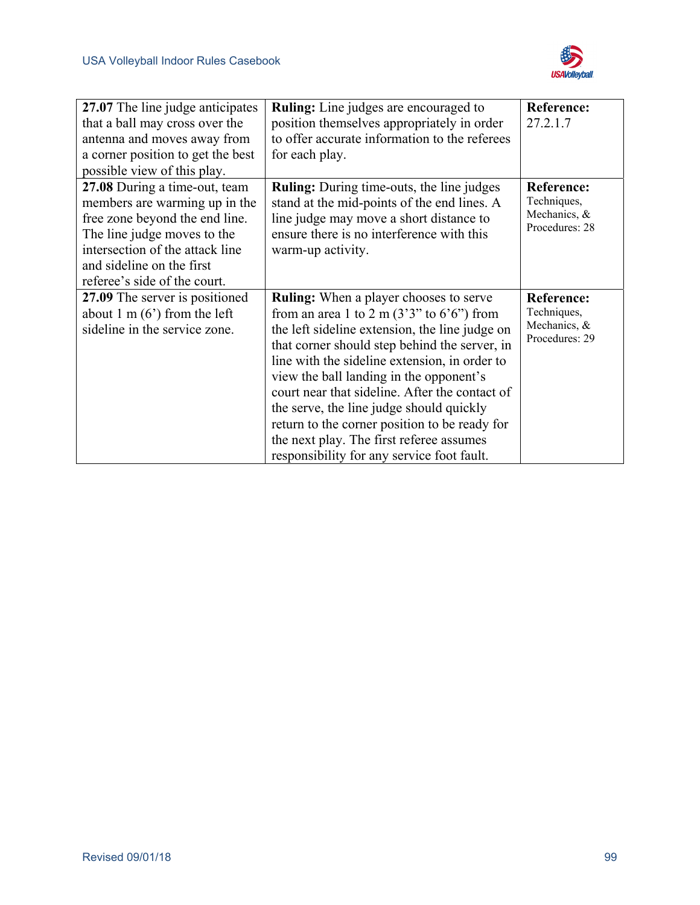| | | |
|---|---|---|
| **27.07** The line judge anticipates that a ball may cross over the antenna and moves away from a corner position to get the best possible view of this play. | **Ruling:** Line judges are encouraged to position themselves appropriately in order to offer accurate information to the referees for each play. | **Reference:** 27.2.1.7 |
| **27.08** During a time-out, team members are warming up in the free zone beyond the end line. The line judge moves to the intersection of the attack line and sideline on the first referee's side of the court. | **Ruling:** During time-outs, the line judges stand at the mid-points of the end lines. A line judge may move a short distance to ensure there is no interference with this warm-up activity. | **Reference:** Techniques, Mechanics, & Procedures: 28 |
| **27.09** The server is positioned about 1 m (6') from the left sideline in the service zone. | **Ruling:** When a player chooses to serve from an area 1 to 2 m (3'3" to 6'6") from the left sideline extension, the line judge on that corner should step behind the server, in line with the sideline extension, in order to view the ball landing in the opponent's court near that sideline. After the contact of the serve, the line judge should quickly return to the corner position to be ready for the next play. The first referee assumes responsibility for any service foot fault. | **Reference:** Techniques, Mechanics, & Procedures: 29 |